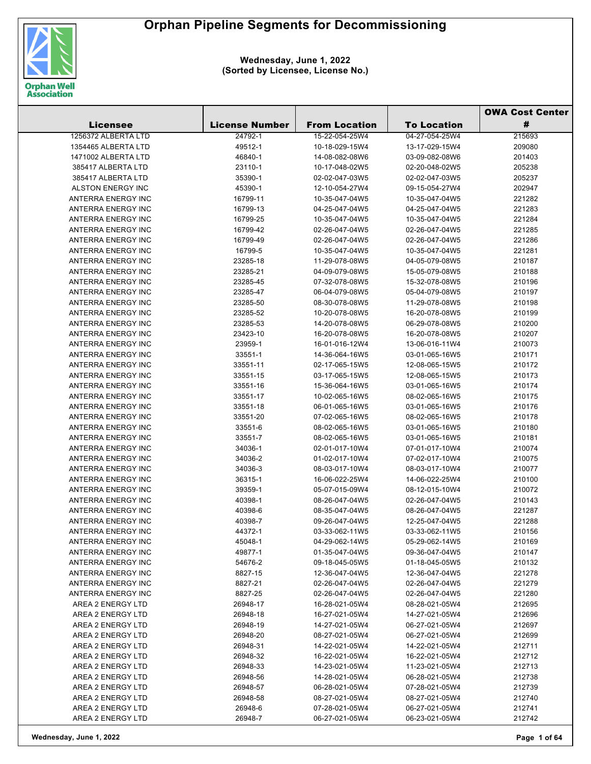# Orphan Pipeline Segments for Decommissioning

**Wednesday, June 1, 2022**
**(Sorted by Licensee, License No.)**

| Licensee | License Number | From Location | To Location | OWA Cost Center # |
|---|---|---|---|---|
| 1256372 ALBERTA LTD | 24792-1 | 15-22-054-25W4 | 04-27-054-25W4 | 215693 |
| 1354465 ALBERTA LTD | 49512-1 | 10-18-029-15W4 | 13-17-029-15W4 | 209080 |
| 1471002 ALBERTA LTD | 46840-1 | 14-08-082-08W6 | 03-09-082-08W6 | 201403 |
| 385417 ALBERTA LTD | 23110-1 | 10-17-048-02W5 | 02-20-048-02W5 | 205238 |
| 385417 ALBERTA LTD | 35390-1 | 02-02-047-03W5 | 02-02-047-03W5 | 205237 |
| ALSTON ENERGY INC | 45390-1 | 12-10-054-27W4 | 09-15-054-27W4 | 202947 |
| ANTERRA ENERGY INC | 16799-11 | 10-35-047-04W5 | 10-35-047-04W5 | 221282 |
| ANTERRA ENERGY INC | 16799-13 | 04-25-047-04W5 | 04-25-047-04W5 | 221283 |
| ANTERRA ENERGY INC | 16799-25 | 10-35-047-04W5 | 10-35-047-04W5 | 221284 |
| ANTERRA ENERGY INC | 16799-42 | 02-26-047-04W5 | 02-26-047-04W5 | 221285 |
| ANTERRA ENERGY INC | 16799-49 | 02-26-047-04W5 | 02-26-047-04W5 | 221286 |
| ANTERRA ENERGY INC | 16799-5 | 10-35-047-04W5 | 10-35-047-04W5 | 221281 |
| ANTERRA ENERGY INC | 23285-18 | 11-29-078-08W5 | 04-05-079-08W5 | 210187 |
| ANTERRA ENERGY INC | 23285-21 | 04-09-079-08W5 | 15-05-079-08W5 | 210188 |
| ANTERRA ENERGY INC | 23285-45 | 07-32-078-08W5 | 15-32-078-08W5 | 210196 |
| ANTERRA ENERGY INC | 23285-47 | 06-04-079-08W5 | 05-04-079-08W5 | 210197 |
| ANTERRA ENERGY INC | 23285-50 | 08-30-078-08W5 | 11-29-078-08W5 | 210198 |
| ANTERRA ENERGY INC | 23285-52 | 10-20-078-08W5 | 16-20-078-08W5 | 210199 |
| ANTERRA ENERGY INC | 23285-53 | 14-20-078-08W5 | 06-29-078-08W5 | 210200 |
| ANTERRA ENERGY INC | 23423-10 | 16-20-078-08W5 | 16-20-078-08W5 | 210207 |
| ANTERRA ENERGY INC | 23959-1 | 16-01-016-12W4 | 13-06-016-11W4 | 210073 |
| ANTERRA ENERGY INC | 33551-1 | 14-36-064-16W5 | 03-01-065-16W5 | 210171 |
| ANTERRA ENERGY INC | 33551-11 | 02-17-065-15W5 | 12-08-065-15W5 | 210172 |
| ANTERRA ENERGY INC | 33551-15 | 03-17-065-15W5 | 12-08-065-15W5 | 210173 |
| ANTERRA ENERGY INC | 33551-16 | 15-36-064-16W5 | 03-01-065-16W5 | 210174 |
| ANTERRA ENERGY INC | 33551-17 | 10-02-065-16W5 | 08-02-065-16W5 | 210175 |
| ANTERRA ENERGY INC | 33551-18 | 06-01-065-16W5 | 03-01-065-16W5 | 210176 |
| ANTERRA ENERGY INC | 33551-20 | 07-02-065-16W5 | 08-02-065-16W5 | 210178 |
| ANTERRA ENERGY INC | 33551-6 | 08-02-065-16W5 | 03-01-065-16W5 | 210180 |
| ANTERRA ENERGY INC | 33551-7 | 08-02-065-16W5 | 03-01-065-16W5 | 210181 |
| ANTERRA ENERGY INC | 34036-1 | 02-01-017-10W4 | 07-01-017-10W4 | 210074 |
| ANTERRA ENERGY INC | 34036-2 | 01-02-017-10W4 | 07-02-017-10W4 | 210075 |
| ANTERRA ENERGY INC | 34036-3 | 08-03-017-10W4 | 08-03-017-10W4 | 210077 |
| ANTERRA ENERGY INC | 36315-1 | 16-06-022-25W4 | 14-06-022-25W4 | 210100 |
| ANTERRA ENERGY INC | 39359-1 | 05-07-015-09W4 | 08-12-015-10W4 | 210072 |
| ANTERRA ENERGY INC | 40398-1 | 08-26-047-04W5 | 02-26-047-04W5 | 210143 |
| ANTERRA ENERGY INC | 40398-6 | 08-35-047-04W5 | 08-26-047-04W5 | 221287 |
| ANTERRA ENERGY INC | 40398-7 | 09-26-047-04W5 | 12-25-047-04W5 | 221288 |
| ANTERRA ENERGY INC | 44372-1 | 03-33-062-11W5 | 03-33-062-11W5 | 210156 |
| ANTERRA ENERGY INC | 45048-1 | 04-29-062-14W5 | 05-29-062-14W5 | 210169 |
| ANTERRA ENERGY INC | 49877-1 | 01-35-047-04W5 | 09-36-047-04W5 | 210147 |
| ANTERRA ENERGY INC | 54676-2 | 09-18-045-05W5 | 01-18-045-05W5 | 210132 |
| ANTERRA ENERGY INC | 8827-15 | 12-36-047-04W5 | 12-36-047-04W5 | 221278 |
| ANTERRA ENERGY INC | 8827-21 | 02-26-047-04W5 | 02-26-047-04W5 | 221279 |
| ANTERRA ENERGY INC | 8827-25 | 02-26-047-04W5 | 02-26-047-04W5 | 221280 |
| AREA 2 ENERGY LTD | 26948-17 | 16-28-021-05W4 | 08-28-021-05W4 | 212695 |
| AREA 2 ENERGY LTD | 26948-18 | 16-27-021-05W4 | 14-27-021-05W4 | 212696 |
| AREA 2 ENERGY LTD | 26948-19 | 14-27-021-05W4 | 06-27-021-05W4 | 212697 |
| AREA 2 ENERGY LTD | 26948-20 | 08-27-021-05W4 | 06-27-021-05W4 | 212699 |
| AREA 2 ENERGY LTD | 26948-31 | 14-22-021-05W4 | 14-22-021-05W4 | 212711 |
| AREA 2 ENERGY LTD | 26948-32 | 16-22-021-05W4 | 16-22-021-05W4 | 212712 |
| AREA 2 ENERGY LTD | 26948-33 | 14-23-021-05W4 | 11-23-021-05W4 | 212713 |
| AREA 2 ENERGY LTD | 26948-56 | 14-28-021-05W4 | 06-28-021-05W4 | 212738 |
| AREA 2 ENERGY LTD | 26948-57 | 06-28-021-05W4 | 07-28-021-05W4 | 212739 |
| AREA 2 ENERGY LTD | 26948-58 | 08-27-021-05W4 | 08-27-021-05W4 | 212740 |
| AREA 2 ENERGY LTD | 26948-6 | 07-28-021-05W4 | 06-27-021-05W4 | 212741 |
| AREA 2 ENERGY LTD | 26948-7 | 06-27-021-05W4 | 06-23-021-05W4 | 212742 |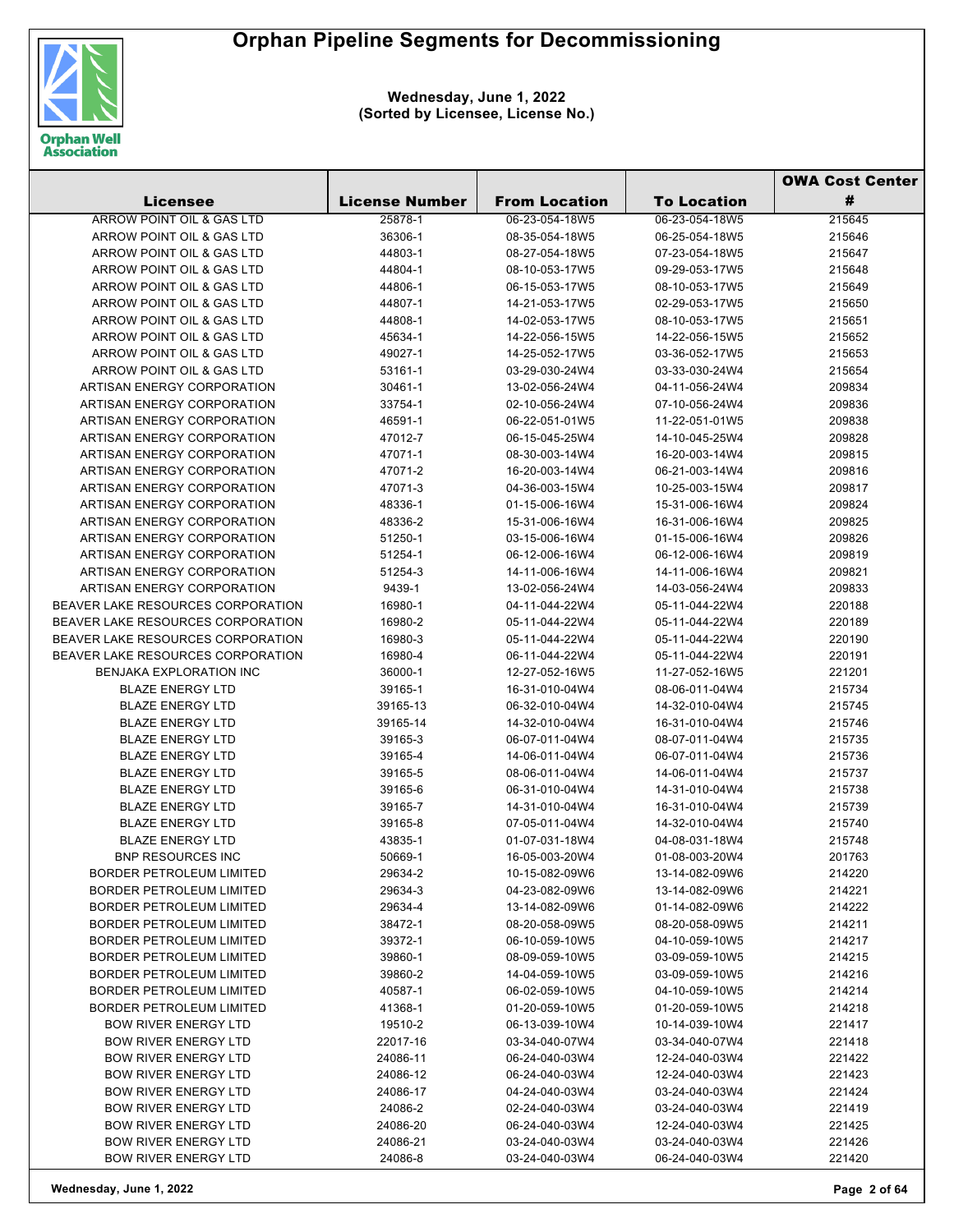# Orphan Pipeline Segments for Decommissioning

**Wednesday, June 1, 2022**
**(Sorted by Licensee, License No.)**

| Licensee | License Number | From Location | To Location | OWA Cost Center # |
|---|---|---|---|---|
| ARROW POINT OIL & GAS LTD | 25878-1 | 06-23-054-18W5 | 06-23-054-18W5 | 215645 |
| ARROW POINT OIL & GAS LTD | 36306-1 | 08-35-054-18W5 | 06-25-054-18W5 | 215646 |
| ARROW POINT OIL & GAS LTD | 44803-1 | 08-27-054-18W5 | 07-23-054-18W5 | 215647 |
| ARROW POINT OIL & GAS LTD | 44804-1 | 08-10-053-17W5 | 09-29-053-17W5 | 215648 |
| ARROW POINT OIL & GAS LTD | 44806-1 | 06-15-053-17W5 | 08-10-053-17W5 | 215649 |
| ARROW POINT OIL & GAS LTD | 44807-1 | 14-21-053-17W5 | 02-29-053-17W5 | 215650 |
| ARROW POINT OIL & GAS LTD | 44808-1 | 14-02-053-17W5 | 08-10-053-17W5 | 215651 |
| ARROW POINT OIL & GAS LTD | 45634-1 | 14-22-056-15W5 | 14-22-056-15W5 | 215652 |
| ARROW POINT OIL & GAS LTD | 49027-1 | 14-25-052-17W5 | 03-36-052-17W5 | 215653 |
| ARROW POINT OIL & GAS LTD | 53161-1 | 03-29-030-24W4 | 03-33-030-24W4 | 215654 |
| ARTISAN ENERGY CORPORATION | 30461-1 | 13-02-056-24W4 | 04-11-056-24W4 | 209834 |
| ARTISAN ENERGY CORPORATION | 33754-1 | 02-10-056-24W4 | 07-10-056-24W4 | 209836 |
| ARTISAN ENERGY CORPORATION | 46591-1 | 06-22-051-01W5 | 11-22-051-01W5 | 209838 |
| ARTISAN ENERGY CORPORATION | 47012-7 | 06-15-045-25W4 | 14-10-045-25W4 | 209828 |
| ARTISAN ENERGY CORPORATION | 47071-1 | 08-30-003-14W4 | 16-20-003-14W4 | 209815 |
| ARTISAN ENERGY CORPORATION | 47071-2 | 16-20-003-14W4 | 06-21-003-14W4 | 209816 |
| ARTISAN ENERGY CORPORATION | 47071-3 | 04-36-003-15W4 | 10-25-003-15W4 | 209817 |
| ARTISAN ENERGY CORPORATION | 48336-1 | 01-15-006-16W4 | 15-31-006-16W4 | 209824 |
| ARTISAN ENERGY CORPORATION | 48336-2 | 15-31-006-16W4 | 16-31-006-16W4 | 209825 |
| ARTISAN ENERGY CORPORATION | 51250-1 | 03-15-006-16W4 | 01-15-006-16W4 | 209826 |
| ARTISAN ENERGY CORPORATION | 51254-1 | 06-12-006-16W4 | 06-12-006-16W4 | 209819 |
| ARTISAN ENERGY CORPORATION | 51254-3 | 14-11-006-16W4 | 14-11-006-16W4 | 209821 |
| ARTISAN ENERGY CORPORATION | 9439-1 | 13-02-056-24W4 | 14-03-056-24W4 | 209833 |
| BEAVER LAKE RESOURCES CORPORATION | 16980-1 | 04-11-044-22W4 | 05-11-044-22W4 | 220188 |
| BEAVER LAKE RESOURCES CORPORATION | 16980-2 | 05-11-044-22W4 | 05-11-044-22W4 | 220189 |
| BEAVER LAKE RESOURCES CORPORATION | 16980-3 | 05-11-044-22W4 | 05-11-044-22W4 | 220190 |
| BEAVER LAKE RESOURCES CORPORATION | 16980-4 | 06-11-044-22W4 | 05-11-044-22W4 | 220191 |
| BENJAKA EXPLORATION INC | 36000-1 | 12-27-052-16W5 | 11-27-052-16W5 | 221201 |
| BLAZE ENERGY LTD | 39165-1 | 16-31-010-04W4 | 08-06-011-04W4 | 215734 |
| BLAZE ENERGY LTD | 39165-13 | 06-32-010-04W4 | 14-32-010-04W4 | 215745 |
| BLAZE ENERGY LTD | 39165-14 | 14-32-010-04W4 | 16-31-010-04W4 | 215746 |
| BLAZE ENERGY LTD | 39165-3 | 06-07-011-04W4 | 08-07-011-04W4 | 215735 |
| BLAZE ENERGY LTD | 39165-4 | 14-06-011-04W4 | 06-07-011-04W4 | 215736 |
| BLAZE ENERGY LTD | 39165-5 | 08-06-011-04W4 | 14-06-011-04W4 | 215737 |
| BLAZE ENERGY LTD | 39165-6 | 06-31-010-04W4 | 14-31-010-04W4 | 215738 |
| BLAZE ENERGY LTD | 39165-7 | 14-31-010-04W4 | 16-31-010-04W4 | 215739 |
| BLAZE ENERGY LTD | 39165-8 | 07-05-011-04W4 | 14-32-010-04W4 | 215740 |
| BLAZE ENERGY LTD | 43835-1 | 01-07-031-18W4 | 04-08-031-18W4 | 215748 |
| BNP RESOURCES INC | 50669-1 | 16-05-003-20W4 | 01-08-003-20W4 | 201763 |
| BORDER PETROLEUM LIMITED | 29634-2 | 10-15-082-09W6 | 13-14-082-09W6 | 214220 |
| BORDER PETROLEUM LIMITED | 29634-3 | 04-23-082-09W6 | 13-14-082-09W6 | 214221 |
| BORDER PETROLEUM LIMITED | 29634-4 | 13-14-082-09W6 | 01-14-082-09W6 | 214222 |
| BORDER PETROLEUM LIMITED | 38472-1 | 08-20-058-09W5 | 08-20-058-09W5 | 214211 |
| BORDER PETROLEUM LIMITED | 39372-1 | 06-10-059-10W5 | 04-10-059-10W5 | 214217 |
| BORDER PETROLEUM LIMITED | 39860-1 | 08-09-059-10W5 | 03-09-059-10W5 | 214215 |
| BORDER PETROLEUM LIMITED | 39860-2 | 14-04-059-10W5 | 03-09-059-10W5 | 214216 |
| BORDER PETROLEUM LIMITED | 40587-1 | 06-02-059-10W5 | 04-10-059-10W5 | 214214 |
| BORDER PETROLEUM LIMITED | 41368-1 | 01-20-059-10W5 | 01-20-059-10W5 | 214218 |
| BOW RIVER ENERGY LTD | 19510-2 | 06-13-039-10W4 | 10-14-039-10W4 | 221417 |
| BOW RIVER ENERGY LTD | 22017-16 | 03-34-040-07W4 | 03-34-040-07W4 | 221418 |
| BOW RIVER ENERGY LTD | 24086-11 | 06-24-040-03W4 | 12-24-040-03W4 | 221422 |
| BOW RIVER ENERGY LTD | 24086-12 | 06-24-040-03W4 | 12-24-040-03W4 | 221423 |
| BOW RIVER ENERGY LTD | 24086-17 | 04-24-040-03W4 | 03-24-040-03W4 | 221424 |
| BOW RIVER ENERGY LTD | 24086-2 | 02-24-040-03W4 | 03-24-040-03W4 | 221419 |
| BOW RIVER ENERGY LTD | 24086-20 | 06-24-040-03W4 | 12-24-040-03W4 | 221425 |
| BOW RIVER ENERGY LTD | 24086-21 | 03-24-040-03W4 | 03-24-040-03W4 | 221426 |
| BOW RIVER ENERGY LTD | 24086-8 | 03-24-040-03W4 | 06-24-040-03W4 | 221420 |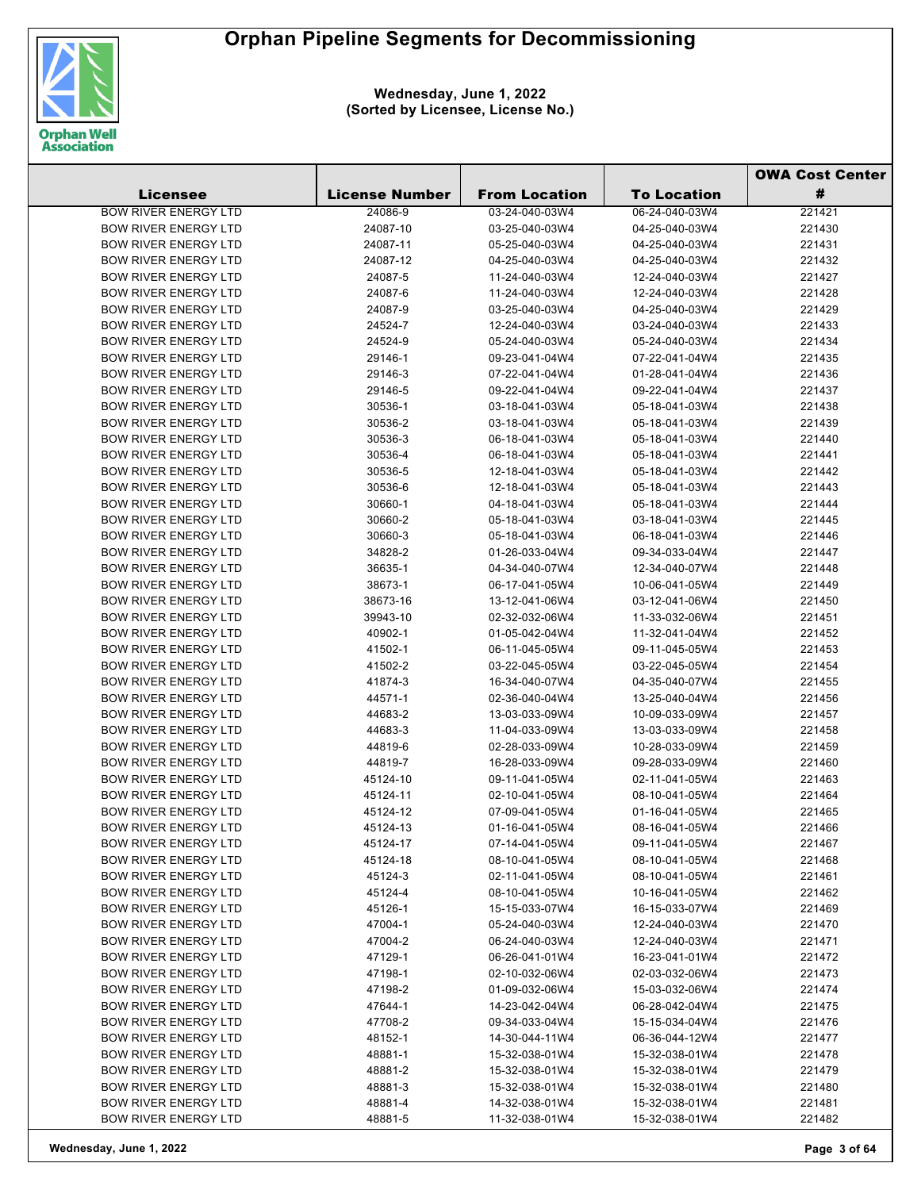# Orphan Pipeline Segments for Decommissioning

**Wednesday, June 1, 2022**
**(Sorted by Licensee, License No.)**

| Licensee | License Number | From Location | To Location | OWA Cost Center # |
|---|---|---|---|---|
| BOW RIVER ENERGY LTD | 24086-9 | 03-24-040-03W4 | 06-24-040-03W4 | 221421 |
| BOW RIVER ENERGY LTD | 24087-10 | 03-25-040-03W4 | 04-25-040-03W4 | 221430 |
| BOW RIVER ENERGY LTD | 24087-11 | 05-25-040-03W4 | 04-25-040-03W4 | 221431 |
| BOW RIVER ENERGY LTD | 24087-12 | 04-25-040-03W4 | 04-25-040-03W4 | 221432 |
| BOW RIVER ENERGY LTD | 24087-5 | 11-24-040-03W4 | 12-24-040-03W4 | 221427 |
| BOW RIVER ENERGY LTD | 24087-6 | 11-24-040-03W4 | 12-24-040-03W4 | 221428 |
| BOW RIVER ENERGY LTD | 24087-9 | 03-25-040-03W4 | 04-25-040-03W4 | 221429 |
| BOW RIVER ENERGY LTD | 24524-7 | 12-24-040-03W4 | 03-24-040-03W4 | 221433 |
| BOW RIVER ENERGY LTD | 24524-9 | 05-24-040-03W4 | 05-24-040-03W4 | 221434 |
| BOW RIVER ENERGY LTD | 29146-1 | 09-23-041-04W4 | 07-22-041-04W4 | 221435 |
| BOW RIVER ENERGY LTD | 29146-3 | 07-22-041-04W4 | 01-28-041-04W4 | 221436 |
| BOW RIVER ENERGY LTD | 29146-5 | 09-22-041-04W4 | 09-22-041-04W4 | 221437 |
| BOW RIVER ENERGY LTD | 30536-1 | 03-18-041-03W4 | 05-18-041-03W4 | 221438 |
| BOW RIVER ENERGY LTD | 30536-2 | 03-18-041-03W4 | 05-18-041-03W4 | 221439 |
| BOW RIVER ENERGY LTD | 30536-3 | 06-18-041-03W4 | 05-18-041-03W4 | 221440 |
| BOW RIVER ENERGY LTD | 30536-4 | 06-18-041-03W4 | 05-18-041-03W4 | 221441 |
| BOW RIVER ENERGY LTD | 30536-5 | 12-18-041-03W4 | 05-18-041-03W4 | 221442 |
| BOW RIVER ENERGY LTD | 30536-6 | 12-18-041-03W4 | 05-18-041-03W4 | 221443 |
| BOW RIVER ENERGY LTD | 30660-1 | 04-18-041-03W4 | 05-18-041-03W4 | 221444 |
| BOW RIVER ENERGY LTD | 30660-2 | 05-18-041-03W4 | 03-18-041-03W4 | 221445 |
| BOW RIVER ENERGY LTD | 30660-3 | 05-18-041-03W4 | 06-18-041-03W4 | 221446 |
| BOW RIVER ENERGY LTD | 34828-2 | 01-26-033-04W4 | 09-34-033-04W4 | 221447 |
| BOW RIVER ENERGY LTD | 36635-1 | 04-34-040-07W4 | 12-34-040-07W4 | 221448 |
| BOW RIVER ENERGY LTD | 38673-1 | 06-17-041-05W4 | 10-06-041-05W4 | 221449 |
| BOW RIVER ENERGY LTD | 38673-16 | 13-12-041-06W4 | 03-12-041-06W4 | 221450 |
| BOW RIVER ENERGY LTD | 39943-10 | 02-32-032-06W4 | 11-33-032-06W4 | 221451 |
| BOW RIVER ENERGY LTD | 40902-1 | 01-05-042-04W4 | 11-32-041-04W4 | 221452 |
| BOW RIVER ENERGY LTD | 41502-1 | 06-11-045-05W4 | 09-11-045-05W4 | 221453 |
| BOW RIVER ENERGY LTD | 41502-2 | 03-22-045-05W4 | 03-22-045-05W4 | 221454 |
| BOW RIVER ENERGY LTD | 41874-3 | 16-34-040-07W4 | 04-35-040-07W4 | 221455 |
| BOW RIVER ENERGY LTD | 44571-1 | 02-36-040-04W4 | 13-25-040-04W4 | 221456 |
| BOW RIVER ENERGY LTD | 44683-2 | 13-03-033-09W4 | 10-09-033-09W4 | 221457 |
| BOW RIVER ENERGY LTD | 44683-3 | 11-04-033-09W4 | 13-03-033-09W4 | 221458 |
| BOW RIVER ENERGY LTD | 44819-6 | 02-28-033-09W4 | 10-28-033-09W4 | 221459 |
| BOW RIVER ENERGY LTD | 44819-7 | 16-28-033-09W4 | 09-28-033-09W4 | 221460 |
| BOW RIVER ENERGY LTD | 45124-10 | 09-11-041-05W4 | 02-11-041-05W4 | 221463 |
| BOW RIVER ENERGY LTD | 45124-11 | 02-10-041-05W4 | 08-10-041-05W4 | 221464 |
| BOW RIVER ENERGY LTD | 45124-12 | 07-09-041-05W4 | 01-16-041-05W4 | 221465 |
| BOW RIVER ENERGY LTD | 45124-13 | 01-16-041-05W4 | 08-16-041-05W4 | 221466 |
| BOW RIVER ENERGY LTD | 45124-17 | 07-14-041-05W4 | 09-11-041-05W4 | 221467 |
| BOW RIVER ENERGY LTD | 45124-18 | 08-10-041-05W4 | 08-10-041-05W4 | 221468 |
| BOW RIVER ENERGY LTD | 45124-3 | 02-11-041-05W4 | 08-10-041-05W4 | 221461 |
| BOW RIVER ENERGY LTD | 45124-4 | 08-10-041-05W4 | 10-16-041-05W4 | 221462 |
| BOW RIVER ENERGY LTD | 45126-1 | 15-15-033-07W4 | 16-15-033-07W4 | 221469 |
| BOW RIVER ENERGY LTD | 47004-1 | 05-24-040-03W4 | 12-24-040-03W4 | 221470 |
| BOW RIVER ENERGY LTD | 47004-2 | 06-24-040-03W4 | 12-24-040-03W4 | 221471 |
| BOW RIVER ENERGY LTD | 47129-1 | 06-26-041-01W4 | 16-23-041-01W4 | 221472 |
| BOW RIVER ENERGY LTD | 47198-1 | 02-10-032-06W4 | 02-03-032-06W4 | 221473 |
| BOW RIVER ENERGY LTD | 47198-2 | 01-09-032-06W4 | 15-03-032-06W4 | 221474 |
| BOW RIVER ENERGY LTD | 47644-1 | 14-23-042-04W4 | 06-28-042-04W4 | 221475 |
| BOW RIVER ENERGY LTD | 47708-2 | 09-34-033-04W4 | 15-15-034-04W4 | 221476 |
| BOW RIVER ENERGY LTD | 48152-1 | 14-30-044-11W4 | 06-36-044-12W4 | 221477 |
| BOW RIVER ENERGY LTD | 48881-1 | 15-32-038-01W4 | 15-32-038-01W4 | 221478 |
| BOW RIVER ENERGY LTD | 48881-2 | 15-32-038-01W4 | 15-32-038-01W4 | 221479 |
| BOW RIVER ENERGY LTD | 48881-3 | 15-32-038-01W4 | 15-32-038-01W4 | 221480 |
| BOW RIVER ENERGY LTD | 48881-4 | 14-32-038-01W4 | 15-32-038-01W4 | 221481 |
| BOW RIVER ENERGY LTD | 48881-5 | 11-32-038-01W4 | 15-32-038-01W4 | 221482 |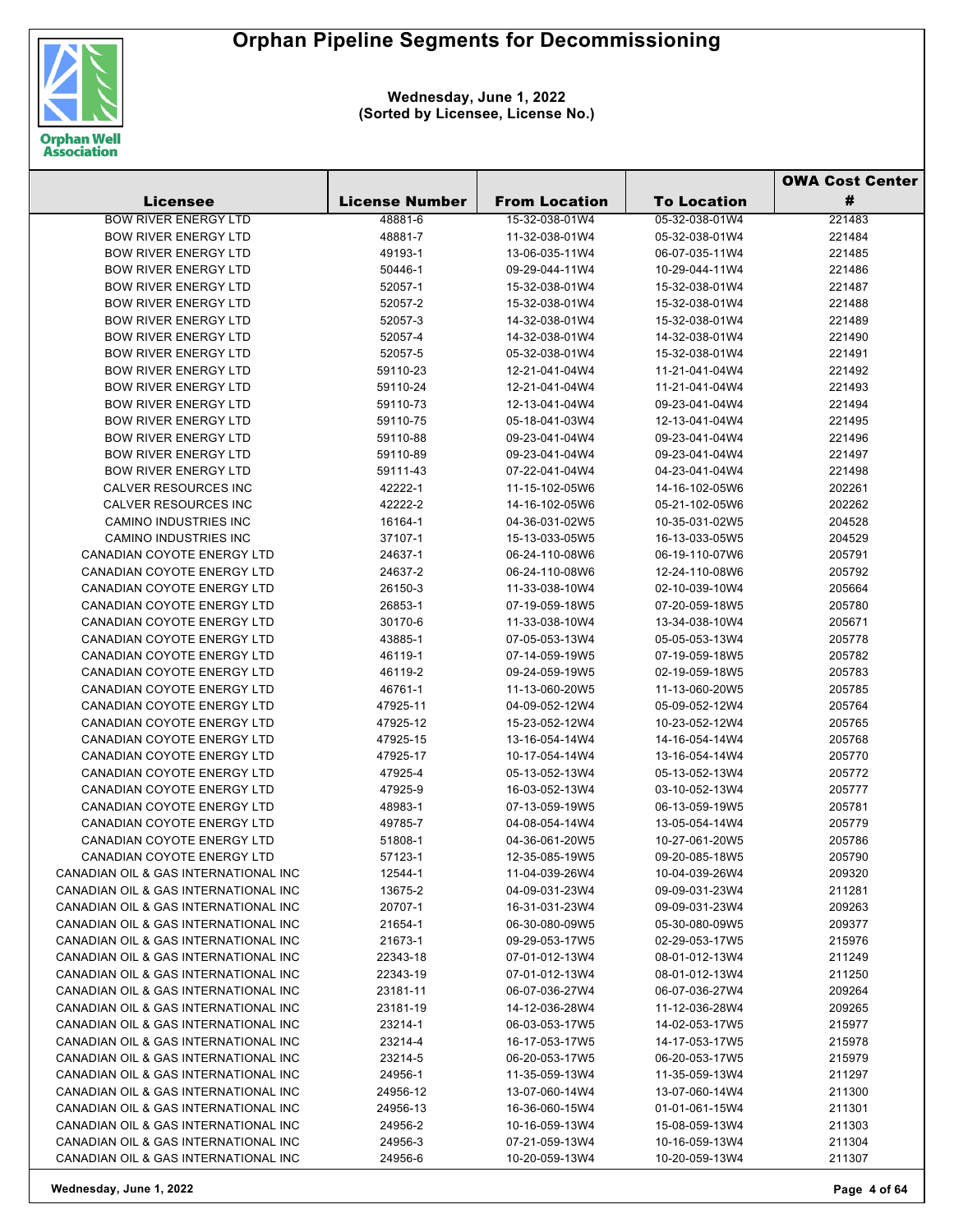# Orphan Pipeline Segments for Decommissioning

**Wednesday, June 1, 2022**
**(Sorted by Licensee, License No.)**

| Licensee | License Number | From Location | To Location | OWA Cost Center # |
|---|---|---|---|---|
| BOW RIVER ENERGY LTD | 48881-6 | 15-32-038-01W4 | 05-32-038-01W4 | 221483 |
| BOW RIVER ENERGY LTD | 48881-7 | 11-32-038-01W4 | 05-32-038-01W4 | 221484 |
| BOW RIVER ENERGY LTD | 49193-1 | 13-06-035-11W4 | 06-07-035-11W4 | 221485 |
| BOW RIVER ENERGY LTD | 50446-1 | 09-29-044-11W4 | 10-29-044-11W4 | 221486 |
| BOW RIVER ENERGY LTD | 52057-1 | 15-32-038-01W4 | 15-32-038-01W4 | 221487 |
| BOW RIVER ENERGY LTD | 52057-2 | 15-32-038-01W4 | 15-32-038-01W4 | 221488 |
| BOW RIVER ENERGY LTD | 52057-3 | 14-32-038-01W4 | 15-32-038-01W4 | 221489 |
| BOW RIVER ENERGY LTD | 52057-4 | 14-32-038-01W4 | 14-32-038-01W4 | 221490 |
| BOW RIVER ENERGY LTD | 52057-5 | 05-32-038-01W4 | 15-32-038-01W4 | 221491 |
| BOW RIVER ENERGY LTD | 59110-23 | 12-21-041-04W4 | 11-21-041-04W4 | 221492 |
| BOW RIVER ENERGY LTD | 59110-24 | 12-21-041-04W4 | 11-21-041-04W4 | 221493 |
| BOW RIVER ENERGY LTD | 59110-73 | 12-13-041-04W4 | 09-23-041-04W4 | 221494 |
| BOW RIVER ENERGY LTD | 59110-75 | 05-18-041-03W4 | 12-13-041-04W4 | 221495 |
| BOW RIVER ENERGY LTD | 59110-88 | 09-23-041-04W4 | 09-23-041-04W4 | 221496 |
| BOW RIVER ENERGY LTD | 59110-89 | 09-23-041-04W4 | 09-23-041-04W4 | 221497 |
| BOW RIVER ENERGY LTD | 59111-43 | 07-22-041-04W4 | 04-23-041-04W4 | 221498 |
| CALVER RESOURCES INC | 42222-1 | 11-15-102-05W6 | 14-16-102-05W6 | 202261 |
| CALVER RESOURCES INC | 42222-2 | 14-16-102-05W6 | 05-21-102-05W6 | 202262 |
| CAMINO INDUSTRIES INC | 16164-1 | 04-36-031-02W5 | 10-35-031-02W5 | 204528 |
| CAMINO INDUSTRIES INC | 37107-1 | 15-13-033-05W5 | 16-13-033-05W5 | 204529 |
| CANADIAN COYOTE ENERGY LTD | 24637-1 | 06-24-110-08W6 | 06-19-110-07W6 | 205791 |
| CANADIAN COYOTE ENERGY LTD | 24637-2 | 06-24-110-08W6 | 12-24-110-08W6 | 205792 |
| CANADIAN COYOTE ENERGY LTD | 26150-3 | 11-33-038-10W4 | 02-10-039-10W4 | 205664 |
| CANADIAN COYOTE ENERGY LTD | 26853-1 | 07-19-059-18W5 | 07-20-059-18W5 | 205780 |
| CANADIAN COYOTE ENERGY LTD | 30170-6 | 11-33-038-10W4 | 13-34-038-10W4 | 205671 |
| CANADIAN COYOTE ENERGY LTD | 43885-1 | 07-05-053-13W4 | 05-05-053-13W4 | 205778 |
| CANADIAN COYOTE ENERGY LTD | 46119-1 | 07-14-059-19W5 | 07-19-059-18W5 | 205782 |
| CANADIAN COYOTE ENERGY LTD | 46119-2 | 09-24-059-19W5 | 02-19-059-18W5 | 205783 |
| CANADIAN COYOTE ENERGY LTD | 46761-1 | 11-13-060-20W5 | 11-13-060-20W5 | 205785 |
| CANADIAN COYOTE ENERGY LTD | 47925-11 | 04-09-052-12W4 | 05-09-052-12W4 | 205764 |
| CANADIAN COYOTE ENERGY LTD | 47925-12 | 15-23-052-12W4 | 10-23-052-12W4 | 205765 |
| CANADIAN COYOTE ENERGY LTD | 47925-15 | 13-16-054-14W4 | 14-16-054-14W4 | 205768 |
| CANADIAN COYOTE ENERGY LTD | 47925-17 | 10-17-054-14W4 | 13-16-054-14W4 | 205770 |
| CANADIAN COYOTE ENERGY LTD | 47925-4 | 05-13-052-13W4 | 05-13-052-13W4 | 205772 |
| CANADIAN COYOTE ENERGY LTD | 47925-9 | 16-03-052-13W4 | 03-10-052-13W4 | 205777 |
| CANADIAN COYOTE ENERGY LTD | 48983-1 | 07-13-059-19W5 | 06-13-059-19W5 | 205781 |
| CANADIAN COYOTE ENERGY LTD | 49785-7 | 04-08-054-14W4 | 13-05-054-14W4 | 205779 |
| CANADIAN COYOTE ENERGY LTD | 51808-1 | 04-36-061-20W5 | 10-27-061-20W5 | 205786 |
| CANADIAN COYOTE ENERGY LTD | 57123-1 | 12-35-085-19W5 | 09-20-085-18W5 | 205790 |
| CANADIAN OIL & GAS INTERNATIONAL INC | 12544-1 | 11-04-039-26W4 | 10-04-039-26W4 | 209320 |
| CANADIAN OIL & GAS INTERNATIONAL INC | 13675-2 | 04-09-031-23W4 | 09-09-031-23W4 | 211281 |
| CANADIAN OIL & GAS INTERNATIONAL INC | 20707-1 | 16-31-031-23W4 | 09-09-031-23W4 | 209263 |
| CANADIAN OIL & GAS INTERNATIONAL INC | 21654-1 | 06-30-080-09W5 | 05-30-080-09W5 | 209377 |
| CANADIAN OIL & GAS INTERNATIONAL INC | 21673-1 | 09-29-053-17W5 | 02-29-053-17W5 | 215976 |
| CANADIAN OIL & GAS INTERNATIONAL INC | 22343-18 | 07-01-012-13W4 | 08-01-012-13W4 | 211249 |
| CANADIAN OIL & GAS INTERNATIONAL INC | 22343-19 | 07-01-012-13W4 | 08-01-012-13W4 | 211250 |
| CANADIAN OIL & GAS INTERNATIONAL INC | 23181-11 | 06-07-036-27W4 | 06-07-036-27W4 | 209264 |
| CANADIAN OIL & GAS INTERNATIONAL INC | 23181-19 | 14-12-036-28W4 | 11-12-036-28W4 | 209265 |
| CANADIAN OIL & GAS INTERNATIONAL INC | 23214-1 | 06-03-053-17W5 | 14-02-053-17W5 | 215977 |
| CANADIAN OIL & GAS INTERNATIONAL INC | 23214-4 | 16-17-053-17W5 | 14-17-053-17W5 | 215978 |
| CANADIAN OIL & GAS INTERNATIONAL INC | 23214-5 | 06-20-053-17W5 | 06-20-053-17W5 | 215979 |
| CANADIAN OIL & GAS INTERNATIONAL INC | 24956-1 | 11-35-059-13W4 | 11-35-059-13W4 | 211297 |
| CANADIAN OIL & GAS INTERNATIONAL INC | 24956-12 | 13-07-060-14W4 | 13-07-060-14W4 | 211300 |
| CANADIAN OIL & GAS INTERNATIONAL INC | 24956-13 | 16-36-060-15W4 | 01-01-061-15W4 | 211301 |
| CANADIAN OIL & GAS INTERNATIONAL INC | 24956-2 | 10-16-059-13W4 | 15-08-059-13W4 | 211303 |
| CANADIAN OIL & GAS INTERNATIONAL INC | 24956-3 | 07-21-059-13W4 | 10-16-059-13W4 | 211304 |
| CANADIAN OIL & GAS INTERNATIONAL INC | 24956-6 | 10-20-059-13W4 | 10-20-059-13W4 | 211307 |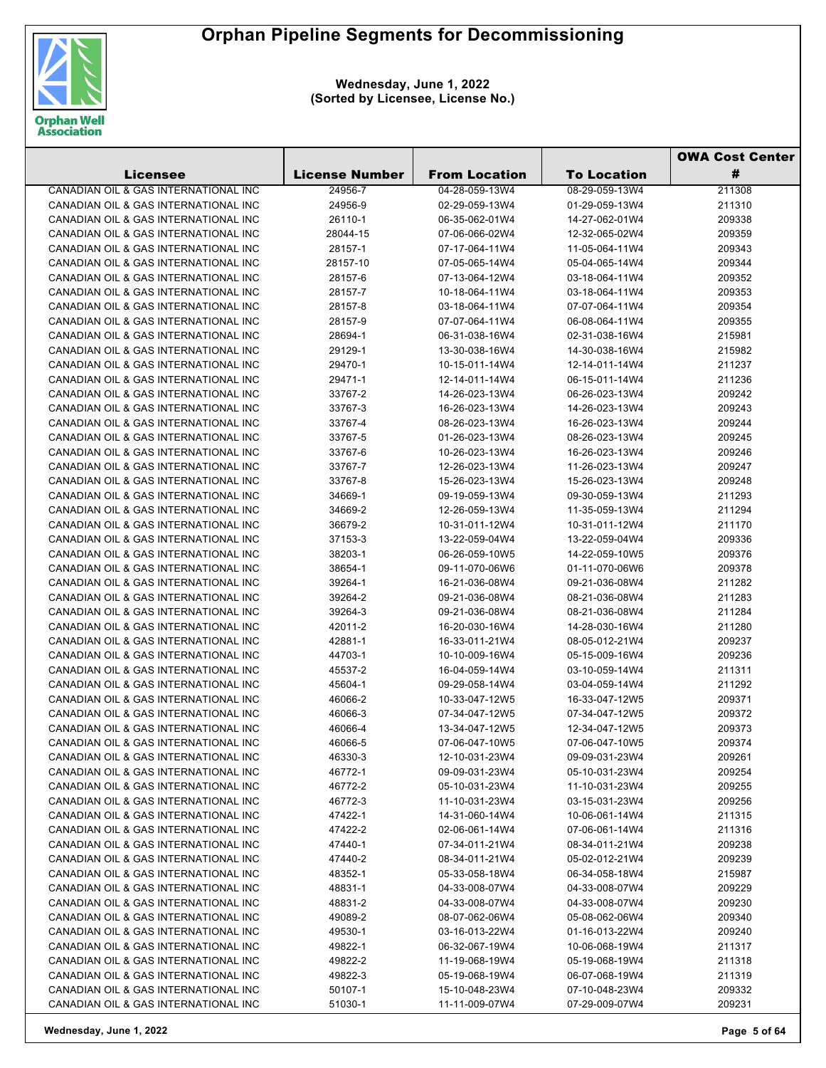# Orphan Pipeline Segments for Decommissioning

**Wednesday, June 1, 2022**
**(Sorted by Licensee, License No.)**

| Licensee | License Number | From Location | To Location | OWA Cost Center # |
|---|---|---|---|---|
| CANADIAN OIL & GAS INTERNATIONAL INC | 24956-7 | 04-28-059-13W4 | 08-29-059-13W4 | 211308 |
| CANADIAN OIL & GAS INTERNATIONAL INC | 24956-9 | 02-29-059-13W4 | 01-29-059-13W4 | 211310 |
| CANADIAN OIL & GAS INTERNATIONAL INC | 26110-1 | 06-35-062-01W4 | 14-27-062-01W4 | 209338 |
| CANADIAN OIL & GAS INTERNATIONAL INC | 28044-15 | 07-06-066-02W4 | 12-32-065-02W4 | 209359 |
| CANADIAN OIL & GAS INTERNATIONAL INC | 28157-1 | 07-17-064-11W4 | 11-05-064-11W4 | 209343 |
| CANADIAN OIL & GAS INTERNATIONAL INC | 28157-10 | 07-05-065-14W4 | 05-04-065-14W4 | 209344 |
| CANADIAN OIL & GAS INTERNATIONAL INC | 28157-6 | 07-13-064-12W4 | 03-18-064-11W4 | 209352 |
| CANADIAN OIL & GAS INTERNATIONAL INC | 28157-7 | 10-18-064-11W4 | 03-18-064-11W4 | 209353 |
| CANADIAN OIL & GAS INTERNATIONAL INC | 28157-8 | 03-18-064-11W4 | 07-07-064-11W4 | 209354 |
| CANADIAN OIL & GAS INTERNATIONAL INC | 28157-9 | 07-07-064-11W4 | 06-08-064-11W4 | 209355 |
| CANADIAN OIL & GAS INTERNATIONAL INC | 28694-1 | 06-31-038-16W4 | 02-31-038-16W4 | 215981 |
| CANADIAN OIL & GAS INTERNATIONAL INC | 29129-1 | 13-30-038-16W4 | 14-30-038-16W4 | 215982 |
| CANADIAN OIL & GAS INTERNATIONAL INC | 29470-1 | 10-15-011-14W4 | 12-14-011-14W4 | 211237 |
| CANADIAN OIL & GAS INTERNATIONAL INC | 29471-1 | 12-14-011-14W4 | 06-15-011-14W4 | 211236 |
| CANADIAN OIL & GAS INTERNATIONAL INC | 33767-2 | 14-26-023-13W4 | 06-26-023-13W4 | 209242 |
| CANADIAN OIL & GAS INTERNATIONAL INC | 33767-3 | 16-26-023-13W4 | 14-26-023-13W4 | 209243 |
| CANADIAN OIL & GAS INTERNATIONAL INC | 33767-4 | 08-26-023-13W4 | 16-26-023-13W4 | 209244 |
| CANADIAN OIL & GAS INTERNATIONAL INC | 33767-5 | 01-26-023-13W4 | 08-26-023-13W4 | 209245 |
| CANADIAN OIL & GAS INTERNATIONAL INC | 33767-6 | 10-26-023-13W4 | 16-26-023-13W4 | 209246 |
| CANADIAN OIL & GAS INTERNATIONAL INC | 33767-7 | 12-26-023-13W4 | 11-26-023-13W4 | 209247 |
| CANADIAN OIL & GAS INTERNATIONAL INC | 33767-8 | 15-26-023-13W4 | 15-26-023-13W4 | 209248 |
| CANADIAN OIL & GAS INTERNATIONAL INC | 34669-1 | 09-19-059-13W4 | 09-30-059-13W4 | 211293 |
| CANADIAN OIL & GAS INTERNATIONAL INC | 34669-2 | 12-26-059-13W4 | 11-35-059-13W4 | 211294 |
| CANADIAN OIL & GAS INTERNATIONAL INC | 36679-2 | 10-31-011-12W4 | 10-31-011-12W4 | 211170 |
| CANADIAN OIL & GAS INTERNATIONAL INC | 37153-3 | 13-22-059-04W4 | 13-22-059-04W4 | 209336 |
| CANADIAN OIL & GAS INTERNATIONAL INC | 38203-1 | 06-26-059-10W5 | 14-22-059-10W5 | 209376 |
| CANADIAN OIL & GAS INTERNATIONAL INC | 38654-1 | 09-11-070-06W6 | 01-11-070-06W6 | 209378 |
| CANADIAN OIL & GAS INTERNATIONAL INC | 39264-1 | 16-21-036-08W4 | 09-21-036-08W4 | 211282 |
| CANADIAN OIL & GAS INTERNATIONAL INC | 39264-2 | 09-21-036-08W4 | 08-21-036-08W4 | 211283 |
| CANADIAN OIL & GAS INTERNATIONAL INC | 39264-3 | 09-21-036-08W4 | 08-21-036-08W4 | 211284 |
| CANADIAN OIL & GAS INTERNATIONAL INC | 42011-2 | 16-20-030-16W4 | 14-28-030-16W4 | 211280 |
| CANADIAN OIL & GAS INTERNATIONAL INC | 42881-1 | 16-33-011-21W4 | 08-05-012-21W4 | 209237 |
| CANADIAN OIL & GAS INTERNATIONAL INC | 44703-1 | 10-10-009-16W4 | 05-15-009-16W4 | 209236 |
| CANADIAN OIL & GAS INTERNATIONAL INC | 45537-2 | 16-04-059-14W4 | 03-10-059-14W4 | 211311 |
| CANADIAN OIL & GAS INTERNATIONAL INC | 45604-1 | 09-29-058-14W4 | 03-04-059-14W4 | 211292 |
| CANADIAN OIL & GAS INTERNATIONAL INC | 46066-2 | 10-33-047-12W5 | 16-33-047-12W5 | 209371 |
| CANADIAN OIL & GAS INTERNATIONAL INC | 46066-3 | 07-34-047-12W5 | 07-34-047-12W5 | 209372 |
| CANADIAN OIL & GAS INTERNATIONAL INC | 46066-4 | 13-34-047-12W5 | 12-34-047-12W5 | 209373 |
| CANADIAN OIL & GAS INTERNATIONAL INC | 46066-5 | 07-06-047-10W5 | 07-06-047-10W5 | 209374 |
| CANADIAN OIL & GAS INTERNATIONAL INC | 46330-3 | 12-10-031-23W4 | 09-09-031-23W4 | 209261 |
| CANADIAN OIL & GAS INTERNATIONAL INC | 46772-1 | 09-09-031-23W4 | 05-10-031-23W4 | 209254 |
| CANADIAN OIL & GAS INTERNATIONAL INC | 46772-2 | 05-10-031-23W4 | 11-10-031-23W4 | 209255 |
| CANADIAN OIL & GAS INTERNATIONAL INC | 46772-3 | 11-10-031-23W4 | 03-15-031-23W4 | 209256 |
| CANADIAN OIL & GAS INTERNATIONAL INC | 47422-1 | 14-31-060-14W4 | 10-06-061-14W4 | 211315 |
| CANADIAN OIL & GAS INTERNATIONAL INC | 47422-2 | 02-06-061-14W4 | 07-06-061-14W4 | 211316 |
| CANADIAN OIL & GAS INTERNATIONAL INC | 47440-1 | 07-34-011-21W4 | 08-34-011-21W4 | 209238 |
| CANADIAN OIL & GAS INTERNATIONAL INC | 47440-2 | 08-34-011-21W4 | 05-02-012-21W4 | 209239 |
| CANADIAN OIL & GAS INTERNATIONAL INC | 48352-1 | 05-33-058-18W4 | 06-34-058-18W4 | 215987 |
| CANADIAN OIL & GAS INTERNATIONAL INC | 48831-1 | 04-33-008-07W4 | 04-33-008-07W4 | 209229 |
| CANADIAN OIL & GAS INTERNATIONAL INC | 48831-2 | 04-33-008-07W4 | 04-33-008-07W4 | 209230 |
| CANADIAN OIL & GAS INTERNATIONAL INC | 49089-2 | 08-07-062-06W4 | 05-08-062-06W4 | 209340 |
| CANADIAN OIL & GAS INTERNATIONAL INC | 49530-1 | 03-16-013-22W4 | 01-16-013-22W4 | 209240 |
| CANADIAN OIL & GAS INTERNATIONAL INC | 49822-1 | 06-32-067-19W4 | 10-06-068-19W4 | 211317 |
| CANADIAN OIL & GAS INTERNATIONAL INC | 49822-2 | 11-19-068-19W4 | 05-19-068-19W4 | 211318 |
| CANADIAN OIL & GAS INTERNATIONAL INC | 49822-3 | 05-19-068-19W4 | 06-07-068-19W4 | 211319 |
| CANADIAN OIL & GAS INTERNATIONAL INC | 50107-1 | 15-10-048-23W4 | 07-10-048-23W4 | 209332 |
| CANADIAN OIL & GAS INTERNATIONAL INC | 51030-1 | 11-11-009-07W4 | 07-29-009-07W4 | 209231 |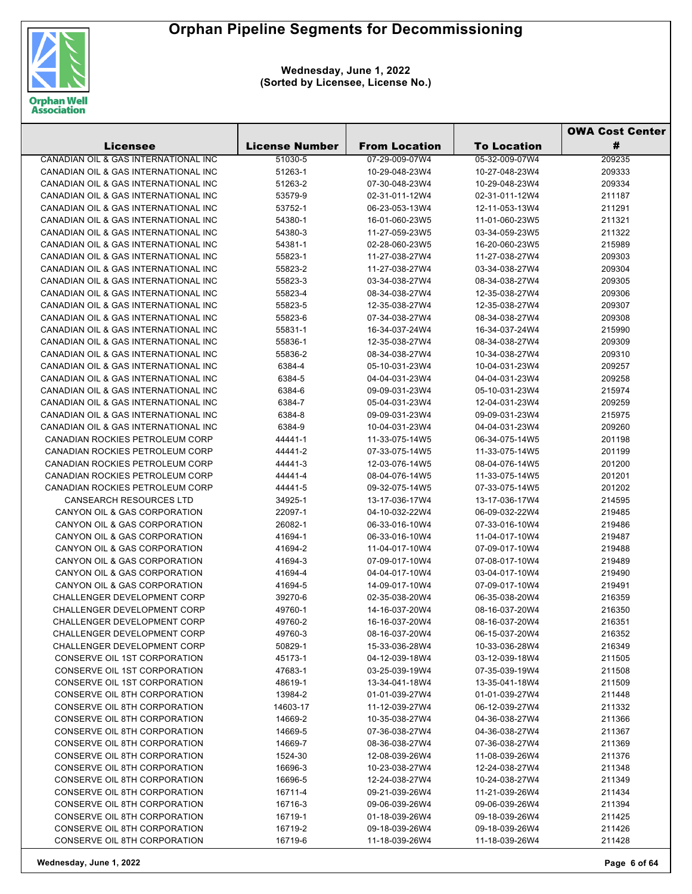# Orphan Pipeline Segments for Decommissioning

**Wednesday, June 1, 2022**
**(Sorted by Licensee, License No.)**

| Licensee | License Number | From Location | To Location | OWA Cost Center # |
|---|---|---|---|---|
| CANADIAN OIL & GAS INTERNATIONAL INC | 51030-5 | 07-29-009-07W4 | 05-32-009-07W4 | 209235 |
| CANADIAN OIL & GAS INTERNATIONAL INC | 51263-1 | 10-29-048-23W4 | 10-27-048-23W4 | 209333 |
| CANADIAN OIL & GAS INTERNATIONAL INC | 51263-2 | 07-30-048-23W4 | 10-29-048-23W4 | 209334 |
| CANADIAN OIL & GAS INTERNATIONAL INC | 53579-9 | 02-31-011-12W4 | 02-31-011-12W4 | 211187 |
| CANADIAN OIL & GAS INTERNATIONAL INC | 53752-1 | 06-23-053-13W4 | 12-11-053-13W4 | 211291 |
| CANADIAN OIL & GAS INTERNATIONAL INC | 54380-1 | 16-01-060-23W5 | 11-01-060-23W5 | 211321 |
| CANADIAN OIL & GAS INTERNATIONAL INC | 54380-3 | 11-27-059-23W5 | 03-34-059-23W5 | 211322 |
| CANADIAN OIL & GAS INTERNATIONAL INC | 54381-1 | 02-28-060-23W5 | 16-20-060-23W5 | 215989 |
| CANADIAN OIL & GAS INTERNATIONAL INC | 55823-1 | 11-27-038-27W4 | 11-27-038-27W4 | 209303 |
| CANADIAN OIL & GAS INTERNATIONAL INC | 55823-2 | 11-27-038-27W4 | 03-34-038-27W4 | 209304 |
| CANADIAN OIL & GAS INTERNATIONAL INC | 55823-3 | 03-34-038-27W4 | 08-34-038-27W4 | 209305 |
| CANADIAN OIL & GAS INTERNATIONAL INC | 55823-4 | 08-34-038-27W4 | 12-35-038-27W4 | 209306 |
| CANADIAN OIL & GAS INTERNATIONAL INC | 55823-5 | 12-35-038-27W4 | 12-35-038-27W4 | 209307 |
| CANADIAN OIL & GAS INTERNATIONAL INC | 55823-6 | 07-34-038-27W4 | 08-34-038-27W4 | 209308 |
| CANADIAN OIL & GAS INTERNATIONAL INC | 55831-1 | 16-34-037-24W4 | 16-34-037-24W4 | 215990 |
| CANADIAN OIL & GAS INTERNATIONAL INC | 55836-1 | 12-35-038-27W4 | 08-34-038-27W4 | 209309 |
| CANADIAN OIL & GAS INTERNATIONAL INC | 55836-2 | 08-34-038-27W4 | 10-34-038-27W4 | 209310 |
| CANADIAN OIL & GAS INTERNATIONAL INC | 6384-4 | 05-10-031-23W4 | 10-04-031-23W4 | 209257 |
| CANADIAN OIL & GAS INTERNATIONAL INC | 6384-5 | 04-04-031-23W4 | 04-04-031-23W4 | 209258 |
| CANADIAN OIL & GAS INTERNATIONAL INC | 6384-6 | 09-09-031-23W4 | 05-10-031-23W4 | 215974 |
| CANADIAN OIL & GAS INTERNATIONAL INC | 6384-7 | 05-04-031-23W4 | 12-04-031-23W4 | 209259 |
| CANADIAN OIL & GAS INTERNATIONAL INC | 6384-8 | 09-09-031-23W4 | 09-09-031-23W4 | 215975 |
| CANADIAN OIL & GAS INTERNATIONAL INC | 6384-9 | 10-04-031-23W4 | 04-04-031-23W4 | 209260 |
| CANADIAN ROCKIES PETROLEUM CORP | 44441-1 | 11-33-075-14W5 | 06-34-075-14W5 | 201198 |
| CANADIAN ROCKIES PETROLEUM CORP | 44441-2 | 07-33-075-14W5 | 11-33-075-14W5 | 201199 |
| CANADIAN ROCKIES PETROLEUM CORP | 44441-3 | 12-03-076-14W5 | 08-04-076-14W5 | 201200 |
| CANADIAN ROCKIES PETROLEUM CORP | 44441-4 | 08-04-076-14W5 | 11-33-075-14W5 | 201201 |
| CANADIAN ROCKIES PETROLEUM CORP | 44441-5 | 09-32-075-14W5 | 07-33-075-14W5 | 201202 |
| CANSEARCH RESOURCES LTD | 34925-1 | 13-17-036-17W4 | 13-17-036-17W4 | 214595 |
| CANYON OIL & GAS CORPORATION | 22097-1 | 04-10-032-22W4 | 06-09-032-22W4 | 219485 |
| CANYON OIL & GAS CORPORATION | 26082-1 | 06-33-016-10W4 | 07-33-016-10W4 | 219486 |
| CANYON OIL & GAS CORPORATION | 41694-1 | 06-33-016-10W4 | 11-04-017-10W4 | 219487 |
| CANYON OIL & GAS CORPORATION | 41694-2 | 11-04-017-10W4 | 07-09-017-10W4 | 219488 |
| CANYON OIL & GAS CORPORATION | 41694-3 | 07-09-017-10W4 | 07-08-017-10W4 | 219489 |
| CANYON OIL & GAS CORPORATION | 41694-4 | 04-04-017-10W4 | 03-04-017-10W4 | 219490 |
| CANYON OIL & GAS CORPORATION | 41694-5 | 14-09-017-10W4 | 07-09-017-10W4 | 219491 |
| CHALLENGER DEVELOPMENT CORP | 39270-6 | 02-35-038-20W4 | 06-35-038-20W4 | 216359 |
| CHALLENGER DEVELOPMENT CORP | 49760-1 | 14-16-037-20W4 | 08-16-037-20W4 | 216350 |
| CHALLENGER DEVELOPMENT CORP | 49760-2 | 16-16-037-20W4 | 08-16-037-20W4 | 216351 |
| CHALLENGER DEVELOPMENT CORP | 49760-3 | 08-16-037-20W4 | 06-15-037-20W4 | 216352 |
| CHALLENGER DEVELOPMENT CORP | 50829-1 | 15-33-036-28W4 | 10-33-036-28W4 | 216349 |
| CONSERVE OIL 1ST CORPORATION | 45173-1 | 04-12-039-18W4 | 03-12-039-18W4 | 211505 |
| CONSERVE OIL 1ST CORPORATION | 47683-1 | 03-25-039-19W4 | 07-35-039-19W4 | 211508 |
| CONSERVE OIL 1ST CORPORATION | 48619-1 | 13-34-041-18W4 | 13-35-041-18W4 | 211509 |
| CONSERVE OIL 8TH CORPORATION | 13984-2 | 01-01-039-27W4 | 01-01-039-27W4 | 211448 |
| CONSERVE OIL 8TH CORPORATION | 14603-17 | 11-12-039-27W4 | 06-12-039-27W4 | 211332 |
| CONSERVE OIL 8TH CORPORATION | 14669-2 | 10-35-038-27W4 | 04-36-038-27W4 | 211366 |
| CONSERVE OIL 8TH CORPORATION | 14669-5 | 07-36-038-27W4 | 04-36-038-27W4 | 211367 |
| CONSERVE OIL 8TH CORPORATION | 14669-7 | 08-36-038-27W4 | 07-36-038-27W4 | 211369 |
| CONSERVE OIL 8TH CORPORATION | 1524-30 | 12-08-039-26W4 | 11-08-039-26W4 | 211376 |
| CONSERVE OIL 8TH CORPORATION | 16696-3 | 10-23-038-27W4 | 12-24-038-27W4 | 211348 |
| CONSERVE OIL 8TH CORPORATION | 16696-5 | 12-24-038-27W4 | 10-24-038-27W4 | 211349 |
| CONSERVE OIL 8TH CORPORATION | 16711-4 | 09-21-039-26W4 | 11-21-039-26W4 | 211434 |
| CONSERVE OIL 8TH CORPORATION | 16716-3 | 09-06-039-26W4 | 09-06-039-26W4 | 211394 |
| CONSERVE OIL 8TH CORPORATION | 16719-1 | 01-18-039-26W4 | 09-18-039-26W4 | 211425 |
| CONSERVE OIL 8TH CORPORATION | 16719-2 | 09-18-039-26W4 | 09-18-039-26W4 | 211426 |
| CONSERVE OIL 8TH CORPORATION | 16719-6 | 11-18-039-26W4 | 11-18-039-26W4 | 211428 |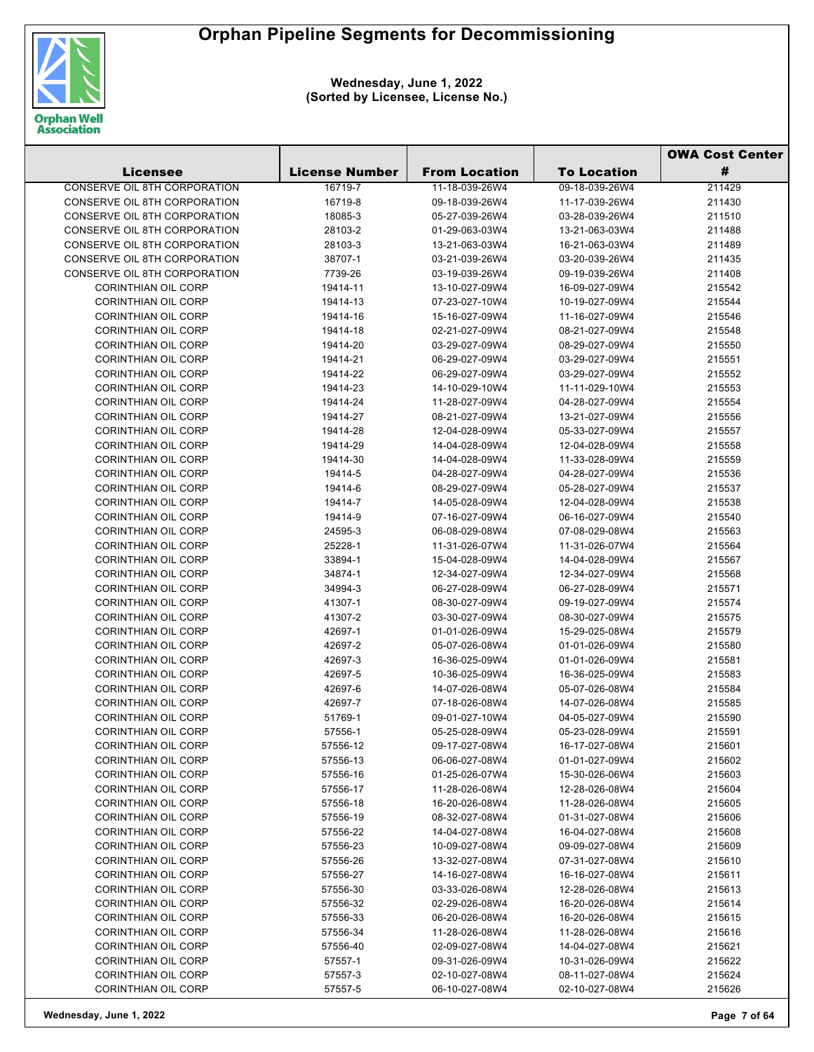# Orphan Pipeline Segments for Decommissioning

**Wednesday, June 1, 2022**
**(Sorted by Licensee, License No.)**

| Licensee | License Number | From Location | To Location | OWA Cost Center # |
|---|---|---|---|---|
| CONSERVE OIL 8TH CORPORATION | 16719-7 | 11-18-039-26W4 | 09-18-039-26W4 | 211429 |
| CONSERVE OIL 8TH CORPORATION | 16719-8 | 09-18-039-26W4 | 11-17-039-26W4 | 211430 |
| CONSERVE OIL 8TH CORPORATION | 18085-3 | 05-27-039-26W4 | 03-28-039-26W4 | 211510 |
| CONSERVE OIL 8TH CORPORATION | 28103-2 | 01-29-063-03W4 | 13-21-063-03W4 | 211488 |
| CONSERVE OIL 8TH CORPORATION | 28103-3 | 13-21-063-03W4 | 16-21-063-03W4 | 211489 |
| CONSERVE OIL 8TH CORPORATION | 38707-1 | 03-21-039-26W4 | 03-20-039-26W4 | 211435 |
| CONSERVE OIL 8TH CORPORATION | 7739-26 | 03-19-039-26W4 | 09-19-039-26W4 | 211408 |
| CORINTHIAN OIL CORP | 19414-11 | 13-10-027-09W4 | 16-09-027-09W4 | 215542 |
| CORINTHIAN OIL CORP | 19414-13 | 07-23-027-10W4 | 10-19-027-09W4 | 215544 |
| CORINTHIAN OIL CORP | 19414-16 | 15-16-027-09W4 | 11-16-027-09W4 | 215546 |
| CORINTHIAN OIL CORP | 19414-18 | 02-21-027-09W4 | 08-21-027-09W4 | 215548 |
| CORINTHIAN OIL CORP | 19414-20 | 03-29-027-09W4 | 08-29-027-09W4 | 215550 |
| CORINTHIAN OIL CORP | 19414-21 | 06-29-027-09W4 | 03-29-027-09W4 | 215551 |
| CORINTHIAN OIL CORP | 19414-22 | 06-29-027-09W4 | 03-29-027-09W4 | 215552 |
| CORINTHIAN OIL CORP | 19414-23 | 14-10-029-10W4 | 11-11-029-10W4 | 215553 |
| CORINTHIAN OIL CORP | 19414-24 | 11-28-027-09W4 | 04-28-027-09W4 | 215554 |
| CORINTHIAN OIL CORP | 19414-27 | 08-21-027-09W4 | 13-21-027-09W4 | 215556 |
| CORINTHIAN OIL CORP | 19414-28 | 12-04-028-09W4 | 05-33-027-09W4 | 215557 |
| CORINTHIAN OIL CORP | 19414-29 | 14-04-028-09W4 | 12-04-028-09W4 | 215558 |
| CORINTHIAN OIL CORP | 19414-30 | 14-04-028-09W4 | 11-33-028-09W4 | 215559 |
| CORINTHIAN OIL CORP | 19414-5 | 04-28-027-09W4 | 04-28-027-09W4 | 215536 |
| CORINTHIAN OIL CORP | 19414-6 | 08-29-027-09W4 | 05-28-027-09W4 | 215537 |
| CORINTHIAN OIL CORP | 19414-7 | 14-05-028-09W4 | 12-04-028-09W4 | 215538 |
| CORINTHIAN OIL CORP | 19414-9 | 07-16-027-09W4 | 06-16-027-09W4 | 215540 |
| CORINTHIAN OIL CORP | 24595-3 | 06-08-029-08W4 | 07-08-029-08W4 | 215563 |
| CORINTHIAN OIL CORP | 25228-1 | 11-31-026-07W4 | 11-31-026-07W4 | 215564 |
| CORINTHIAN OIL CORP | 33894-1 | 15-04-028-09W4 | 14-04-028-09W4 | 215567 |
| CORINTHIAN OIL CORP | 34874-1 | 12-34-027-09W4 | 12-34-027-09W4 | 215568 |
| CORINTHIAN OIL CORP | 34994-3 | 06-27-028-09W4 | 06-27-028-09W4 | 215571 |
| CORINTHIAN OIL CORP | 41307-1 | 08-30-027-09W4 | 09-19-027-09W4 | 215574 |
| CORINTHIAN OIL CORP | 41307-2 | 03-30-027-09W4 | 08-30-027-09W4 | 215575 |
| CORINTHIAN OIL CORP | 42697-1 | 01-01-026-09W4 | 15-29-025-08W4 | 215579 |
| CORINTHIAN OIL CORP | 42697-2 | 05-07-026-08W4 | 01-01-026-09W4 | 215580 |
| CORINTHIAN OIL CORP | 42697-3 | 16-36-025-09W4 | 01-01-026-09W4 | 215581 |
| CORINTHIAN OIL CORP | 42697-5 | 10-36-025-09W4 | 16-36-025-09W4 | 215583 |
| CORINTHIAN OIL CORP | 42697-6 | 14-07-026-08W4 | 05-07-026-08W4 | 215584 |
| CORINTHIAN OIL CORP | 42697-7 | 07-18-026-08W4 | 14-07-026-08W4 | 215585 |
| CORINTHIAN OIL CORP | 51769-1 | 09-01-027-10W4 | 04-05-027-09W4 | 215590 |
| CORINTHIAN OIL CORP | 57556-1 | 05-25-028-09W4 | 05-23-028-09W4 | 215591 |
| CORINTHIAN OIL CORP | 57556-12 | 09-17-027-08W4 | 16-17-027-08W4 | 215601 |
| CORINTHIAN OIL CORP | 57556-13 | 06-06-027-08W4 | 01-01-027-09W4 | 215602 |
| CORINTHIAN OIL CORP | 57556-16 | 01-25-026-07W4 | 15-30-026-06W4 | 215603 |
| CORINTHIAN OIL CORP | 57556-17 | 11-28-026-08W4 | 12-28-026-08W4 | 215604 |
| CORINTHIAN OIL CORP | 57556-18 | 16-20-026-08W4 | 11-28-026-08W4 | 215605 |
| CORINTHIAN OIL CORP | 57556-19 | 08-32-027-08W4 | 01-31-027-08W4 | 215606 |
| CORINTHIAN OIL CORP | 57556-22 | 14-04-027-08W4 | 16-04-027-08W4 | 215608 |
| CORINTHIAN OIL CORP | 57556-23 | 10-09-027-08W4 | 09-09-027-08W4 | 215609 |
| CORINTHIAN OIL CORP | 57556-26 | 13-32-027-08W4 | 07-31-027-08W4 | 215610 |
| CORINTHIAN OIL CORP | 57556-27 | 14-16-027-08W4 | 16-16-027-08W4 | 215611 |
| CORINTHIAN OIL CORP | 57556-30 | 03-33-026-08W4 | 12-28-026-08W4 | 215613 |
| CORINTHIAN OIL CORP | 57556-32 | 02-29-026-08W4 | 16-20-026-08W4 | 215614 |
| CORINTHIAN OIL CORP | 57556-33 | 06-20-026-08W4 | 16-20-026-08W4 | 215615 |
| CORINTHIAN OIL CORP | 57556-34 | 11-28-026-08W4 | 11-28-026-08W4 | 215616 |
| CORINTHIAN OIL CORP | 57556-40 | 02-09-027-08W4 | 14-04-027-08W4 | 215621 |
| CORINTHIAN OIL CORP | 57557-1 | 09-31-026-09W4 | 10-31-026-09W4 | 215622 |
| CORINTHIAN OIL CORP | 57557-3 | 02-10-027-08W4 | 08-11-027-08W4 | 215624 |
| CORINTHIAN OIL CORP | 57557-5 | 06-10-027-08W4 | 02-10-027-08W4 | 215626 |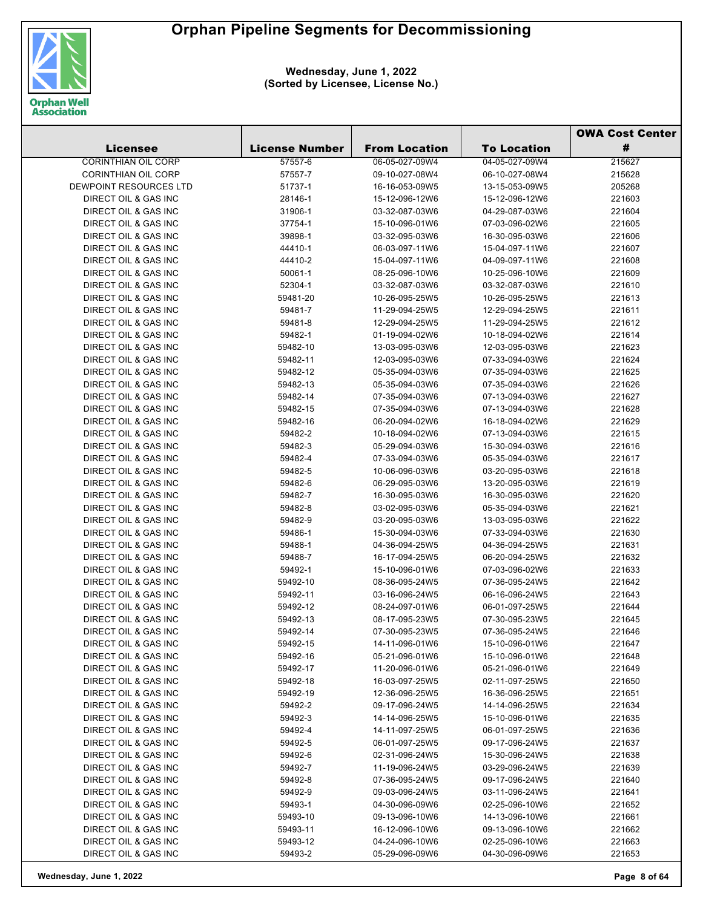# Orphan Pipeline Segments for Decommissioning

**Wednesday, June 1, 2022**
**(Sorted by Licensee, License No.)**

| Licensee | License Number | From Location | To Location | OWA Cost Center # |
|---|---|---|---|---|
| CORINTHIAN OIL CORP | 57557-6 | 06-05-027-09W4 | 04-05-027-09W4 | 215627 |
| CORINTHIAN OIL CORP | 57557-7 | 09-10-027-08W4 | 06-10-027-08W4 | 215628 |
| DEWPOINT RESOURCES LTD | 51737-1 | 16-16-053-09W5 | 13-15-053-09W5 | 205268 |
| DIRECT OIL & GAS INC | 28146-1 | 15-12-096-12W6 | 15-12-096-12W6 | 221603 |
| DIRECT OIL & GAS INC | 31906-1 | 03-32-087-03W6 | 04-29-087-03W6 | 221604 |
| DIRECT OIL & GAS INC | 37754-1 | 15-10-096-01W6 | 07-03-096-02W6 | 221605 |
| DIRECT OIL & GAS INC | 39898-1 | 03-32-095-03W6 | 16-30-095-03W6 | 221606 |
| DIRECT OIL & GAS INC | 44410-1 | 06-03-097-11W6 | 15-04-097-11W6 | 221607 |
| DIRECT OIL & GAS INC | 44410-2 | 15-04-097-11W6 | 04-09-097-11W6 | 221608 |
| DIRECT OIL & GAS INC | 50061-1 | 08-25-096-10W6 | 10-25-096-10W6 | 221609 |
| DIRECT OIL & GAS INC | 52304-1 | 03-32-087-03W6 | 03-32-087-03W6 | 221610 |
| DIRECT OIL & GAS INC | 59481-20 | 10-26-095-25W5 | 10-26-095-25W5 | 221613 |
| DIRECT OIL & GAS INC | 59481-7 | 11-29-094-25W5 | 12-29-094-25W5 | 221611 |
| DIRECT OIL & GAS INC | 59481-8 | 12-29-094-25W5 | 11-29-094-25W5 | 221612 |
| DIRECT OIL & GAS INC | 59482-1 | 01-19-094-02W6 | 10-18-094-02W6 | 221614 |
| DIRECT OIL & GAS INC | 59482-10 | 13-03-095-03W6 | 12-03-095-03W6 | 221623 |
| DIRECT OIL & GAS INC | 59482-11 | 12-03-095-03W6 | 07-33-094-03W6 | 221624 |
| DIRECT OIL & GAS INC | 59482-12 | 05-35-094-03W6 | 07-35-094-03W6 | 221625 |
| DIRECT OIL & GAS INC | 59482-13 | 05-35-094-03W6 | 07-35-094-03W6 | 221626 |
| DIRECT OIL & GAS INC | 59482-14 | 07-35-094-03W6 | 07-13-094-03W6 | 221627 |
| DIRECT OIL & GAS INC | 59482-15 | 07-35-094-03W6 | 07-13-094-03W6 | 221628 |
| DIRECT OIL & GAS INC | 59482-16 | 06-20-094-02W6 | 16-18-094-02W6 | 221629 |
| DIRECT OIL & GAS INC | 59482-2 | 10-18-094-02W6 | 07-13-094-03W6 | 221615 |
| DIRECT OIL & GAS INC | 59482-3 | 05-29-094-03W6 | 15-30-094-03W6 | 221616 |
| DIRECT OIL & GAS INC | 59482-4 | 07-33-094-03W6 | 05-35-094-03W6 | 221617 |
| DIRECT OIL & GAS INC | 59482-5 | 10-06-096-03W6 | 03-20-095-03W6 | 221618 |
| DIRECT OIL & GAS INC | 59482-6 | 06-29-095-03W6 | 13-20-095-03W6 | 221619 |
| DIRECT OIL & GAS INC | 59482-7 | 16-30-095-03W6 | 16-30-095-03W6 | 221620 |
| DIRECT OIL & GAS INC | 59482-8 | 03-02-095-03W6 | 05-35-094-03W6 | 221621 |
| DIRECT OIL & GAS INC | 59482-9 | 03-20-095-03W6 | 13-03-095-03W6 | 221622 |
| DIRECT OIL & GAS INC | 59486-1 | 15-30-094-03W6 | 07-33-094-03W6 | 221630 |
| DIRECT OIL & GAS INC | 59488-1 | 04-36-094-25W5 | 04-36-094-25W5 | 221631 |
| DIRECT OIL & GAS INC | 59488-7 | 16-17-094-25W5 | 06-20-094-25W5 | 221632 |
| DIRECT OIL & GAS INC | 59492-1 | 15-10-096-01W6 | 07-03-096-02W6 | 221633 |
| DIRECT OIL & GAS INC | 59492-10 | 08-36-095-24W5 | 07-36-095-24W5 | 221642 |
| DIRECT OIL & GAS INC | 59492-11 | 03-16-096-24W5 | 06-16-096-24W5 | 221643 |
| DIRECT OIL & GAS INC | 59492-12 | 08-24-097-01W6 | 06-01-097-25W5 | 221644 |
| DIRECT OIL & GAS INC | 59492-13 | 08-17-095-23W5 | 07-30-095-23W5 | 221645 |
| DIRECT OIL & GAS INC | 59492-14 | 07-30-095-23W5 | 07-36-095-24W5 | 221646 |
| DIRECT OIL & GAS INC | 59492-15 | 14-11-096-01W6 | 15-10-096-01W6 | 221647 |
| DIRECT OIL & GAS INC | 59492-16 | 05-21-096-01W6 | 15-10-096-01W6 | 221648 |
| DIRECT OIL & GAS INC | 59492-17 | 11-20-096-01W6 | 05-21-096-01W6 | 221649 |
| DIRECT OIL & GAS INC | 59492-18 | 16-03-097-25W5 | 02-11-097-25W5 | 221650 |
| DIRECT OIL & GAS INC | 59492-19 | 12-36-096-25W5 | 16-36-096-25W5 | 221651 |
| DIRECT OIL & GAS INC | 59492-2 | 09-17-096-24W5 | 14-14-096-25W5 | 221634 |
| DIRECT OIL & GAS INC | 59492-3 | 14-14-096-25W5 | 15-10-096-01W6 | 221635 |
| DIRECT OIL & GAS INC | 59492-4 | 14-11-097-25W5 | 06-01-097-25W5 | 221636 |
| DIRECT OIL & GAS INC | 59492-5 | 06-01-097-25W5 | 09-17-096-24W5 | 221637 |
| DIRECT OIL & GAS INC | 59492-6 | 02-31-096-24W5 | 15-30-096-24W5 | 221638 |
| DIRECT OIL & GAS INC | 59492-7 | 11-19-096-24W5 | 03-29-096-24W5 | 221639 |
| DIRECT OIL & GAS INC | 59492-8 | 07-36-095-24W5 | 09-17-096-24W5 | 221640 |
| DIRECT OIL & GAS INC | 59492-9 | 09-03-096-24W5 | 03-11-096-24W5 | 221641 |
| DIRECT OIL & GAS INC | 59493-1 | 04-30-096-09W6 | 02-25-096-10W6 | 221652 |
| DIRECT OIL & GAS INC | 59493-10 | 09-13-096-10W6 | 14-13-096-10W6 | 221661 |
| DIRECT OIL & GAS INC | 59493-11 | 16-12-096-10W6 | 09-13-096-10W6 | 221662 |
| DIRECT OIL & GAS INC | 59493-12 | 04-24-096-10W6 | 02-25-096-10W6 | 221663 |
| DIRECT OIL & GAS INC | 59493-2 | 05-29-096-09W6 | 04-30-096-09W6 | 221653 |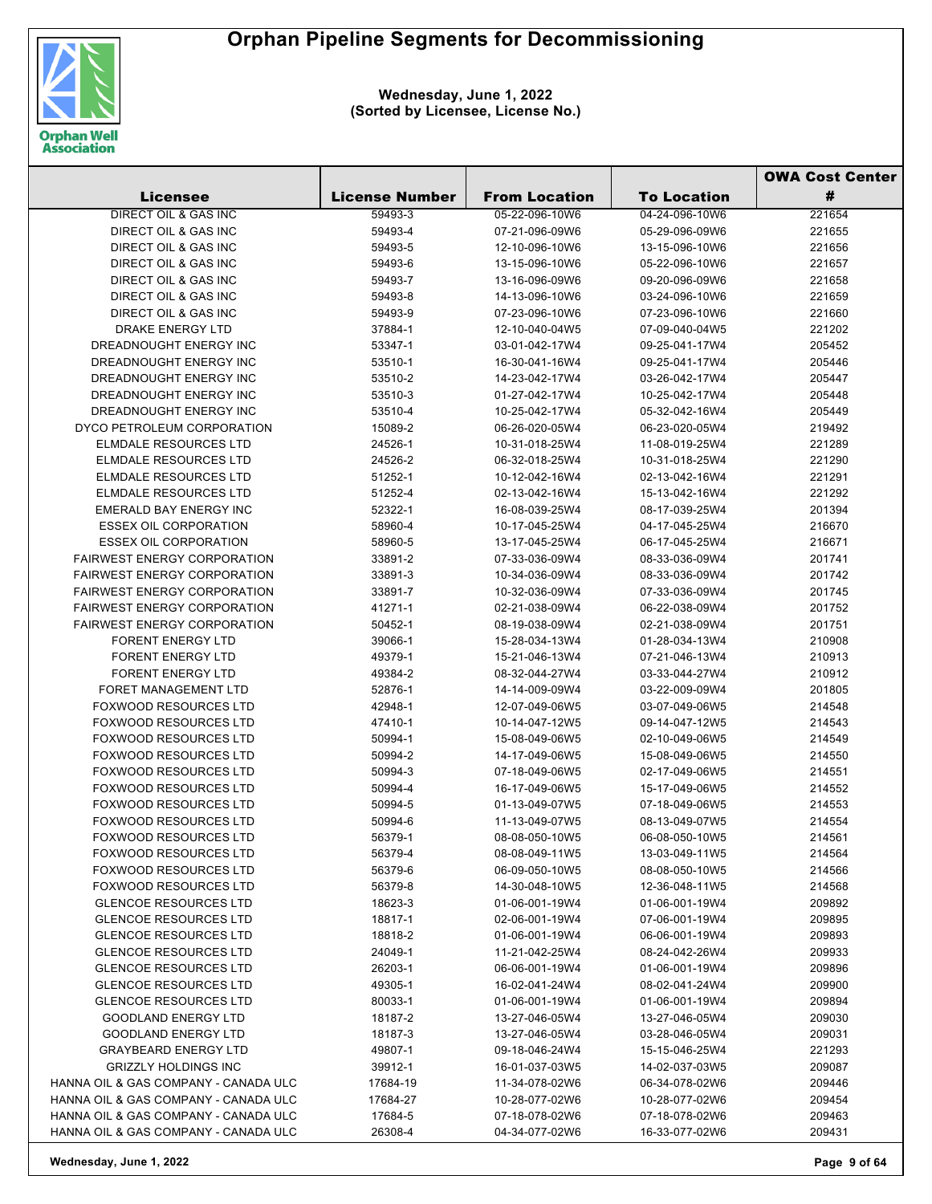# Orphan Pipeline Segments for Decommissioning

**Wednesday, June 1, 2022**
**(Sorted by Licensee, License No.)**

| Licensee | License Number | From Location | To Location | OWA Cost Center # |
|---|---|---|---|---|
| DIRECT OIL & GAS INC | 59493-3 | 05-22-096-10W6 | 04-24-096-10W6 | 221654 |
| DIRECT OIL & GAS INC | 59493-4 | 07-21-096-09W6 | 05-29-096-09W6 | 221655 |
| DIRECT OIL & GAS INC | 59493-5 | 12-10-096-10W6 | 13-15-096-10W6 | 221656 |
| DIRECT OIL & GAS INC | 59493-6 | 13-15-096-10W6 | 05-22-096-10W6 | 221657 |
| DIRECT OIL & GAS INC | 59493-7 | 13-16-096-09W6 | 09-20-096-09W6 | 221658 |
| DIRECT OIL & GAS INC | 59493-8 | 14-13-096-10W6 | 03-24-096-10W6 | 221659 |
| DIRECT OIL & GAS INC | 59493-9 | 07-23-096-10W6 | 07-23-096-10W6 | 221660 |
| DRAKE ENERGY LTD | 37884-1 | 12-10-040-04W5 | 07-09-040-04W5 | 221202 |
| DREADNOUGHT ENERGY INC | 53347-1 | 03-01-042-17W4 | 09-25-041-17W4 | 205452 |
| DREADNOUGHT ENERGY INC | 53510-1 | 16-30-041-16W4 | 09-25-041-17W4 | 205446 |
| DREADNOUGHT ENERGY INC | 53510-2 | 14-23-042-17W4 | 03-26-042-17W4 | 205447 |
| DREADNOUGHT ENERGY INC | 53510-3 | 01-27-042-17W4 | 10-25-042-17W4 | 205448 |
| DREADNOUGHT ENERGY INC | 53510-4 | 10-25-042-17W4 | 05-32-042-16W4 | 205449 |
| DYCO PETROLEUM CORPORATION | 15089-2 | 06-26-020-05W4 | 06-23-020-05W4 | 219492 |
| ELMDALE RESOURCES LTD | 24526-1 | 10-31-018-25W4 | 11-08-019-25W4 | 221289 |
| ELMDALE RESOURCES LTD | 24526-2 | 06-32-018-25W4 | 10-31-018-25W4 | 221290 |
| ELMDALE RESOURCES LTD | 51252-1 | 10-12-042-16W4 | 02-13-042-16W4 | 221291 |
| ELMDALE RESOURCES LTD | 51252-4 | 02-13-042-16W4 | 15-13-042-16W4 | 221292 |
| EMERALD BAY ENERGY INC | 52322-1 | 16-08-039-25W4 | 08-17-039-25W4 | 201394 |
| ESSEX OIL CORPORATION | 58960-4 | 10-17-045-25W4 | 04-17-045-25W4 | 216670 |
| ESSEX OIL CORPORATION | 58960-5 | 13-17-045-25W4 | 06-17-045-25W4 | 216671 |
| FAIRWEST ENERGY CORPORATION | 33891-2 | 07-33-036-09W4 | 08-33-036-09W4 | 201741 |
| FAIRWEST ENERGY CORPORATION | 33891-3 | 10-34-036-09W4 | 08-33-036-09W4 | 201742 |
| FAIRWEST ENERGY CORPORATION | 33891-7 | 10-32-036-09W4 | 07-33-036-09W4 | 201745 |
| FAIRWEST ENERGY CORPORATION | 41271-1 | 02-21-038-09W4 | 06-22-038-09W4 | 201752 |
| FAIRWEST ENERGY CORPORATION | 50452-1 | 08-19-038-09W4 | 02-21-038-09W4 | 201751 |
| FORENT ENERGY LTD | 39066-1 | 15-28-034-13W4 | 01-28-034-13W4 | 210908 |
| FORENT ENERGY LTD | 49379-1 | 15-21-046-13W4 | 07-21-046-13W4 | 210913 |
| FORENT ENERGY LTD | 49384-2 | 08-32-044-27W4 | 03-33-044-27W4 | 210912 |
| FORET MANAGEMENT LTD | 52876-1 | 14-14-009-09W4 | 03-22-009-09W4 | 201805 |
| FOXWOOD RESOURCES LTD | 42948-1 | 12-07-049-06W5 | 03-07-049-06W5 | 214548 |
| FOXWOOD RESOURCES LTD | 47410-1 | 10-14-047-12W5 | 09-14-047-12W5 | 214543 |
| FOXWOOD RESOURCES LTD | 50994-1 | 15-08-049-06W5 | 02-10-049-06W5 | 214549 |
| FOXWOOD RESOURCES LTD | 50994-2 | 14-17-049-06W5 | 15-08-049-06W5 | 214550 |
| FOXWOOD RESOURCES LTD | 50994-3 | 07-18-049-06W5 | 02-17-049-06W5 | 214551 |
| FOXWOOD RESOURCES LTD | 50994-4 | 16-17-049-06W5 | 15-17-049-06W5 | 214552 |
| FOXWOOD RESOURCES LTD | 50994-5 | 01-13-049-07W5 | 07-18-049-06W5 | 214553 |
| FOXWOOD RESOURCES LTD | 50994-6 | 11-13-049-07W5 | 08-13-049-07W5 | 214554 |
| FOXWOOD RESOURCES LTD | 56379-1 | 08-08-050-10W5 | 06-08-050-10W5 | 214561 |
| FOXWOOD RESOURCES LTD | 56379-4 | 08-08-049-11W5 | 13-03-049-11W5 | 214564 |
| FOXWOOD RESOURCES LTD | 56379-6 | 06-09-050-10W5 | 08-08-050-10W5 | 214566 |
| FOXWOOD RESOURCES LTD | 56379-8 | 14-30-048-10W5 | 12-36-048-11W5 | 214568 |
| GLENCOE RESOURCES LTD | 18623-3 | 01-06-001-19W4 | 01-06-001-19W4 | 209892 |
| GLENCOE RESOURCES LTD | 18817-1 | 02-06-001-19W4 | 07-06-001-19W4 | 209895 |
| GLENCOE RESOURCES LTD | 18818-2 | 01-06-001-19W4 | 06-06-001-19W4 | 209893 |
| GLENCOE RESOURCES LTD | 24049-1 | 11-21-042-25W4 | 08-24-042-26W4 | 209933 |
| GLENCOE RESOURCES LTD | 26203-1 | 06-06-001-19W4 | 01-06-001-19W4 | 209896 |
| GLENCOE RESOURCES LTD | 49305-1 | 16-02-041-24W4 | 08-02-041-24W4 | 209900 |
| GLENCOE RESOURCES LTD | 80033-1 | 01-06-001-19W4 | 01-06-001-19W4 | 209894 |
| GOODLAND ENERGY LTD | 18187-2 | 13-27-046-05W4 | 13-27-046-05W4 | 209030 |
| GOODLAND ENERGY LTD | 18187-3 | 13-27-046-05W4 | 03-28-046-05W4 | 209031 |
| GRAYBEARD ENERGY LTD | 49807-1 | 09-18-046-24W4 | 15-15-046-25W4 | 221293 |
| GRIZZLY HOLDINGS INC | 39912-1 | 16-01-037-03W5 | 14-02-037-03W5 | 209087 |
| HANNA OIL & GAS COMPANY - CANADA ULC | 17684-19 | 11-34-078-02W6 | 06-34-078-02W6 | 209446 |
| HANNA OIL & GAS COMPANY - CANADA ULC | 17684-27 | 10-28-077-02W6 | 10-28-077-02W6 | 209454 |
| HANNA OIL & GAS COMPANY - CANADA ULC | 17684-5 | 07-18-078-02W6 | 07-18-078-02W6 | 209463 |
| HANNA OIL & GAS COMPANY - CANADA ULC | 26308-4 | 04-34-077-02W6 | 16-33-077-02W6 | 209431 |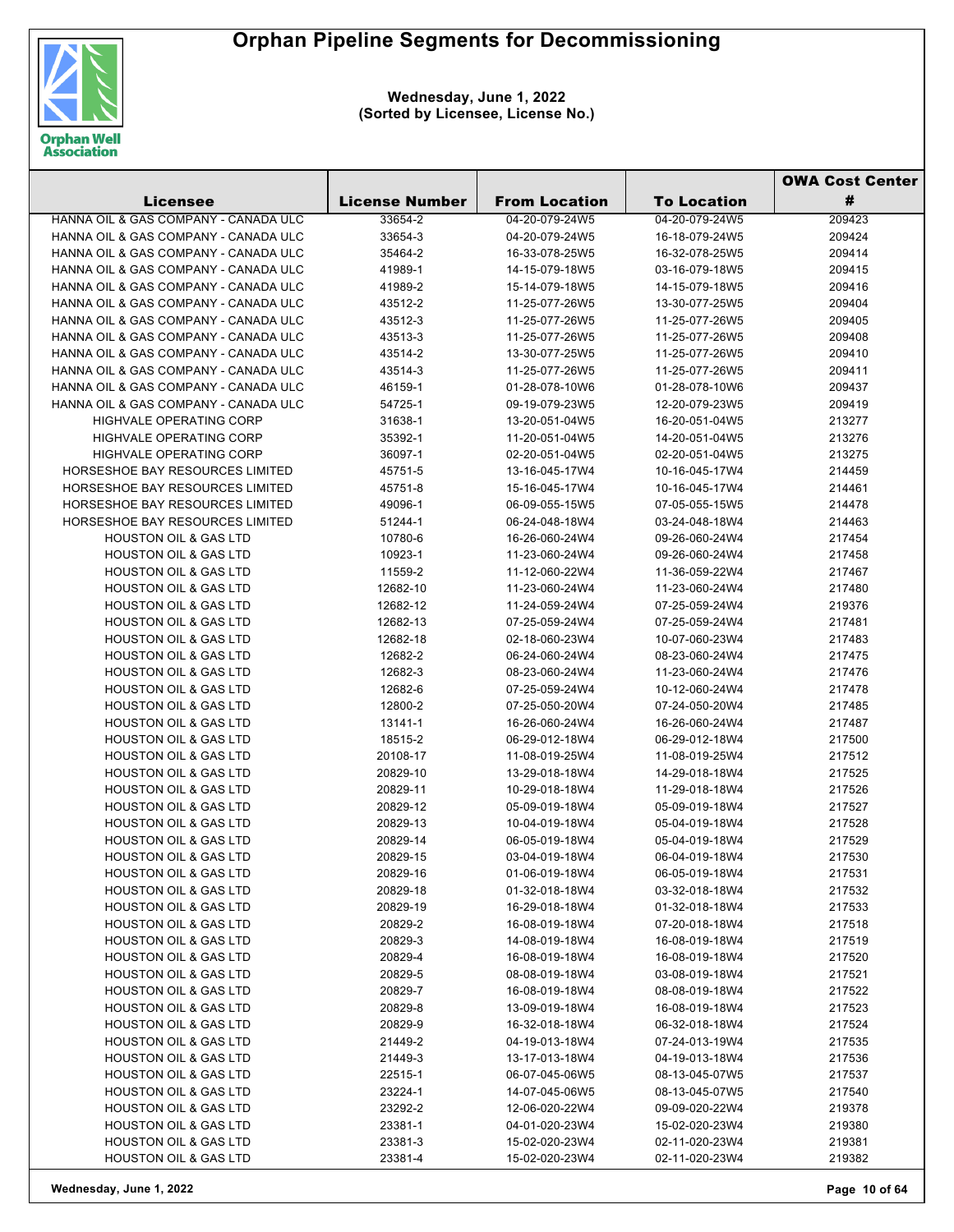# Orphan Pipeline Segments for Decommissioning

**Wednesday, June 1, 2022**
**(Sorted by Licensee, License No.)**

| Licensee | License Number | From Location | To Location | OWA Cost Center # |
|---|---|---|---|---|
| HANNA OIL & GAS COMPANY - CANADA ULC | 33654-2 | 04-20-079-24W5 | 04-20-079-24W5 | 209423 |
| HANNA OIL & GAS COMPANY - CANADA ULC | 33654-3 | 04-20-079-24W5 | 16-18-079-24W5 | 209424 |
| HANNA OIL & GAS COMPANY - CANADA ULC | 35464-2 | 16-33-078-25W5 | 16-32-078-25W5 | 209414 |
| HANNA OIL & GAS COMPANY - CANADA ULC | 41989-1 | 14-15-079-18W5 | 03-16-079-18W5 | 209415 |
| HANNA OIL & GAS COMPANY - CANADA ULC | 41989-2 | 15-14-079-18W5 | 14-15-079-18W5 | 209416 |
| HANNA OIL & GAS COMPANY - CANADA ULC | 43512-2 | 11-25-077-26W5 | 13-30-077-25W5 | 209404 |
| HANNA OIL & GAS COMPANY - CANADA ULC | 43512-3 | 11-25-077-26W5 | 11-25-077-26W5 | 209405 |
| HANNA OIL & GAS COMPANY - CANADA ULC | 43513-3 | 11-25-077-26W5 | 11-25-077-26W5 | 209408 |
| HANNA OIL & GAS COMPANY - CANADA ULC | 43514-2 | 13-30-077-25W5 | 11-25-077-26W5 | 209410 |
| HANNA OIL & GAS COMPANY - CANADA ULC | 43514-3 | 11-25-077-26W5 | 11-25-077-26W5 | 209411 |
| HANNA OIL & GAS COMPANY - CANADA ULC | 46159-1 | 01-28-078-10W6 | 01-28-078-10W6 | 209437 |
| HANNA OIL & GAS COMPANY - CANADA ULC | 54725-1 | 09-19-079-23W5 | 12-20-079-23W5 | 209419 |
| HIGHVALE OPERATING CORP | 31638-1 | 13-20-051-04W5 | 16-20-051-04W5 | 213277 |
| HIGHVALE OPERATING CORP | 35392-1 | 11-20-051-04W5 | 14-20-051-04W5 | 213276 |
| HIGHVALE OPERATING CORP | 36097-1 | 02-20-051-04W5 | 02-20-051-04W5 | 213275 |
| HORSESHOE BAY RESOURCES LIMITED | 45751-5 | 13-16-045-17W4 | 10-16-045-17W4 | 214459 |
| HORSESHOE BAY RESOURCES LIMITED | 45751-8 | 15-16-045-17W4 | 10-16-045-17W4 | 214461 |
| HORSESHOE BAY RESOURCES LIMITED | 49096-1 | 06-09-055-15W5 | 07-05-055-15W5 | 214478 |
| HORSESHOE BAY RESOURCES LIMITED | 51244-1 | 06-24-048-18W4 | 03-24-048-18W4 | 214463 |
| HOUSTON OIL & GAS LTD | 10780-6 | 16-26-060-24W4 | 09-26-060-24W4 | 217454 |
| HOUSTON OIL & GAS LTD | 10923-1 | 11-23-060-24W4 | 09-26-060-24W4 | 217458 |
| HOUSTON OIL & GAS LTD | 11559-2 | 11-12-060-22W4 | 11-36-059-22W4 | 217467 |
| HOUSTON OIL & GAS LTD | 12682-10 | 11-23-060-24W4 | 11-23-060-24W4 | 217480 |
| HOUSTON OIL & GAS LTD | 12682-12 | 11-24-059-24W4 | 07-25-059-24W4 | 219376 |
| HOUSTON OIL & GAS LTD | 12682-13 | 07-25-059-24W4 | 07-25-059-24W4 | 217481 |
| HOUSTON OIL & GAS LTD | 12682-18 | 02-18-060-23W4 | 10-07-060-23W4 | 217483 |
| HOUSTON OIL & GAS LTD | 12682-2 | 06-24-060-24W4 | 08-23-060-24W4 | 217475 |
| HOUSTON OIL & GAS LTD | 12682-3 | 08-23-060-24W4 | 11-23-060-24W4 | 217476 |
| HOUSTON OIL & GAS LTD | 12682-6 | 07-25-059-24W4 | 10-12-060-24W4 | 217478 |
| HOUSTON OIL & GAS LTD | 12800-2 | 07-25-050-20W4 | 07-24-050-20W4 | 217485 |
| HOUSTON OIL & GAS LTD | 13141-1 | 16-26-060-24W4 | 16-26-060-24W4 | 217487 |
| HOUSTON OIL & GAS LTD | 18515-2 | 06-29-012-18W4 | 06-29-012-18W4 | 217500 |
| HOUSTON OIL & GAS LTD | 20108-17 | 11-08-019-25W4 | 11-08-019-25W4 | 217512 |
| HOUSTON OIL & GAS LTD | 20829-10 | 13-29-018-18W4 | 14-29-018-18W4 | 217525 |
| HOUSTON OIL & GAS LTD | 20829-11 | 10-29-018-18W4 | 11-29-018-18W4 | 217526 |
| HOUSTON OIL & GAS LTD | 20829-12 | 05-09-019-18W4 | 05-09-019-18W4 | 217527 |
| HOUSTON OIL & GAS LTD | 20829-13 | 10-04-019-18W4 | 05-04-019-18W4 | 217528 |
| HOUSTON OIL & GAS LTD | 20829-14 | 06-05-019-18W4 | 05-04-019-18W4 | 217529 |
| HOUSTON OIL & GAS LTD | 20829-15 | 03-04-019-18W4 | 06-04-019-18W4 | 217530 |
| HOUSTON OIL & GAS LTD | 20829-16 | 01-06-019-18W4 | 06-05-019-18W4 | 217531 |
| HOUSTON OIL & GAS LTD | 20829-18 | 01-32-018-18W4 | 03-32-018-18W4 | 217532 |
| HOUSTON OIL & GAS LTD | 20829-19 | 16-29-018-18W4 | 01-32-018-18W4 | 217533 |
| HOUSTON OIL & GAS LTD | 20829-2 | 16-08-019-18W4 | 07-20-018-18W4 | 217518 |
| HOUSTON OIL & GAS LTD | 20829-3 | 14-08-019-18W4 | 16-08-019-18W4 | 217519 |
| HOUSTON OIL & GAS LTD | 20829-4 | 16-08-019-18W4 | 16-08-019-18W4 | 217520 |
| HOUSTON OIL & GAS LTD | 20829-5 | 08-08-019-18W4 | 03-08-019-18W4 | 217521 |
| HOUSTON OIL & GAS LTD | 20829-7 | 16-08-019-18W4 | 08-08-019-18W4 | 217522 |
| HOUSTON OIL & GAS LTD | 20829-8 | 13-09-019-18W4 | 16-08-019-18W4 | 217523 |
| HOUSTON OIL & GAS LTD | 20829-9 | 16-32-018-18W4 | 06-32-018-18W4 | 217524 |
| HOUSTON OIL & GAS LTD | 21449-2 | 04-19-013-18W4 | 07-24-013-19W4 | 217535 |
| HOUSTON OIL & GAS LTD | 21449-3 | 13-17-013-18W4 | 04-19-013-18W4 | 217536 |
| HOUSTON OIL & GAS LTD | 22515-1 | 06-07-045-06W5 | 08-13-045-07W5 | 217537 |
| HOUSTON OIL & GAS LTD | 23224-1 | 14-07-045-06W5 | 08-13-045-07W5 | 217540 |
| HOUSTON OIL & GAS LTD | 23292-2 | 12-06-020-22W4 | 09-09-020-22W4 | 219378 |
| HOUSTON OIL & GAS LTD | 23381-1 | 04-01-020-23W4 | 15-02-020-23W4 | 219380 |
| HOUSTON OIL & GAS LTD | 23381-3 | 15-02-020-23W4 | 02-11-020-23W4 | 219381 |
| HOUSTON OIL & GAS LTD | 23381-4 | 15-02-020-23W4 | 02-11-020-23W4 | 219382 |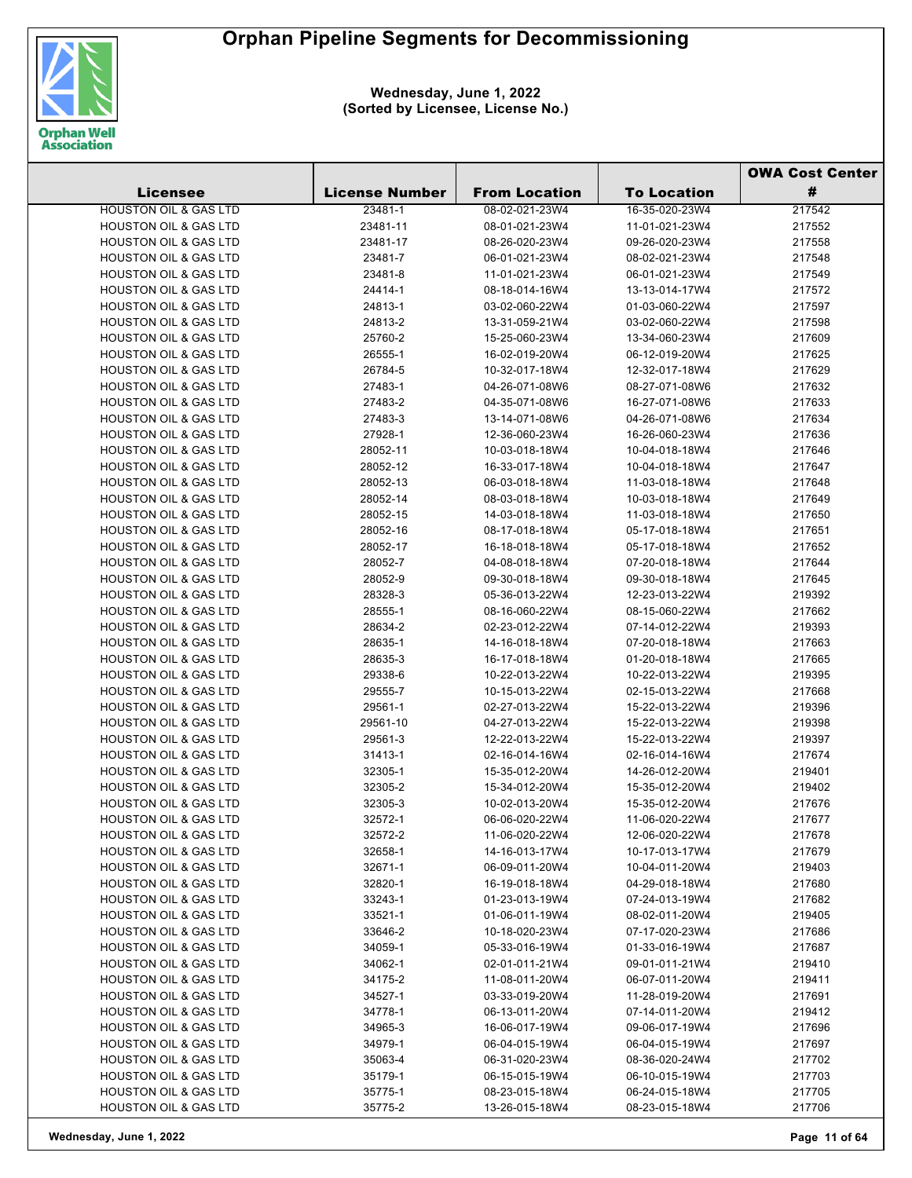# Orphan Pipeline Segments for Decommissioning

**Wednesday, June 1, 2022**
**(Sorted by Licensee, License No.)**

| Licensee | License Number | From Location | To Location | OWA Cost Center # |
|---|---|---|---|---|
| HOUSTON OIL & GAS LTD | 23481-1 | 08-02-021-23W4 | 16-35-020-23W4 | 217542 |
| HOUSTON OIL & GAS LTD | 23481-11 | 08-01-021-23W4 | 11-01-021-23W4 | 217552 |
| HOUSTON OIL & GAS LTD | 23481-17 | 08-26-020-23W4 | 09-26-020-23W4 | 217558 |
| HOUSTON OIL & GAS LTD | 23481-7 | 06-01-021-23W4 | 08-02-021-23W4 | 217548 |
| HOUSTON OIL & GAS LTD | 23481-8 | 11-01-021-23W4 | 06-01-021-23W4 | 217549 |
| HOUSTON OIL & GAS LTD | 24414-1 | 08-18-014-16W4 | 13-13-014-17W4 | 217572 |
| HOUSTON OIL & GAS LTD | 24813-1 | 03-02-060-22W4 | 01-03-060-22W4 | 217597 |
| HOUSTON OIL & GAS LTD | 24813-2 | 13-31-059-21W4 | 03-02-060-22W4 | 217598 |
| HOUSTON OIL & GAS LTD | 25760-2 | 15-25-060-23W4 | 13-34-060-23W4 | 217609 |
| HOUSTON OIL & GAS LTD | 26555-1 | 16-02-019-20W4 | 06-12-019-20W4 | 217625 |
| HOUSTON OIL & GAS LTD | 26784-5 | 10-32-017-18W4 | 12-32-017-18W4 | 217629 |
| HOUSTON OIL & GAS LTD | 27483-1 | 04-26-071-08W6 | 08-27-071-08W6 | 217632 |
| HOUSTON OIL & GAS LTD | 27483-2 | 04-35-071-08W6 | 16-27-071-08W6 | 217633 |
| HOUSTON OIL & GAS LTD | 27483-3 | 13-14-071-08W6 | 04-26-071-08W6 | 217634 |
| HOUSTON OIL & GAS LTD | 27928-1 | 12-36-060-23W4 | 16-26-060-23W4 | 217636 |
| HOUSTON OIL & GAS LTD | 28052-11 | 10-03-018-18W4 | 10-04-018-18W4 | 217646 |
| HOUSTON OIL & GAS LTD | 28052-12 | 16-33-017-18W4 | 10-04-018-18W4 | 217647 |
| HOUSTON OIL & GAS LTD | 28052-13 | 06-03-018-18W4 | 11-03-018-18W4 | 217648 |
| HOUSTON OIL & GAS LTD | 28052-14 | 08-03-018-18W4 | 10-03-018-18W4 | 217649 |
| HOUSTON OIL & GAS LTD | 28052-15 | 14-03-018-18W4 | 11-03-018-18W4 | 217650 |
| HOUSTON OIL & GAS LTD | 28052-16 | 08-17-018-18W4 | 05-17-018-18W4 | 217651 |
| HOUSTON OIL & GAS LTD | 28052-17 | 16-18-018-18W4 | 05-17-018-18W4 | 217652 |
| HOUSTON OIL & GAS LTD | 28052-7 | 04-08-018-18W4 | 07-20-018-18W4 | 217644 |
| HOUSTON OIL & GAS LTD | 28052-9 | 09-30-018-18W4 | 09-30-018-18W4 | 217645 |
| HOUSTON OIL & GAS LTD | 28328-3 | 05-36-013-22W4 | 12-23-013-22W4 | 219392 |
| HOUSTON OIL & GAS LTD | 28555-1 | 08-16-060-22W4 | 08-15-060-22W4 | 217662 |
| HOUSTON OIL & GAS LTD | 28634-2 | 02-23-012-22W4 | 07-14-012-22W4 | 219393 |
| HOUSTON OIL & GAS LTD | 28635-1 | 14-16-018-18W4 | 07-20-018-18W4 | 217663 |
| HOUSTON OIL & GAS LTD | 28635-3 | 16-17-018-18W4 | 01-20-018-18W4 | 217665 |
| HOUSTON OIL & GAS LTD | 29338-6 | 10-22-013-22W4 | 10-22-013-22W4 | 219395 |
| HOUSTON OIL & GAS LTD | 29555-7 | 10-15-013-22W4 | 02-15-013-22W4 | 217668 |
| HOUSTON OIL & GAS LTD | 29561-1 | 02-27-013-22W4 | 15-22-013-22W4 | 219396 |
| HOUSTON OIL & GAS LTD | 29561-10 | 04-27-013-22W4 | 15-22-013-22W4 | 219398 |
| HOUSTON OIL & GAS LTD | 29561-3 | 12-22-013-22W4 | 15-22-013-22W4 | 219397 |
| HOUSTON OIL & GAS LTD | 31413-1 | 02-16-014-16W4 | 02-16-014-16W4 | 217674 |
| HOUSTON OIL & GAS LTD | 32305-1 | 15-35-012-20W4 | 14-26-012-20W4 | 219401 |
| HOUSTON OIL & GAS LTD | 32305-2 | 15-34-012-20W4 | 15-35-012-20W4 | 219402 |
| HOUSTON OIL & GAS LTD | 32305-3 | 10-02-013-20W4 | 15-35-012-20W4 | 217676 |
| HOUSTON OIL & GAS LTD | 32572-1 | 06-06-020-22W4 | 11-06-020-22W4 | 217677 |
| HOUSTON OIL & GAS LTD | 32572-2 | 11-06-020-22W4 | 12-06-020-22W4 | 217678 |
| HOUSTON OIL & GAS LTD | 32658-1 | 14-16-013-17W4 | 10-17-013-17W4 | 217679 |
| HOUSTON OIL & GAS LTD | 32671-1 | 06-09-011-20W4 | 10-04-011-20W4 | 219403 |
| HOUSTON OIL & GAS LTD | 32820-1 | 16-19-018-18W4 | 04-29-018-18W4 | 217680 |
| HOUSTON OIL & GAS LTD | 33243-1 | 01-23-013-19W4 | 07-24-013-19W4 | 217682 |
| HOUSTON OIL & GAS LTD | 33521-1 | 01-06-011-19W4 | 08-02-011-20W4 | 219405 |
| HOUSTON OIL & GAS LTD | 33646-2 | 10-18-020-23W4 | 07-17-020-23W4 | 217686 |
| HOUSTON OIL & GAS LTD | 34059-1 | 05-33-016-19W4 | 01-33-016-19W4 | 217687 |
| HOUSTON OIL & GAS LTD | 34062-1 | 02-01-011-21W4 | 09-01-011-21W4 | 219410 |
| HOUSTON OIL & GAS LTD | 34175-2 | 11-08-011-20W4 | 06-07-011-20W4 | 219411 |
| HOUSTON OIL & GAS LTD | 34527-1 | 03-33-019-20W4 | 11-28-019-20W4 | 217691 |
| HOUSTON OIL & GAS LTD | 34778-1 | 06-13-011-20W4 | 07-14-011-20W4 | 219412 |
| HOUSTON OIL & GAS LTD | 34965-3 | 16-06-017-19W4 | 09-06-017-19W4 | 217696 |
| HOUSTON OIL & GAS LTD | 34979-1 | 06-04-015-19W4 | 06-04-015-19W4 | 217697 |
| HOUSTON OIL & GAS LTD | 35063-4 | 06-31-020-23W4 | 08-36-020-24W4 | 217702 |
| HOUSTON OIL & GAS LTD | 35179-1 | 06-15-015-19W4 | 06-10-015-19W4 | 217703 |
| HOUSTON OIL & GAS LTD | 35775-1 | 08-23-015-18W4 | 06-24-015-18W4 | 217705 |
| HOUSTON OIL & GAS LTD | 35775-2 | 13-26-015-18W4 | 08-23-015-18W4 | 217706 |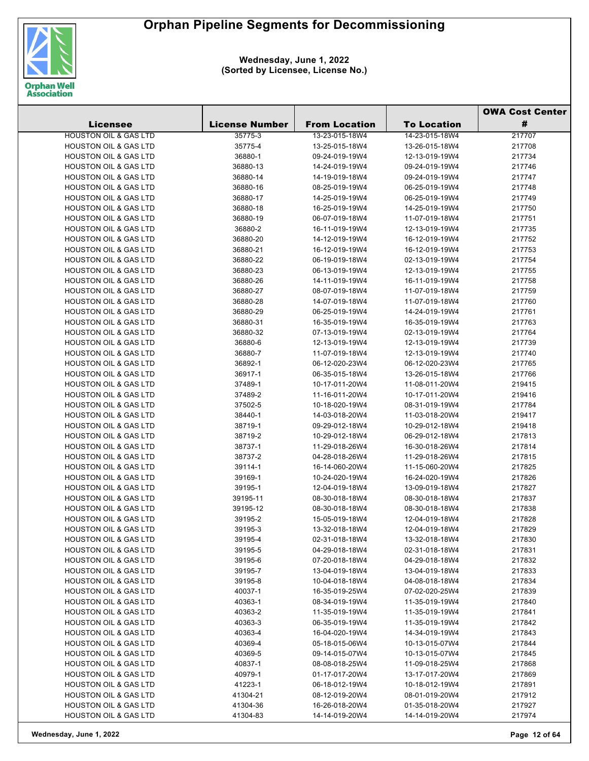# Orphan Pipeline Segments for Decommissioning

**Wednesday, June 1, 2022**
**(Sorted by Licensee, License No.)**

| Licensee | License Number | From Location | To Location | OWA Cost Center # |
|---|---|---|---|---|
| HOUSTON OIL & GAS LTD | 35775-3 | 13-23-015-18W4 | 14-23-015-18W4 | 217707 |
| HOUSTON OIL & GAS LTD | 35775-4 | 13-25-015-18W4 | 13-26-015-18W4 | 217708 |
| HOUSTON OIL & GAS LTD | 36880-1 | 09-24-019-19W4 | 12-13-019-19W4 | 217734 |
| HOUSTON OIL & GAS LTD | 36880-13 | 14-24-019-19W4 | 09-24-019-19W4 | 217746 |
| HOUSTON OIL & GAS LTD | 36880-14 | 14-19-019-18W4 | 09-24-019-19W4 | 217747 |
| HOUSTON OIL & GAS LTD | 36880-16 | 08-25-019-19W4 | 06-25-019-19W4 | 217748 |
| HOUSTON OIL & GAS LTD | 36880-17 | 14-25-019-19W4 | 06-25-019-19W4 | 217749 |
| HOUSTON OIL & GAS LTD | 36880-18 | 16-25-019-19W4 | 14-25-019-19W4 | 217750 |
| HOUSTON OIL & GAS LTD | 36880-19 | 06-07-019-18W4 | 11-07-019-18W4 | 217751 |
| HOUSTON OIL & GAS LTD | 36880-2 | 16-11-019-19W4 | 12-13-019-19W4 | 217735 |
| HOUSTON OIL & GAS LTD | 36880-20 | 14-12-019-19W4 | 16-12-019-19W4 | 217752 |
| HOUSTON OIL & GAS LTD | 36880-21 | 16-12-019-19W4 | 16-12-019-19W4 | 217753 |
| HOUSTON OIL & GAS LTD | 36880-22 | 06-19-019-18W4 | 02-13-019-19W4 | 217754 |
| HOUSTON OIL & GAS LTD | 36880-23 | 06-13-019-19W4 | 12-13-019-19W4 | 217755 |
| HOUSTON OIL & GAS LTD | 36880-26 | 14-11-019-19W4 | 16-11-019-19W4 | 217758 |
| HOUSTON OIL & GAS LTD | 36880-27 | 08-07-019-18W4 | 11-07-019-18W4 | 217759 |
| HOUSTON OIL & GAS LTD | 36880-28 | 14-07-019-18W4 | 11-07-019-18W4 | 217760 |
| HOUSTON OIL & GAS LTD | 36880-29 | 06-25-019-19W4 | 14-24-019-19W4 | 217761 |
| HOUSTON OIL & GAS LTD | 36880-31 | 16-35-019-19W4 | 16-35-019-19W4 | 217763 |
| HOUSTON OIL & GAS LTD | 36880-32 | 07-13-019-19W4 | 02-13-019-19W4 | 217764 |
| HOUSTON OIL & GAS LTD | 36880-6 | 12-13-019-19W4 | 12-13-019-19W4 | 217739 |
| HOUSTON OIL & GAS LTD | 36880-7 | 11-07-019-18W4 | 12-13-019-19W4 | 217740 |
| HOUSTON OIL & GAS LTD | 36892-1 | 06-12-020-23W4 | 06-12-020-23W4 | 217765 |
| HOUSTON OIL & GAS LTD | 36917-1 | 06-35-015-18W4 | 13-26-015-18W4 | 217766 |
| HOUSTON OIL & GAS LTD | 37489-1 | 10-17-011-20W4 | 11-08-011-20W4 | 219415 |
| HOUSTON OIL & GAS LTD | 37489-2 | 11-16-011-20W4 | 10-17-011-20W4 | 219416 |
| HOUSTON OIL & GAS LTD | 37502-5 | 10-18-020-19W4 | 08-31-019-19W4 | 217784 |
| HOUSTON OIL & GAS LTD | 38440-1 | 14-03-018-20W4 | 11-03-018-20W4 | 219417 |
| HOUSTON OIL & GAS LTD | 38719-1 | 09-29-012-18W4 | 10-29-012-18W4 | 219418 |
| HOUSTON OIL & GAS LTD | 38719-2 | 10-29-012-18W4 | 06-29-012-18W4 | 217813 |
| HOUSTON OIL & GAS LTD | 38737-1 | 11-29-018-26W4 | 16-30-018-26W4 | 217814 |
| HOUSTON OIL & GAS LTD | 38737-2 | 04-28-018-26W4 | 11-29-018-26W4 | 217815 |
| HOUSTON OIL & GAS LTD | 39114-1 | 16-14-060-20W4 | 11-15-060-20W4 | 217825 |
| HOUSTON OIL & GAS LTD | 39169-1 | 10-24-020-19W4 | 16-24-020-19W4 | 217826 |
| HOUSTON OIL & GAS LTD | 39195-1 | 12-04-019-18W4 | 13-09-019-18W4 | 217827 |
| HOUSTON OIL & GAS LTD | 39195-11 | 08-30-018-18W4 | 08-30-018-18W4 | 217837 |
| HOUSTON OIL & GAS LTD | 39195-12 | 08-30-018-18W4 | 08-30-018-18W4 | 217838 |
| HOUSTON OIL & GAS LTD | 39195-2 | 15-05-019-18W4 | 12-04-019-18W4 | 217828 |
| HOUSTON OIL & GAS LTD | 39195-3 | 13-32-018-18W4 | 12-04-019-18W4 | 217829 |
| HOUSTON OIL & GAS LTD | 39195-4 | 02-31-018-18W4 | 13-32-018-18W4 | 217830 |
| HOUSTON OIL & GAS LTD | 39195-5 | 04-29-018-18W4 | 02-31-018-18W4 | 217831 |
| HOUSTON OIL & GAS LTD | 39195-6 | 07-20-018-18W4 | 04-29-018-18W4 | 217832 |
| HOUSTON OIL & GAS LTD | 39195-7 | 13-04-019-18W4 | 13-04-019-18W4 | 217833 |
| HOUSTON OIL & GAS LTD | 39195-8 | 10-04-018-18W4 | 04-08-018-18W4 | 217834 |
| HOUSTON OIL & GAS LTD | 40037-1 | 16-35-019-25W4 | 07-02-020-25W4 | 217839 |
| HOUSTON OIL & GAS LTD | 40363-1 | 08-34-019-19W4 | 11-35-019-19W4 | 217840 |
| HOUSTON OIL & GAS LTD | 40363-2 | 11-35-019-19W4 | 11-35-019-19W4 | 217841 |
| HOUSTON OIL & GAS LTD | 40363-3 | 06-35-019-19W4 | 11-35-019-19W4 | 217842 |
| HOUSTON OIL & GAS LTD | 40363-4 | 16-04-020-19W4 | 14-34-019-19W4 | 217843 |
| HOUSTON OIL & GAS LTD | 40369-4 | 05-18-015-06W4 | 10-13-015-07W4 | 217844 |
| HOUSTON OIL & GAS LTD | 40369-5 | 09-14-015-07W4 | 10-13-015-07W4 | 217845 |
| HOUSTON OIL & GAS LTD | 40837-1 | 08-08-018-25W4 | 11-09-018-25W4 | 217868 |
| HOUSTON OIL & GAS LTD | 40979-1 | 01-17-017-20W4 | 13-17-017-20W4 | 217869 |
| HOUSTON OIL & GAS LTD | 41223-1 | 06-18-012-19W4 | 10-18-012-19W4 | 217891 |
| HOUSTON OIL & GAS LTD | 41304-21 | 08-12-019-20W4 | 08-01-019-20W4 | 217912 |
| HOUSTON OIL & GAS LTD | 41304-36 | 16-26-018-20W4 | 01-35-018-20W4 | 217927 |
| HOUSTON OIL & GAS LTD | 41304-83 | 14-14-019-20W4 | 14-14-019-20W4 | 217974 |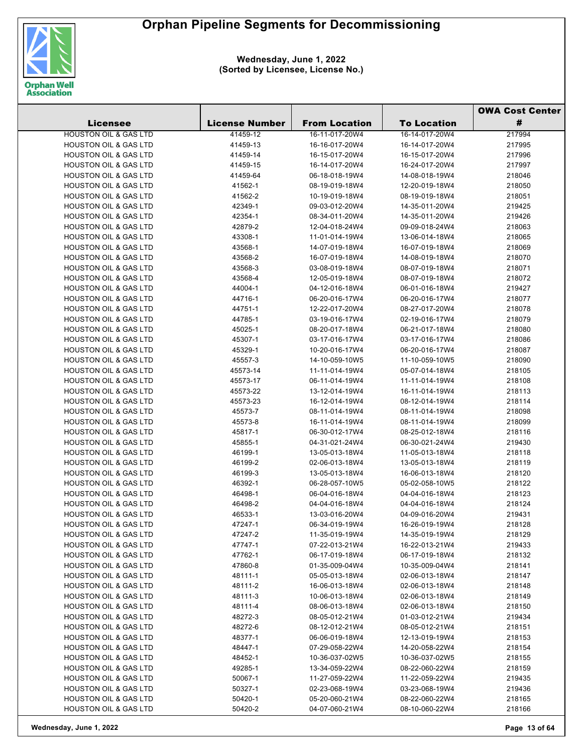# Orphan Pipeline Segments for Decommissioning

**Wednesday, June 1, 2022**
**(Sorted by Licensee, License No.)**

| Licensee | License Number | From Location | To Location | OWA Cost Center # |
|---|---|---|---|---|
| HOUSTON OIL & GAS LTD | 41459-12 | 16-11-017-20W4 | 16-14-017-20W4 | 217994 |
| HOUSTON OIL & GAS LTD | 41459-13 | 16-16-017-20W4 | 16-14-017-20W4 | 217995 |
| HOUSTON OIL & GAS LTD | 41459-14 | 16-15-017-20W4 | 16-15-017-20W4 | 217996 |
| HOUSTON OIL & GAS LTD | 41459-15 | 16-14-017-20W4 | 16-24-017-20W4 | 217997 |
| HOUSTON OIL & GAS LTD | 41459-64 | 06-18-018-19W4 | 14-08-018-19W4 | 218046 |
| HOUSTON OIL & GAS LTD | 41562-1 | 08-19-019-18W4 | 12-20-019-18W4 | 218050 |
| HOUSTON OIL & GAS LTD | 41562-2 | 10-19-019-18W4 | 08-19-019-18W4 | 218051 |
| HOUSTON OIL & GAS LTD | 42349-1 | 09-03-012-20W4 | 14-35-011-20W4 | 219425 |
| HOUSTON OIL & GAS LTD | 42354-1 | 08-34-011-20W4 | 14-35-011-20W4 | 219426 |
| HOUSTON OIL & GAS LTD | 42879-2 | 12-04-018-24W4 | 09-09-018-24W4 | 218063 |
| HOUSTON OIL & GAS LTD | 43308-1 | 11-01-014-19W4 | 13-06-014-18W4 | 218065 |
| HOUSTON OIL & GAS LTD | 43568-1 | 14-07-019-18W4 | 16-07-019-18W4 | 218069 |
| HOUSTON OIL & GAS LTD | 43568-2 | 16-07-019-18W4 | 14-08-019-18W4 | 218070 |
| HOUSTON OIL & GAS LTD | 43568-3 | 03-08-019-18W4 | 08-07-019-18W4 | 218071 |
| HOUSTON OIL & GAS LTD | 43568-4 | 12-05-019-18W4 | 08-07-019-18W4 | 218072 |
| HOUSTON OIL & GAS LTD | 44004-1 | 04-12-016-18W4 | 06-01-016-18W4 | 219427 |
| HOUSTON OIL & GAS LTD | 44716-1 | 06-20-016-17W4 | 06-20-016-17W4 | 218077 |
| HOUSTON OIL & GAS LTD | 44751-1 | 12-22-017-20W4 | 08-27-017-20W4 | 218078 |
| HOUSTON OIL & GAS LTD | 44785-1 | 03-19-016-17W4 | 02-19-016-17W4 | 218079 |
| HOUSTON OIL & GAS LTD | 45025-1 | 08-20-017-18W4 | 06-21-017-18W4 | 218080 |
| HOUSTON OIL & GAS LTD | 45307-1 | 03-17-016-17W4 | 03-17-016-17W4 | 218086 |
| HOUSTON OIL & GAS LTD | 45329-1 | 10-20-016-17W4 | 06-20-016-17W4 | 218087 |
| HOUSTON OIL & GAS LTD | 45557-3 | 14-10-059-10W5 | 11-10-059-10W5 | 218090 |
| HOUSTON OIL & GAS LTD | 45573-14 | 11-11-014-19W4 | 05-07-014-18W4 | 218105 |
| HOUSTON OIL & GAS LTD | 45573-17 | 06-11-014-19W4 | 11-11-014-19W4 | 218108 |
| HOUSTON OIL & GAS LTD | 45573-22 | 13-12-014-19W4 | 16-11-014-19W4 | 218113 |
| HOUSTON OIL & GAS LTD | 45573-23 | 16-12-014-19W4 | 08-12-014-19W4 | 218114 |
| HOUSTON OIL & GAS LTD | 45573-7 | 08-11-014-19W4 | 08-11-014-19W4 | 218098 |
| HOUSTON OIL & GAS LTD | 45573-8 | 16-11-014-19W4 | 08-11-014-19W4 | 218099 |
| HOUSTON OIL & GAS LTD | 45817-1 | 06-30-012-17W4 | 08-25-012-18W4 | 218116 |
| HOUSTON OIL & GAS LTD | 45855-1 | 04-31-021-24W4 | 06-30-021-24W4 | 219430 |
| HOUSTON OIL & GAS LTD | 46199-1 | 13-05-013-18W4 | 11-05-013-18W4 | 218118 |
| HOUSTON OIL & GAS LTD | 46199-2 | 02-06-013-18W4 | 13-05-013-18W4 | 218119 |
| HOUSTON OIL & GAS LTD | 46199-3 | 13-05-013-18W4 | 16-06-013-18W4 | 218120 |
| HOUSTON OIL & GAS LTD | 46392-1 | 06-28-057-10W5 | 05-02-058-10W5 | 218122 |
| HOUSTON OIL & GAS LTD | 46498-1 | 06-04-016-18W4 | 04-04-016-18W4 | 218123 |
| HOUSTON OIL & GAS LTD | 46498-2 | 04-04-016-18W4 | 04-04-016-18W4 | 218124 |
| HOUSTON OIL & GAS LTD | 46533-1 | 13-03-016-20W4 | 04-09-016-20W4 | 219431 |
| HOUSTON OIL & GAS LTD | 47247-1 | 06-34-019-19W4 | 16-26-019-19W4 | 218128 |
| HOUSTON OIL & GAS LTD | 47247-2 | 11-35-019-19W4 | 14-35-019-19W4 | 218129 |
| HOUSTON OIL & GAS LTD | 47747-1 | 07-22-013-21W4 | 16-22-013-21W4 | 219433 |
| HOUSTON OIL & GAS LTD | 47762-1 | 06-17-019-18W4 | 06-17-019-18W4 | 218132 |
| HOUSTON OIL & GAS LTD | 47860-8 | 01-35-009-04W4 | 10-35-009-04W4 | 218141 |
| HOUSTON OIL & GAS LTD | 48111-1 | 05-05-013-18W4 | 02-06-013-18W4 | 218147 |
| HOUSTON OIL & GAS LTD | 48111-2 | 16-06-013-18W4 | 02-06-013-18W4 | 218148 |
| HOUSTON OIL & GAS LTD | 48111-3 | 10-06-013-18W4 | 02-06-013-18W4 | 218149 |
| HOUSTON OIL & GAS LTD | 48111-4 | 08-06-013-18W4 | 02-06-013-18W4 | 218150 |
| HOUSTON OIL & GAS LTD | 48272-3 | 08-05-012-21W4 | 01-03-012-21W4 | 219434 |
| HOUSTON OIL & GAS LTD | 48272-6 | 08-12-012-21W4 | 08-05-012-21W4 | 218151 |
| HOUSTON OIL & GAS LTD | 48377-1 | 06-06-019-18W4 | 12-13-019-19W4 | 218153 |
| HOUSTON OIL & GAS LTD | 48447-1 | 07-29-058-22W4 | 14-20-058-22W4 | 218154 |
| HOUSTON OIL & GAS LTD | 48452-1 | 10-36-037-02W5 | 10-36-037-02W5 | 218155 |
| HOUSTON OIL & GAS LTD | 49285-1 | 13-34-059-22W4 | 08-22-060-22W4 | 218159 |
| HOUSTON OIL & GAS LTD | 50067-1 | 11-27-059-22W4 | 11-22-059-22W4 | 219435 |
| HOUSTON OIL & GAS LTD | 50327-1 | 02-23-068-19W4 | 03-23-068-19W4 | 219436 |
| HOUSTON OIL & GAS LTD | 50420-1 | 05-20-060-21W4 | 08-22-060-22W4 | 218165 |
| HOUSTON OIL & GAS LTD | 50420-2 | 04-07-060-21W4 | 08-10-060-22W4 | 218166 |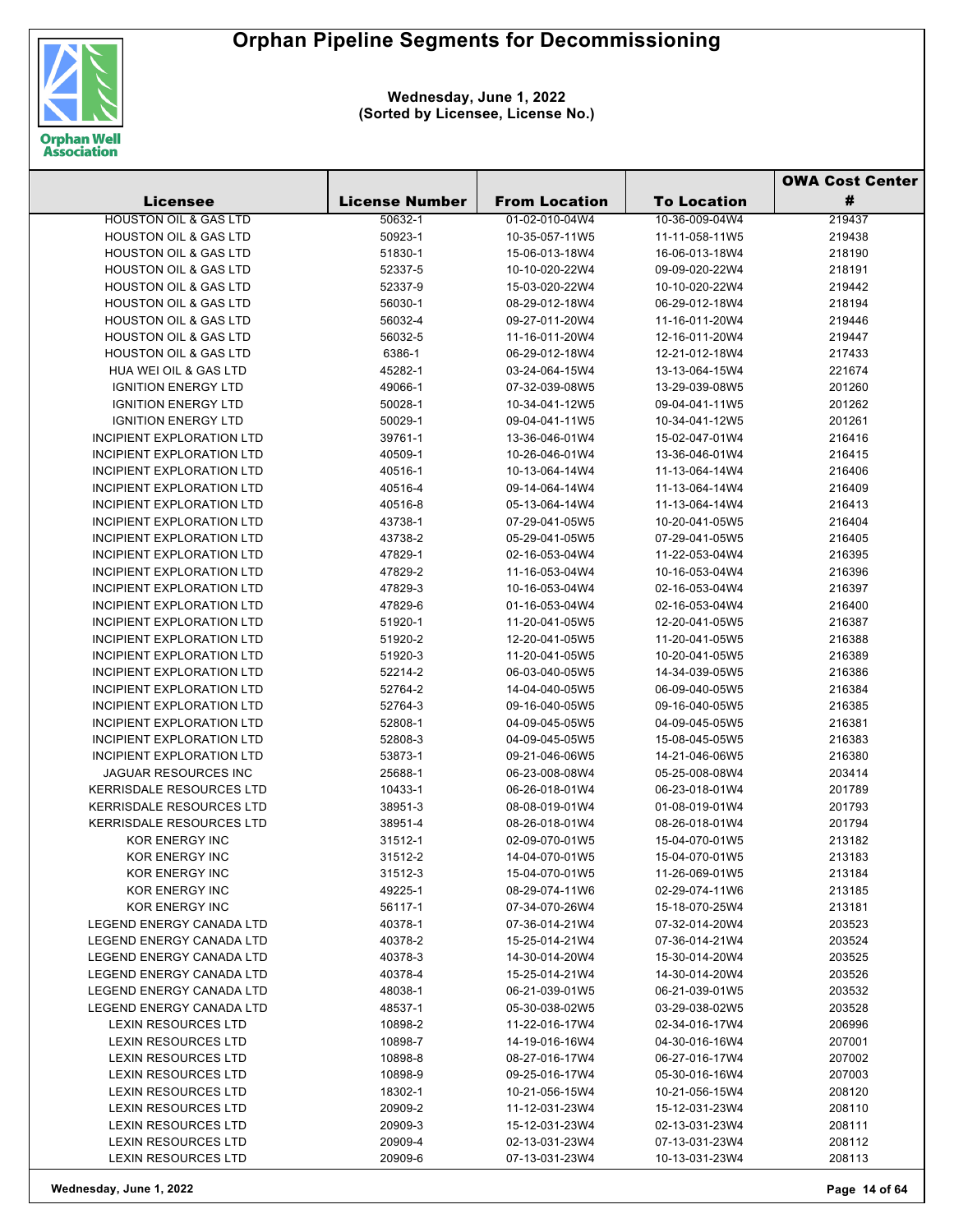# Orphan Pipeline Segments for Decommissioning

**Wednesday, June 1, 2022**
**(Sorted by Licensee, License No.)**

| Licensee | License Number | From Location | To Location | OWA Cost Center # |
|---|---|---|---|---|
| HOUSTON OIL & GAS LTD | 50632-1 | 01-02-010-04W4 | 10-36-009-04W4 | 219437 |
| HOUSTON OIL & GAS LTD | 50923-1 | 10-35-057-11W5 | 11-11-058-11W5 | 219438 |
| HOUSTON OIL & GAS LTD | 51830-1 | 15-06-013-18W4 | 16-06-013-18W4 | 218190 |
| HOUSTON OIL & GAS LTD | 52337-5 | 10-10-020-22W4 | 09-09-020-22W4 | 218191 |
| HOUSTON OIL & GAS LTD | 52337-9 | 15-03-020-22W4 | 10-10-020-22W4 | 219442 |
| HOUSTON OIL & GAS LTD | 56030-1 | 08-29-012-18W4 | 06-29-012-18W4 | 218194 |
| HOUSTON OIL & GAS LTD | 56032-4 | 09-27-011-20W4 | 11-16-011-20W4 | 219446 |
| HOUSTON OIL & GAS LTD | 56032-5 | 11-16-011-20W4 | 12-16-011-20W4 | 219447 |
| HOUSTON OIL & GAS LTD | 6386-1 | 06-29-012-18W4 | 12-21-012-18W4 | 217433 |
| HUA WEI OIL & GAS LTD | 45282-1 | 03-24-064-15W4 | 13-13-064-15W4 | 221674 |
| IGNITION ENERGY LTD | 49066-1 | 07-32-039-08W5 | 13-29-039-08W5 | 201260 |
| IGNITION ENERGY LTD | 50028-1 | 10-34-041-12W5 | 09-04-041-11W5 | 201262 |
| IGNITION ENERGY LTD | 50029-1 | 09-04-041-11W5 | 10-34-041-12W5 | 201261 |
| INCIPIENT EXPLORATION LTD | 39761-1 | 13-36-046-01W4 | 15-02-047-01W4 | 216416 |
| INCIPIENT EXPLORATION LTD | 40509-1 | 10-26-046-01W4 | 13-36-046-01W4 | 216415 |
| INCIPIENT EXPLORATION LTD | 40516-1 | 10-13-064-14W4 | 11-13-064-14W4 | 216406 |
| INCIPIENT EXPLORATION LTD | 40516-4 | 09-14-064-14W4 | 11-13-064-14W4 | 216409 |
| INCIPIENT EXPLORATION LTD | 40516-8 | 05-13-064-14W4 | 11-13-064-14W4 | 216413 |
| INCIPIENT EXPLORATION LTD | 43738-1 | 07-29-041-05W5 | 10-20-041-05W5 | 216404 |
| INCIPIENT EXPLORATION LTD | 43738-2 | 05-29-041-05W5 | 07-29-041-05W5 | 216405 |
| INCIPIENT EXPLORATION LTD | 47829-1 | 02-16-053-04W4 | 11-22-053-04W4 | 216395 |
| INCIPIENT EXPLORATION LTD | 47829-2 | 11-16-053-04W4 | 10-16-053-04W4 | 216396 |
| INCIPIENT EXPLORATION LTD | 47829-3 | 10-16-053-04W4 | 02-16-053-04W4 | 216397 |
| INCIPIENT EXPLORATION LTD | 47829-6 | 01-16-053-04W4 | 02-16-053-04W4 | 216400 |
| INCIPIENT EXPLORATION LTD | 51920-1 | 11-20-041-05W5 | 12-20-041-05W5 | 216387 |
| INCIPIENT EXPLORATION LTD | 51920-2 | 12-20-041-05W5 | 11-20-041-05W5 | 216388 |
| INCIPIENT EXPLORATION LTD | 51920-3 | 11-20-041-05W5 | 10-20-041-05W5 | 216389 |
| INCIPIENT EXPLORATION LTD | 52214-2 | 06-03-040-05W5 | 14-34-039-05W5 | 216386 |
| INCIPIENT EXPLORATION LTD | 52764-2 | 14-04-040-05W5 | 06-09-040-05W5 | 216384 |
| INCIPIENT EXPLORATION LTD | 52764-3 | 09-16-040-05W5 | 09-16-040-05W5 | 216385 |
| INCIPIENT EXPLORATION LTD | 52808-1 | 04-09-045-05W5 | 04-09-045-05W5 | 216381 |
| INCIPIENT EXPLORATION LTD | 52808-3 | 04-09-045-05W5 | 15-08-045-05W5 | 216383 |
| INCIPIENT EXPLORATION LTD | 53873-1 | 09-21-046-06W5 | 14-21-046-06W5 | 216380 |
| JAGUAR RESOURCES INC | 25688-1 | 06-23-008-08W4 | 05-25-008-08W4 | 203414 |
| KERRISDALE RESOURCES LTD | 10433-1 | 06-26-018-01W4 | 06-23-018-01W4 | 201789 |
| KERRISDALE RESOURCES LTD | 38951-3 | 08-08-019-01W4 | 01-08-019-01W4 | 201793 |
| KERRISDALE RESOURCES LTD | 38951-4 | 08-26-018-01W4 | 08-26-018-01W4 | 201794 |
| KOR ENERGY INC | 31512-1 | 02-09-070-01W5 | 15-04-070-01W5 | 213182 |
| KOR ENERGY INC | 31512-2 | 14-04-070-01W5 | 15-04-070-01W5 | 213183 |
| KOR ENERGY INC | 31512-3 | 15-04-070-01W5 | 11-26-069-01W5 | 213184 |
| KOR ENERGY INC | 49225-1 | 08-29-074-11W6 | 02-29-074-11W6 | 213185 |
| KOR ENERGY INC | 56117-1 | 07-34-070-26W4 | 15-18-070-25W4 | 213181 |
| LEGEND ENERGY CANADA LTD | 40378-1 | 07-36-014-21W4 | 07-32-014-20W4 | 203523 |
| LEGEND ENERGY CANADA LTD | 40378-2 | 15-25-014-21W4 | 07-36-014-21W4 | 203524 |
| LEGEND ENERGY CANADA LTD | 40378-3 | 14-30-014-20W4 | 15-30-014-20W4 | 203525 |
| LEGEND ENERGY CANADA LTD | 40378-4 | 15-25-014-21W4 | 14-30-014-20W4 | 203526 |
| LEGEND ENERGY CANADA LTD | 48038-1 | 06-21-039-01W5 | 06-21-039-01W5 | 203532 |
| LEGEND ENERGY CANADA LTD | 48537-1 | 05-30-038-02W5 | 03-29-038-02W5 | 203528 |
| LEXIN RESOURCES LTD | 10898-2 | 11-22-016-17W4 | 02-34-016-17W4 | 206996 |
| LEXIN RESOURCES LTD | 10898-7 | 14-19-016-16W4 | 04-30-016-16W4 | 207001 |
| LEXIN RESOURCES LTD | 10898-8 | 08-27-016-17W4 | 06-27-016-17W4 | 207002 |
| LEXIN RESOURCES LTD | 10898-9 | 09-25-016-17W4 | 05-30-016-16W4 | 207003 |
| LEXIN RESOURCES LTD | 18302-1 | 10-21-056-15W4 | 10-21-056-15W4 | 208120 |
| LEXIN RESOURCES LTD | 20909-2 | 11-12-031-23W4 | 15-12-031-23W4 | 208110 |
| LEXIN RESOURCES LTD | 20909-3 | 15-12-031-23W4 | 02-13-031-23W4 | 208111 |
| LEXIN RESOURCES LTD | 20909-4 | 02-13-031-23W4 | 07-13-031-23W4 | 208112 |
| LEXIN RESOURCES LTD | 20909-6 | 07-13-031-23W4 | 10-13-031-23W4 | 208113 |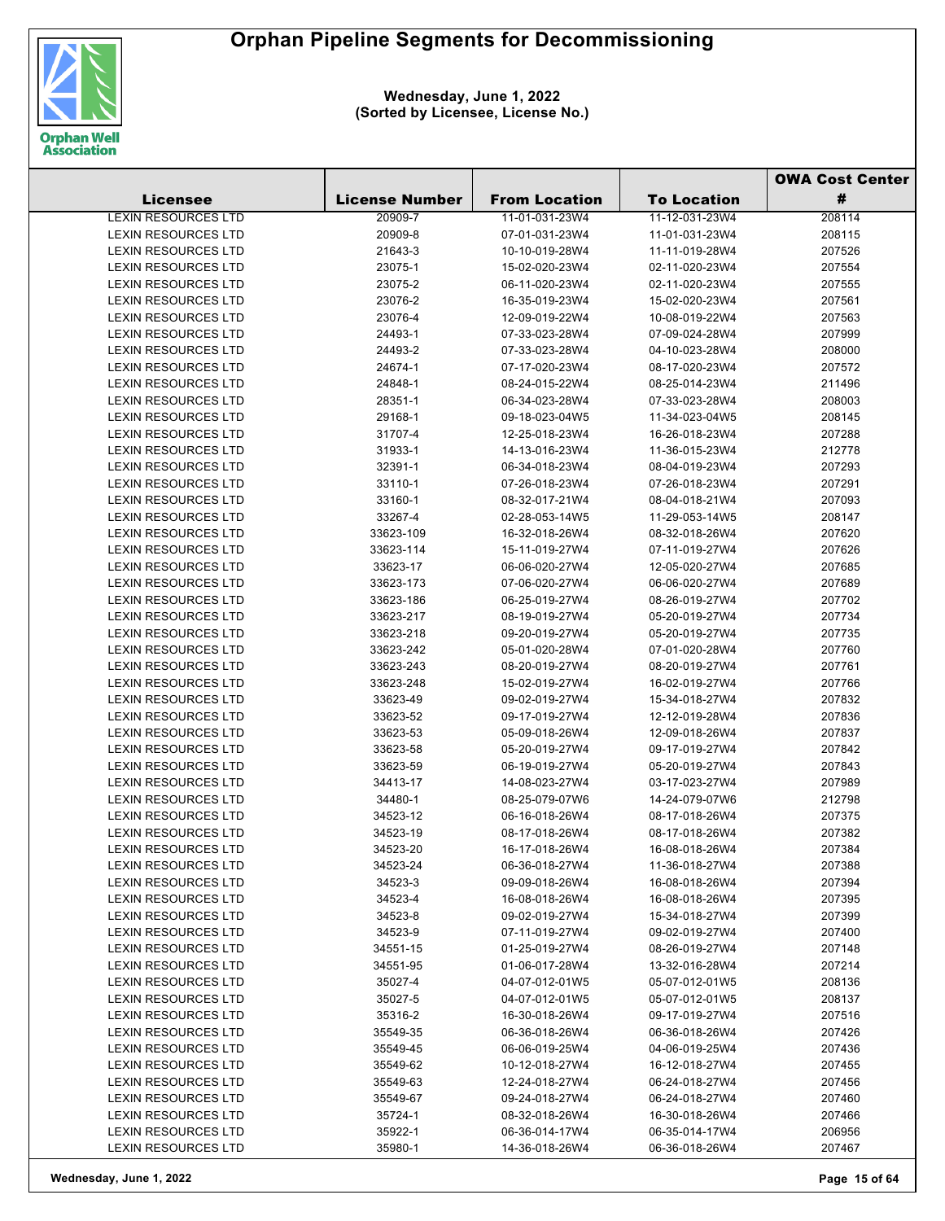# Orphan Pipeline Segments for Decommissioning

**Wednesday, June 1, 2022**
**(Sorted by Licensee, License No.)**

| Licensee | License Number | From Location | To Location | OWA Cost Center # |
|---|---|---|---|---|
| LEXIN RESOURCES LTD | 20909-7 | 11-01-031-23W4 | 11-12-031-23W4 | 208114 |
| LEXIN RESOURCES LTD | 20909-8 | 07-01-031-23W4 | 11-01-031-23W4 | 208115 |
| LEXIN RESOURCES LTD | 21643-3 | 10-10-019-28W4 | 11-11-019-28W4 | 207526 |
| LEXIN RESOURCES LTD | 23075-1 | 15-02-020-23W4 | 02-11-020-23W4 | 207554 |
| LEXIN RESOURCES LTD | 23075-2 | 06-11-020-23W4 | 02-11-020-23W4 | 207555 |
| LEXIN RESOURCES LTD | 23076-2 | 16-35-019-23W4 | 15-02-020-23W4 | 207561 |
| LEXIN RESOURCES LTD | 23076-4 | 12-09-019-22W4 | 10-08-019-22W4 | 207563 |
| LEXIN RESOURCES LTD | 24493-1 | 07-33-023-28W4 | 07-09-024-28W4 | 207999 |
| LEXIN RESOURCES LTD | 24493-2 | 07-33-023-28W4 | 04-10-023-28W4 | 208000 |
| LEXIN RESOURCES LTD | 24674-1 | 07-17-020-23W4 | 08-17-020-23W4 | 207572 |
| LEXIN RESOURCES LTD | 24848-1 | 08-24-015-22W4 | 08-25-014-23W4 | 211496 |
| LEXIN RESOURCES LTD | 28351-1 | 06-34-023-28W4 | 07-33-023-28W4 | 208003 |
| LEXIN RESOURCES LTD | 29168-1 | 09-18-023-04W5 | 11-34-023-04W5 | 208145 |
| LEXIN RESOURCES LTD | 31707-4 | 12-25-018-23W4 | 16-26-018-23W4 | 207288 |
| LEXIN RESOURCES LTD | 31933-1 | 14-13-016-23W4 | 11-36-015-23W4 | 212778 |
| LEXIN RESOURCES LTD | 32391-1 | 06-34-018-23W4 | 08-04-019-23W4 | 207293 |
| LEXIN RESOURCES LTD | 33110-1 | 07-26-018-23W4 | 07-26-018-23W4 | 207291 |
| LEXIN RESOURCES LTD | 33160-1 | 08-32-017-21W4 | 08-04-018-21W4 | 207093 |
| LEXIN RESOURCES LTD | 33267-4 | 02-28-053-14W5 | 11-29-053-14W5 | 208147 |
| LEXIN RESOURCES LTD | 33623-109 | 16-32-018-26W4 | 08-32-018-26W4 | 207620 |
| LEXIN RESOURCES LTD | 33623-114 | 15-11-019-27W4 | 07-11-019-27W4 | 207626 |
| LEXIN RESOURCES LTD | 33623-17 | 06-06-020-27W4 | 12-05-020-27W4 | 207685 |
| LEXIN RESOURCES LTD | 33623-173 | 07-06-020-27W4 | 06-06-020-27W4 | 207689 |
| LEXIN RESOURCES LTD | 33623-186 | 06-25-019-27W4 | 08-26-019-27W4 | 207702 |
| LEXIN RESOURCES LTD | 33623-217 | 08-19-019-27W4 | 05-20-019-27W4 | 207734 |
| LEXIN RESOURCES LTD | 33623-218 | 09-20-019-27W4 | 05-20-019-27W4 | 207735 |
| LEXIN RESOURCES LTD | 33623-242 | 05-01-020-28W4 | 07-01-020-28W4 | 207760 |
| LEXIN RESOURCES LTD | 33623-243 | 08-20-019-27W4 | 08-20-019-27W4 | 207761 |
| LEXIN RESOURCES LTD | 33623-248 | 15-02-019-27W4 | 16-02-019-27W4 | 207766 |
| LEXIN RESOURCES LTD | 33623-49 | 09-02-019-27W4 | 15-34-018-27W4 | 207832 |
| LEXIN RESOURCES LTD | 33623-52 | 09-17-019-27W4 | 12-12-019-28W4 | 207836 |
| LEXIN RESOURCES LTD | 33623-53 | 05-09-018-26W4 | 12-09-018-26W4 | 207837 |
| LEXIN RESOURCES LTD | 33623-58 | 05-20-019-27W4 | 09-17-019-27W4 | 207842 |
| LEXIN RESOURCES LTD | 33623-59 | 06-19-019-27W4 | 05-20-019-27W4 | 207843 |
| LEXIN RESOURCES LTD | 34413-17 | 14-08-023-27W4 | 03-17-023-27W4 | 207989 |
| LEXIN RESOURCES LTD | 34480-1 | 08-25-079-07W6 | 14-24-079-07W6 | 212798 |
| LEXIN RESOURCES LTD | 34523-12 | 06-16-018-26W4 | 08-17-018-26W4 | 207375 |
| LEXIN RESOURCES LTD | 34523-19 | 08-17-018-26W4 | 08-17-018-26W4 | 207382 |
| LEXIN RESOURCES LTD | 34523-20 | 16-17-018-26W4 | 16-08-018-26W4 | 207384 |
| LEXIN RESOURCES LTD | 34523-24 | 06-36-018-27W4 | 11-36-018-27W4 | 207388 |
| LEXIN RESOURCES LTD | 34523-3 | 09-09-018-26W4 | 16-08-018-26W4 | 207394 |
| LEXIN RESOURCES LTD | 34523-4 | 16-08-018-26W4 | 16-08-018-26W4 | 207395 |
| LEXIN RESOURCES LTD | 34523-8 | 09-02-019-27W4 | 15-34-018-27W4 | 207399 |
| LEXIN RESOURCES LTD | 34523-9 | 07-11-019-27W4 | 09-02-019-27W4 | 207400 |
| LEXIN RESOURCES LTD | 34551-15 | 01-25-019-27W4 | 08-26-019-27W4 | 207148 |
| LEXIN RESOURCES LTD | 34551-95 | 01-06-017-28W4 | 13-32-016-28W4 | 207214 |
| LEXIN RESOURCES LTD | 35027-4 | 04-07-012-01W5 | 05-07-012-01W5 | 208136 |
| LEXIN RESOURCES LTD | 35027-5 | 04-07-012-01W5 | 05-07-012-01W5 | 208137 |
| LEXIN RESOURCES LTD | 35316-2 | 16-30-018-26W4 | 09-17-019-27W4 | 207516 |
| LEXIN RESOURCES LTD | 35549-35 | 06-36-018-26W4 | 06-36-018-26W4 | 207426 |
| LEXIN RESOURCES LTD | 35549-45 | 06-06-019-25W4 | 04-06-019-25W4 | 207436 |
| LEXIN RESOURCES LTD | 35549-62 | 10-12-018-27W4 | 16-12-018-27W4 | 207455 |
| LEXIN RESOURCES LTD | 35549-63 | 12-24-018-27W4 | 06-24-018-27W4 | 207456 |
| LEXIN RESOURCES LTD | 35549-67 | 09-24-018-27W4 | 06-24-018-27W4 | 207460 |
| LEXIN RESOURCES LTD | 35724-1 | 08-32-018-26W4 | 16-30-018-26W4 | 207466 |
| LEXIN RESOURCES LTD | 35922-1 | 06-36-014-17W4 | 06-35-014-17W4 | 206956 |
| LEXIN RESOURCES LTD | 35980-1 | 14-36-018-26W4 | 06-36-018-26W4 | 207467 |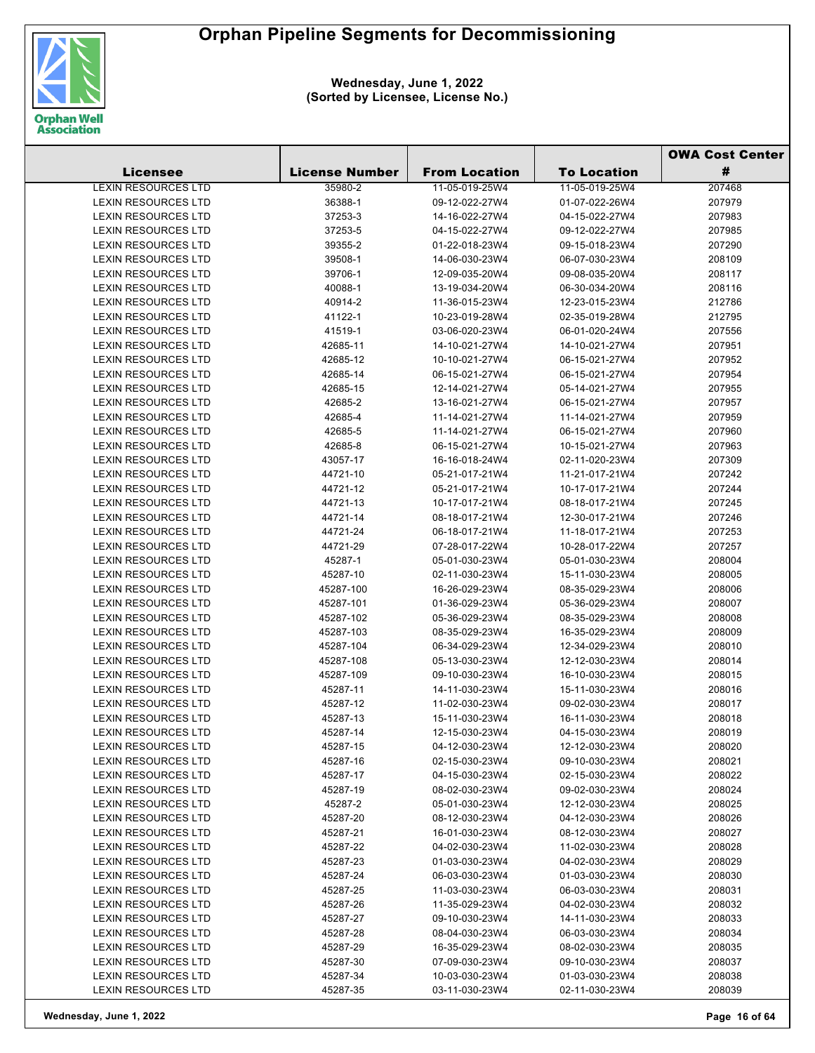# Orphan Pipeline Segments for Decommissioning

**Wednesday, June 1, 2022**
**(Sorted by Licensee, License No.)**

| Licensee | License Number | From Location | To Location | OWA Cost Center # |
|---|---|---|---|---|
| LEXIN RESOURCES LTD | 35980-2 | 11-05-019-25W4 | 11-05-019-25W4 | 207468 |
| LEXIN RESOURCES LTD | 36388-1 | 09-12-022-27W4 | 01-07-022-26W4 | 207979 |
| LEXIN RESOURCES LTD | 37253-3 | 14-16-022-27W4 | 04-15-022-27W4 | 207983 |
| LEXIN RESOURCES LTD | 37253-5 | 04-15-022-27W4 | 09-12-022-27W4 | 207985 |
| LEXIN RESOURCES LTD | 39355-2 | 01-22-018-23W4 | 09-15-018-23W4 | 207290 |
| LEXIN RESOURCES LTD | 39508-1 | 14-06-030-23W4 | 06-07-030-23W4 | 208109 |
| LEXIN RESOURCES LTD | 39706-1 | 12-09-035-20W4 | 09-08-035-20W4 | 208117 |
| LEXIN RESOURCES LTD | 40088-1 | 13-19-034-20W4 | 06-30-034-20W4 | 208116 |
| LEXIN RESOURCES LTD | 40914-2 | 11-36-015-23W4 | 12-23-015-23W4 | 212786 |
| LEXIN RESOURCES LTD | 41122-1 | 10-23-019-28W4 | 02-35-019-28W4 | 212795 |
| LEXIN RESOURCES LTD | 41519-1 | 03-06-020-23W4 | 06-01-020-24W4 | 207556 |
| LEXIN RESOURCES LTD | 42685-11 | 14-10-021-27W4 | 14-10-021-27W4 | 207951 |
| LEXIN RESOURCES LTD | 42685-12 | 10-10-021-27W4 | 06-15-021-27W4 | 207952 |
| LEXIN RESOURCES LTD | 42685-14 | 06-15-021-27W4 | 06-15-021-27W4 | 207954 |
| LEXIN RESOURCES LTD | 42685-15 | 12-14-021-27W4 | 05-14-021-27W4 | 207955 |
| LEXIN RESOURCES LTD | 42685-2 | 13-16-021-27W4 | 06-15-021-27W4 | 207957 |
| LEXIN RESOURCES LTD | 42685-4 | 11-14-021-27W4 | 11-14-021-27W4 | 207959 |
| LEXIN RESOURCES LTD | 42685-5 | 11-14-021-27W4 | 06-15-021-27W4 | 207960 |
| LEXIN RESOURCES LTD | 42685-8 | 06-15-021-27W4 | 10-15-021-27W4 | 207963 |
| LEXIN RESOURCES LTD | 43057-17 | 16-16-018-24W4 | 02-11-020-23W4 | 207309 |
| LEXIN RESOURCES LTD | 44721-10 | 05-21-017-21W4 | 11-21-017-21W4 | 207242 |
| LEXIN RESOURCES LTD | 44721-12 | 05-21-017-21W4 | 10-17-017-21W4 | 207244 |
| LEXIN RESOURCES LTD | 44721-13 | 10-17-017-21W4 | 08-18-017-21W4 | 207245 |
| LEXIN RESOURCES LTD | 44721-14 | 08-18-017-21W4 | 12-30-017-21W4 | 207246 |
| LEXIN RESOURCES LTD | 44721-24 | 06-18-017-21W4 | 11-18-017-21W4 | 207253 |
| LEXIN RESOURCES LTD | 44721-29 | 07-28-017-22W4 | 10-28-017-22W4 | 207257 |
| LEXIN RESOURCES LTD | 45287-1 | 05-01-030-23W4 | 05-01-030-23W4 | 208004 |
| LEXIN RESOURCES LTD | 45287-10 | 02-11-030-23W4 | 15-11-030-23W4 | 208005 |
| LEXIN RESOURCES LTD | 45287-100 | 16-26-029-23W4 | 08-35-029-23W4 | 208006 |
| LEXIN RESOURCES LTD | 45287-101 | 01-36-029-23W4 | 05-36-029-23W4 | 208007 |
| LEXIN RESOURCES LTD | 45287-102 | 05-36-029-23W4 | 08-35-029-23W4 | 208008 |
| LEXIN RESOURCES LTD | 45287-103 | 08-35-029-23W4 | 16-35-029-23W4 | 208009 |
| LEXIN RESOURCES LTD | 45287-104 | 06-34-029-23W4 | 12-34-029-23W4 | 208010 |
| LEXIN RESOURCES LTD | 45287-108 | 05-13-030-23W4 | 12-12-030-23W4 | 208014 |
| LEXIN RESOURCES LTD | 45287-109 | 09-10-030-23W4 | 16-10-030-23W4 | 208015 |
| LEXIN RESOURCES LTD | 45287-11 | 14-11-030-23W4 | 15-11-030-23W4 | 208016 |
| LEXIN RESOURCES LTD | 45287-12 | 11-02-030-23W4 | 09-02-030-23W4 | 208017 |
| LEXIN RESOURCES LTD | 45287-13 | 15-11-030-23W4 | 16-11-030-23W4 | 208018 |
| LEXIN RESOURCES LTD | 45287-14 | 12-15-030-23W4 | 04-15-030-23W4 | 208019 |
| LEXIN RESOURCES LTD | 45287-15 | 04-12-030-23W4 | 12-12-030-23W4 | 208020 |
| LEXIN RESOURCES LTD | 45287-16 | 02-15-030-23W4 | 09-10-030-23W4 | 208021 |
| LEXIN RESOURCES LTD | 45287-17 | 04-15-030-23W4 | 02-15-030-23W4 | 208022 |
| LEXIN RESOURCES LTD | 45287-19 | 08-02-030-23W4 | 09-02-030-23W4 | 208024 |
| LEXIN RESOURCES LTD | 45287-2 | 05-01-030-23W4 | 12-12-030-23W4 | 208025 |
| LEXIN RESOURCES LTD | 45287-20 | 08-12-030-23W4 | 04-12-030-23W4 | 208026 |
| LEXIN RESOURCES LTD | 45287-21 | 16-01-030-23W4 | 08-12-030-23W4 | 208027 |
| LEXIN RESOURCES LTD | 45287-22 | 04-02-030-23W4 | 11-02-030-23W4 | 208028 |
| LEXIN RESOURCES LTD | 45287-23 | 01-03-030-23W4 | 04-02-030-23W4 | 208029 |
| LEXIN RESOURCES LTD | 45287-24 | 06-03-030-23W4 | 01-03-030-23W4 | 208030 |
| LEXIN RESOURCES LTD | 45287-25 | 11-03-030-23W4 | 06-03-030-23W4 | 208031 |
| LEXIN RESOURCES LTD | 45287-26 | 11-35-029-23W4 | 04-02-030-23W4 | 208032 |
| LEXIN RESOURCES LTD | 45287-27 | 09-10-030-23W4 | 14-11-030-23W4 | 208033 |
| LEXIN RESOURCES LTD | 45287-28 | 08-04-030-23W4 | 06-03-030-23W4 | 208034 |
| LEXIN RESOURCES LTD | 45287-29 | 16-35-029-23W4 | 08-02-030-23W4 | 208035 |
| LEXIN RESOURCES LTD | 45287-30 | 07-09-030-23W4 | 09-10-030-23W4 | 208037 |
| LEXIN RESOURCES LTD | 45287-34 | 10-03-030-23W4 | 01-03-030-23W4 | 208038 |
| LEXIN RESOURCES LTD | 45287-35 | 03-11-030-23W4 | 02-11-030-23W4 | 208039 |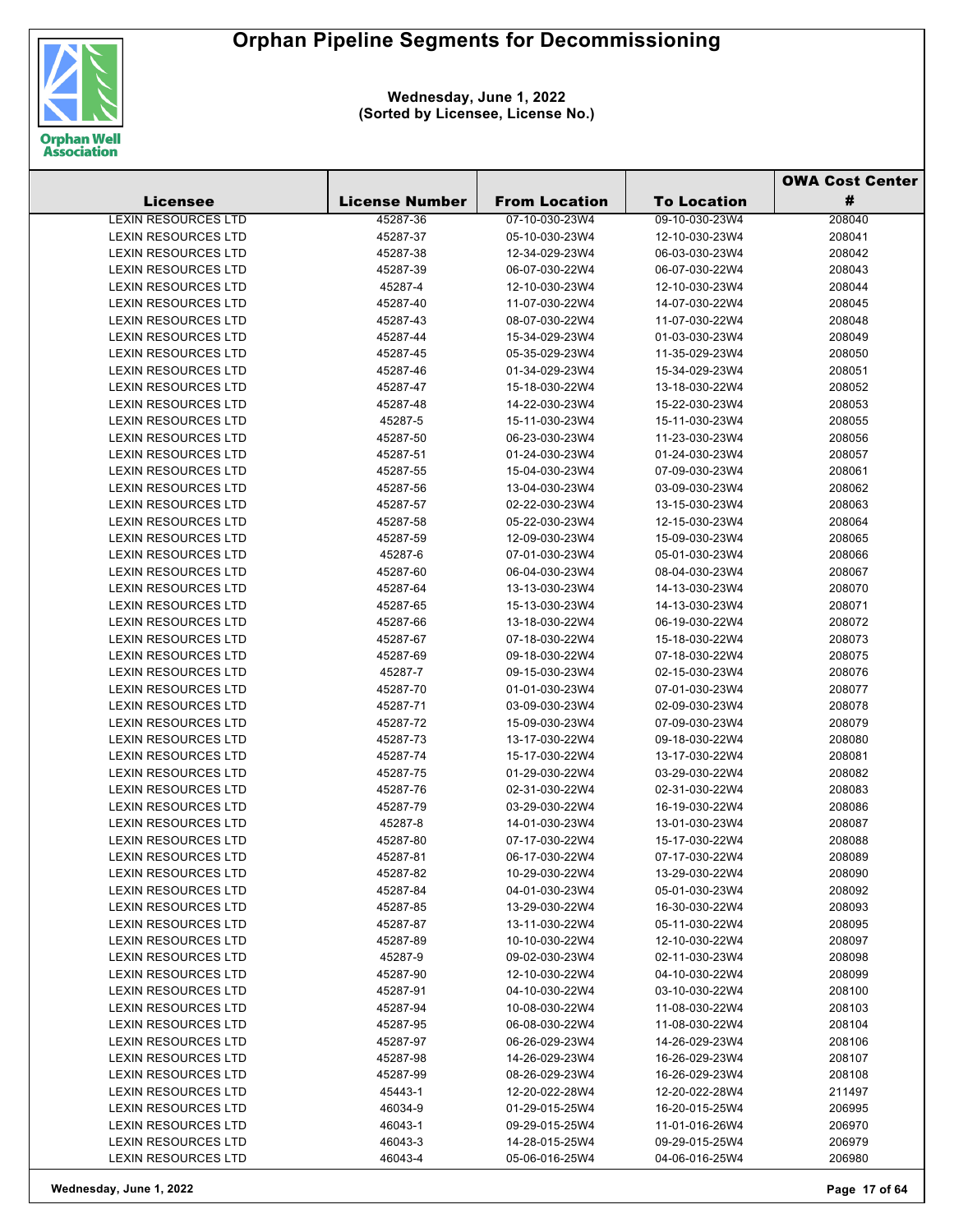# Orphan Pipeline Segments for Decommissioning

**Wednesday, June 1, 2022**
**(Sorted by Licensee, License No.)**

| Licensee | License Number | From Location | To Location | OWA Cost Center # |
|---|---|---|---|---|
| LEXIN RESOURCES LTD | 45287-36 | 07-10-030-23W4 | 09-10-030-23W4 | 208040 |
| LEXIN RESOURCES LTD | 45287-37 | 05-10-030-23W4 | 12-10-030-23W4 | 208041 |
| LEXIN RESOURCES LTD | 45287-38 | 12-34-029-23W4 | 06-03-030-23W4 | 208042 |
| LEXIN RESOURCES LTD | 45287-39 | 06-07-030-22W4 | 06-07-030-22W4 | 208043 |
| LEXIN RESOURCES LTD | 45287-4 | 12-10-030-23W4 | 12-10-030-23W4 | 208044 |
| LEXIN RESOURCES LTD | 45287-40 | 11-07-030-22W4 | 14-07-030-22W4 | 208045 |
| LEXIN RESOURCES LTD | 45287-43 | 08-07-030-22W4 | 11-07-030-22W4 | 208048 |
| LEXIN RESOURCES LTD | 45287-44 | 15-34-029-23W4 | 01-03-030-23W4 | 208049 |
| LEXIN RESOURCES LTD | 45287-45 | 05-35-029-23W4 | 11-35-029-23W4 | 208050 |
| LEXIN RESOURCES LTD | 45287-46 | 01-34-029-23W4 | 15-34-029-23W4 | 208051 |
| LEXIN RESOURCES LTD | 45287-47 | 15-18-030-22W4 | 13-18-030-22W4 | 208052 |
| LEXIN RESOURCES LTD | 45287-48 | 14-22-030-23W4 | 15-22-030-23W4 | 208053 |
| LEXIN RESOURCES LTD | 45287-5 | 15-11-030-23W4 | 15-11-030-23W4 | 208055 |
| LEXIN RESOURCES LTD | 45287-50 | 06-23-030-23W4 | 11-23-030-23W4 | 208056 |
| LEXIN RESOURCES LTD | 45287-51 | 01-24-030-23W4 | 01-24-030-23W4 | 208057 |
| LEXIN RESOURCES LTD | 45287-55 | 15-04-030-23W4 | 07-09-030-23W4 | 208061 |
| LEXIN RESOURCES LTD | 45287-56 | 13-04-030-23W4 | 03-09-030-23W4 | 208062 |
| LEXIN RESOURCES LTD | 45287-57 | 02-22-030-23W4 | 13-15-030-23W4 | 208063 |
| LEXIN RESOURCES LTD | 45287-58 | 05-22-030-23W4 | 12-15-030-23W4 | 208064 |
| LEXIN RESOURCES LTD | 45287-59 | 12-09-030-23W4 | 15-09-030-23W4 | 208065 |
| LEXIN RESOURCES LTD | 45287-6 | 07-01-030-23W4 | 05-01-030-23W4 | 208066 |
| LEXIN RESOURCES LTD | 45287-60 | 06-04-030-23W4 | 08-04-030-23W4 | 208067 |
| LEXIN RESOURCES LTD | 45287-64 | 13-13-030-23W4 | 14-13-030-23W4 | 208070 |
| LEXIN RESOURCES LTD | 45287-65 | 15-13-030-23W4 | 14-13-030-23W4 | 208071 |
| LEXIN RESOURCES LTD | 45287-66 | 13-18-030-22W4 | 06-19-030-22W4 | 208072 |
| LEXIN RESOURCES LTD | 45287-67 | 07-18-030-22W4 | 15-18-030-22W4 | 208073 |
| LEXIN RESOURCES LTD | 45287-69 | 09-18-030-22W4 | 07-18-030-22W4 | 208075 |
| LEXIN RESOURCES LTD | 45287-7 | 09-15-030-23W4 | 02-15-030-23W4 | 208076 |
| LEXIN RESOURCES LTD | 45287-70 | 01-01-030-23W4 | 07-01-030-23W4 | 208077 |
| LEXIN RESOURCES LTD | 45287-71 | 03-09-030-23W4 | 02-09-030-23W4 | 208078 |
| LEXIN RESOURCES LTD | 45287-72 | 15-09-030-23W4 | 07-09-030-23W4 | 208079 |
| LEXIN RESOURCES LTD | 45287-73 | 13-17-030-22W4 | 09-18-030-22W4 | 208080 |
| LEXIN RESOURCES LTD | 45287-74 | 15-17-030-22W4 | 13-17-030-22W4 | 208081 |
| LEXIN RESOURCES LTD | 45287-75 | 01-29-030-22W4 | 03-29-030-22W4 | 208082 |
| LEXIN RESOURCES LTD | 45287-76 | 02-31-030-22W4 | 02-31-030-22W4 | 208083 |
| LEXIN RESOURCES LTD | 45287-79 | 03-29-030-22W4 | 16-19-030-22W4 | 208086 |
| LEXIN RESOURCES LTD | 45287-8 | 14-01-030-23W4 | 13-01-030-23W4 | 208087 |
| LEXIN RESOURCES LTD | 45287-80 | 07-17-030-22W4 | 15-17-030-22W4 | 208088 |
| LEXIN RESOURCES LTD | 45287-81 | 06-17-030-22W4 | 07-17-030-22W4 | 208089 |
| LEXIN RESOURCES LTD | 45287-82 | 10-29-030-22W4 | 13-29-030-22W4 | 208090 |
| LEXIN RESOURCES LTD | 45287-84 | 04-01-030-23W4 | 05-01-030-23W4 | 208092 |
| LEXIN RESOURCES LTD | 45287-85 | 13-29-030-22W4 | 16-30-030-22W4 | 208093 |
| LEXIN RESOURCES LTD | 45287-87 | 13-11-030-22W4 | 05-11-030-22W4 | 208095 |
| LEXIN RESOURCES LTD | 45287-89 | 10-10-030-22W4 | 12-10-030-22W4 | 208097 |
| LEXIN RESOURCES LTD | 45287-9 | 09-02-030-23W4 | 02-11-030-23W4 | 208098 |
| LEXIN RESOURCES LTD | 45287-90 | 12-10-030-22W4 | 04-10-030-22W4 | 208099 |
| LEXIN RESOURCES LTD | 45287-91 | 04-10-030-22W4 | 03-10-030-22W4 | 208100 |
| LEXIN RESOURCES LTD | 45287-94 | 10-08-030-22W4 | 11-08-030-22W4 | 208103 |
| LEXIN RESOURCES LTD | 45287-95 | 06-08-030-22W4 | 11-08-030-22W4 | 208104 |
| LEXIN RESOURCES LTD | 45287-97 | 06-26-029-23W4 | 14-26-029-23W4 | 208106 |
| LEXIN RESOURCES LTD | 45287-98 | 14-26-029-23W4 | 16-26-029-23W4 | 208107 |
| LEXIN RESOURCES LTD | 45287-99 | 08-26-029-23W4 | 16-26-029-23W4 | 208108 |
| LEXIN RESOURCES LTD | 45443-1 | 12-20-022-28W4 | 12-20-022-28W4 | 211497 |
| LEXIN RESOURCES LTD | 46034-9 | 01-29-015-25W4 | 16-20-015-25W4 | 206995 |
| LEXIN RESOURCES LTD | 46043-1 | 09-29-015-25W4 | 11-01-016-26W4 | 206970 |
| LEXIN RESOURCES LTD | 46043-3 | 14-28-015-25W4 | 09-29-015-25W4 | 206979 |
| LEXIN RESOURCES LTD | 46043-4 | 05-06-016-25W4 | 04-06-016-25W4 | 206980 |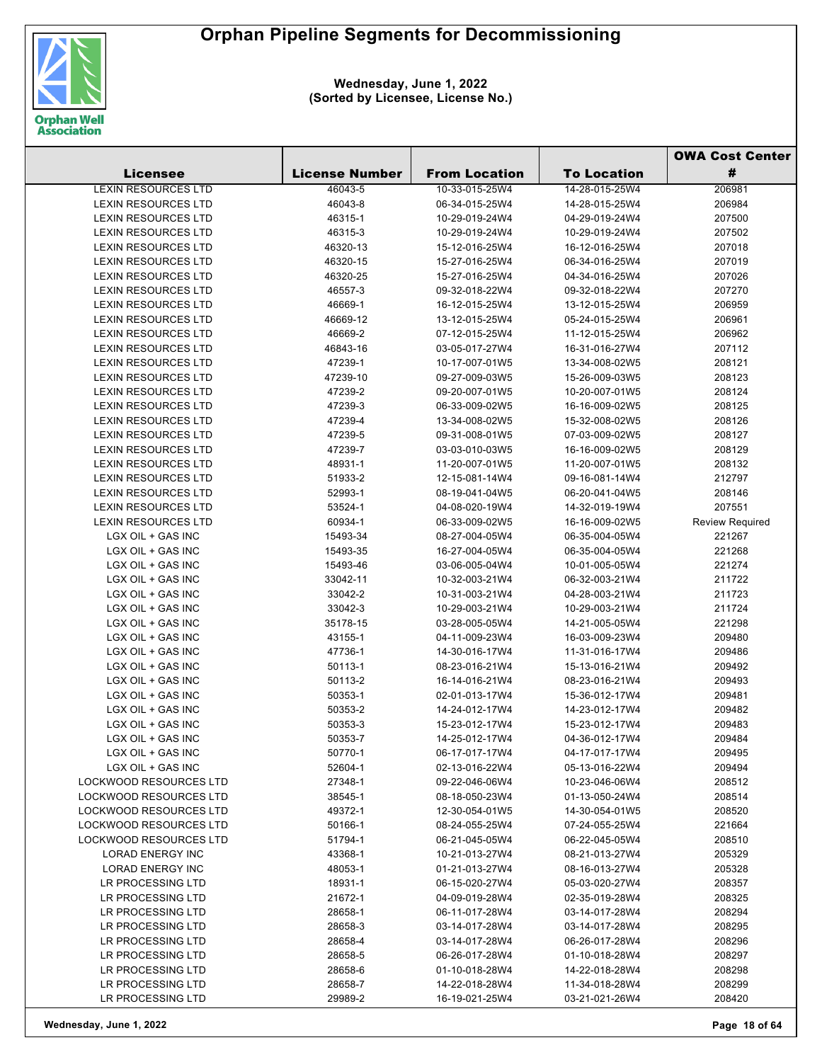# Orphan Pipeline Segments for Decommissioning

**Wednesday, June 1, 2022**
**(Sorted by Licensee, License No.)**

| Licensee | License Number | From Location | To Location | OWA Cost Center # |
|---|---|---|---|---|
| LEXIN RESOURCES LTD | 46043-5 | 10-33-015-25W4 | 14-28-015-25W4 | 206981 |
| LEXIN RESOURCES LTD | 46043-8 | 06-34-015-25W4 | 14-28-015-25W4 | 206984 |
| LEXIN RESOURCES LTD | 46315-1 | 10-29-019-24W4 | 04-29-019-24W4 | 207500 |
| LEXIN RESOURCES LTD | 46315-3 | 10-29-019-24W4 | 10-29-019-24W4 | 207502 |
| LEXIN RESOURCES LTD | 46320-13 | 15-12-016-25W4 | 16-12-016-25W4 | 207018 |
| LEXIN RESOURCES LTD | 46320-15 | 15-27-016-25W4 | 06-34-016-25W4 | 207019 |
| LEXIN RESOURCES LTD | 46320-25 | 15-27-016-25W4 | 04-34-016-25W4 | 207026 |
| LEXIN RESOURCES LTD | 46557-3 | 09-32-018-22W4 | 09-32-018-22W4 | 207270 |
| LEXIN RESOURCES LTD | 46669-1 | 16-12-015-25W4 | 13-12-015-25W4 | 206959 |
| LEXIN RESOURCES LTD | 46669-12 | 13-12-015-25W4 | 05-24-015-25W4 | 206961 |
| LEXIN RESOURCES LTD | 46669-2 | 07-12-015-25W4 | 11-12-015-25W4 | 206962 |
| LEXIN RESOURCES LTD | 46843-16 | 03-05-017-27W4 | 16-31-016-27W4 | 207112 |
| LEXIN RESOURCES LTD | 47239-1 | 10-17-007-01W5 | 13-34-008-02W5 | 208121 |
| LEXIN RESOURCES LTD | 47239-10 | 09-27-009-03W5 | 15-26-009-03W5 | 208123 |
| LEXIN RESOURCES LTD | 47239-2 | 09-20-007-01W5 | 10-20-007-01W5 | 208124 |
| LEXIN RESOURCES LTD | 47239-3 | 06-33-009-02W5 | 16-16-009-02W5 | 208125 |
| LEXIN RESOURCES LTD | 47239-4 | 13-34-008-02W5 | 15-32-008-02W5 | 208126 |
| LEXIN RESOURCES LTD | 47239-5 | 09-31-008-01W5 | 07-03-009-02W5 | 208127 |
| LEXIN RESOURCES LTD | 47239-7 | 03-03-010-03W5 | 16-16-009-02W5 | 208129 |
| LEXIN RESOURCES LTD | 48931-1 | 11-20-007-01W5 | 11-20-007-01W5 | 208132 |
| LEXIN RESOURCES LTD | 51933-2 | 12-15-081-14W4 | 09-16-081-14W4 | 212797 |
| LEXIN RESOURCES LTD | 52993-1 | 08-19-041-04W5 | 06-20-041-04W5 | 208146 |
| LEXIN RESOURCES LTD | 53524-1 | 04-08-020-19W4 | 14-32-019-19W4 | 207551 |
| LEXIN RESOURCES LTD | 60934-1 | 06-33-009-02W5 | 16-16-009-02W5 | Review Required |
| LGX OIL + GAS INC | 15493-34 | 08-27-004-05W4 | 06-35-004-05W4 | 221267 |
| LGX OIL + GAS INC | 15493-35 | 16-27-004-05W4 | 06-35-004-05W4 | 221268 |
| LGX OIL + GAS INC | 15493-46 | 03-06-005-04W4 | 10-01-005-05W4 | 221274 |
| LGX OIL + GAS INC | 33042-11 | 10-32-003-21W4 | 06-32-003-21W4 | 211722 |
| LGX OIL + GAS INC | 33042-2 | 10-31-003-21W4 | 04-28-003-21W4 | 211723 |
| LGX OIL + GAS INC | 33042-3 | 10-29-003-21W4 | 10-29-003-21W4 | 211724 |
| LGX OIL + GAS INC | 35178-15 | 03-28-005-05W4 | 14-21-005-05W4 | 221298 |
| LGX OIL + GAS INC | 43155-1 | 04-11-009-23W4 | 16-03-009-23W4 | 209480 |
| LGX OIL + GAS INC | 47736-1 | 14-30-016-17W4 | 11-31-016-17W4 | 209486 |
| LGX OIL + GAS INC | 50113-1 | 08-23-016-21W4 | 15-13-016-21W4 | 209492 |
| LGX OIL + GAS INC | 50113-2 | 16-14-016-21W4 | 08-23-016-21W4 | 209493 |
| LGX OIL + GAS INC | 50353-1 | 02-01-013-17W4 | 15-36-012-17W4 | 209481 |
| LGX OIL + GAS INC | 50353-2 | 14-24-012-17W4 | 14-23-012-17W4 | 209482 |
| LGX OIL + GAS INC | 50353-3 | 15-23-012-17W4 | 15-23-012-17W4 | 209483 |
| LGX OIL + GAS INC | 50353-7 | 14-25-012-17W4 | 04-36-012-17W4 | 209484 |
| LGX OIL + GAS INC | 50770-1 | 06-17-017-17W4 | 04-17-017-17W4 | 209495 |
| LGX OIL + GAS INC | 52604-1 | 02-13-016-22W4 | 05-13-016-22W4 | 209494 |
| LOCKWOOD RESOURCES LTD | 27348-1 | 09-22-046-06W4 | 10-23-046-06W4 | 208512 |
| LOCKWOOD RESOURCES LTD | 38545-1 | 08-18-050-23W4 | 01-13-050-24W4 | 208514 |
| LOCKWOOD RESOURCES LTD | 49372-1 | 12-30-054-01W5 | 14-30-054-01W5 | 208520 |
| LOCKWOOD RESOURCES LTD | 50166-1 | 08-24-055-25W4 | 07-24-055-25W4 | 221664 |
| LOCKWOOD RESOURCES LTD | 51794-1 | 06-21-045-05W4 | 06-22-045-05W4 | 208510 |
| LORAD ENERGY INC | 43368-1 | 10-21-013-27W4 | 08-21-013-27W4 | 205329 |
| LORAD ENERGY INC | 48053-1 | 01-21-013-27W4 | 08-16-013-27W4 | 205328 |
| LR PROCESSING LTD | 18931-1 | 06-15-020-27W4 | 05-03-020-27W4 | 208357 |
| LR PROCESSING LTD | 21672-1 | 04-09-019-28W4 | 02-35-019-28W4 | 208325 |
| LR PROCESSING LTD | 28658-1 | 06-11-017-28W4 | 03-14-017-28W4 | 208294 |
| LR PROCESSING LTD | 28658-3 | 03-14-017-28W4 | 03-14-017-28W4 | 208295 |
| LR PROCESSING LTD | 28658-4 | 03-14-017-28W4 | 06-26-017-28W4 | 208296 |
| LR PROCESSING LTD | 28658-5 | 06-26-017-28W4 | 01-10-018-28W4 | 208297 |
| LR PROCESSING LTD | 28658-6 | 01-10-018-28W4 | 14-22-018-28W4 | 208298 |
| LR PROCESSING LTD | 28658-7 | 14-22-018-28W4 | 11-34-018-28W4 | 208299 |
| LR PROCESSING LTD | 29989-2 | 16-19-021-25W4 | 03-21-021-26W4 | 208420 |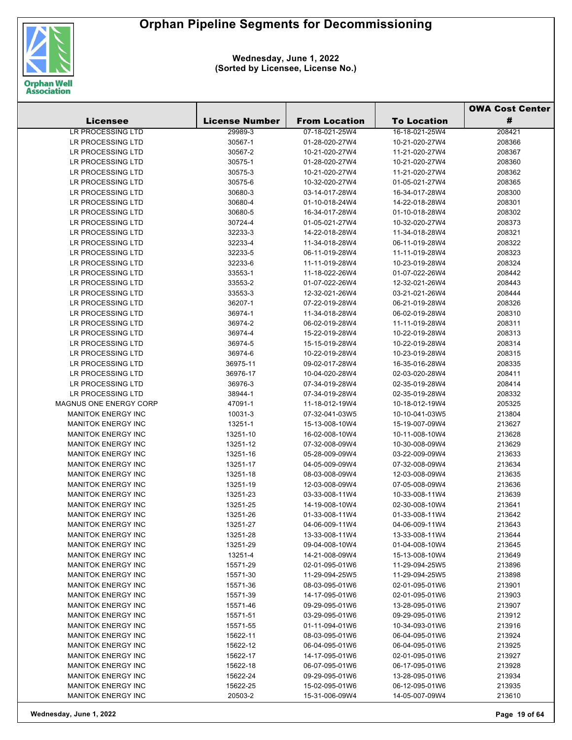# Orphan Pipeline Segments for Decommissioning

**Wednesday, June 1, 2022**
**(Sorted by Licensee, License No.)**

| Licensee | License Number | From Location | To Location | OWA Cost Center # |
|---|---|---|---|---|
| LR PROCESSING LTD | 29989-3 | 07-18-021-25W4 | 16-18-021-25W4 | 208421 |
| LR PROCESSING LTD | 30567-1 | 01-28-020-27W4 | 10-21-020-27W4 | 208366 |
| LR PROCESSING LTD | 30567-2 | 10-21-020-27W4 | 11-21-020-27W4 | 208367 |
| LR PROCESSING LTD | 30575-1 | 01-28-020-27W4 | 10-21-020-27W4 | 208360 |
| LR PROCESSING LTD | 30575-3 | 10-21-020-27W4 | 11-21-020-27W4 | 208362 |
| LR PROCESSING LTD | 30575-6 | 10-32-020-27W4 | 01-05-021-27W4 | 208365 |
| LR PROCESSING LTD | 30680-3 | 03-14-017-28W4 | 16-34-017-28W4 | 208300 |
| LR PROCESSING LTD | 30680-4 | 01-10-018-24W4 | 14-22-018-28W4 | 208301 |
| LR PROCESSING LTD | 30680-5 | 16-34-017-28W4 | 01-10-018-28W4 | 208302 |
| LR PROCESSING LTD | 30724-4 | 01-05-021-27W4 | 10-32-020-27W4 | 208373 |
| LR PROCESSING LTD | 32233-3 | 14-22-018-28W4 | 11-34-018-28W4 | 208321 |
| LR PROCESSING LTD | 32233-4 | 11-34-018-28W4 | 06-11-019-28W4 | 208322 |
| LR PROCESSING LTD | 32233-5 | 06-11-019-28W4 | 11-11-019-28W4 | 208323 |
| LR PROCESSING LTD | 32233-6 | 11-11-019-28W4 | 10-23-019-28W4 | 208324 |
| LR PROCESSING LTD | 33553-1 | 11-18-022-26W4 | 01-07-022-26W4 | 208442 |
| LR PROCESSING LTD | 33553-2 | 01-07-022-26W4 | 12-32-021-26W4 | 208443 |
| LR PROCESSING LTD | 33553-3 | 12-32-021-26W4 | 03-21-021-26W4 | 208444 |
| LR PROCESSING LTD | 36207-1 | 07-22-019-28W4 | 06-21-019-28W4 | 208326 |
| LR PROCESSING LTD | 36974-1 | 11-34-018-28W4 | 06-02-019-28W4 | 208310 |
| LR PROCESSING LTD | 36974-2 | 06-02-019-28W4 | 11-11-019-28W4 | 208311 |
| LR PROCESSING LTD | 36974-4 | 15-22-019-28W4 | 10-22-019-28W4 | 208313 |
| LR PROCESSING LTD | 36974-5 | 15-15-019-28W4 | 10-22-019-28W4 | 208314 |
| LR PROCESSING LTD | 36974-6 | 10-22-019-28W4 | 10-23-019-28W4 | 208315 |
| LR PROCESSING LTD | 36975-11 | 09-02-017-28W4 | 16-35-016-28W4 | 208335 |
| LR PROCESSING LTD | 36976-17 | 10-04-020-28W4 | 02-03-020-28W4 | 208411 |
| LR PROCESSING LTD | 36976-3 | 07-34-019-28W4 | 02-35-019-28W4 | 208414 |
| LR PROCESSING LTD | 38944-1 | 07-34-019-28W4 | 02-35-019-28W4 | 208332 |
| MAGNUS ONE ENERGY CORP | 47091-1 | 11-18-012-19W4 | 10-18-012-19W4 | 205325 |
| MANITOK ENERGY INC | 10031-3 | 07-32-041-03W5 | 10-10-041-03W5 | 213804 |
| MANITOK ENERGY INC | 13251-1 | 15-13-008-10W4 | 15-19-007-09W4 | 213627 |
| MANITOK ENERGY INC | 13251-10 | 16-02-008-10W4 | 10-11-008-10W4 | 213628 |
| MANITOK ENERGY INC | 13251-12 | 07-32-008-09W4 | 10-30-008-09W4 | 213629 |
| MANITOK ENERGY INC | 13251-16 | 05-28-009-09W4 | 03-22-009-09W4 | 213633 |
| MANITOK ENERGY INC | 13251-17 | 04-05-009-09W4 | 07-32-008-09W4 | 213634 |
| MANITOK ENERGY INC | 13251-18 | 08-03-008-09W4 | 12-03-008-09W4 | 213635 |
| MANITOK ENERGY INC | 13251-19 | 12-03-008-09W4 | 07-05-008-09W4 | 213636 |
| MANITOK ENERGY INC | 13251-23 | 03-33-008-11W4 | 10-33-008-11W4 | 213639 |
| MANITOK ENERGY INC | 13251-25 | 14-19-008-10W4 | 02-30-008-10W4 | 213641 |
| MANITOK ENERGY INC | 13251-26 | 01-33-008-11W4 | 01-33-008-11W4 | 213642 |
| MANITOK ENERGY INC | 13251-27 | 04-06-009-11W4 | 04-06-009-11W4 | 213643 |
| MANITOK ENERGY INC | 13251-28 | 13-33-008-11W4 | 13-33-008-11W4 | 213644 |
| MANITOK ENERGY INC | 13251-29 | 09-04-008-10W4 | 01-04-008-10W4 | 213645 |
| MANITOK ENERGY INC | 13251-4 | 14-21-008-09W4 | 15-13-008-10W4 | 213649 |
| MANITOK ENERGY INC | 15571-29 | 02-01-095-01W6 | 11-29-094-25W5 | 213896 |
| MANITOK ENERGY INC | 15571-30 | 11-29-094-25W5 | 11-29-094-25W5 | 213898 |
| MANITOK ENERGY INC | 15571-36 | 08-03-095-01W6 | 02-01-095-01W6 | 213901 |
| MANITOK ENERGY INC | 15571-39 | 14-17-095-01W6 | 02-01-095-01W6 | 213903 |
| MANITOK ENERGY INC | 15571-46 | 09-29-095-01W6 | 13-28-095-01W6 | 213907 |
| MANITOK ENERGY INC | 15571-51 | 03-29-095-01W6 | 09-29-095-01W6 | 213912 |
| MANITOK ENERGY INC | 15571-55 | 01-11-094-01W6 | 10-34-093-01W6 | 213916 |
| MANITOK ENERGY INC | 15622-11 | 08-03-095-01W6 | 06-04-095-01W6 | 213924 |
| MANITOK ENERGY INC | 15622-12 | 06-04-095-01W6 | 06-04-095-01W6 | 213925 |
| MANITOK ENERGY INC | 15622-17 | 14-17-095-01W6 | 02-01-095-01W6 | 213927 |
| MANITOK ENERGY INC | 15622-18 | 06-07-095-01W6 | 06-17-095-01W6 | 213928 |
| MANITOK ENERGY INC | 15622-24 | 09-29-095-01W6 | 13-28-095-01W6 | 213934 |
| MANITOK ENERGY INC | 15622-25 | 15-02-095-01W6 | 06-12-095-01W6 | 213935 |
| MANITOK ENERGY INC | 20503-2 | 15-31-006-09W4 | 14-05-007-09W4 | 213610 |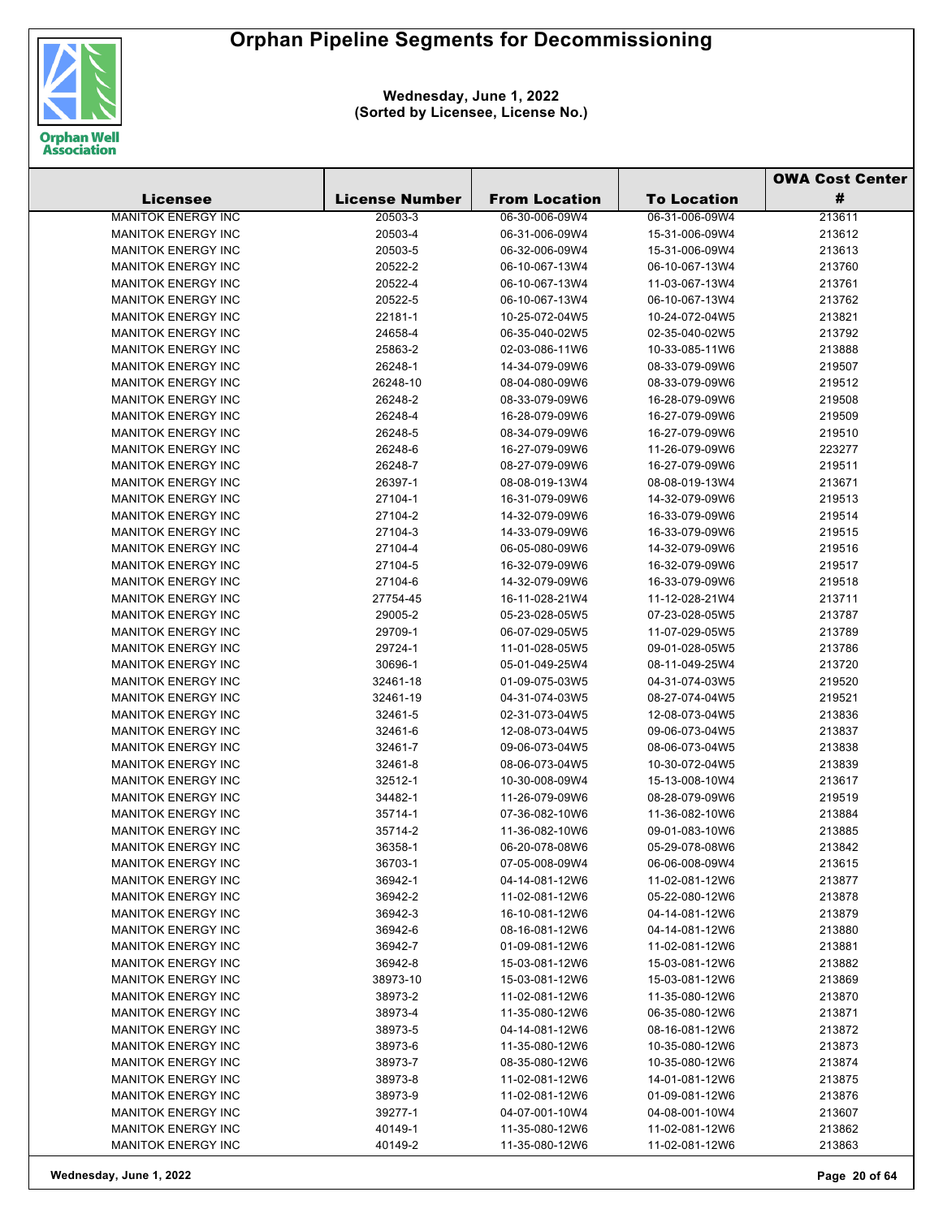# Orphan Pipeline Segments for Decommissioning

**Wednesday, June 1, 2022**
**(Sorted by Licensee, License No.)**

| Licensee | License Number | From Location | To Location | OWA Cost Center # |
|---|---|---|---|---|
| MANITOK ENERGY INC | 20503-3 | 06-30-006-09W4 | 06-31-006-09W4 | 213611 |
| MANITOK ENERGY INC | 20503-4 | 06-31-006-09W4 | 15-31-006-09W4 | 213612 |
| MANITOK ENERGY INC | 20503-5 | 06-32-006-09W4 | 15-31-006-09W4 | 213613 |
| MANITOK ENERGY INC | 20522-2 | 06-10-067-13W4 | 06-10-067-13W4 | 213760 |
| MANITOK ENERGY INC | 20522-4 | 06-10-067-13W4 | 11-03-067-13W4 | 213761 |
| MANITOK ENERGY INC | 20522-5 | 06-10-067-13W4 | 06-10-067-13W4 | 213762 |
| MANITOK ENERGY INC | 22181-1 | 10-25-072-04W5 | 10-24-072-04W5 | 213821 |
| MANITOK ENERGY INC | 24658-4 | 06-35-040-02W5 | 02-35-040-02W5 | 213792 |
| MANITOK ENERGY INC | 25863-2 | 02-03-086-11W6 | 10-33-085-11W6 | 213888 |
| MANITOK ENERGY INC | 26248-1 | 14-34-079-09W6 | 08-33-079-09W6 | 219507 |
| MANITOK ENERGY INC | 26248-10 | 08-04-080-09W6 | 08-33-079-09W6 | 219512 |
| MANITOK ENERGY INC | 26248-2 | 08-33-079-09W6 | 16-28-079-09W6 | 219508 |
| MANITOK ENERGY INC | 26248-4 | 16-28-079-09W6 | 16-27-079-09W6 | 219509 |
| MANITOK ENERGY INC | 26248-5 | 08-34-079-09W6 | 16-27-079-09W6 | 219510 |
| MANITOK ENERGY INC | 26248-6 | 16-27-079-09W6 | 11-26-079-09W6 | 223277 |
| MANITOK ENERGY INC | 26248-7 | 08-27-079-09W6 | 16-27-079-09W6 | 219511 |
| MANITOK ENERGY INC | 26397-1 | 08-08-019-13W4 | 08-08-019-13W4 | 213671 |
| MANITOK ENERGY INC | 27104-1 | 16-31-079-09W6 | 14-32-079-09W6 | 219513 |
| MANITOK ENERGY INC | 27104-2 | 14-32-079-09W6 | 16-33-079-09W6 | 219514 |
| MANITOK ENERGY INC | 27104-3 | 14-33-079-09W6 | 16-33-079-09W6 | 219515 |
| MANITOK ENERGY INC | 27104-4 | 06-05-080-09W6 | 14-32-079-09W6 | 219516 |
| MANITOK ENERGY INC | 27104-5 | 16-32-079-09W6 | 16-32-079-09W6 | 219517 |
| MANITOK ENERGY INC | 27104-6 | 14-32-079-09W6 | 16-33-079-09W6 | 219518 |
| MANITOK ENERGY INC | 27754-45 | 16-11-028-21W4 | 11-12-028-21W4 | 213711 |
| MANITOK ENERGY INC | 29005-2 | 05-23-028-05W5 | 07-23-028-05W5 | 213787 |
| MANITOK ENERGY INC | 29709-1 | 06-07-029-05W5 | 11-07-029-05W5 | 213789 |
| MANITOK ENERGY INC | 29724-1 | 11-01-028-05W5 | 09-01-028-05W5 | 213786 |
| MANITOK ENERGY INC | 30696-1 | 05-01-049-25W4 | 08-11-049-25W4 | 213720 |
| MANITOK ENERGY INC | 32461-18 | 01-09-075-03W5 | 04-31-074-03W5 | 219520 |
| MANITOK ENERGY INC | 32461-19 | 04-31-074-03W5 | 08-27-074-04W5 | 219521 |
| MANITOK ENERGY INC | 32461-5 | 02-31-073-04W5 | 12-08-073-04W5 | 213836 |
| MANITOK ENERGY INC | 32461-6 | 12-08-073-04W5 | 09-06-073-04W5 | 213837 |
| MANITOK ENERGY INC | 32461-7 | 09-06-073-04W5 | 08-06-073-04W5 | 213838 |
| MANITOK ENERGY INC | 32461-8 | 08-06-073-04W5 | 10-30-072-04W5 | 213839 |
| MANITOK ENERGY INC | 32512-1 | 10-30-008-09W4 | 15-13-008-10W4 | 213617 |
| MANITOK ENERGY INC | 34482-1 | 11-26-079-09W6 | 08-28-079-09W6 | 219519 |
| MANITOK ENERGY INC | 35714-1 | 07-36-082-10W6 | 11-36-082-10W6 | 213884 |
| MANITOK ENERGY INC | 35714-2 | 11-36-082-10W6 | 09-01-083-10W6 | 213885 |
| MANITOK ENERGY INC | 36358-1 | 06-20-078-08W6 | 05-29-078-08W6 | 213842 |
| MANITOK ENERGY INC | 36703-1 | 07-05-008-09W4 | 06-06-008-09W4 | 213615 |
| MANITOK ENERGY INC | 36942-1 | 04-14-081-12W6 | 11-02-081-12W6 | 213877 |
| MANITOK ENERGY INC | 36942-2 | 11-02-081-12W6 | 05-22-080-12W6 | 213878 |
| MANITOK ENERGY INC | 36942-3 | 16-10-081-12W6 | 04-14-081-12W6 | 213879 |
| MANITOK ENERGY INC | 36942-6 | 08-16-081-12W6 | 04-14-081-12W6 | 213880 |
| MANITOK ENERGY INC | 36942-7 | 01-09-081-12W6 | 11-02-081-12W6 | 213881 |
| MANITOK ENERGY INC | 36942-8 | 15-03-081-12W6 | 15-03-081-12W6 | 213882 |
| MANITOK ENERGY INC | 38973-10 | 15-03-081-12W6 | 15-03-081-12W6 | 213869 |
| MANITOK ENERGY INC | 38973-2 | 11-02-081-12W6 | 11-35-080-12W6 | 213870 |
| MANITOK ENERGY INC | 38973-4 | 11-35-080-12W6 | 06-35-080-12W6 | 213871 |
| MANITOK ENERGY INC | 38973-5 | 04-14-081-12W6 | 08-16-081-12W6 | 213872 |
| MANITOK ENERGY INC | 38973-6 | 11-35-080-12W6 | 10-35-080-12W6 | 213873 |
| MANITOK ENERGY INC | 38973-7 | 08-35-080-12W6 | 10-35-080-12W6 | 213874 |
| MANITOK ENERGY INC | 38973-8 | 11-02-081-12W6 | 14-01-081-12W6 | 213875 |
| MANITOK ENERGY INC | 38973-9 | 11-02-081-12W6 | 01-09-081-12W6 | 213876 |
| MANITOK ENERGY INC | 39277-1 | 04-07-001-10W4 | 04-08-001-10W4 | 213607 |
| MANITOK ENERGY INC | 40149-1 | 11-35-080-12W6 | 11-02-081-12W6 | 213862 |
| MANITOK ENERGY INC | 40149-2 | 11-35-080-12W6 | 11-02-081-12W6 | 213863 |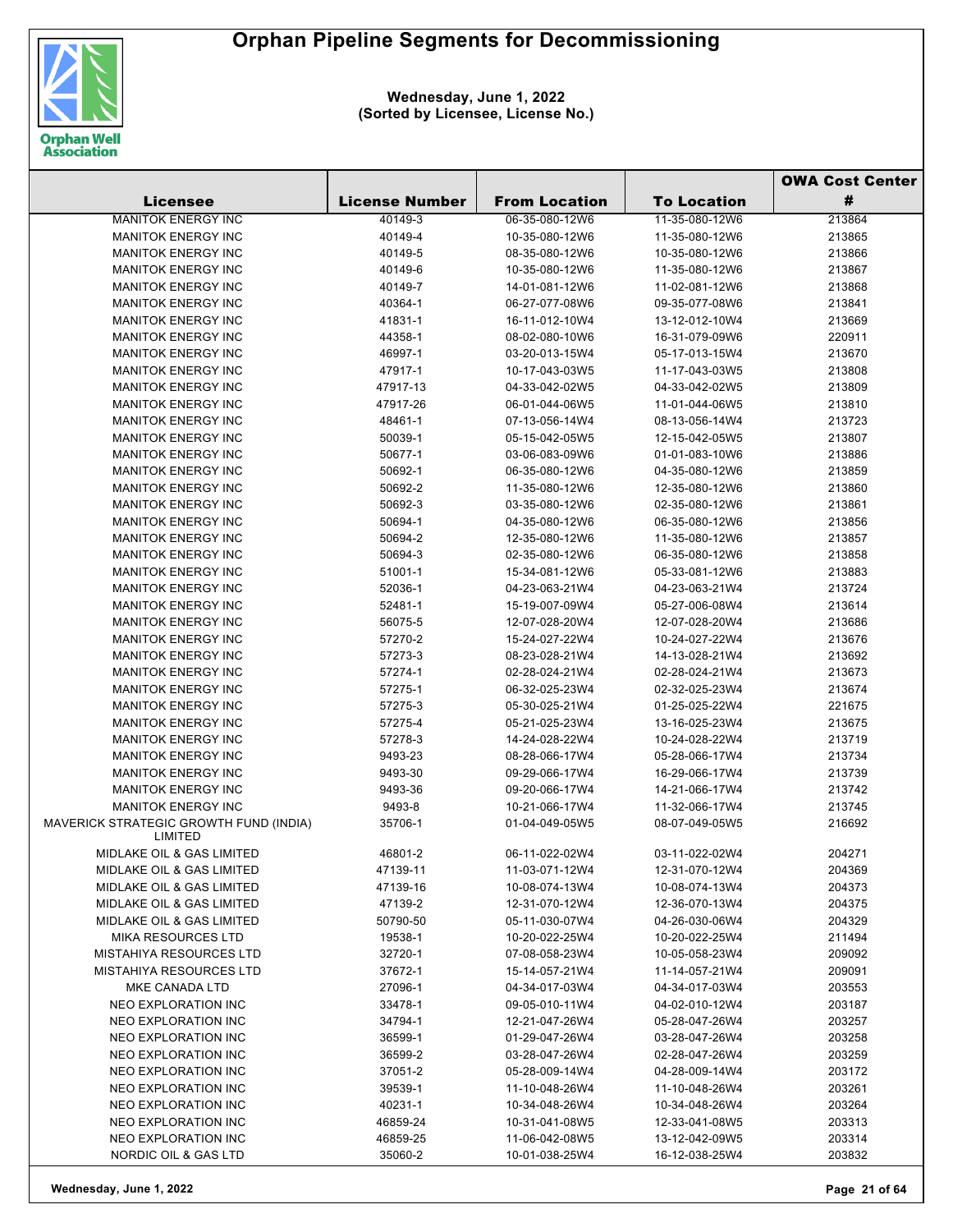# Orphan Pipeline Segments for Decommissioning

**Wednesday, June 1, 2022**
**(Sorted by Licensee, License No.)**

| Licensee | License Number | From Location | To Location | OWA Cost Center # |
|---|---|---|---|---|
| MANITOK ENERGY INC | 40149-3 | 06-35-080-12W6 | 11-35-080-12W6 | 213864 |
| MANITOK ENERGY INC | 40149-4 | 10-35-080-12W6 | 11-35-080-12W6 | 213865 |
| MANITOK ENERGY INC | 40149-5 | 08-35-080-12W6 | 10-35-080-12W6 | 213866 |
| MANITOK ENERGY INC | 40149-6 | 10-35-080-12W6 | 11-35-080-12W6 | 213867 |
| MANITOK ENERGY INC | 40149-7 | 14-01-081-12W6 | 11-02-081-12W6 | 213868 |
| MANITOK ENERGY INC | 40364-1 | 06-27-077-08W6 | 09-35-077-08W6 | 213841 |
| MANITOK ENERGY INC | 41831-1 | 16-11-012-10W4 | 13-12-012-10W4 | 213669 |
| MANITOK ENERGY INC | 44358-1 | 08-02-080-10W6 | 16-31-079-09W6 | 220911 |
| MANITOK ENERGY INC | 46997-1 | 03-20-013-15W4 | 05-17-013-15W4 | 213670 |
| MANITOK ENERGY INC | 47917-1 | 10-17-043-03W5 | 11-17-043-03W5 | 213808 |
| MANITOK ENERGY INC | 47917-13 | 04-33-042-02W5 | 04-33-042-02W5 | 213809 |
| MANITOK ENERGY INC | 47917-26 | 06-01-044-06W5 | 11-01-044-06W5 | 213810 |
| MANITOK ENERGY INC | 48461-1 | 07-13-056-14W4 | 08-13-056-14W4 | 213723 |
| MANITOK ENERGY INC | 50039-1 | 05-15-042-05W5 | 12-15-042-05W5 | 213807 |
| MANITOK ENERGY INC | 50677-1 | 03-06-083-09W6 | 01-01-083-10W6 | 213886 |
| MANITOK ENERGY INC | 50692-1 | 06-35-080-12W6 | 04-35-080-12W6 | 213859 |
| MANITOK ENERGY INC | 50692-2 | 11-35-080-12W6 | 12-35-080-12W6 | 213860 |
| MANITOK ENERGY INC | 50692-3 | 03-35-080-12W6 | 02-35-080-12W6 | 213861 |
| MANITOK ENERGY INC | 50694-1 | 04-35-080-12W6 | 06-35-080-12W6 | 213856 |
| MANITOK ENERGY INC | 50694-2 | 12-35-080-12W6 | 11-35-080-12W6 | 213857 |
| MANITOK ENERGY INC | 50694-3 | 02-35-080-12W6 | 06-35-080-12W6 | 213858 |
| MANITOK ENERGY INC | 51001-1 | 15-34-081-12W6 | 05-33-081-12W6 | 213883 |
| MANITOK ENERGY INC | 52036-1 | 04-23-063-21W4 | 04-23-063-21W4 | 213724 |
| MANITOK ENERGY INC | 52481-1 | 15-19-007-09W4 | 05-27-006-08W4 | 213614 |
| MANITOK ENERGY INC | 56075-5 | 12-07-028-20W4 | 12-07-028-20W4 | 213686 |
| MANITOK ENERGY INC | 57270-2 | 15-24-027-22W4 | 10-24-027-22W4 | 213676 |
| MANITOK ENERGY INC | 57273-3 | 08-23-028-21W4 | 14-13-028-21W4 | 213692 |
| MANITOK ENERGY INC | 57274-1 | 02-28-024-21W4 | 02-28-024-21W4 | 213673 |
| MANITOK ENERGY INC | 57275-1 | 06-32-025-23W4 | 02-32-025-23W4 | 213674 |
| MANITOK ENERGY INC | 57275-3 | 05-30-025-21W4 | 01-25-025-22W4 | 221675 |
| MANITOK ENERGY INC | 57275-4 | 05-21-025-23W4 | 13-16-025-23W4 | 213675 |
| MANITOK ENERGY INC | 57278-3 | 14-24-028-22W4 | 10-24-028-22W4 | 213719 |
| MANITOK ENERGY INC | 9493-23 | 08-28-066-17W4 | 05-28-066-17W4 | 213734 |
| MANITOK ENERGY INC | 9493-30 | 09-29-066-17W4 | 16-29-066-17W4 | 213739 |
| MANITOK ENERGY INC | 9493-36 | 09-20-066-17W4 | 14-21-066-17W4 | 213742 |
| MANITOK ENERGY INC | 9493-8 | 10-21-066-17W4 | 11-32-066-17W4 | 213745 |
| MAVERICK STRATEGIC GROWTH FUND (INDIA) LIMITED | 35706-1 | 01-04-049-05W5 | 08-07-049-05W5 | 216692 |
| MIDLAKE OIL & GAS LIMITED | 46801-2 | 06-11-022-02W4 | 03-11-022-02W4 | 204271 |
| MIDLAKE OIL & GAS LIMITED | 47139-11 | 11-03-071-12W4 | 12-31-070-12W4 | 204369 |
| MIDLAKE OIL & GAS LIMITED | 47139-16 | 10-08-074-13W4 | 10-08-074-13W4 | 204373 |
| MIDLAKE OIL & GAS LIMITED | 47139-2 | 12-31-070-12W4 | 12-36-070-13W4 | 204375 |
| MIDLAKE OIL & GAS LIMITED | 50790-50 | 05-11-030-07W4 | 04-26-030-06W4 | 204329 |
| MIKA RESOURCES LTD | 19538-1 | 10-20-022-25W4 | 10-20-022-25W4 | 211494 |
| MISTAHIYA RESOURCES LTD | 32720-1 | 07-08-058-23W4 | 10-05-058-23W4 | 209092 |
| MISTAHIYA RESOURCES LTD | 37672-1 | 15-14-057-21W4 | 11-14-057-21W4 | 209091 |
| MKE CANADA LTD | 27096-1 | 04-34-017-03W4 | 04-34-017-03W4 | 203553 |
| NEO EXPLORATION INC | 33478-1 | 09-05-010-11W4 | 04-02-010-12W4 | 203187 |
| NEO EXPLORATION INC | 34794-1 | 12-21-047-26W4 | 05-28-047-26W4 | 203257 |
| NEO EXPLORATION INC | 36599-1 | 01-29-047-26W4 | 03-28-047-26W4 | 203258 |
| NEO EXPLORATION INC | 36599-2 | 03-28-047-26W4 | 02-28-047-26W4 | 203259 |
| NEO EXPLORATION INC | 37051-2 | 05-28-009-14W4 | 04-28-009-14W4 | 203172 |
| NEO EXPLORATION INC | 39539-1 | 11-10-048-26W4 | 11-10-048-26W4 | 203261 |
| NEO EXPLORATION INC | 40231-1 | 10-34-048-26W4 | 10-34-048-26W4 | 203264 |
| NEO EXPLORATION INC | 46859-24 | 10-31-041-08W5 | 12-33-041-08W5 | 203313 |
| NEO EXPLORATION INC | 46859-25 | 11-06-042-08W5 | 13-12-042-09W5 | 203314 |
| NORDIC OIL & GAS LTD | 35060-2 | 10-01-038-25W4 | 16-12-038-25W4 | 203832 |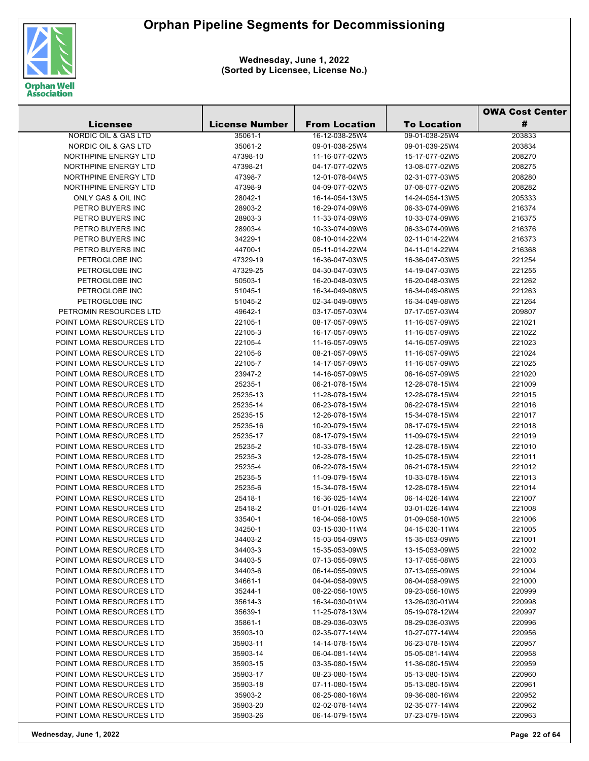# Orphan Pipeline Segments for Decommissioning

**Wednesday, June 1, 2022**
**(Sorted by Licensee, License No.)**

| Licensee | License Number | From Location | To Location | OWA Cost Center # |
|---|---|---|---|---|
| NORDIC OIL & GAS LTD | 35061-1 | 16-12-038-25W4 | 09-01-038-25W4 | 203833 |
| NORDIC OIL & GAS LTD | 35061-2 | 09-01-038-25W4 | 09-01-039-25W4 | 203834 |
| NORTHPINE ENERGY LTD | 47398-10 | 11-16-077-02W5 | 15-17-077-02W5 | 208270 |
| NORTHPINE ENERGY LTD | 47398-21 | 04-17-077-02W5 | 13-08-077-02W5 | 208275 |
| NORTHPINE ENERGY LTD | 47398-7 | 12-01-078-04W5 | 02-31-077-03W5 | 208280 |
| NORTHPINE ENERGY LTD | 47398-9 | 04-09-077-02W5 | 07-08-077-02W5 | 208282 |
| ONLY GAS & OIL INC | 28042-1 | 16-14-054-13W5 | 14-24-054-13W5 | 205333 |
| PETRO BUYERS INC | 28903-2 | 16-29-074-09W6 | 06-33-074-09W6 | 216374 |
| PETRO BUYERS INC | 28903-3 | 11-33-074-09W6 | 10-33-074-09W6 | 216375 |
| PETRO BUYERS INC | 28903-4 | 10-33-074-09W6 | 06-33-074-09W6 | 216376 |
| PETRO BUYERS INC | 34229-1 | 08-10-014-22W4 | 02-11-014-22W4 | 216373 |
| PETRO BUYERS INC | 44700-1 | 05-11-014-22W4 | 04-11-014-22W4 | 216368 |
| PETROGLOBE INC | 47329-19 | 16-36-047-03W5 | 16-36-047-03W5 | 221254 |
| PETROGLOBE INC | 47329-25 | 04-30-047-03W5 | 14-19-047-03W5 | 221255 |
| PETROGLOBE INC | 50503-1 | 16-20-048-03W5 | 16-20-048-03W5 | 221262 |
| PETROGLOBE INC | 51045-1 | 16-34-049-08W5 | 16-34-049-08W5 | 221263 |
| PETROGLOBE INC | 51045-2 | 02-34-049-08W5 | 16-34-049-08W5 | 221264 |
| PETROMIN RESOURCES LTD | 49642-1 | 03-17-057-03W4 | 07-17-057-03W4 | 209807 |
| POINT LOMA RESOURCES LTD | 22105-1 | 08-17-057-09W5 | 11-16-057-09W5 | 221021 |
| POINT LOMA RESOURCES LTD | 22105-3 | 16-17-057-09W5 | 11-16-057-09W5 | 221022 |
| POINT LOMA RESOURCES LTD | 22105-4 | 11-16-057-09W5 | 14-16-057-09W5 | 221023 |
| POINT LOMA RESOURCES LTD | 22105-6 | 08-21-057-09W5 | 11-16-057-09W5 | 221024 |
| POINT LOMA RESOURCES LTD | 22105-7 | 14-17-057-09W5 | 11-16-057-09W5 | 221025 |
| POINT LOMA RESOURCES LTD | 23947-2 | 14-16-057-09W5 | 06-16-057-09W5 | 221020 |
| POINT LOMA RESOURCES LTD | 25235-1 | 06-21-078-15W4 | 12-28-078-15W4 | 221009 |
| POINT LOMA RESOURCES LTD | 25235-13 | 11-28-078-15W4 | 12-28-078-15W4 | 221015 |
| POINT LOMA RESOURCES LTD | 25235-14 | 06-23-078-15W4 | 06-22-078-15W4 | 221016 |
| POINT LOMA RESOURCES LTD | 25235-15 | 12-26-078-15W4 | 15-34-078-15W4 | 221017 |
| POINT LOMA RESOURCES LTD | 25235-16 | 10-20-079-15W4 | 08-17-079-15W4 | 221018 |
| POINT LOMA RESOURCES LTD | 25235-17 | 08-17-079-15W4 | 11-09-079-15W4 | 221019 |
| POINT LOMA RESOURCES LTD | 25235-2 | 10-33-078-15W4 | 12-28-078-15W4 | 221010 |
| POINT LOMA RESOURCES LTD | 25235-3 | 12-28-078-15W4 | 10-25-078-15W4 | 221011 |
| POINT LOMA RESOURCES LTD | 25235-4 | 06-22-078-15W4 | 06-21-078-15W4 | 221012 |
| POINT LOMA RESOURCES LTD | 25235-5 | 11-09-079-15W4 | 10-33-078-15W4 | 221013 |
| POINT LOMA RESOURCES LTD | 25235-6 | 15-34-078-15W4 | 12-28-078-15W4 | 221014 |
| POINT LOMA RESOURCES LTD | 25418-1 | 16-36-025-14W4 | 06-14-026-14W4 | 221007 |
| POINT LOMA RESOURCES LTD | 25418-2 | 01-01-026-14W4 | 03-01-026-14W4 | 221008 |
| POINT LOMA RESOURCES LTD | 33540-1 | 16-04-058-10W5 | 01-09-058-10W5 | 221006 |
| POINT LOMA RESOURCES LTD | 34250-1 | 03-15-030-11W4 | 04-15-030-11W4 | 221005 |
| POINT LOMA RESOURCES LTD | 34403-2 | 15-03-054-09W5 | 15-35-053-09W5 | 221001 |
| POINT LOMA RESOURCES LTD | 34403-3 | 15-35-053-09W5 | 13-15-053-09W5 | 221002 |
| POINT LOMA RESOURCES LTD | 34403-5 | 07-13-055-09W5 | 13-17-055-08W5 | 221003 |
| POINT LOMA RESOURCES LTD | 34403-6 | 06-14-055-09W5 | 07-13-055-09W5 | 221004 |
| POINT LOMA RESOURCES LTD | 34661-1 | 04-04-058-09W5 | 06-04-058-09W5 | 221000 |
| POINT LOMA RESOURCES LTD | 35244-1 | 08-22-056-10W5 | 09-23-056-10W5 | 220999 |
| POINT LOMA RESOURCES LTD | 35614-3 | 16-34-030-01W4 | 13-26-030-01W4 | 220998 |
| POINT LOMA RESOURCES LTD | 35639-1 | 11-25-078-13W4 | 05-19-078-12W4 | 220997 |
| POINT LOMA RESOURCES LTD | 35861-1 | 08-29-036-03W5 | 08-29-036-03W5 | 220996 |
| POINT LOMA RESOURCES LTD | 35903-10 | 02-35-077-14W4 | 10-27-077-14W4 | 220956 |
| POINT LOMA RESOURCES LTD | 35903-11 | 14-14-078-15W4 | 06-23-078-15W4 | 220957 |
| POINT LOMA RESOURCES LTD | 35903-14 | 06-04-081-14W4 | 05-05-081-14W4 | 220958 |
| POINT LOMA RESOURCES LTD | 35903-15 | 03-35-080-15W4 | 11-36-080-15W4 | 220959 |
| POINT LOMA RESOURCES LTD | 35903-17 | 08-23-080-15W4 | 05-13-080-15W4 | 220960 |
| POINT LOMA RESOURCES LTD | 35903-18 | 07-11-080-15W4 | 05-13-080-15W4 | 220961 |
| POINT LOMA RESOURCES LTD | 35903-2 | 06-25-080-16W4 | 09-36-080-16W4 | 220952 |
| POINT LOMA RESOURCES LTD | 35903-20 | 02-02-078-14W4 | 02-35-077-14W4 | 220962 |
| POINT LOMA RESOURCES LTD | 35903-26 | 06-14-079-15W4 | 07-23-079-15W4 | 220963 |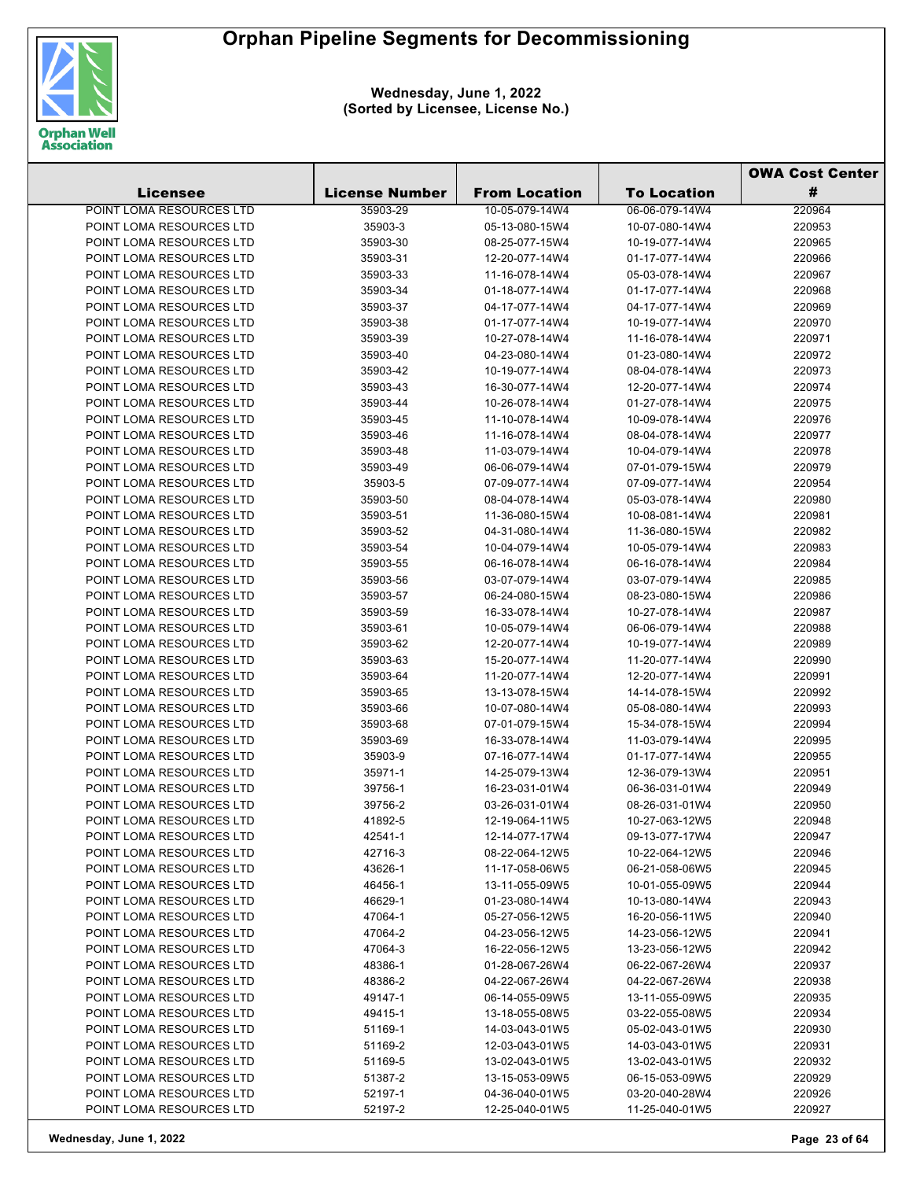# Orphan Pipeline Segments for Decommissioning

**Wednesday, June 1, 2022**
**(Sorted by Licensee, License No.)**

| Licensee | License Number | From Location | To Location | OWA Cost Center # |
|---|---|---|---|---|
| POINT LOMA RESOURCES LTD | 35903-29 | 10-05-079-14W4 | 06-06-079-14W4 | 220964 |
| POINT LOMA RESOURCES LTD | 35903-3 | 05-13-080-15W4 | 10-07-080-14W4 | 220953 |
| POINT LOMA RESOURCES LTD | 35903-30 | 08-25-077-15W4 | 10-19-077-14W4 | 220965 |
| POINT LOMA RESOURCES LTD | 35903-31 | 12-20-077-14W4 | 01-17-077-14W4 | 220966 |
| POINT LOMA RESOURCES LTD | 35903-33 | 11-16-078-14W4 | 05-03-078-14W4 | 220967 |
| POINT LOMA RESOURCES LTD | 35903-34 | 01-18-077-14W4 | 01-17-077-14W4 | 220968 |
| POINT LOMA RESOURCES LTD | 35903-37 | 04-17-077-14W4 | 04-17-077-14W4 | 220969 |
| POINT LOMA RESOURCES LTD | 35903-38 | 01-17-077-14W4 | 10-19-077-14W4 | 220970 |
| POINT LOMA RESOURCES LTD | 35903-39 | 10-27-078-14W4 | 11-16-078-14W4 | 220971 |
| POINT LOMA RESOURCES LTD | 35903-40 | 04-23-080-14W4 | 01-23-080-14W4 | 220972 |
| POINT LOMA RESOURCES LTD | 35903-42 | 10-19-077-14W4 | 08-04-078-14W4 | 220973 |
| POINT LOMA RESOURCES LTD | 35903-43 | 16-30-077-14W4 | 12-20-077-14W4 | 220974 |
| POINT LOMA RESOURCES LTD | 35903-44 | 10-26-078-14W4 | 01-27-078-14W4 | 220975 |
| POINT LOMA RESOURCES LTD | 35903-45 | 11-10-078-14W4 | 10-09-078-14W4 | 220976 |
| POINT LOMA RESOURCES LTD | 35903-46 | 11-16-078-14W4 | 08-04-078-14W4 | 220977 |
| POINT LOMA RESOURCES LTD | 35903-48 | 11-03-079-14W4 | 10-04-079-14W4 | 220978 |
| POINT LOMA RESOURCES LTD | 35903-49 | 06-06-079-14W4 | 07-01-079-15W4 | 220979 |
| POINT LOMA RESOURCES LTD | 35903-5 | 07-09-077-14W4 | 07-09-077-14W4 | 220954 |
| POINT LOMA RESOURCES LTD | 35903-50 | 08-04-078-14W4 | 05-03-078-14W4 | 220980 |
| POINT LOMA RESOURCES LTD | 35903-51 | 11-36-080-15W4 | 10-08-081-14W4 | 220981 |
| POINT LOMA RESOURCES LTD | 35903-52 | 04-31-080-14W4 | 11-36-080-15W4 | 220982 |
| POINT LOMA RESOURCES LTD | 35903-54 | 10-04-079-14W4 | 10-05-079-14W4 | 220983 |
| POINT LOMA RESOURCES LTD | 35903-55 | 06-16-078-14W4 | 06-16-078-14W4 | 220984 |
| POINT LOMA RESOURCES LTD | 35903-56 | 03-07-079-14W4 | 03-07-079-14W4 | 220985 |
| POINT LOMA RESOURCES LTD | 35903-57 | 06-24-080-15W4 | 08-23-080-15W4 | 220986 |
| POINT LOMA RESOURCES LTD | 35903-59 | 16-33-078-14W4 | 10-27-078-14W4 | 220987 |
| POINT LOMA RESOURCES LTD | 35903-61 | 10-05-079-14W4 | 06-06-079-14W4 | 220988 |
| POINT LOMA RESOURCES LTD | 35903-62 | 12-20-077-14W4 | 10-19-077-14W4 | 220989 |
| POINT LOMA RESOURCES LTD | 35903-63 | 15-20-077-14W4 | 11-20-077-14W4 | 220990 |
| POINT LOMA RESOURCES LTD | 35903-64 | 11-20-077-14W4 | 12-20-077-14W4 | 220991 |
| POINT LOMA RESOURCES LTD | 35903-65 | 13-13-078-15W4 | 14-14-078-15W4 | 220992 |
| POINT LOMA RESOURCES LTD | 35903-66 | 10-07-080-14W4 | 05-08-080-14W4 | 220993 |
| POINT LOMA RESOURCES LTD | 35903-68 | 07-01-079-15W4 | 15-34-078-15W4 | 220994 |
| POINT LOMA RESOURCES LTD | 35903-69 | 16-33-078-14W4 | 11-03-079-14W4 | 220995 |
| POINT LOMA RESOURCES LTD | 35903-9 | 07-16-077-14W4 | 01-17-077-14W4 | 220955 |
| POINT LOMA RESOURCES LTD | 35971-1 | 14-25-079-13W4 | 12-36-079-13W4 | 220951 |
| POINT LOMA RESOURCES LTD | 39756-1 | 16-23-031-01W4 | 06-36-031-01W4 | 220949 |
| POINT LOMA RESOURCES LTD | 39756-2 | 03-26-031-01W4 | 08-26-031-01W4 | 220950 |
| POINT LOMA RESOURCES LTD | 41892-5 | 12-19-064-11W5 | 10-27-063-12W5 | 220948 |
| POINT LOMA RESOURCES LTD | 42541-1 | 12-14-077-17W4 | 09-13-077-17W4 | 220947 |
| POINT LOMA RESOURCES LTD | 42716-3 | 08-22-064-12W5 | 10-22-064-12W5 | 220946 |
| POINT LOMA RESOURCES LTD | 43626-1 | 11-17-058-06W5 | 06-21-058-06W5 | 220945 |
| POINT LOMA RESOURCES LTD | 46456-1 | 13-11-055-09W5 | 10-01-055-09W5 | 220944 |
| POINT LOMA RESOURCES LTD | 46629-1 | 01-23-080-14W4 | 10-13-080-14W4 | 220943 |
| POINT LOMA RESOURCES LTD | 47064-1 | 05-27-056-12W5 | 16-20-056-11W5 | 220940 |
| POINT LOMA RESOURCES LTD | 47064-2 | 04-23-056-12W5 | 14-23-056-12W5 | 220941 |
| POINT LOMA RESOURCES LTD | 47064-3 | 16-22-056-12W5 | 13-23-056-12W5 | 220942 |
| POINT LOMA RESOURCES LTD | 48386-1 | 01-28-067-26W4 | 06-22-067-26W4 | 220937 |
| POINT LOMA RESOURCES LTD | 48386-2 | 04-22-067-26W4 | 04-22-067-26W4 | 220938 |
| POINT LOMA RESOURCES LTD | 49147-1 | 06-14-055-09W5 | 13-11-055-09W5 | 220935 |
| POINT LOMA RESOURCES LTD | 49415-1 | 13-18-055-08W5 | 03-22-055-08W5 | 220934 |
| POINT LOMA RESOURCES LTD | 51169-1 | 14-03-043-01W5 | 05-02-043-01W5 | 220930 |
| POINT LOMA RESOURCES LTD | 51169-2 | 12-03-043-01W5 | 14-03-043-01W5 | 220931 |
| POINT LOMA RESOURCES LTD | 51169-5 | 13-02-043-01W5 | 13-02-043-01W5 | 220932 |
| POINT LOMA RESOURCES LTD | 51387-2 | 13-15-053-09W5 | 06-15-053-09W5 | 220929 |
| POINT LOMA RESOURCES LTD | 52197-1 | 04-36-040-01W5 | 03-20-040-28W4 | 220926 |
| POINT LOMA RESOURCES LTD | 52197-2 | 12-25-040-01W5 | 11-25-040-01W5 | 220927 |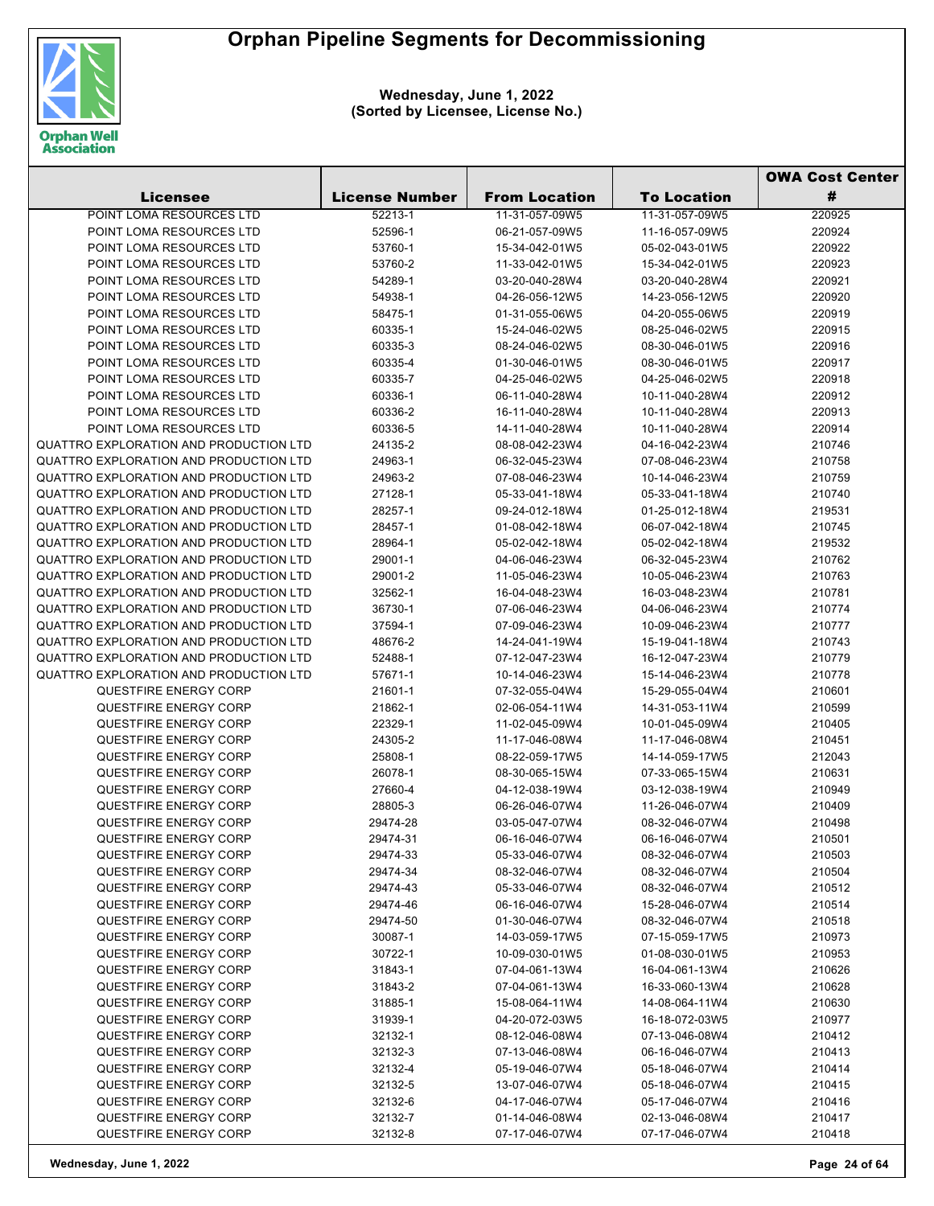# Orphan Pipeline Segments for Decommissioning

**Wednesday, June 1, 2022**
**(Sorted by Licensee, License No.)**

| Licensee | License Number | From Location | To Location | OWA Cost Center # |
|---|---|---|---|---|
| POINT LOMA RESOURCES LTD | 52213-1 | 11-31-057-09W5 | 11-31-057-09W5 | 220925 |
| POINT LOMA RESOURCES LTD | 52596-1 | 06-21-057-09W5 | 11-16-057-09W5 | 220924 |
| POINT LOMA RESOURCES LTD | 53760-1 | 15-34-042-01W5 | 05-02-043-01W5 | 220922 |
| POINT LOMA RESOURCES LTD | 53760-2 | 11-33-042-01W5 | 15-34-042-01W5 | 220923 |
| POINT LOMA RESOURCES LTD | 54289-1 | 03-20-040-28W4 | 03-20-040-28W4 | 220921 |
| POINT LOMA RESOURCES LTD | 54938-1 | 04-26-056-12W5 | 14-23-056-12W5 | 220920 |
| POINT LOMA RESOURCES LTD | 58475-1 | 01-31-055-06W5 | 04-20-055-06W5 | 220919 |
| POINT LOMA RESOURCES LTD | 60335-1 | 15-24-046-02W5 | 08-25-046-02W5 | 220915 |
| POINT LOMA RESOURCES LTD | 60335-3 | 08-24-046-02W5 | 08-30-046-01W5 | 220916 |
| POINT LOMA RESOURCES LTD | 60335-4 | 01-30-046-01W5 | 08-30-046-01W5 | 220917 |
| POINT LOMA RESOURCES LTD | 60335-7 | 04-25-046-02W5 | 04-25-046-02W5 | 220918 |
| POINT LOMA RESOURCES LTD | 60336-1 | 06-11-040-28W4 | 10-11-040-28W4 | 220912 |
| POINT LOMA RESOURCES LTD | 60336-2 | 16-11-040-28W4 | 10-11-040-28W4 | 220913 |
| POINT LOMA RESOURCES LTD | 60336-5 | 14-11-040-28W4 | 10-11-040-28W4 | 220914 |
| QUATTRO EXPLORATION AND PRODUCTION LTD | 24135-2 | 08-08-042-23W4 | 04-16-042-23W4 | 210746 |
| QUATTRO EXPLORATION AND PRODUCTION LTD | 24963-1 | 06-32-045-23W4 | 07-08-046-23W4 | 210758 |
| QUATTRO EXPLORATION AND PRODUCTION LTD | 24963-2 | 07-08-046-23W4 | 10-14-046-23W4 | 210759 |
| QUATTRO EXPLORATION AND PRODUCTION LTD | 27128-1 | 05-33-041-18W4 | 05-33-041-18W4 | 210740 |
| QUATTRO EXPLORATION AND PRODUCTION LTD | 28257-1 | 09-24-012-18W4 | 01-25-012-18W4 | 219531 |
| QUATTRO EXPLORATION AND PRODUCTION LTD | 28457-1 | 01-08-042-18W4 | 06-07-042-18W4 | 210745 |
| QUATTRO EXPLORATION AND PRODUCTION LTD | 28964-1 | 05-02-042-18W4 | 05-02-042-18W4 | 219532 |
| QUATTRO EXPLORATION AND PRODUCTION LTD | 29001-1 | 04-06-046-23W4 | 06-32-045-23W4 | 210762 |
| QUATTRO EXPLORATION AND PRODUCTION LTD | 29001-2 | 11-05-046-23W4 | 10-05-046-23W4 | 210763 |
| QUATTRO EXPLORATION AND PRODUCTION LTD | 32562-1 | 16-04-048-23W4 | 16-03-048-23W4 | 210781 |
| QUATTRO EXPLORATION AND PRODUCTION LTD | 36730-1 | 07-06-046-23W4 | 04-06-046-23W4 | 210774 |
| QUATTRO EXPLORATION AND PRODUCTION LTD | 37594-1 | 07-09-046-23W4 | 10-09-046-23W4 | 210777 |
| QUATTRO EXPLORATION AND PRODUCTION LTD | 48676-2 | 14-24-041-19W4 | 15-19-041-18W4 | 210743 |
| QUATTRO EXPLORATION AND PRODUCTION LTD | 52488-1 | 07-12-047-23W4 | 16-12-047-23W4 | 210779 |
| QUATTRO EXPLORATION AND PRODUCTION LTD | 57671-1 | 10-14-046-23W4 | 15-14-046-23W4 | 210778 |
| QUESTFIRE ENERGY CORP | 21601-1 | 07-32-055-04W4 | 15-29-055-04W4 | 210601 |
| QUESTFIRE ENERGY CORP | 21862-1 | 02-06-054-11W4 | 14-31-053-11W4 | 210599 |
| QUESTFIRE ENERGY CORP | 22329-1 | 11-02-045-09W4 | 10-01-045-09W4 | 210405 |
| QUESTFIRE ENERGY CORP | 24305-2 | 11-17-046-08W4 | 11-17-046-08W4 | 210451 |
| QUESTFIRE ENERGY CORP | 25808-1 | 08-22-059-17W5 | 14-14-059-17W5 | 212043 |
| QUESTFIRE ENERGY CORP | 26078-1 | 08-30-065-15W4 | 07-33-065-15W4 | 210631 |
| QUESTFIRE ENERGY CORP | 27660-4 | 04-12-038-19W4 | 03-12-038-19W4 | 210949 |
| QUESTFIRE ENERGY CORP | 28805-3 | 06-26-046-07W4 | 11-26-046-07W4 | 210409 |
| QUESTFIRE ENERGY CORP | 29474-28 | 03-05-047-07W4 | 08-32-046-07W4 | 210498 |
| QUESTFIRE ENERGY CORP | 29474-31 | 06-16-046-07W4 | 06-16-046-07W4 | 210501 |
| QUESTFIRE ENERGY CORP | 29474-33 | 05-33-046-07W4 | 08-32-046-07W4 | 210503 |
| QUESTFIRE ENERGY CORP | 29474-34 | 08-32-046-07W4 | 08-32-046-07W4 | 210504 |
| QUESTFIRE ENERGY CORP | 29474-43 | 05-33-046-07W4 | 08-32-046-07W4 | 210512 |
| QUESTFIRE ENERGY CORP | 29474-46 | 06-16-046-07W4 | 15-28-046-07W4 | 210514 |
| QUESTFIRE ENERGY CORP | 29474-50 | 01-30-046-07W4 | 08-32-046-07W4 | 210518 |
| QUESTFIRE ENERGY CORP | 30087-1 | 14-03-059-17W5 | 07-15-059-17W5 | 210973 |
| QUESTFIRE ENERGY CORP | 30722-1 | 10-09-030-01W5 | 01-08-030-01W5 | 210953 |
| QUESTFIRE ENERGY CORP | 31843-1 | 07-04-061-13W4 | 16-04-061-13W4 | 210626 |
| QUESTFIRE ENERGY CORP | 31843-2 | 07-04-061-13W4 | 16-33-060-13W4 | 210628 |
| QUESTFIRE ENERGY CORP | 31885-1 | 15-08-064-11W4 | 14-08-064-11W4 | 210630 |
| QUESTFIRE ENERGY CORP | 31939-1 | 04-20-072-03W5 | 16-18-072-03W5 | 210977 |
| QUESTFIRE ENERGY CORP | 32132-1 | 08-12-046-08W4 | 07-13-046-08W4 | 210412 |
| QUESTFIRE ENERGY CORP | 32132-3 | 07-13-046-08W4 | 06-16-046-07W4 | 210413 |
| QUESTFIRE ENERGY CORP | 32132-4 | 05-19-046-07W4 | 05-18-046-07W4 | 210414 |
| QUESTFIRE ENERGY CORP | 32132-5 | 13-07-046-07W4 | 05-18-046-07W4 | 210415 |
| QUESTFIRE ENERGY CORP | 32132-6 | 04-17-046-07W4 | 05-17-046-07W4 | 210416 |
| QUESTFIRE ENERGY CORP | 32132-7 | 01-14-046-08W4 | 02-13-046-08W4 | 210417 |
| QUESTFIRE ENERGY CORP | 32132-8 | 07-17-046-07W4 | 07-17-046-07W4 | 210418 |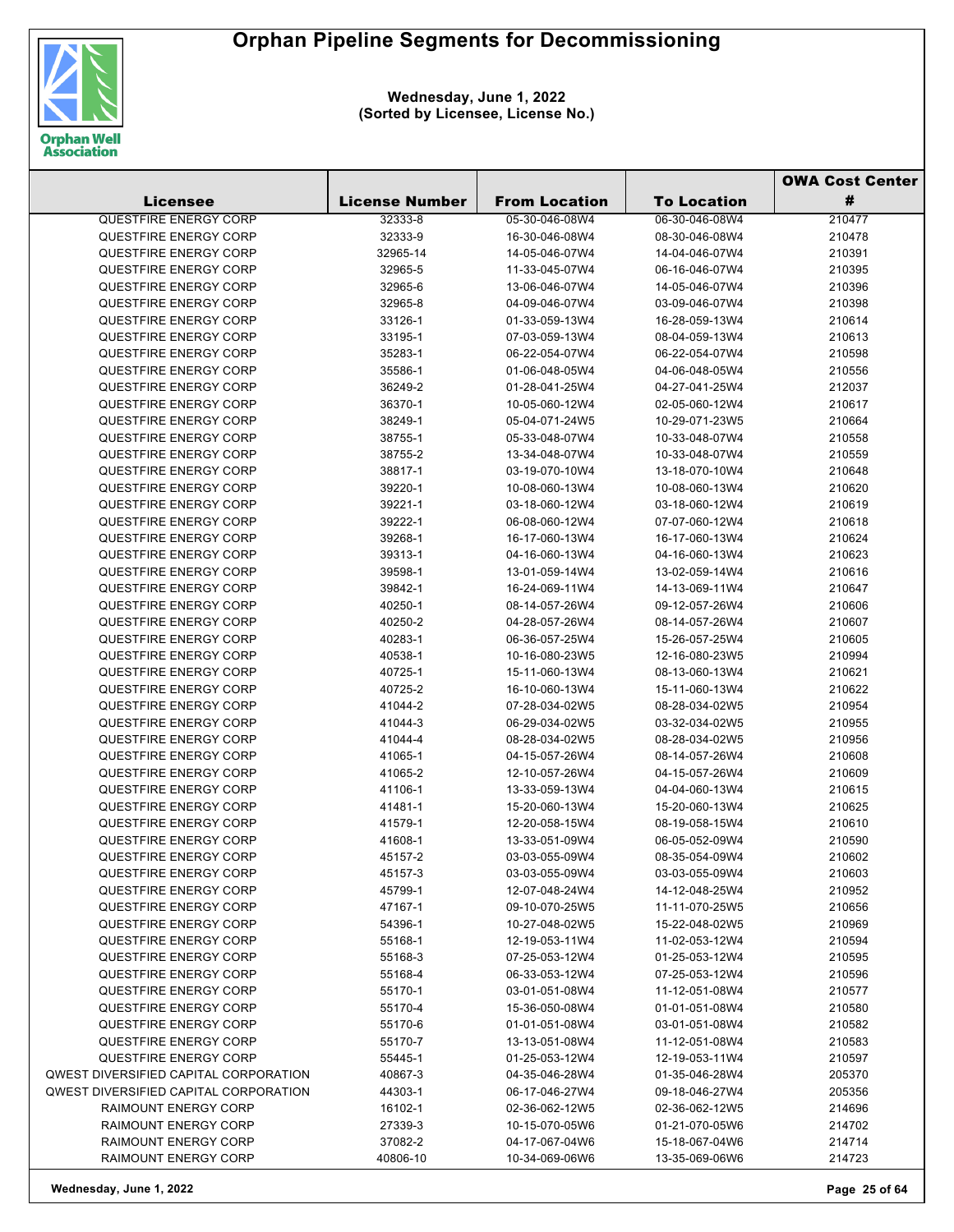# Orphan Pipeline Segments for Decommissioning

**Wednesday, June 1, 2022**
**(Sorted by Licensee, License No.)**

| Licensee | License Number | From Location | To Location | OWA Cost Center # |
|---|---|---|---|---|
| QUESTFIRE ENERGY CORP | 32333-8 | 05-30-046-08W4 | 06-30-046-08W4 | 210477 |
| QUESTFIRE ENERGY CORP | 32333-9 | 16-30-046-08W4 | 08-30-046-08W4 | 210478 |
| QUESTFIRE ENERGY CORP | 32965-14 | 14-05-046-07W4 | 14-04-046-07W4 | 210391 |
| QUESTFIRE ENERGY CORP | 32965-5 | 11-33-045-07W4 | 06-16-046-07W4 | 210395 |
| QUESTFIRE ENERGY CORP | 32965-6 | 13-06-046-07W4 | 14-05-046-07W4 | 210396 |
| QUESTFIRE ENERGY CORP | 32965-8 | 04-09-046-07W4 | 03-09-046-07W4 | 210398 |
| QUESTFIRE ENERGY CORP | 33126-1 | 01-33-059-13W4 | 16-28-059-13W4 | 210614 |
| QUESTFIRE ENERGY CORP | 33195-1 | 07-03-059-13W4 | 08-04-059-13W4 | 210613 |
| QUESTFIRE ENERGY CORP | 35283-1 | 06-22-054-07W4 | 06-22-054-07W4 | 210598 |
| QUESTFIRE ENERGY CORP | 35586-1 | 01-06-048-05W4 | 04-06-048-05W4 | 210556 |
| QUESTFIRE ENERGY CORP | 36249-2 | 01-28-041-25W4 | 04-27-041-25W4 | 212037 |
| QUESTFIRE ENERGY CORP | 36370-1 | 10-05-060-12W4 | 02-05-060-12W4 | 210617 |
| QUESTFIRE ENERGY CORP | 38249-1 | 05-04-071-24W5 | 10-29-071-23W5 | 210664 |
| QUESTFIRE ENERGY CORP | 38755-1 | 05-33-048-07W4 | 10-33-048-07W4 | 210558 |
| QUESTFIRE ENERGY CORP | 38755-2 | 13-34-048-07W4 | 10-33-048-07W4 | 210559 |
| QUESTFIRE ENERGY CORP | 38817-1 | 03-19-070-10W4 | 13-18-070-10W4 | 210648 |
| QUESTFIRE ENERGY CORP | 39220-1 | 10-08-060-13W4 | 10-08-060-13W4 | 210620 |
| QUESTFIRE ENERGY CORP | 39221-1 | 03-18-060-12W4 | 03-18-060-12W4 | 210619 |
| QUESTFIRE ENERGY CORP | 39222-1 | 06-08-060-12W4 | 07-07-060-12W4 | 210618 |
| QUESTFIRE ENERGY CORP | 39268-1 | 16-17-060-13W4 | 16-17-060-13W4 | 210624 |
| QUESTFIRE ENERGY CORP | 39313-1 | 04-16-060-13W4 | 04-16-060-13W4 | 210623 |
| QUESTFIRE ENERGY CORP | 39598-1 | 13-01-059-14W4 | 13-02-059-14W4 | 210616 |
| QUESTFIRE ENERGY CORP | 39842-1 | 16-24-069-11W4 | 14-13-069-11W4 | 210647 |
| QUESTFIRE ENERGY CORP | 40250-1 | 08-14-057-26W4 | 09-12-057-26W4 | 210606 |
| QUESTFIRE ENERGY CORP | 40250-2 | 04-28-057-26W4 | 08-14-057-26W4 | 210607 |
| QUESTFIRE ENERGY CORP | 40283-1 | 06-36-057-25W4 | 15-26-057-25W4 | 210605 |
| QUESTFIRE ENERGY CORP | 40538-1 | 10-16-080-23W5 | 12-16-080-23W5 | 210994 |
| QUESTFIRE ENERGY CORP | 40725-1 | 15-11-060-13W4 | 08-13-060-13W4 | 210621 |
| QUESTFIRE ENERGY CORP | 40725-2 | 16-10-060-13W4 | 15-11-060-13W4 | 210622 |
| QUESTFIRE ENERGY CORP | 41044-2 | 07-28-034-02W5 | 08-28-034-02W5 | 210954 |
| QUESTFIRE ENERGY CORP | 41044-3 | 06-29-034-02W5 | 03-32-034-02W5 | 210955 |
| QUESTFIRE ENERGY CORP | 41044-4 | 08-28-034-02W5 | 08-28-034-02W5 | 210956 |
| QUESTFIRE ENERGY CORP | 41065-1 | 04-15-057-26W4 | 08-14-057-26W4 | 210608 |
| QUESTFIRE ENERGY CORP | 41065-2 | 12-10-057-26W4 | 04-15-057-26W4 | 210609 |
| QUESTFIRE ENERGY CORP | 41106-1 | 13-33-059-13W4 | 04-04-060-13W4 | 210615 |
| QUESTFIRE ENERGY CORP | 41481-1 | 15-20-060-13W4 | 15-20-060-13W4 | 210625 |
| QUESTFIRE ENERGY CORP | 41579-1 | 12-20-058-15W4 | 08-19-058-15W4 | 210610 |
| QUESTFIRE ENERGY CORP | 41608-1 | 13-33-051-09W4 | 06-05-052-09W4 | 210590 |
| QUESTFIRE ENERGY CORP | 45157-2 | 03-03-055-09W4 | 08-35-054-09W4 | 210602 |
| QUESTFIRE ENERGY CORP | 45157-3 | 03-03-055-09W4 | 03-03-055-09W4 | 210603 |
| QUESTFIRE ENERGY CORP | 45799-1 | 12-07-048-24W4 | 14-12-048-25W4 | 210952 |
| QUESTFIRE ENERGY CORP | 47167-1 | 09-10-070-25W5 | 11-11-070-25W5 | 210656 |
| QUESTFIRE ENERGY CORP | 54396-1 | 10-27-048-02W5 | 15-22-048-02W5 | 210969 |
| QUESTFIRE ENERGY CORP | 55168-1 | 12-19-053-11W4 | 11-02-053-12W4 | 210594 |
| QUESTFIRE ENERGY CORP | 55168-3 | 07-25-053-12W4 | 01-25-053-12W4 | 210595 |
| QUESTFIRE ENERGY CORP | 55168-4 | 06-33-053-12W4 | 07-25-053-12W4 | 210596 |
| QUESTFIRE ENERGY CORP | 55170-1 | 03-01-051-08W4 | 11-12-051-08W4 | 210577 |
| QUESTFIRE ENERGY CORP | 55170-4 | 15-36-050-08W4 | 01-01-051-08W4 | 210580 |
| QUESTFIRE ENERGY CORP | 55170-6 | 01-01-051-08W4 | 03-01-051-08W4 | 210582 |
| QUESTFIRE ENERGY CORP | 55170-7 | 13-13-051-08W4 | 11-12-051-08W4 | 210583 |
| QUESTFIRE ENERGY CORP | 55445-1 | 01-25-053-12W4 | 12-19-053-11W4 | 210597 |
| QWEST DIVERSIFIED CAPITAL CORPORATION | 40867-3 | 04-35-046-28W4 | 01-35-046-28W4 | 205370 |
| QWEST DIVERSIFIED CAPITAL CORPORATION | 44303-1 | 06-17-046-27W4 | 09-18-046-27W4 | 205356 |
| RAIMOUNT ENERGY CORP | 16102-1 | 02-36-062-12W5 | 02-36-062-12W5 | 214696 |
| RAIMOUNT ENERGY CORP | 27339-3 | 10-15-070-05W6 | 01-21-070-05W6 | 214702 |
| RAIMOUNT ENERGY CORP | 37082-2 | 04-17-067-04W6 | 15-18-067-04W6 | 214714 |
| RAIMOUNT ENERGY CORP | 40806-10 | 10-34-069-06W6 | 13-35-069-06W6 | 214723 |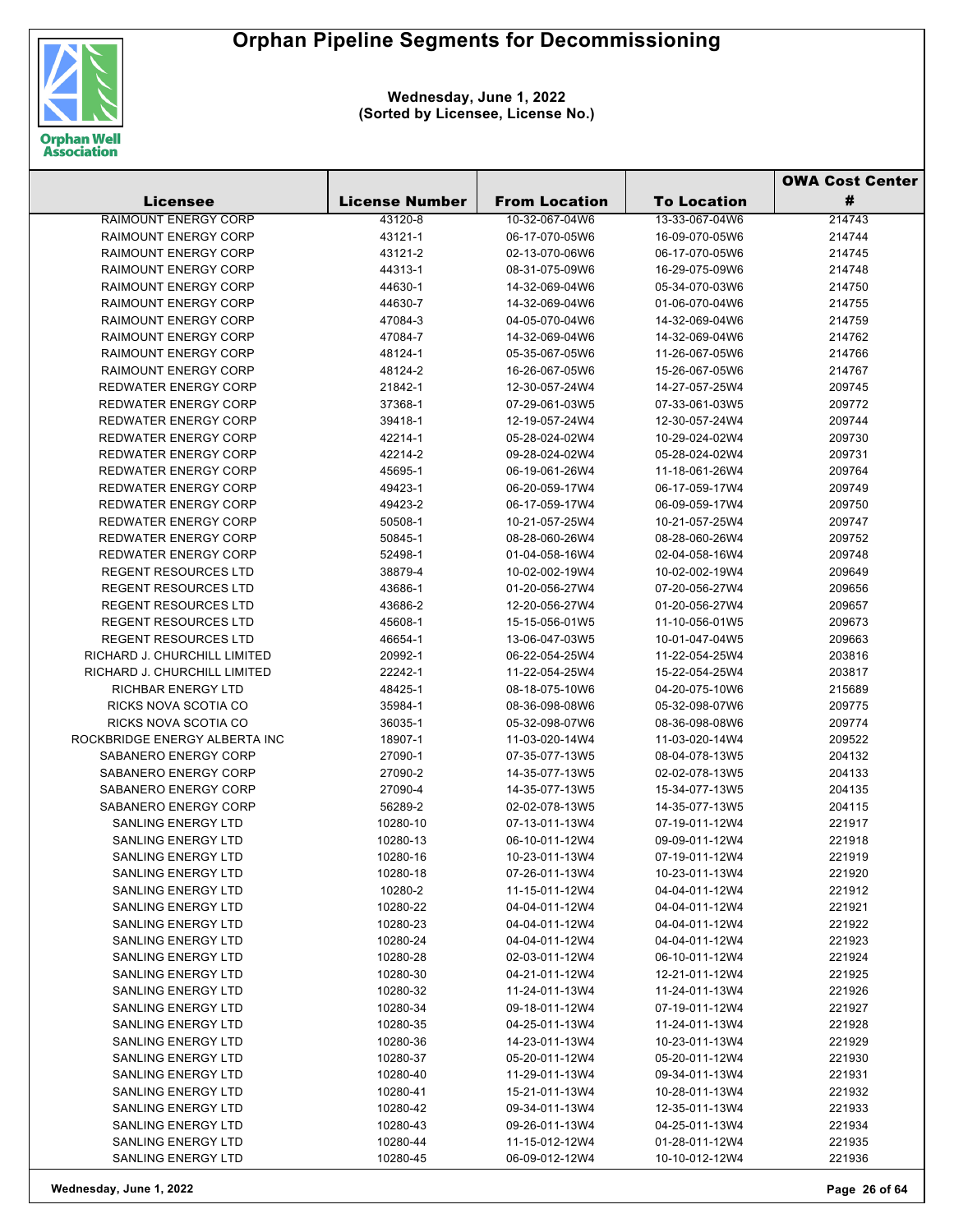# Orphan Pipeline Segments for Decommissioning

**Wednesday, June 1, 2022**
**(Sorted by Licensee, License No.)**

| Licensee | License Number | From Location | To Location | OWA Cost Center # |
|---|---|---|---|---|
| RAIMOUNT ENERGY CORP | 43120-8 | 10-32-067-04W6 | 13-33-067-04W6 | 214743 |
| RAIMOUNT ENERGY CORP | 43121-1 | 06-17-070-05W6 | 16-09-070-05W6 | 214744 |
| RAIMOUNT ENERGY CORP | 43121-2 | 02-13-070-06W6 | 06-17-070-05W6 | 214745 |
| RAIMOUNT ENERGY CORP | 44313-1 | 08-31-075-09W6 | 16-29-075-09W6 | 214748 |
| RAIMOUNT ENERGY CORP | 44630-1 | 14-32-069-04W6 | 05-34-070-03W6 | 214750 |
| RAIMOUNT ENERGY CORP | 44630-7 | 14-32-069-04W6 | 01-06-070-04W6 | 214755 |
| RAIMOUNT ENERGY CORP | 47084-3 | 04-05-070-04W6 | 14-32-069-04W6 | 214759 |
| RAIMOUNT ENERGY CORP | 47084-7 | 14-32-069-04W6 | 14-32-069-04W6 | 214762 |
| RAIMOUNT ENERGY CORP | 48124-1 | 05-35-067-05W6 | 11-26-067-05W6 | 214766 |
| RAIMOUNT ENERGY CORP | 48124-2 | 16-26-067-05W6 | 15-26-067-05W6 | 214767 |
| REDWATER ENERGY CORP | 21842-1 | 12-30-057-24W4 | 14-27-057-25W4 | 209745 |
| REDWATER ENERGY CORP | 37368-1 | 07-29-061-03W5 | 07-33-061-03W5 | 209772 |
| REDWATER ENERGY CORP | 39418-1 | 12-19-057-24W4 | 12-30-057-24W4 | 209744 |
| REDWATER ENERGY CORP | 42214-1 | 05-28-024-02W4 | 10-29-024-02W4 | 209730 |
| REDWATER ENERGY CORP | 42214-2 | 09-28-024-02W4 | 05-28-024-02W4 | 209731 |
| REDWATER ENERGY CORP | 45695-1 | 06-19-061-26W4 | 11-18-061-26W4 | 209764 |
| REDWATER ENERGY CORP | 49423-1 | 06-20-059-17W4 | 06-17-059-17W4 | 209749 |
| REDWATER ENERGY CORP | 49423-2 | 06-17-059-17W4 | 06-09-059-17W4 | 209750 |
| REDWATER ENERGY CORP | 50508-1 | 10-21-057-25W4 | 10-21-057-25W4 | 209747 |
| REDWATER ENERGY CORP | 50845-1 | 08-28-060-26W4 | 08-28-060-26W4 | 209752 |
| REDWATER ENERGY CORP | 52498-1 | 01-04-058-16W4 | 02-04-058-16W4 | 209748 |
| REGENT RESOURCES LTD | 38879-4 | 10-02-002-19W4 | 10-02-002-19W4 | 209649 |
| REGENT RESOURCES LTD | 43686-1 | 01-20-056-27W4 | 07-20-056-27W4 | 209656 |
| REGENT RESOURCES LTD | 43686-2 | 12-20-056-27W4 | 01-20-056-27W4 | 209657 |
| REGENT RESOURCES LTD | 45608-1 | 15-15-056-01W5 | 11-10-056-01W5 | 209673 |
| REGENT RESOURCES LTD | 46654-1 | 13-06-047-03W5 | 10-01-047-04W5 | 209663 |
| RICHARD J. CHURCHILL LIMITED | 20992-1 | 06-22-054-25W4 | 11-22-054-25W4 | 203816 |
| RICHARD J. CHURCHILL LIMITED | 22242-1 | 11-22-054-25W4 | 15-22-054-25W4 | 203817 |
| RICHBAR ENERGY LTD | 48425-1 | 08-18-075-10W6 | 04-20-075-10W6 | 215689 |
| RICKS NOVA SCOTIA CO | 35984-1 | 08-36-098-08W6 | 05-32-098-07W6 | 209775 |
| RICKS NOVA SCOTIA CO | 36035-1 | 05-32-098-07W6 | 08-36-098-08W6 | 209774 |
| ROCKBRIDGE ENERGY ALBERTA INC | 18907-1 | 11-03-020-14W4 | 11-03-020-14W4 | 209522 |
| SABANERO ENERGY CORP | 27090-1 | 07-35-077-13W5 | 08-04-078-13W5 | 204132 |
| SABANERO ENERGY CORP | 27090-2 | 14-35-077-13W5 | 02-02-078-13W5 | 204133 |
| SABANERO ENERGY CORP | 27090-4 | 14-35-077-13W5 | 15-34-077-13W5 | 204135 |
| SABANERO ENERGY CORP | 56289-2 | 02-02-078-13W5 | 14-35-077-13W5 | 204115 |
| SANLING ENERGY LTD | 10280-10 | 07-13-011-13W4 | 07-19-011-12W4 | 221917 |
| SANLING ENERGY LTD | 10280-13 | 06-10-011-12W4 | 09-09-011-12W4 | 221918 |
| SANLING ENERGY LTD | 10280-16 | 10-23-011-13W4 | 07-19-011-12W4 | 221919 |
| SANLING ENERGY LTD | 10280-18 | 07-26-011-13W4 | 10-23-011-13W4 | 221920 |
| SANLING ENERGY LTD | 10280-2 | 11-15-011-12W4 | 04-04-011-12W4 | 221912 |
| SANLING ENERGY LTD | 10280-22 | 04-04-011-12W4 | 04-04-011-12W4 | 221921 |
| SANLING ENERGY LTD | 10280-23 | 04-04-011-12W4 | 04-04-011-12W4 | 221922 |
| SANLING ENERGY LTD | 10280-24 | 04-04-011-12W4 | 04-04-011-12W4 | 221923 |
| SANLING ENERGY LTD | 10280-28 | 02-03-011-12W4 | 06-10-011-12W4 | 221924 |
| SANLING ENERGY LTD | 10280-30 | 04-21-011-12W4 | 12-21-011-12W4 | 221925 |
| SANLING ENERGY LTD | 10280-32 | 11-24-011-13W4 | 11-24-011-13W4 | 221926 |
| SANLING ENERGY LTD | 10280-34 | 09-18-011-12W4 | 07-19-011-12W4 | 221927 |
| SANLING ENERGY LTD | 10280-35 | 04-25-011-13W4 | 11-24-011-13W4 | 221928 |
| SANLING ENERGY LTD | 10280-36 | 14-23-011-13W4 | 10-23-011-13W4 | 221929 |
| SANLING ENERGY LTD | 10280-37 | 05-20-011-12W4 | 05-20-011-12W4 | 221930 |
| SANLING ENERGY LTD | 10280-40 | 11-29-011-13W4 | 09-34-011-13W4 | 221931 |
| SANLING ENERGY LTD | 10280-41 | 15-21-011-13W4 | 10-28-011-13W4 | 221932 |
| SANLING ENERGY LTD | 10280-42 | 09-34-011-13W4 | 12-35-011-13W4 | 221933 |
| SANLING ENERGY LTD | 10280-43 | 09-26-011-13W4 | 04-25-011-13W4 | 221934 |
| SANLING ENERGY LTD | 10280-44 | 11-15-012-12W4 | 01-28-011-12W4 | 221935 |
| SANLING ENERGY LTD | 10280-45 | 06-09-012-12W4 | 10-10-012-12W4 | 221936 |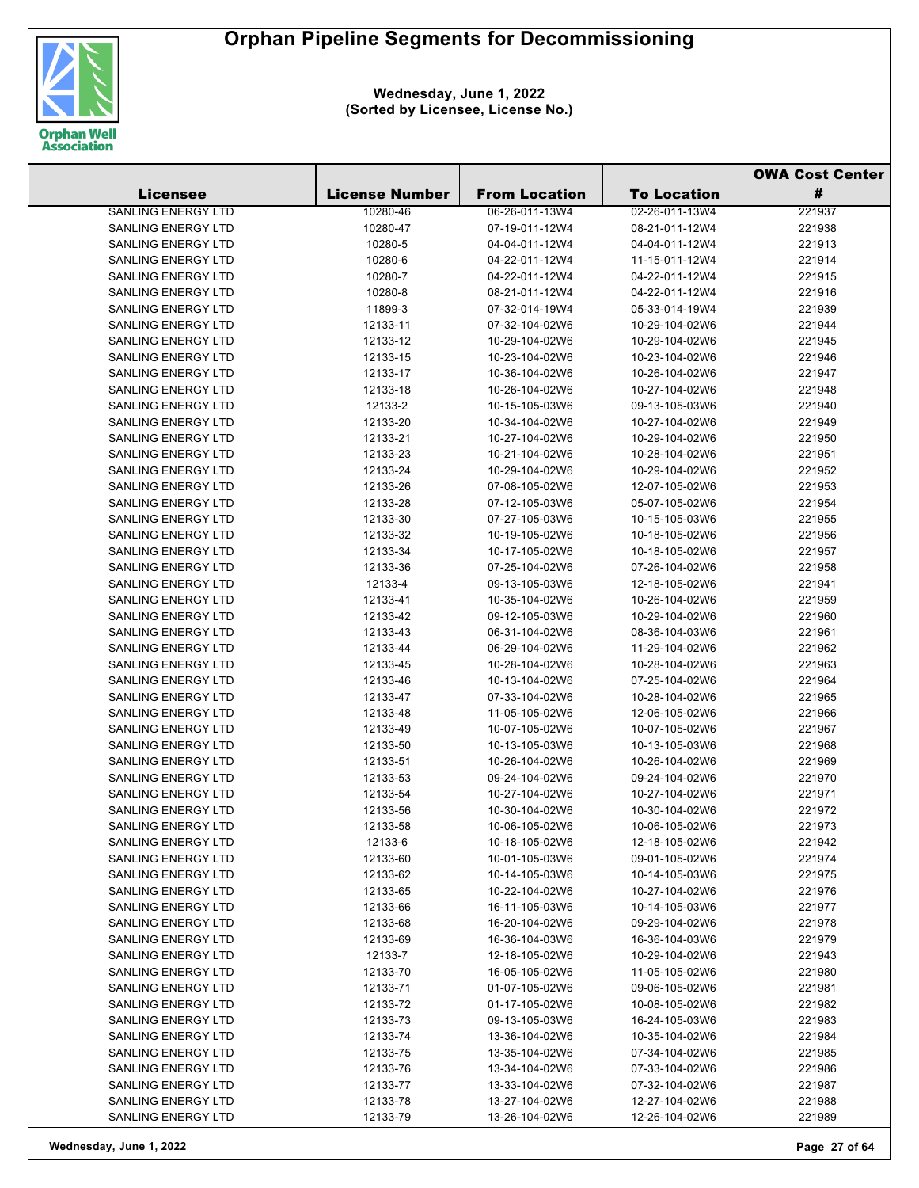# Orphan Pipeline Segments for Decommissioning

**Wednesday, June 1, 2022**
**(Sorted by Licensee, License No.)**

| Licensee | License Number | From Location | To Location | OWA Cost Center # |
|---|---|---|---|---|
| SANLING ENERGY LTD | 10280-46 | 06-26-011-13W4 | 02-26-011-13W4 | 221937 |
| SANLING ENERGY LTD | 10280-47 | 07-19-011-12W4 | 08-21-011-12W4 | 221938 |
| SANLING ENERGY LTD | 10280-5 | 04-04-011-12W4 | 04-04-011-12W4 | 221913 |
| SANLING ENERGY LTD | 10280-6 | 04-22-011-12W4 | 11-15-011-12W4 | 221914 |
| SANLING ENERGY LTD | 10280-7 | 04-22-011-12W4 | 04-22-011-12W4 | 221915 |
| SANLING ENERGY LTD | 10280-8 | 08-21-011-12W4 | 04-22-011-12W4 | 221916 |
| SANLING ENERGY LTD | 11899-3 | 07-32-014-19W4 | 05-33-014-19W4 | 221939 |
| SANLING ENERGY LTD | 12133-11 | 07-32-104-02W6 | 10-29-104-02W6 | 221944 |
| SANLING ENERGY LTD | 12133-12 | 10-29-104-02W6 | 10-29-104-02W6 | 221945 |
| SANLING ENERGY LTD | 12133-15 | 10-23-104-02W6 | 10-23-104-02W6 | 221946 |
| SANLING ENERGY LTD | 12133-17 | 10-36-104-02W6 | 10-26-104-02W6 | 221947 |
| SANLING ENERGY LTD | 12133-18 | 10-26-104-02W6 | 10-27-104-02W6 | 221948 |
| SANLING ENERGY LTD | 12133-2 | 10-15-105-03W6 | 09-13-105-03W6 | 221940 |
| SANLING ENERGY LTD | 12133-20 | 10-34-104-02W6 | 10-27-104-02W6 | 221949 |
| SANLING ENERGY LTD | 12133-21 | 10-27-104-02W6 | 10-29-104-02W6 | 221950 |
| SANLING ENERGY LTD | 12133-23 | 10-21-104-02W6 | 10-28-104-02W6 | 221951 |
| SANLING ENERGY LTD | 12133-24 | 10-29-104-02W6 | 10-29-104-02W6 | 221952 |
| SANLING ENERGY LTD | 12133-26 | 07-08-105-02W6 | 12-07-105-02W6 | 221953 |
| SANLING ENERGY LTD | 12133-28 | 07-12-105-03W6 | 05-07-105-02W6 | 221954 |
| SANLING ENERGY LTD | 12133-30 | 07-27-105-03W6 | 10-15-105-03W6 | 221955 |
| SANLING ENERGY LTD | 12133-32 | 10-19-105-02W6 | 10-18-105-02W6 | 221956 |
| SANLING ENERGY LTD | 12133-34 | 10-17-105-02W6 | 10-18-105-02W6 | 221957 |
| SANLING ENERGY LTD | 12133-36 | 07-25-104-02W6 | 07-26-104-02W6 | 221958 |
| SANLING ENERGY LTD | 12133-4 | 09-13-105-03W6 | 12-18-105-02W6 | 221941 |
| SANLING ENERGY LTD | 12133-41 | 10-35-104-02W6 | 10-26-104-02W6 | 221959 |
| SANLING ENERGY LTD | 12133-42 | 09-12-105-03W6 | 10-29-104-02W6 | 221960 |
| SANLING ENERGY LTD | 12133-43 | 06-31-104-02W6 | 08-36-104-03W6 | 221961 |
| SANLING ENERGY LTD | 12133-44 | 06-29-104-02W6 | 11-29-104-02W6 | 221962 |
| SANLING ENERGY LTD | 12133-45 | 10-28-104-02W6 | 10-28-104-02W6 | 221963 |
| SANLING ENERGY LTD | 12133-46 | 10-13-104-02W6 | 07-25-104-02W6 | 221964 |
| SANLING ENERGY LTD | 12133-47 | 07-33-104-02W6 | 10-28-104-02W6 | 221965 |
| SANLING ENERGY LTD | 12133-48 | 11-05-105-02W6 | 12-06-105-02W6 | 221966 |
| SANLING ENERGY LTD | 12133-49 | 10-07-105-02W6 | 10-07-105-02W6 | 221967 |
| SANLING ENERGY LTD | 12133-50 | 10-13-105-03W6 | 10-13-105-03W6 | 221968 |
| SANLING ENERGY LTD | 12133-51 | 10-26-104-02W6 | 10-26-104-02W6 | 221969 |
| SANLING ENERGY LTD | 12133-53 | 09-24-104-02W6 | 09-24-104-02W6 | 221970 |
| SANLING ENERGY LTD | 12133-54 | 10-27-104-02W6 | 10-27-104-02W6 | 221971 |
| SANLING ENERGY LTD | 12133-56 | 10-30-104-02W6 | 10-30-104-02W6 | 221972 |
| SANLING ENERGY LTD | 12133-58 | 10-06-105-02W6 | 10-06-105-02W6 | 221973 |
| SANLING ENERGY LTD | 12133-6 | 10-18-105-02W6 | 12-18-105-02W6 | 221942 |
| SANLING ENERGY LTD | 12133-60 | 10-01-105-03W6 | 09-01-105-02W6 | 221974 |
| SANLING ENERGY LTD | 12133-62 | 10-14-105-03W6 | 10-14-105-03W6 | 221975 |
| SANLING ENERGY LTD | 12133-65 | 10-22-104-02W6 | 10-27-104-02W6 | 221976 |
| SANLING ENERGY LTD | 12133-66 | 16-11-105-03W6 | 10-14-105-03W6 | 221977 |
| SANLING ENERGY LTD | 12133-68 | 16-20-104-02W6 | 09-29-104-02W6 | 221978 |
| SANLING ENERGY LTD | 12133-69 | 16-36-104-03W6 | 16-36-104-03W6 | 221979 |
| SANLING ENERGY LTD | 12133-7 | 12-18-105-02W6 | 10-29-104-02W6 | 221943 |
| SANLING ENERGY LTD | 12133-70 | 16-05-105-02W6 | 11-05-105-02W6 | 221980 |
| SANLING ENERGY LTD | 12133-71 | 01-07-105-02W6 | 09-06-105-02W6 | 221981 |
| SANLING ENERGY LTD | 12133-72 | 01-17-105-02W6 | 10-08-105-02W6 | 221982 |
| SANLING ENERGY LTD | 12133-73 | 09-13-105-03W6 | 16-24-105-03W6 | 221983 |
| SANLING ENERGY LTD | 12133-74 | 13-36-104-02W6 | 10-35-104-02W6 | 221984 |
| SANLING ENERGY LTD | 12133-75 | 13-35-104-02W6 | 07-34-104-02W6 | 221985 |
| SANLING ENERGY LTD | 12133-76 | 13-34-104-02W6 | 07-33-104-02W6 | 221986 |
| SANLING ENERGY LTD | 12133-77 | 13-33-104-02W6 | 07-32-104-02W6 | 221987 |
| SANLING ENERGY LTD | 12133-78 | 13-27-104-02W6 | 12-27-104-02W6 | 221988 |
| SANLING ENERGY LTD | 12133-79 | 13-26-104-02W6 | 12-26-104-02W6 | 221989 |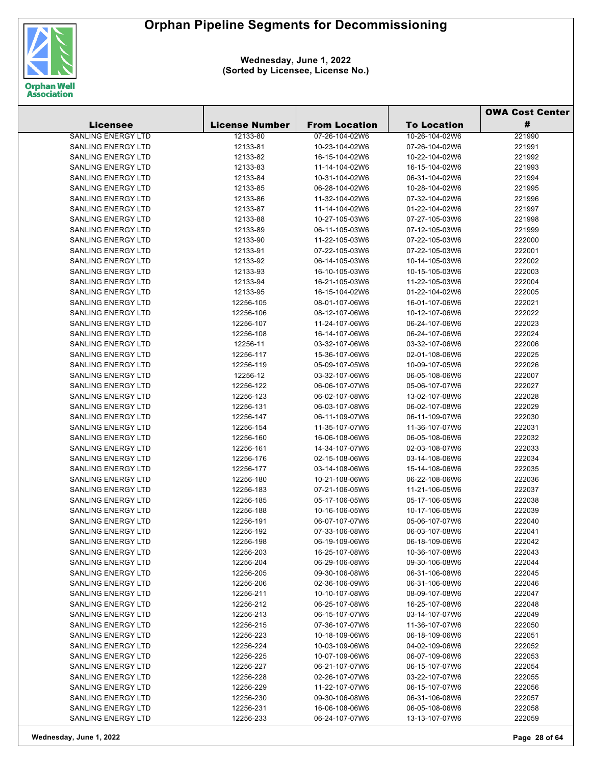# Orphan Pipeline Segments for Decommissioning

**Wednesday, June 1, 2022**
**(Sorted by Licensee, License No.)**

| Licensee | License Number | From Location | To Location | OWA Cost Center # |
|---|---|---|---|---|
| SANLING ENERGY LTD | 12133-80 | 07-26-104-02W6 | 10-26-104-02W6 | 221990 |
| SANLING ENERGY LTD | 12133-81 | 10-23-104-02W6 | 07-26-104-02W6 | 221991 |
| SANLING ENERGY LTD | 12133-82 | 16-15-104-02W6 | 10-22-104-02W6 | 221992 |
| SANLING ENERGY LTD | 12133-83 | 11-14-104-02W6 | 16-15-104-02W6 | 221993 |
| SANLING ENERGY LTD | 12133-84 | 10-31-104-02W6 | 06-31-104-02W6 | 221994 |
| SANLING ENERGY LTD | 12133-85 | 06-28-104-02W6 | 10-28-104-02W6 | 221995 |
| SANLING ENERGY LTD | 12133-86 | 11-32-104-02W6 | 07-32-104-02W6 | 221996 |
| SANLING ENERGY LTD | 12133-87 | 11-14-104-02W6 | 01-22-104-02W6 | 221997 |
| SANLING ENERGY LTD | 12133-88 | 10-27-105-03W6 | 07-27-105-03W6 | 221998 |
| SANLING ENERGY LTD | 12133-89 | 06-11-105-03W6 | 07-12-105-03W6 | 221999 |
| SANLING ENERGY LTD | 12133-90 | 11-22-105-03W6 | 07-22-105-03W6 | 222000 |
| SANLING ENERGY LTD | 12133-91 | 07-22-105-03W6 | 07-22-105-03W6 | 222001 |
| SANLING ENERGY LTD | 12133-92 | 06-14-105-03W6 | 10-14-105-03W6 | 222002 |
| SANLING ENERGY LTD | 12133-93 | 16-10-105-03W6 | 10-15-105-03W6 | 222003 |
| SANLING ENERGY LTD | 12133-94 | 16-21-105-03W6 | 11-22-105-03W6 | 222004 |
| SANLING ENERGY LTD | 12133-95 | 16-15-104-02W6 | 01-22-104-02W6 | 222005 |
| SANLING ENERGY LTD | 12256-105 | 08-01-107-06W6 | 16-01-107-06W6 | 222021 |
| SANLING ENERGY LTD | 12256-106 | 08-12-107-06W6 | 10-12-107-06W6 | 222022 |
| SANLING ENERGY LTD | 12256-107 | 11-24-107-06W6 | 06-24-107-06W6 | 222023 |
| SANLING ENERGY LTD | 12256-108 | 16-14-107-06W6 | 06-24-107-06W6 | 222024 |
| SANLING ENERGY LTD | 12256-11 | 03-32-107-06W6 | 03-32-107-06W6 | 222006 |
| SANLING ENERGY LTD | 12256-117 | 15-36-107-06W6 | 02-01-108-06W6 | 222025 |
| SANLING ENERGY LTD | 12256-119 | 05-09-107-05W6 | 10-09-107-05W6 | 222026 |
| SANLING ENERGY LTD | 12256-12 | 03-32-107-06W6 | 06-05-108-06W6 | 222007 |
| SANLING ENERGY LTD | 12256-122 | 06-06-107-07W6 | 05-06-107-07W6 | 222027 |
| SANLING ENERGY LTD | 12256-123 | 06-02-107-08W6 | 13-02-107-08W6 | 222028 |
| SANLING ENERGY LTD | 12256-131 | 06-03-107-08W6 | 06-02-107-08W6 | 222029 |
| SANLING ENERGY LTD | 12256-147 | 06-11-109-07W6 | 06-11-109-07W6 | 222030 |
| SANLING ENERGY LTD | 12256-154 | 11-35-107-07W6 | 11-36-107-07W6 | 222031 |
| SANLING ENERGY LTD | 12256-160 | 16-06-108-06W6 | 06-05-108-06W6 | 222032 |
| SANLING ENERGY LTD | 12256-161 | 14-34-107-07W6 | 02-03-108-07W6 | 222033 |
| SANLING ENERGY LTD | 12256-176 | 02-15-108-06W6 | 03-14-108-06W6 | 222034 |
| SANLING ENERGY LTD | 12256-177 | 03-14-108-06W6 | 15-14-108-06W6 | 222035 |
| SANLING ENERGY LTD | 12256-180 | 10-21-108-06W6 | 06-22-108-06W6 | 222036 |
| SANLING ENERGY LTD | 12256-183 | 07-21-106-05W6 | 11-21-106-05W6 | 222037 |
| SANLING ENERGY LTD | 12256-185 | 05-17-106-05W6 | 05-17-106-05W6 | 222038 |
| SANLING ENERGY LTD | 12256-188 | 10-16-106-05W6 | 10-17-106-05W6 | 222039 |
| SANLING ENERGY LTD | 12256-191 | 06-07-107-07W6 | 05-06-107-07W6 | 222040 |
| SANLING ENERGY LTD | 12256-192 | 07-33-106-08W6 | 06-03-107-08W6 | 222041 |
| SANLING ENERGY LTD | 12256-198 | 06-19-109-06W6 | 06-18-109-06W6 | 222042 |
| SANLING ENERGY LTD | 12256-203 | 16-25-107-08W6 | 10-36-107-08W6 | 222043 |
| SANLING ENERGY LTD | 12256-204 | 06-29-106-08W6 | 09-30-106-08W6 | 222044 |
| SANLING ENERGY LTD | 12256-205 | 09-30-106-08W6 | 06-31-106-08W6 | 222045 |
| SANLING ENERGY LTD | 12256-206 | 02-36-106-09W6 | 06-31-106-08W6 | 222046 |
| SANLING ENERGY LTD | 12256-211 | 10-10-107-08W6 | 08-09-107-08W6 | 222047 |
| SANLING ENERGY LTD | 12256-212 | 06-25-107-08W6 | 16-25-107-08W6 | 222048 |
| SANLING ENERGY LTD | 12256-213 | 06-15-107-07W6 | 03-14-107-07W6 | 222049 |
| SANLING ENERGY LTD | 12256-215 | 07-36-107-07W6 | 11-36-107-07W6 | 222050 |
| SANLING ENERGY LTD | 12256-223 | 10-18-109-06W6 | 06-18-109-06W6 | 222051 |
| SANLING ENERGY LTD | 12256-224 | 10-03-109-06W6 | 04-02-109-06W6 | 222052 |
| SANLING ENERGY LTD | 12256-225 | 10-07-109-06W6 | 06-07-109-06W6 | 222053 |
| SANLING ENERGY LTD | 12256-227 | 06-21-107-07W6 | 06-15-107-07W6 | 222054 |
| SANLING ENERGY LTD | 12256-228 | 02-26-107-07W6 | 03-22-107-07W6 | 222055 |
| SANLING ENERGY LTD | 12256-229 | 11-22-107-07W6 | 06-15-107-07W6 | 222056 |
| SANLING ENERGY LTD | 12256-230 | 09-30-106-08W6 | 06-31-106-08W6 | 222057 |
| SANLING ENERGY LTD | 12256-231 | 16-06-108-06W6 | 06-05-108-06W6 | 222058 |
| SANLING ENERGY LTD | 12256-233 | 06-24-107-07W6 | 13-13-107-07W6 | 222059 |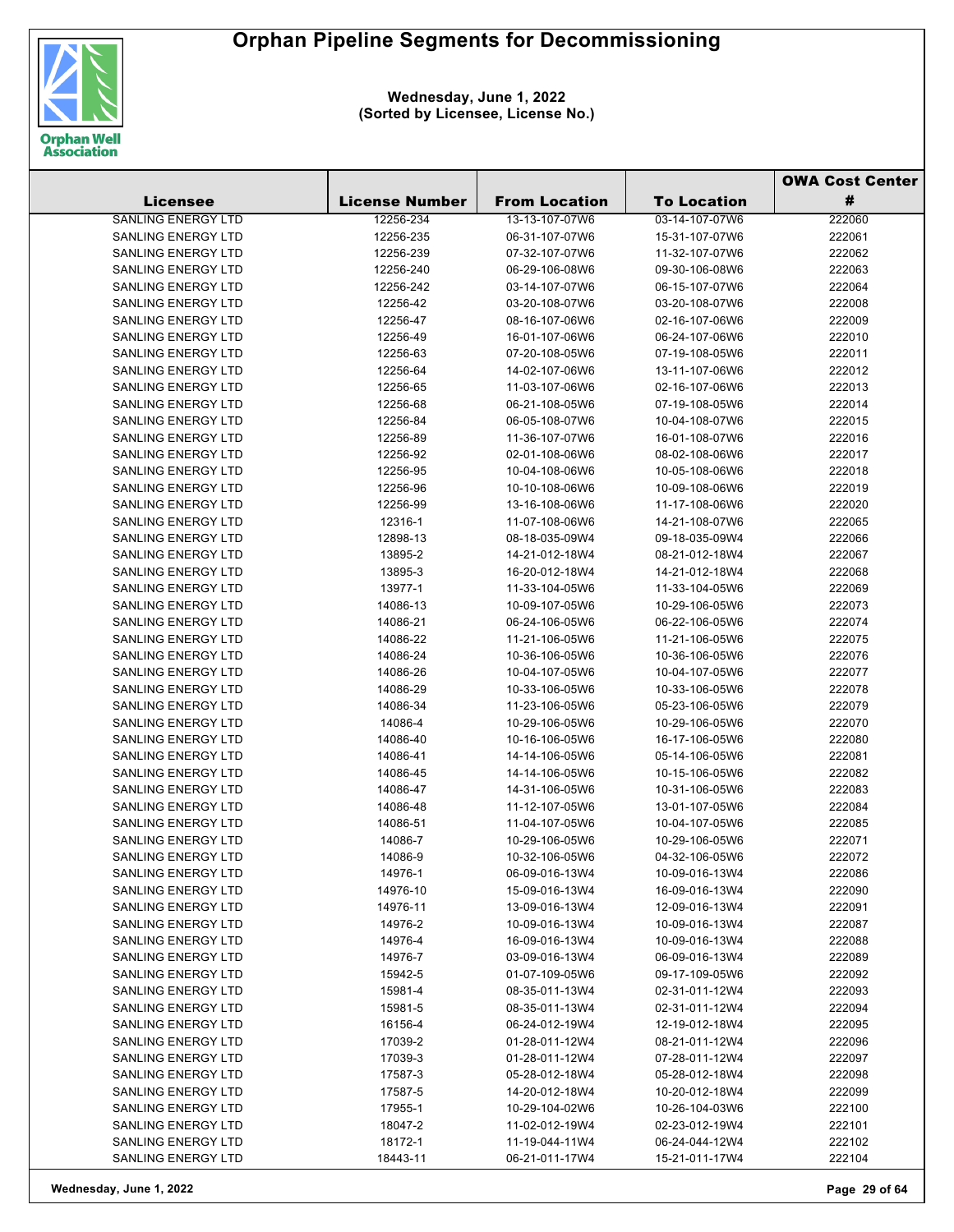# Orphan Pipeline Segments for Decommissioning

**Wednesday, June 1, 2022**
**(Sorted by Licensee, License No.)**

| Licensee | License Number | From Location | To Location | OWA Cost Center # |
|---|---|---|---|---|
| SANLING ENERGY LTD | 12256-234 | 13-13-107-07W6 | 03-14-107-07W6 | 222060 |
| SANLING ENERGY LTD | 12256-235 | 06-31-107-07W6 | 15-31-107-07W6 | 222061 |
| SANLING ENERGY LTD | 12256-239 | 07-32-107-07W6 | 11-32-107-07W6 | 222062 |
| SANLING ENERGY LTD | 12256-240 | 06-29-106-08W6 | 09-30-106-08W6 | 222063 |
| SANLING ENERGY LTD | 12256-242 | 03-14-107-07W6 | 06-15-107-07W6 | 222064 |
| SANLING ENERGY LTD | 12256-42 | 03-20-108-07W6 | 03-20-108-07W6 | 222008 |
| SANLING ENERGY LTD | 12256-47 | 08-16-107-06W6 | 02-16-107-06W6 | 222009 |
| SANLING ENERGY LTD | 12256-49 | 16-01-107-06W6 | 06-24-107-06W6 | 222010 |
| SANLING ENERGY LTD | 12256-63 | 07-20-108-05W6 | 07-19-108-05W6 | 222011 |
| SANLING ENERGY LTD | 12256-64 | 14-02-107-06W6 | 13-11-107-06W6 | 222012 |
| SANLING ENERGY LTD | 12256-65 | 11-03-107-06W6 | 02-16-107-06W6 | 222013 |
| SANLING ENERGY LTD | 12256-68 | 06-21-108-05W6 | 07-19-108-05W6 | 222014 |
| SANLING ENERGY LTD | 12256-84 | 06-05-108-07W6 | 10-04-108-07W6 | 222015 |
| SANLING ENERGY LTD | 12256-89 | 11-36-107-07W6 | 16-01-108-07W6 | 222016 |
| SANLING ENERGY LTD | 12256-92 | 02-01-108-06W6 | 08-02-108-06W6 | 222017 |
| SANLING ENERGY LTD | 12256-95 | 10-04-108-06W6 | 10-05-108-06W6 | 222018 |
| SANLING ENERGY LTD | 12256-96 | 10-10-108-06W6 | 10-09-108-06W6 | 222019 |
| SANLING ENERGY LTD | 12256-99 | 13-16-108-06W6 | 11-17-108-06W6 | 222020 |
| SANLING ENERGY LTD | 12316-1 | 11-07-108-06W6 | 14-21-108-07W6 | 222065 |
| SANLING ENERGY LTD | 12898-13 | 08-18-035-09W4 | 09-18-035-09W4 | 222066 |
| SANLING ENERGY LTD | 13895-2 | 14-21-012-18W4 | 08-21-012-18W4 | 222067 |
| SANLING ENERGY LTD | 13895-3 | 16-20-012-18W4 | 14-21-012-18W4 | 222068 |
| SANLING ENERGY LTD | 13977-1 | 11-33-104-05W6 | 11-33-104-05W6 | 222069 |
| SANLING ENERGY LTD | 14086-13 | 10-09-107-05W6 | 10-29-106-05W6 | 222073 |
| SANLING ENERGY LTD | 14086-21 | 06-24-106-05W6 | 06-22-106-05W6 | 222074 |
| SANLING ENERGY LTD | 14086-22 | 11-21-106-05W6 | 11-21-106-05W6 | 222075 |
| SANLING ENERGY LTD | 14086-24 | 10-36-106-05W6 | 10-36-106-05W6 | 222076 |
| SANLING ENERGY LTD | 14086-26 | 10-04-107-05W6 | 10-04-107-05W6 | 222077 |
| SANLING ENERGY LTD | 14086-29 | 10-33-106-05W6 | 10-33-106-05W6 | 222078 |
| SANLING ENERGY LTD | 14086-34 | 11-23-106-05W6 | 05-23-106-05W6 | 222079 |
| SANLING ENERGY LTD | 14086-4 | 10-29-106-05W6 | 10-29-106-05W6 | 222070 |
| SANLING ENERGY LTD | 14086-40 | 10-16-106-05W6 | 16-17-106-05W6 | 222080 |
| SANLING ENERGY LTD | 14086-41 | 14-14-106-05W6 | 05-14-106-05W6 | 222081 |
| SANLING ENERGY LTD | 14086-45 | 14-14-106-05W6 | 10-15-106-05W6 | 222082 |
| SANLING ENERGY LTD | 14086-47 | 14-31-106-05W6 | 10-31-106-05W6 | 222083 |
| SANLING ENERGY LTD | 14086-48 | 11-12-107-05W6 | 13-01-107-05W6 | 222084 |
| SANLING ENERGY LTD | 14086-51 | 11-04-107-05W6 | 10-04-107-05W6 | 222085 |
| SANLING ENERGY LTD | 14086-7 | 10-29-106-05W6 | 10-29-106-05W6 | 222071 |
| SANLING ENERGY LTD | 14086-9 | 10-32-106-05W6 | 04-32-106-05W6 | 222072 |
| SANLING ENERGY LTD | 14976-1 | 06-09-016-13W4 | 10-09-016-13W4 | 222086 |
| SANLING ENERGY LTD | 14976-10 | 15-09-016-13W4 | 16-09-016-13W4 | 222090 |
| SANLING ENERGY LTD | 14976-11 | 13-09-016-13W4 | 12-09-016-13W4 | 222091 |
| SANLING ENERGY LTD | 14976-2 | 10-09-016-13W4 | 10-09-016-13W4 | 222087 |
| SANLING ENERGY LTD | 14976-4 | 16-09-016-13W4 | 10-09-016-13W4 | 222088 |
| SANLING ENERGY LTD | 14976-7 | 03-09-016-13W4 | 06-09-016-13W4 | 222089 |
| SANLING ENERGY LTD | 15942-5 | 01-07-109-05W6 | 09-17-109-05W6 | 222092 |
| SANLING ENERGY LTD | 15981-4 | 08-35-011-13W4 | 02-31-011-12W4 | 222093 |
| SANLING ENERGY LTD | 15981-5 | 08-35-011-13W4 | 02-31-011-12W4 | 222094 |
| SANLING ENERGY LTD | 16156-4 | 06-24-012-19W4 | 12-19-012-18W4 | 222095 |
| SANLING ENERGY LTD | 17039-2 | 01-28-011-12W4 | 08-21-011-12W4 | 222096 |
| SANLING ENERGY LTD | 17039-3 | 01-28-011-12W4 | 07-28-011-12W4 | 222097 |
| SANLING ENERGY LTD | 17587-3 | 05-28-012-18W4 | 05-28-012-18W4 | 222098 |
| SANLING ENERGY LTD | 17587-5 | 14-20-012-18W4 | 10-20-012-18W4 | 222099 |
| SANLING ENERGY LTD | 17955-1 | 10-29-104-02W6 | 10-26-104-03W6 | 222100 |
| SANLING ENERGY LTD | 18047-2 | 11-02-012-19W4 | 02-23-012-19W4 | 222101 |
| SANLING ENERGY LTD | 18172-1 | 11-19-044-11W4 | 06-24-044-12W4 | 222102 |
| SANLING ENERGY LTD | 18443-11 | 06-21-011-17W4 | 15-21-011-17W4 | 222104 |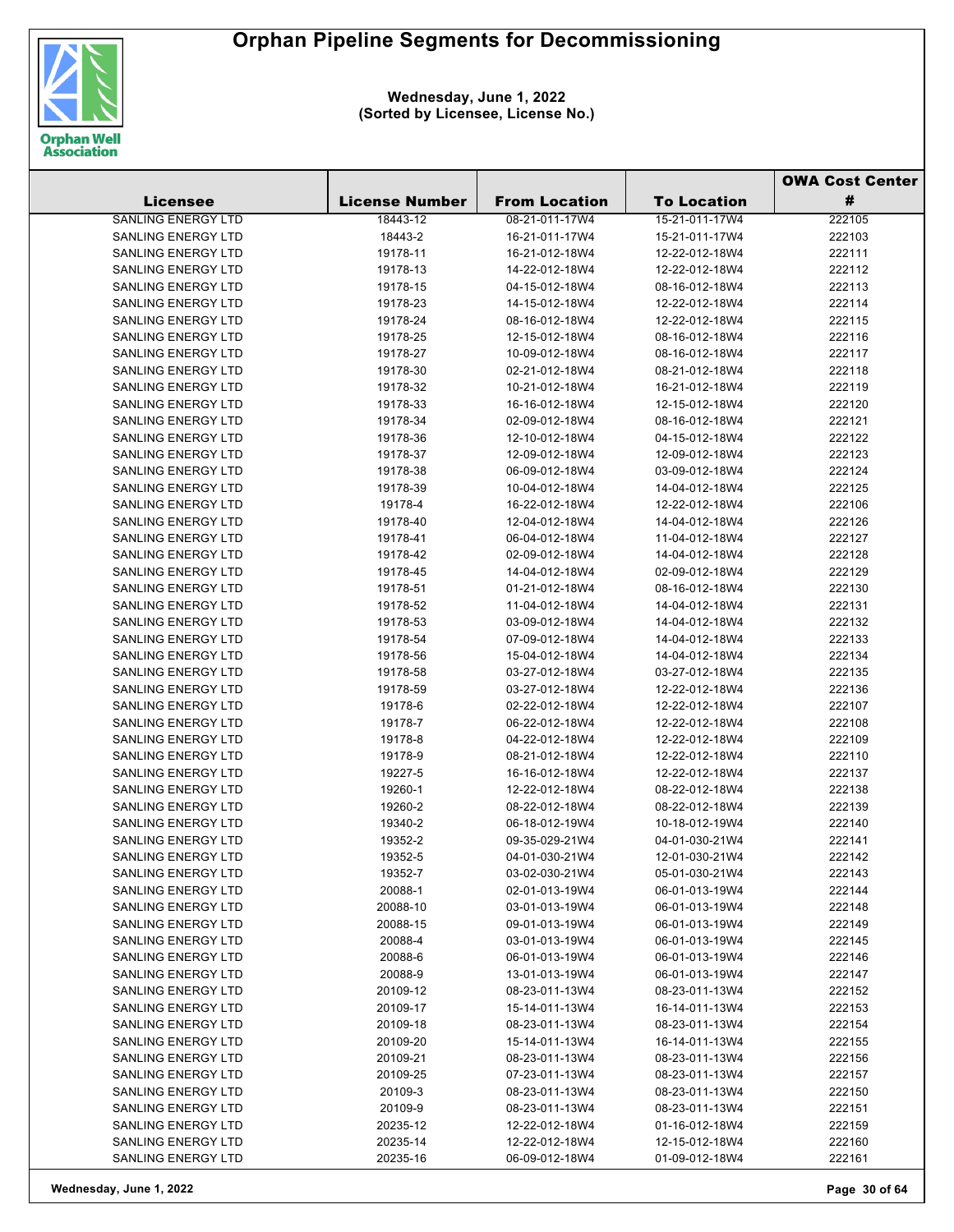# Orphan Pipeline Segments for Decommissioning

**Wednesday, June 1, 2022**
**(Sorted by Licensee, License No.)**

| Licensee | License Number | From Location | To Location | OWA Cost Center # |
|---|---|---|---|---|
| SANLING ENERGY LTD | 18443-12 | 08-21-011-17W4 | 15-21-011-17W4 | 222105 |
| SANLING ENERGY LTD | 18443-2 | 16-21-011-17W4 | 15-21-011-17W4 | 222103 |
| SANLING ENERGY LTD | 19178-11 | 16-21-012-18W4 | 12-22-012-18W4 | 222111 |
| SANLING ENERGY LTD | 19178-13 | 14-22-012-18W4 | 12-22-012-18W4 | 222112 |
| SANLING ENERGY LTD | 19178-15 | 04-15-012-18W4 | 08-16-012-18W4 | 222113 |
| SANLING ENERGY LTD | 19178-23 | 14-15-012-18W4 | 12-22-012-18W4 | 222114 |
| SANLING ENERGY LTD | 19178-24 | 08-16-012-18W4 | 12-22-012-18W4 | 222115 |
| SANLING ENERGY LTD | 19178-25 | 12-15-012-18W4 | 08-16-012-18W4 | 222116 |
| SANLING ENERGY LTD | 19178-27 | 10-09-012-18W4 | 08-16-012-18W4 | 222117 |
| SANLING ENERGY LTD | 19178-30 | 02-21-012-18W4 | 08-21-012-18W4 | 222118 |
| SANLING ENERGY LTD | 19178-32 | 10-21-012-18W4 | 16-21-012-18W4 | 222119 |
| SANLING ENERGY LTD | 19178-33 | 16-16-012-18W4 | 12-15-012-18W4 | 222120 |
| SANLING ENERGY LTD | 19178-34 | 02-09-012-18W4 | 08-16-012-18W4 | 222121 |
| SANLING ENERGY LTD | 19178-36 | 12-10-012-18W4 | 04-15-012-18W4 | 222122 |
| SANLING ENERGY LTD | 19178-37 | 12-09-012-18W4 | 12-09-012-18W4 | 222123 |
| SANLING ENERGY LTD | 19178-38 | 06-09-012-18W4 | 03-09-012-18W4 | 222124 |
| SANLING ENERGY LTD | 19178-39 | 10-04-012-18W4 | 14-04-012-18W4 | 222125 |
| SANLING ENERGY LTD | 19178-4 | 16-22-012-18W4 | 12-22-012-18W4 | 222106 |
| SANLING ENERGY LTD | 19178-40 | 12-04-012-18W4 | 14-04-012-18W4 | 222126 |
| SANLING ENERGY LTD | 19178-41 | 06-04-012-18W4 | 11-04-012-18W4 | 222127 |
| SANLING ENERGY LTD | 19178-42 | 02-09-012-18W4 | 14-04-012-18W4 | 222128 |
| SANLING ENERGY LTD | 19178-45 | 14-04-012-18W4 | 02-09-012-18W4 | 222129 |
| SANLING ENERGY LTD | 19178-51 | 01-21-012-18W4 | 08-16-012-18W4 | 222130 |
| SANLING ENERGY LTD | 19178-52 | 11-04-012-18W4 | 14-04-012-18W4 | 222131 |
| SANLING ENERGY LTD | 19178-53 | 03-09-012-18W4 | 14-04-012-18W4 | 222132 |
| SANLING ENERGY LTD | 19178-54 | 07-09-012-18W4 | 14-04-012-18W4 | 222133 |
| SANLING ENERGY LTD | 19178-56 | 15-04-012-18W4 | 14-04-012-18W4 | 222134 |
| SANLING ENERGY LTD | 19178-58 | 03-27-012-18W4 | 03-27-012-18W4 | 222135 |
| SANLING ENERGY LTD | 19178-59 | 03-27-012-18W4 | 12-22-012-18W4 | 222136 |
| SANLING ENERGY LTD | 19178-6 | 02-22-012-18W4 | 12-22-012-18W4 | 222107 |
| SANLING ENERGY LTD | 19178-7 | 06-22-012-18W4 | 12-22-012-18W4 | 222108 |
| SANLING ENERGY LTD | 19178-8 | 04-22-012-18W4 | 12-22-012-18W4 | 222109 |
| SANLING ENERGY LTD | 19178-9 | 08-21-012-18W4 | 12-22-012-18W4 | 222110 |
| SANLING ENERGY LTD | 19227-5 | 16-16-012-18W4 | 12-22-012-18W4 | 222137 |
| SANLING ENERGY LTD | 19260-1 | 12-22-012-18W4 | 08-22-012-18W4 | 222138 |
| SANLING ENERGY LTD | 19260-2 | 08-22-012-18W4 | 08-22-012-18W4 | 222139 |
| SANLING ENERGY LTD | 19340-2 | 06-18-012-19W4 | 10-18-012-19W4 | 222140 |
| SANLING ENERGY LTD | 19352-2 | 09-35-029-21W4 | 04-01-030-21W4 | 222141 |
| SANLING ENERGY LTD | 19352-5 | 04-01-030-21W4 | 12-01-030-21W4 | 222142 |
| SANLING ENERGY LTD | 19352-7 | 03-02-030-21W4 | 05-01-030-21W4 | 222143 |
| SANLING ENERGY LTD | 20088-1 | 02-01-013-19W4 | 06-01-013-19W4 | 222144 |
| SANLING ENERGY LTD | 20088-10 | 03-01-013-19W4 | 06-01-013-19W4 | 222148 |
| SANLING ENERGY LTD | 20088-15 | 09-01-013-19W4 | 06-01-013-19W4 | 222149 |
| SANLING ENERGY LTD | 20088-4 | 03-01-013-19W4 | 06-01-013-19W4 | 222145 |
| SANLING ENERGY LTD | 20088-6 | 06-01-013-19W4 | 06-01-013-19W4 | 222146 |
| SANLING ENERGY LTD | 20088-9 | 13-01-013-19W4 | 06-01-013-19W4 | 222147 |
| SANLING ENERGY LTD | 20109-12 | 08-23-011-13W4 | 08-23-011-13W4 | 222152 |
| SANLING ENERGY LTD | 20109-17 | 15-14-011-13W4 | 16-14-011-13W4 | 222153 |
| SANLING ENERGY LTD | 20109-18 | 08-23-011-13W4 | 08-23-011-13W4 | 222154 |
| SANLING ENERGY LTD | 20109-20 | 15-14-011-13W4 | 16-14-011-13W4 | 222155 |
| SANLING ENERGY LTD | 20109-21 | 08-23-011-13W4 | 08-23-011-13W4 | 222156 |
| SANLING ENERGY LTD | 20109-25 | 07-23-011-13W4 | 08-23-011-13W4 | 222157 |
| SANLING ENERGY LTD | 20109-3 | 08-23-011-13W4 | 08-23-011-13W4 | 222150 |
| SANLING ENERGY LTD | 20109-9 | 08-23-011-13W4 | 08-23-011-13W4 | 222151 |
| SANLING ENERGY LTD | 20235-12 | 12-22-012-18W4 | 01-16-012-18W4 | 222159 |
| SANLING ENERGY LTD | 20235-14 | 12-22-012-18W4 | 12-15-012-18W4 | 222160 |
| SANLING ENERGY LTD | 20235-16 | 06-09-012-18W4 | 01-09-012-18W4 | 222161 |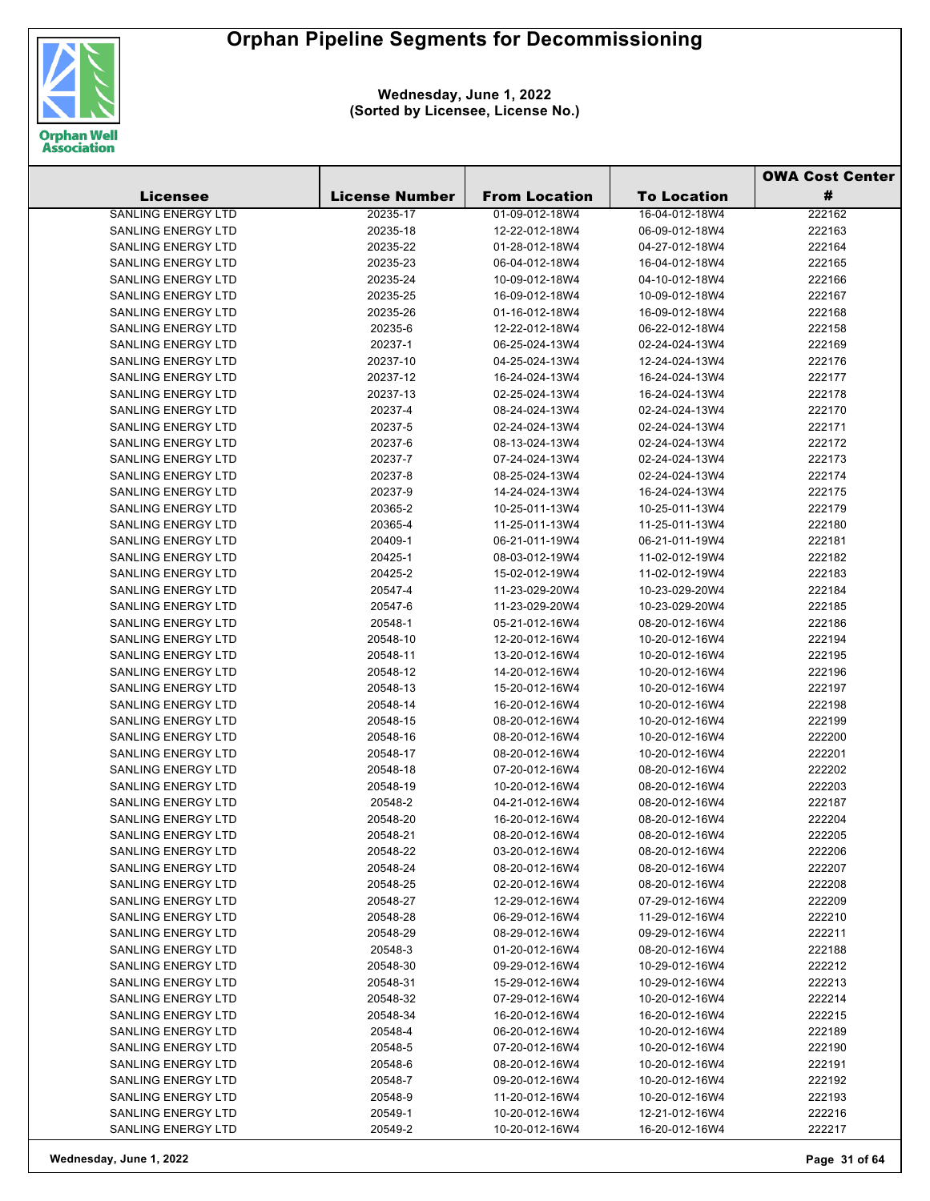# Orphan Pipeline Segments for Decommissioning

**Wednesday, June 1, 2022**
**(Sorted by Licensee, License No.)**

| Licensee | License Number | From Location | To Location | OWA Cost Center # |
|---|---|---|---|---|
| SANLING ENERGY LTD | 20235-17 | 01-09-012-18W4 | 16-04-012-18W4 | 222162 |
| SANLING ENERGY LTD | 20235-18 | 12-22-012-18W4 | 06-09-012-18W4 | 222163 |
| SANLING ENERGY LTD | 20235-22 | 01-28-012-18W4 | 04-27-012-18W4 | 222164 |
| SANLING ENERGY LTD | 20235-23 | 06-04-012-18W4 | 16-04-012-18W4 | 222165 |
| SANLING ENERGY LTD | 20235-24 | 10-09-012-18W4 | 04-10-012-18W4 | 222166 |
| SANLING ENERGY LTD | 20235-25 | 16-09-012-18W4 | 10-09-012-18W4 | 222167 |
| SANLING ENERGY LTD | 20235-26 | 01-16-012-18W4 | 16-09-012-18W4 | 222168 |
| SANLING ENERGY LTD | 20235-6 | 12-22-012-18W4 | 06-22-012-18W4 | 222158 |
| SANLING ENERGY LTD | 20237-1 | 06-25-024-13W4 | 02-24-024-13W4 | 222169 |
| SANLING ENERGY LTD | 20237-10 | 04-25-024-13W4 | 12-24-024-13W4 | 222176 |
| SANLING ENERGY LTD | 20237-12 | 16-24-024-13W4 | 16-24-024-13W4 | 222177 |
| SANLING ENERGY LTD | 20237-13 | 02-25-024-13W4 | 16-24-024-13W4 | 222178 |
| SANLING ENERGY LTD | 20237-4 | 08-24-024-13W4 | 02-24-024-13W4 | 222170 |
| SANLING ENERGY LTD | 20237-5 | 02-24-024-13W4 | 02-24-024-13W4 | 222171 |
| SANLING ENERGY LTD | 20237-6 | 08-13-024-13W4 | 02-24-024-13W4 | 222172 |
| SANLING ENERGY LTD | 20237-7 | 07-24-024-13W4 | 02-24-024-13W4 | 222173 |
| SANLING ENERGY LTD | 20237-8 | 08-25-024-13W4 | 02-24-024-13W4 | 222174 |
| SANLING ENERGY LTD | 20237-9 | 14-24-024-13W4 | 16-24-024-13W4 | 222175 |
| SANLING ENERGY LTD | 20365-2 | 10-25-011-13W4 | 10-25-011-13W4 | 222179 |
| SANLING ENERGY LTD | 20365-4 | 11-25-011-13W4 | 11-25-011-13W4 | 222180 |
| SANLING ENERGY LTD | 20409-1 | 06-21-011-19W4 | 06-21-011-19W4 | 222181 |
| SANLING ENERGY LTD | 20425-1 | 08-03-012-19W4 | 11-02-012-19W4 | 222182 |
| SANLING ENERGY LTD | 20425-2 | 15-02-012-19W4 | 11-02-012-19W4 | 222183 |
| SANLING ENERGY LTD | 20547-4 | 11-23-029-20W4 | 10-23-029-20W4 | 222184 |
| SANLING ENERGY LTD | 20547-6 | 11-23-029-20W4 | 10-23-029-20W4 | 222185 |
| SANLING ENERGY LTD | 20548-1 | 05-21-012-16W4 | 08-20-012-16W4 | 222186 |
| SANLING ENERGY LTD | 20548-10 | 12-20-012-16W4 | 10-20-012-16W4 | 222194 |
| SANLING ENERGY LTD | 20548-11 | 13-20-012-16W4 | 10-20-012-16W4 | 222195 |
| SANLING ENERGY LTD | 20548-12 | 14-20-012-16W4 | 10-20-012-16W4 | 222196 |
| SANLING ENERGY LTD | 20548-13 | 15-20-012-16W4 | 10-20-012-16W4 | 222197 |
| SANLING ENERGY LTD | 20548-14 | 16-20-012-16W4 | 10-20-012-16W4 | 222198 |
| SANLING ENERGY LTD | 20548-15 | 08-20-012-16W4 | 10-20-012-16W4 | 222199 |
| SANLING ENERGY LTD | 20548-16 | 08-20-012-16W4 | 10-20-012-16W4 | 222200 |
| SANLING ENERGY LTD | 20548-17 | 08-20-012-16W4 | 10-20-012-16W4 | 222201 |
| SANLING ENERGY LTD | 20548-18 | 07-20-012-16W4 | 08-20-012-16W4 | 222202 |
| SANLING ENERGY LTD | 20548-19 | 10-20-012-16W4 | 08-20-012-16W4 | 222203 |
| SANLING ENERGY LTD | 20548-2 | 04-21-012-16W4 | 08-20-012-16W4 | 222187 |
| SANLING ENERGY LTD | 20548-20 | 16-20-012-16W4 | 08-20-012-16W4 | 222204 |
| SANLING ENERGY LTD | 20548-21 | 08-20-012-16W4 | 08-20-012-16W4 | 222205 |
| SANLING ENERGY LTD | 20548-22 | 03-20-012-16W4 | 08-20-012-16W4 | 222206 |
| SANLING ENERGY LTD | 20548-24 | 08-20-012-16W4 | 08-20-012-16W4 | 222207 |
| SANLING ENERGY LTD | 20548-25 | 02-20-012-16W4 | 08-20-012-16W4 | 222208 |
| SANLING ENERGY LTD | 20548-27 | 12-29-012-16W4 | 07-29-012-16W4 | 222209 |
| SANLING ENERGY LTD | 20548-28 | 06-29-012-16W4 | 11-29-012-16W4 | 222210 |
| SANLING ENERGY LTD | 20548-29 | 08-29-012-16W4 | 09-29-012-16W4 | 222211 |
| SANLING ENERGY LTD | 20548-3 | 01-20-012-16W4 | 08-20-012-16W4 | 222188 |
| SANLING ENERGY LTD | 20548-30 | 09-29-012-16W4 | 10-29-012-16W4 | 222212 |
| SANLING ENERGY LTD | 20548-31 | 15-29-012-16W4 | 10-29-012-16W4 | 222213 |
| SANLING ENERGY LTD | 20548-32 | 07-29-012-16W4 | 10-20-012-16W4 | 222214 |
| SANLING ENERGY LTD | 20548-34 | 16-20-012-16W4 | 16-20-012-16W4 | 222215 |
| SANLING ENERGY LTD | 20548-4 | 06-20-012-16W4 | 10-20-012-16W4 | 222189 |
| SANLING ENERGY LTD | 20548-5 | 07-20-012-16W4 | 10-20-012-16W4 | 222190 |
| SANLING ENERGY LTD | 20548-6 | 08-20-012-16W4 | 10-20-012-16W4 | 222191 |
| SANLING ENERGY LTD | 20548-7 | 09-20-012-16W4 | 10-20-012-16W4 | 222192 |
| SANLING ENERGY LTD | 20548-9 | 11-20-012-16W4 | 10-20-012-16W4 | 222193 |
| SANLING ENERGY LTD | 20549-1 | 10-20-012-16W4 | 12-21-012-16W4 | 222216 |
| SANLING ENERGY LTD | 20549-2 | 10-20-012-16W4 | 16-20-012-16W4 | 222217 |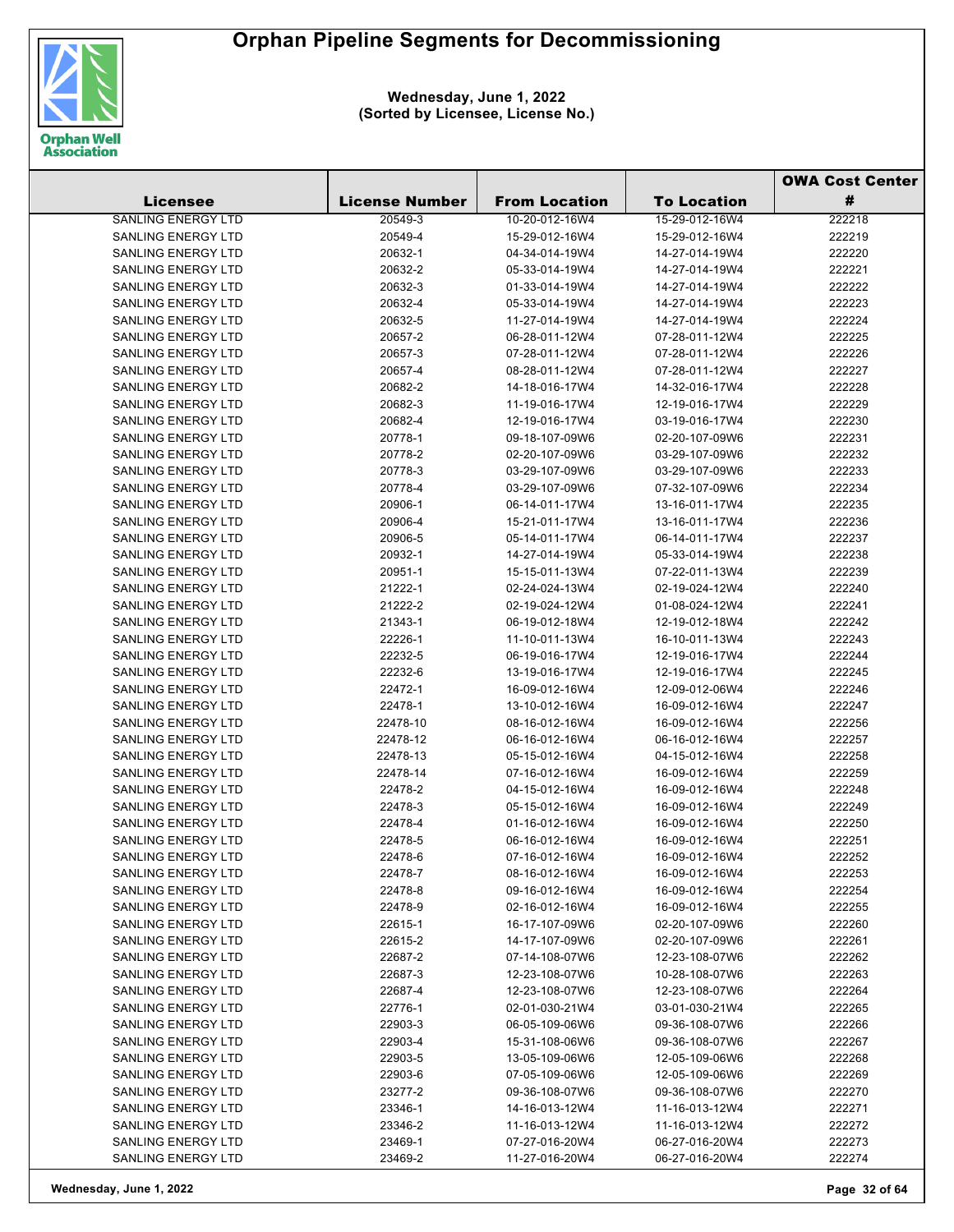# Orphan Pipeline Segments for Decommissioning

**Wednesday, June 1, 2022**
**(Sorted by Licensee, License No.)**

| Licensee | License Number | From Location | To Location | OWA Cost Center # |
|---|---|---|---|---|
| SANLING ENERGY LTD | 20549-3 | 10-20-012-16W4 | 15-29-012-16W4 | 222218 |
| SANLING ENERGY LTD | 20549-4 | 15-29-012-16W4 | 15-29-012-16W4 | 222219 |
| SANLING ENERGY LTD | 20632-1 | 04-34-014-19W4 | 14-27-014-19W4 | 222220 |
| SANLING ENERGY LTD | 20632-2 | 05-33-014-19W4 | 14-27-014-19W4 | 222221 |
| SANLING ENERGY LTD | 20632-3 | 01-33-014-19W4 | 14-27-014-19W4 | 222222 |
| SANLING ENERGY LTD | 20632-4 | 05-33-014-19W4 | 14-27-014-19W4 | 222223 |
| SANLING ENERGY LTD | 20632-5 | 11-27-014-19W4 | 14-27-014-19W4 | 222224 |
| SANLING ENERGY LTD | 20657-2 | 06-28-011-12W4 | 07-28-011-12W4 | 222225 |
| SANLING ENERGY LTD | 20657-3 | 07-28-011-12W4 | 07-28-011-12W4 | 222226 |
| SANLING ENERGY LTD | 20657-4 | 08-28-011-12W4 | 07-28-011-12W4 | 222227 |
| SANLING ENERGY LTD | 20682-2 | 14-18-016-17W4 | 14-32-016-17W4 | 222228 |
| SANLING ENERGY LTD | 20682-3 | 11-19-016-17W4 | 12-19-016-17W4 | 222229 |
| SANLING ENERGY LTD | 20682-4 | 12-19-016-17W4 | 03-19-016-17W4 | 222230 |
| SANLING ENERGY LTD | 20778-1 | 09-18-107-09W6 | 02-20-107-09W6 | 222231 |
| SANLING ENERGY LTD | 20778-2 | 02-20-107-09W6 | 03-29-107-09W6 | 222232 |
| SANLING ENERGY LTD | 20778-3 | 03-29-107-09W6 | 03-29-107-09W6 | 222233 |
| SANLING ENERGY LTD | 20778-4 | 03-29-107-09W6 | 07-32-107-09W6 | 222234 |
| SANLING ENERGY LTD | 20906-1 | 06-14-011-17W4 | 13-16-011-17W4 | 222235 |
| SANLING ENERGY LTD | 20906-4 | 15-21-011-17W4 | 13-16-011-17W4 | 222236 |
| SANLING ENERGY LTD | 20906-5 | 05-14-011-17W4 | 06-14-011-17W4 | 222237 |
| SANLING ENERGY LTD | 20932-1 | 14-27-014-19W4 | 05-33-014-19W4 | 222238 |
| SANLING ENERGY LTD | 20951-1 | 15-15-011-13W4 | 07-22-011-13W4 | 222239 |
| SANLING ENERGY LTD | 21222-1 | 02-24-024-13W4 | 02-19-024-12W4 | 222240 |
| SANLING ENERGY LTD | 21222-2 | 02-19-024-12W4 | 01-08-024-12W4 | 222241 |
| SANLING ENERGY LTD | 21343-1 | 06-19-012-18W4 | 12-19-012-18W4 | 222242 |
| SANLING ENERGY LTD | 22226-1 | 11-10-011-13W4 | 16-10-011-13W4 | 222243 |
| SANLING ENERGY LTD | 22232-5 | 06-19-016-17W4 | 12-19-016-17W4 | 222244 |
| SANLING ENERGY LTD | 22232-6 | 13-19-016-17W4 | 12-19-016-17W4 | 222245 |
| SANLING ENERGY LTD | 22472-1 | 16-09-012-16W4 | 12-09-012-06W4 | 222246 |
| SANLING ENERGY LTD | 22478-1 | 13-10-012-16W4 | 16-09-012-16W4 | 222247 |
| SANLING ENERGY LTD | 22478-10 | 08-16-012-16W4 | 16-09-012-16W4 | 222256 |
| SANLING ENERGY LTD | 22478-12 | 06-16-012-16W4 | 06-16-012-16W4 | 222257 |
| SANLING ENERGY LTD | 22478-13 | 05-15-012-16W4 | 04-15-012-16W4 | 222258 |
| SANLING ENERGY LTD | 22478-14 | 07-16-012-16W4 | 16-09-012-16W4 | 222259 |
| SANLING ENERGY LTD | 22478-2 | 04-15-012-16W4 | 16-09-012-16W4 | 222248 |
| SANLING ENERGY LTD | 22478-3 | 05-15-012-16W4 | 16-09-012-16W4 | 222249 |
| SANLING ENERGY LTD | 22478-4 | 01-16-012-16W4 | 16-09-012-16W4 | 222250 |
| SANLING ENERGY LTD | 22478-5 | 06-16-012-16W4 | 16-09-012-16W4 | 222251 |
| SANLING ENERGY LTD | 22478-6 | 07-16-012-16W4 | 16-09-012-16W4 | 222252 |
| SANLING ENERGY LTD | 22478-7 | 08-16-012-16W4 | 16-09-012-16W4 | 222253 |
| SANLING ENERGY LTD | 22478-8 | 09-16-012-16W4 | 16-09-012-16W4 | 222254 |
| SANLING ENERGY LTD | 22478-9 | 02-16-012-16W4 | 16-09-012-16W4 | 222255 |
| SANLING ENERGY LTD | 22615-1 | 16-17-107-09W6 | 02-20-107-09W6 | 222260 |
| SANLING ENERGY LTD | 22615-2 | 14-17-107-09W6 | 02-20-107-09W6 | 222261 |
| SANLING ENERGY LTD | 22687-2 | 07-14-108-07W6 | 12-23-108-07W6 | 222262 |
| SANLING ENERGY LTD | 22687-3 | 12-23-108-07W6 | 10-28-108-07W6 | 222263 |
| SANLING ENERGY LTD | 22687-4 | 12-23-108-07W6 | 12-23-108-07W6 | 222264 |
| SANLING ENERGY LTD | 22776-1 | 02-01-030-21W4 | 03-01-030-21W4 | 222265 |
| SANLING ENERGY LTD | 22903-3 | 06-05-109-06W6 | 09-36-108-07W6 | 222266 |
| SANLING ENERGY LTD | 22903-4 | 15-31-108-06W6 | 09-36-108-07W6 | 222267 |
| SANLING ENERGY LTD | 22903-5 | 13-05-109-06W6 | 12-05-109-06W6 | 222268 |
| SANLING ENERGY LTD | 22903-6 | 07-05-109-06W6 | 12-05-109-06W6 | 222269 |
| SANLING ENERGY LTD | 23277-2 | 09-36-108-07W6 | 09-36-108-07W6 | 222270 |
| SANLING ENERGY LTD | 23346-1 | 14-16-013-12W4 | 11-16-013-12W4 | 222271 |
| SANLING ENERGY LTD | 23346-2 | 11-16-013-12W4 | 11-16-013-12W4 | 222272 |
| SANLING ENERGY LTD | 23469-1 | 07-27-016-20W4 | 06-27-016-20W4 | 222273 |
| SANLING ENERGY LTD | 23469-2 | 11-27-016-20W4 | 06-27-016-20W4 | 222274 |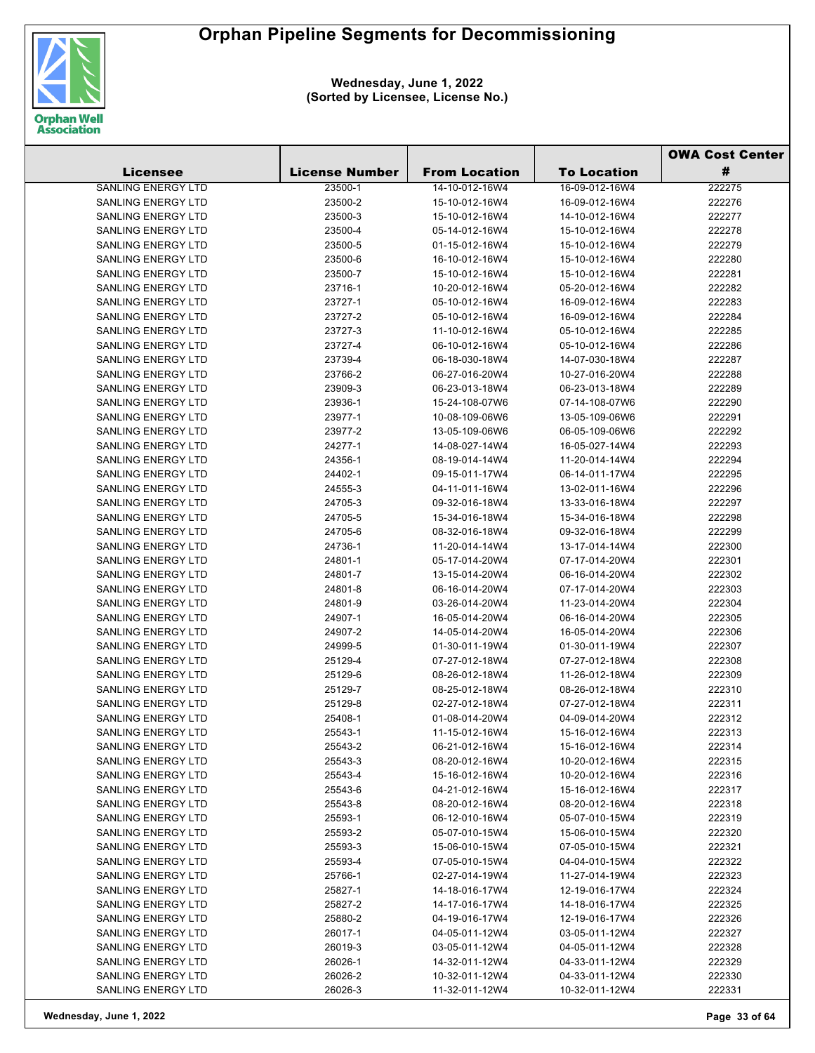# Orphan Pipeline Segments for Decommissioning

**Wednesday, June 1, 2022**
**(Sorted by Licensee, License No.)**

| Licensee | License Number | From Location | To Location | OWA Cost Center # |
|---|---|---|---|---|
| SANLING ENERGY LTD | 23500-1 | 14-10-012-16W4 | 16-09-012-16W4 | 222275 |
| SANLING ENERGY LTD | 23500-2 | 15-10-012-16W4 | 16-09-012-16W4 | 222276 |
| SANLING ENERGY LTD | 23500-3 | 15-10-012-16W4 | 14-10-012-16W4 | 222277 |
| SANLING ENERGY LTD | 23500-4 | 05-14-012-16W4 | 15-10-012-16W4 | 222278 |
| SANLING ENERGY LTD | 23500-5 | 01-15-012-16W4 | 15-10-012-16W4 | 222279 |
| SANLING ENERGY LTD | 23500-6 | 16-10-012-16W4 | 15-10-012-16W4 | 222280 |
| SANLING ENERGY LTD | 23500-7 | 15-10-012-16W4 | 15-10-012-16W4 | 222281 |
| SANLING ENERGY LTD | 23716-1 | 10-20-012-16W4 | 05-20-012-16W4 | 222282 |
| SANLING ENERGY LTD | 23727-1 | 05-10-012-16W4 | 16-09-012-16W4 | 222283 |
| SANLING ENERGY LTD | 23727-2 | 05-10-012-16W4 | 16-09-012-16W4 | 222284 |
| SANLING ENERGY LTD | 23727-3 | 11-10-012-16W4 | 05-10-012-16W4 | 222285 |
| SANLING ENERGY LTD | 23727-4 | 06-10-012-16W4 | 05-10-012-16W4 | 222286 |
| SANLING ENERGY LTD | 23739-4 | 06-18-030-18W4 | 14-07-030-18W4 | 222287 |
| SANLING ENERGY LTD | 23766-2 | 06-27-016-20W4 | 10-27-016-20W4 | 222288 |
| SANLING ENERGY LTD | 23909-3 | 06-23-013-18W4 | 06-23-013-18W4 | 222289 |
| SANLING ENERGY LTD | 23936-1 | 15-24-108-07W6 | 07-14-108-07W6 | 222290 |
| SANLING ENERGY LTD | 23977-1 | 10-08-109-06W6 | 13-05-109-06W6 | 222291 |
| SANLING ENERGY LTD | 23977-2 | 13-05-109-06W6 | 06-05-109-06W6 | 222292 |
| SANLING ENERGY LTD | 24277-1 | 14-08-027-14W4 | 16-05-027-14W4 | 222293 |
| SANLING ENERGY LTD | 24356-1 | 08-19-014-14W4 | 11-20-014-14W4 | 222294 |
| SANLING ENERGY LTD | 24402-1 | 09-15-011-17W4 | 06-14-011-17W4 | 222295 |
| SANLING ENERGY LTD | 24555-3 | 04-11-011-16W4 | 13-02-011-16W4 | 222296 |
| SANLING ENERGY LTD | 24705-3 | 09-32-016-18W4 | 13-33-016-18W4 | 222297 |
| SANLING ENERGY LTD | 24705-5 | 15-34-016-18W4 | 15-34-016-18W4 | 222298 |
| SANLING ENERGY LTD | 24705-6 | 08-32-016-18W4 | 09-32-016-18W4 | 222299 |
| SANLING ENERGY LTD | 24736-1 | 11-20-014-14W4 | 13-17-014-14W4 | 222300 |
| SANLING ENERGY LTD | 24801-1 | 05-17-014-20W4 | 07-17-014-20W4 | 222301 |
| SANLING ENERGY LTD | 24801-7 | 13-15-014-20W4 | 06-16-014-20W4 | 222302 |
| SANLING ENERGY LTD | 24801-8 | 06-16-014-20W4 | 07-17-014-20W4 | 222303 |
| SANLING ENERGY LTD | 24801-9 | 03-26-014-20W4 | 11-23-014-20W4 | 222304 |
| SANLING ENERGY LTD | 24907-1 | 16-05-014-20W4 | 06-16-014-20W4 | 222305 |
| SANLING ENERGY LTD | 24907-2 | 14-05-014-20W4 | 16-05-014-20W4 | 222306 |
| SANLING ENERGY LTD | 24999-5 | 01-30-011-19W4 | 01-30-011-19W4 | 222307 |
| SANLING ENERGY LTD | 25129-4 | 07-27-012-18W4 | 07-27-012-18W4 | 222308 |
| SANLING ENERGY LTD | 25129-6 | 08-26-012-18W4 | 11-26-012-18W4 | 222309 |
| SANLING ENERGY LTD | 25129-7 | 08-25-012-18W4 | 08-26-012-18W4 | 222310 |
| SANLING ENERGY LTD | 25129-8 | 02-27-012-18W4 | 07-27-012-18W4 | 222311 |
| SANLING ENERGY LTD | 25408-1 | 01-08-014-20W4 | 04-09-014-20W4 | 222312 |
| SANLING ENERGY LTD | 25543-1 | 11-15-012-16W4 | 15-16-012-16W4 | 222313 |
| SANLING ENERGY LTD | 25543-2 | 06-21-012-16W4 | 15-16-012-16W4 | 222314 |
| SANLING ENERGY LTD | 25543-3 | 08-20-012-16W4 | 10-20-012-16W4 | 222315 |
| SANLING ENERGY LTD | 25543-4 | 15-16-012-16W4 | 10-20-012-16W4 | 222316 |
| SANLING ENERGY LTD | 25543-6 | 04-21-012-16W4 | 15-16-012-16W4 | 222317 |
| SANLING ENERGY LTD | 25543-8 | 08-20-012-16W4 | 08-20-012-16W4 | 222318 |
| SANLING ENERGY LTD | 25593-1 | 06-12-010-16W4 | 05-07-010-15W4 | 222319 |
| SANLING ENERGY LTD | 25593-2 | 05-07-010-15W4 | 15-06-010-15W4 | 222320 |
| SANLING ENERGY LTD | 25593-3 | 15-06-010-15W4 | 07-05-010-15W4 | 222321 |
| SANLING ENERGY LTD | 25593-4 | 07-05-010-15W4 | 04-04-010-15W4 | 222322 |
| SANLING ENERGY LTD | 25766-1 | 02-27-014-19W4 | 11-27-014-19W4 | 222323 |
| SANLING ENERGY LTD | 25827-1 | 14-18-016-17W4 | 12-19-016-17W4 | 222324 |
| SANLING ENERGY LTD | 25827-2 | 14-17-016-17W4 | 14-18-016-17W4 | 222325 |
| SANLING ENERGY LTD | 25880-2 | 04-19-016-17W4 | 12-19-016-17W4 | 222326 |
| SANLING ENERGY LTD | 26017-1 | 04-05-011-12W4 | 03-05-011-12W4 | 222327 |
| SANLING ENERGY LTD | 26019-3 | 03-05-011-12W4 | 04-05-011-12W4 | 222328 |
| SANLING ENERGY LTD | 26026-1 | 14-32-011-12W4 | 04-33-011-12W4 | 222329 |
| SANLING ENERGY LTD | 26026-2 | 10-32-011-12W4 | 04-33-011-12W4 | 222330 |
| SANLING ENERGY LTD | 26026-3 | 11-32-011-12W4 | 10-32-011-12W4 | 222331 |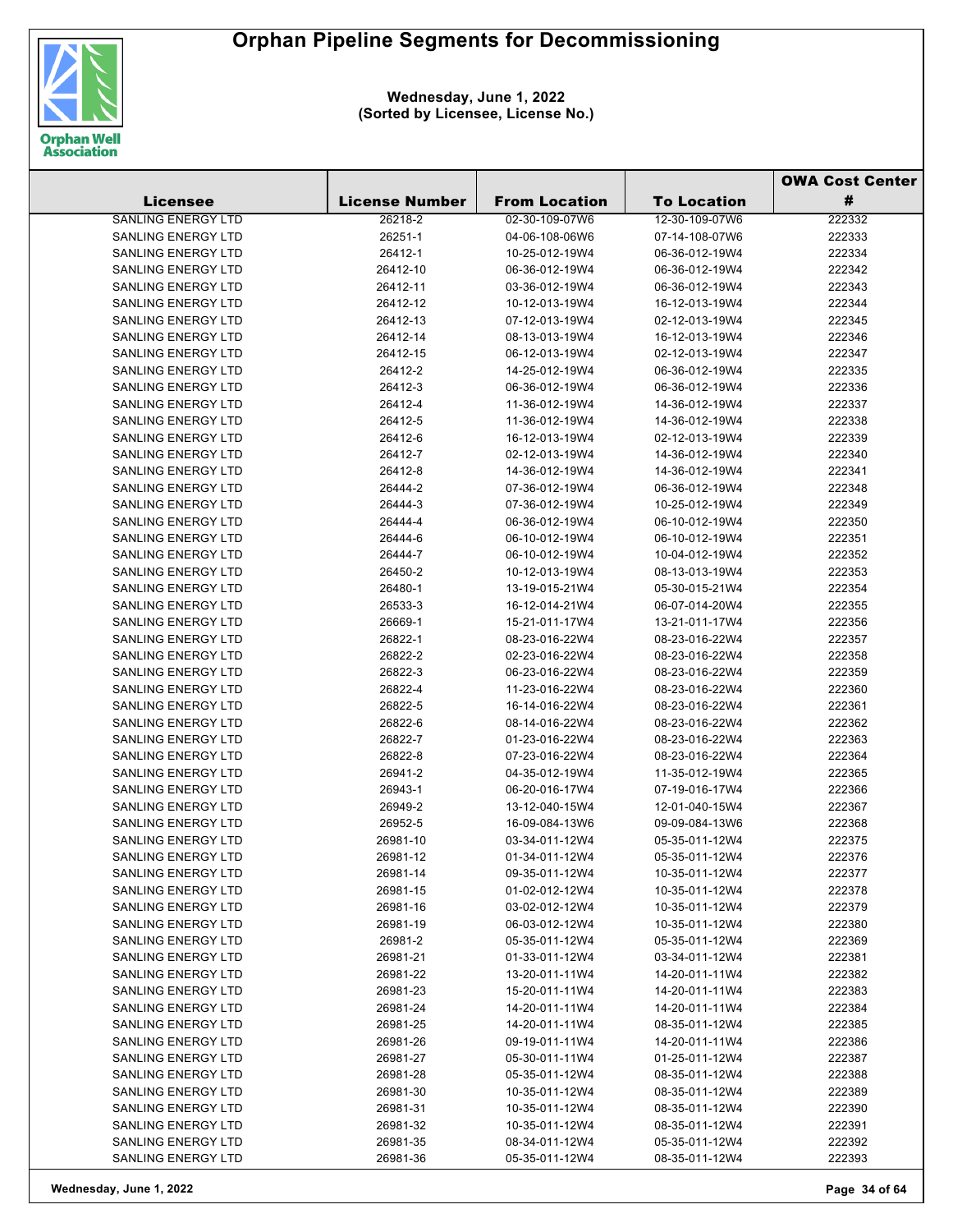# Orphan Pipeline Segments for Decommissioning

**Wednesday, June 1, 2022**
**(Sorted by Licensee, License No.)**

| Licensee | License Number | From Location | To Location | OWA Cost Center # |
|---|---|---|---|---|
| SANLING ENERGY LTD | 26218-2 | 02-30-109-07W6 | 12-30-109-07W6 | 222332 |
| SANLING ENERGY LTD | 26251-1 | 04-06-108-06W6 | 07-14-108-07W6 | 222333 |
| SANLING ENERGY LTD | 26412-1 | 10-25-012-19W4 | 06-36-012-19W4 | 222334 |
| SANLING ENERGY LTD | 26412-10 | 06-36-012-19W4 | 06-36-012-19W4 | 222342 |
| SANLING ENERGY LTD | 26412-11 | 03-36-012-19W4 | 06-36-012-19W4 | 222343 |
| SANLING ENERGY LTD | 26412-12 | 10-12-013-19W4 | 16-12-013-19W4 | 222344 |
| SANLING ENERGY LTD | 26412-13 | 07-12-013-19W4 | 02-12-013-19W4 | 222345 |
| SANLING ENERGY LTD | 26412-14 | 08-13-013-19W4 | 16-12-013-19W4 | 222346 |
| SANLING ENERGY LTD | 26412-15 | 06-12-013-19W4 | 02-12-013-19W4 | 222347 |
| SANLING ENERGY LTD | 26412-2 | 14-25-012-19W4 | 06-36-012-19W4 | 222335 |
| SANLING ENERGY LTD | 26412-3 | 06-36-012-19W4 | 06-36-012-19W4 | 222336 |
| SANLING ENERGY LTD | 26412-4 | 11-36-012-19W4 | 14-36-012-19W4 | 222337 |
| SANLING ENERGY LTD | 26412-5 | 11-36-012-19W4 | 14-36-012-19W4 | 222338 |
| SANLING ENERGY LTD | 26412-6 | 16-12-013-19W4 | 02-12-013-19W4 | 222339 |
| SANLING ENERGY LTD | 26412-7 | 02-12-013-19W4 | 14-36-012-19W4 | 222340 |
| SANLING ENERGY LTD | 26412-8 | 14-36-012-19W4 | 14-36-012-19W4 | 222341 |
| SANLING ENERGY LTD | 26444-2 | 07-36-012-19W4 | 06-36-012-19W4 | 222348 |
| SANLING ENERGY LTD | 26444-3 | 07-36-012-19W4 | 10-25-012-19W4 | 222349 |
| SANLING ENERGY LTD | 26444-4 | 06-36-012-19W4 | 06-10-012-19W4 | 222350 |
| SANLING ENERGY LTD | 26444-6 | 06-10-012-19W4 | 06-10-012-19W4 | 222351 |
| SANLING ENERGY LTD | 26444-7 | 06-10-012-19W4 | 10-04-012-19W4 | 222352 |
| SANLING ENERGY LTD | 26450-2 | 10-12-013-19W4 | 08-13-013-19W4 | 222353 |
| SANLING ENERGY LTD | 26480-1 | 13-19-015-21W4 | 05-30-015-21W4 | 222354 |
| SANLING ENERGY LTD | 26533-3 | 16-12-014-21W4 | 06-07-014-20W4 | 222355 |
| SANLING ENERGY LTD | 26669-1 | 15-21-011-17W4 | 13-21-011-17W4 | 222356 |
| SANLING ENERGY LTD | 26822-1 | 08-23-016-22W4 | 08-23-016-22W4 | 222357 |
| SANLING ENERGY LTD | 26822-2 | 02-23-016-22W4 | 08-23-016-22W4 | 222358 |
| SANLING ENERGY LTD | 26822-3 | 06-23-016-22W4 | 08-23-016-22W4 | 222359 |
| SANLING ENERGY LTD | 26822-4 | 11-23-016-22W4 | 08-23-016-22W4 | 222360 |
| SANLING ENERGY LTD | 26822-5 | 16-14-016-22W4 | 08-23-016-22W4 | 222361 |
| SANLING ENERGY LTD | 26822-6 | 08-14-016-22W4 | 08-23-016-22W4 | 222362 |
| SANLING ENERGY LTD | 26822-7 | 01-23-016-22W4 | 08-23-016-22W4 | 222363 |
| SANLING ENERGY LTD | 26822-8 | 07-23-016-22W4 | 08-23-016-22W4 | 222364 |
| SANLING ENERGY LTD | 26941-2 | 04-35-012-19W4 | 11-35-012-19W4 | 222365 |
| SANLING ENERGY LTD | 26943-1 | 06-20-016-17W4 | 07-19-016-17W4 | 222366 |
| SANLING ENERGY LTD | 26949-2 | 13-12-040-15W4 | 12-01-040-15W4 | 222367 |
| SANLING ENERGY LTD | 26952-5 | 16-09-084-13W6 | 09-09-084-13W6 | 222368 |
| SANLING ENERGY LTD | 26981-10 | 03-34-011-12W4 | 05-35-011-12W4 | 222375 |
| SANLING ENERGY LTD | 26981-12 | 01-34-011-12W4 | 05-35-011-12W4 | 222376 |
| SANLING ENERGY LTD | 26981-14 | 09-35-011-12W4 | 10-35-011-12W4 | 222377 |
| SANLING ENERGY LTD | 26981-15 | 01-02-012-12W4 | 10-35-011-12W4 | 222378 |
| SANLING ENERGY LTD | 26981-16 | 03-02-012-12W4 | 10-35-011-12W4 | 222379 |
| SANLING ENERGY LTD | 26981-19 | 06-03-012-12W4 | 10-35-011-12W4 | 222380 |
| SANLING ENERGY LTD | 26981-2 | 05-35-011-12W4 | 05-35-011-12W4 | 222369 |
| SANLING ENERGY LTD | 26981-21 | 01-33-011-12W4 | 03-34-011-12W4 | 222381 |
| SANLING ENERGY LTD | 26981-22 | 13-20-011-11W4 | 14-20-011-11W4 | 222382 |
| SANLING ENERGY LTD | 26981-23 | 15-20-011-11W4 | 14-20-011-11W4 | 222383 |
| SANLING ENERGY LTD | 26981-24 | 14-20-011-11W4 | 14-20-011-11W4 | 222384 |
| SANLING ENERGY LTD | 26981-25 | 14-20-011-11W4 | 08-35-011-12W4 | 222385 |
| SANLING ENERGY LTD | 26981-26 | 09-19-011-11W4 | 14-20-011-11W4 | 222386 |
| SANLING ENERGY LTD | 26981-27 | 05-30-011-11W4 | 01-25-011-12W4 | 222387 |
| SANLING ENERGY LTD | 26981-28 | 05-35-011-12W4 | 08-35-011-12W4 | 222388 |
| SANLING ENERGY LTD | 26981-30 | 10-35-011-12W4 | 08-35-011-12W4 | 222389 |
| SANLING ENERGY LTD | 26981-31 | 10-35-011-12W4 | 08-35-011-12W4 | 222390 |
| SANLING ENERGY LTD | 26981-32 | 10-35-011-12W4 | 08-35-011-12W4 | 222391 |
| SANLING ENERGY LTD | 26981-35 | 08-34-011-12W4 | 05-35-011-12W4 | 222392 |
| SANLING ENERGY LTD | 26981-36 | 05-35-011-12W4 | 08-35-011-12W4 | 222393 |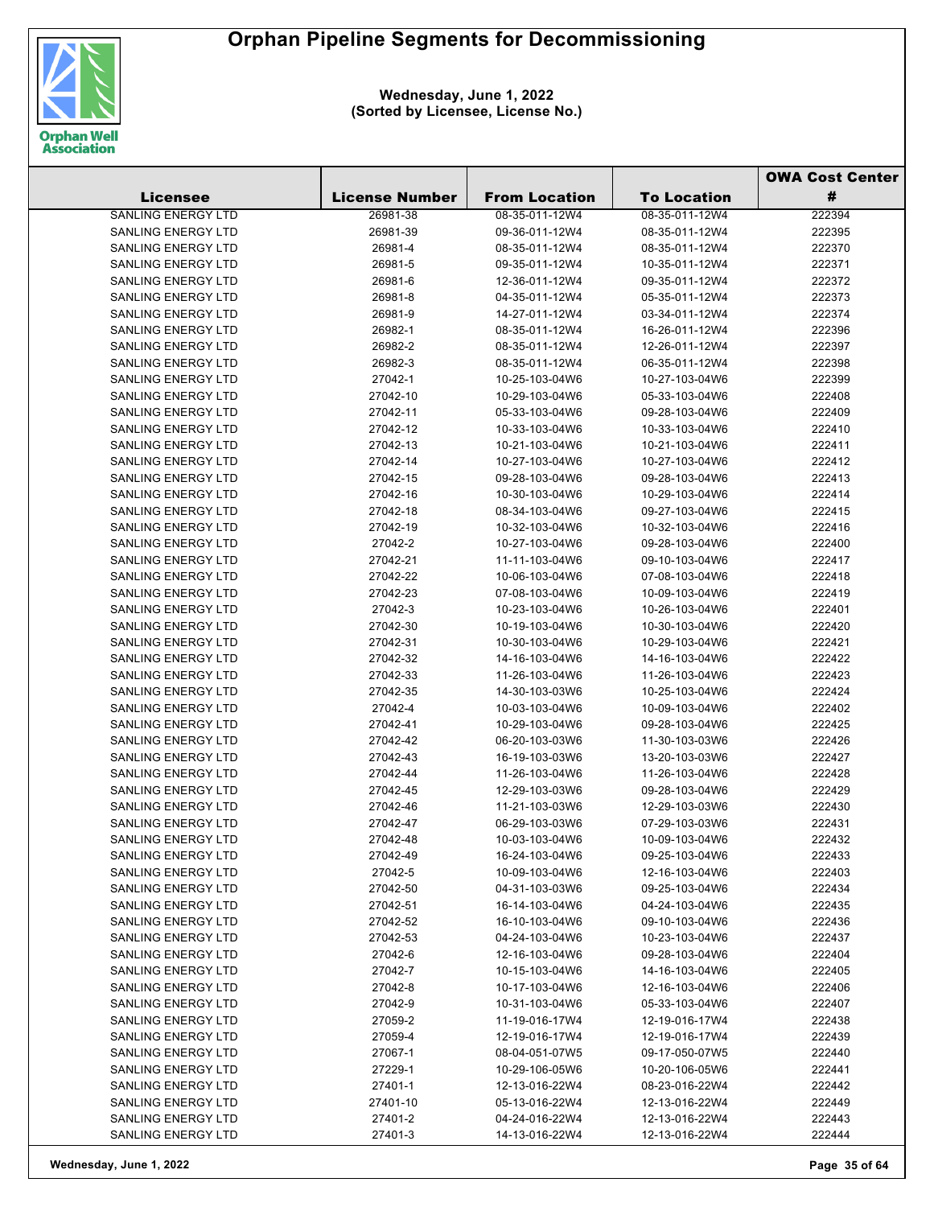# Orphan Pipeline Segments for Decommissioning

**Wednesday, June 1, 2022**
**(Sorted by Licensee, License No.)**

| Licensee | License Number | From Location | To Location | OWA Cost Center # |
|---|---|---|---|---|
| SANLING ENERGY LTD | 26981-38 | 08-35-011-12W4 | 08-35-011-12W4 | 222394 |
| SANLING ENERGY LTD | 26981-39 | 09-36-011-12W4 | 08-35-011-12W4 | 222395 |
| SANLING ENERGY LTD | 26981-4 | 08-35-011-12W4 | 08-35-011-12W4 | 222370 |
| SANLING ENERGY LTD | 26981-5 | 09-35-011-12W4 | 10-35-011-12W4 | 222371 |
| SANLING ENERGY LTD | 26981-6 | 12-36-011-12W4 | 09-35-011-12W4 | 222372 |
| SANLING ENERGY LTD | 26981-8 | 04-35-011-12W4 | 05-35-011-12W4 | 222373 |
| SANLING ENERGY LTD | 26981-9 | 14-27-011-12W4 | 03-34-011-12W4 | 222374 |
| SANLING ENERGY LTD | 26982-1 | 08-35-011-12W4 | 16-26-011-12W4 | 222396 |
| SANLING ENERGY LTD | 26982-2 | 08-35-011-12W4 | 12-26-011-12W4 | 222397 |
| SANLING ENERGY LTD | 26982-3 | 08-35-011-12W4 | 06-35-011-12W4 | 222398 |
| SANLING ENERGY LTD | 27042-1 | 10-25-103-04W6 | 10-27-103-04W6 | 222399 |
| SANLING ENERGY LTD | 27042-10 | 10-29-103-04W6 | 05-33-103-04W6 | 222408 |
| SANLING ENERGY LTD | 27042-11 | 05-33-103-04W6 | 09-28-103-04W6 | 222409 |
| SANLING ENERGY LTD | 27042-12 | 10-33-103-04W6 | 10-33-103-04W6 | 222410 |
| SANLING ENERGY LTD | 27042-13 | 10-21-103-04W6 | 10-21-103-04W6 | 222411 |
| SANLING ENERGY LTD | 27042-14 | 10-27-103-04W6 | 10-27-103-04W6 | 222412 |
| SANLING ENERGY LTD | 27042-15 | 09-28-103-04W6 | 09-28-103-04W6 | 222413 |
| SANLING ENERGY LTD | 27042-16 | 10-30-103-04W6 | 10-29-103-04W6 | 222414 |
| SANLING ENERGY LTD | 27042-18 | 08-34-103-04W6 | 09-27-103-04W6 | 222415 |
| SANLING ENERGY LTD | 27042-19 | 10-32-103-04W6 | 10-32-103-04W6 | 222416 |
| SANLING ENERGY LTD | 27042-2 | 10-27-103-04W6 | 09-28-103-04W6 | 222400 |
| SANLING ENERGY LTD | 27042-21 | 11-11-103-04W6 | 09-10-103-04W6 | 222417 |
| SANLING ENERGY LTD | 27042-22 | 10-06-103-04W6 | 07-08-103-04W6 | 222418 |
| SANLING ENERGY LTD | 27042-23 | 07-08-103-04W6 | 10-09-103-04W6 | 222419 |
| SANLING ENERGY LTD | 27042-3 | 10-23-103-04W6 | 10-26-103-04W6 | 222401 |
| SANLING ENERGY LTD | 27042-30 | 10-19-103-04W6 | 10-30-103-04W6 | 222420 |
| SANLING ENERGY LTD | 27042-31 | 10-30-103-04W6 | 10-29-103-04W6 | 222421 |
| SANLING ENERGY LTD | 27042-32 | 14-16-103-04W6 | 14-16-103-04W6 | 222422 |
| SANLING ENERGY LTD | 27042-33 | 11-26-103-04W6 | 11-26-103-04W6 | 222423 |
| SANLING ENERGY LTD | 27042-35 | 14-30-103-03W6 | 10-25-103-04W6 | 222424 |
| SANLING ENERGY LTD | 27042-4 | 10-03-103-04W6 | 10-09-103-04W6 | 222402 |
| SANLING ENERGY LTD | 27042-41 | 10-29-103-04W6 | 09-28-103-04W6 | 222425 |
| SANLING ENERGY LTD | 27042-42 | 06-20-103-03W6 | 11-30-103-03W6 | 222426 |
| SANLING ENERGY LTD | 27042-43 | 16-19-103-03W6 | 13-20-103-03W6 | 222427 |
| SANLING ENERGY LTD | 27042-44 | 11-26-103-04W6 | 11-26-103-04W6 | 222428 |
| SANLING ENERGY LTD | 27042-45 | 12-29-103-03W6 | 09-28-103-04W6 | 222429 |
| SANLING ENERGY LTD | 27042-46 | 11-21-103-03W6 | 12-29-103-03W6 | 222430 |
| SANLING ENERGY LTD | 27042-47 | 06-29-103-03W6 | 07-29-103-03W6 | 222431 |
| SANLING ENERGY LTD | 27042-48 | 10-03-103-04W6 | 10-09-103-04W6 | 222432 |
| SANLING ENERGY LTD | 27042-49 | 16-24-103-04W6 | 09-25-103-04W6 | 222433 |
| SANLING ENERGY LTD | 27042-5 | 10-09-103-04W6 | 12-16-103-04W6 | 222403 |
| SANLING ENERGY LTD | 27042-50 | 04-31-103-03W6 | 09-25-103-04W6 | 222434 |
| SANLING ENERGY LTD | 27042-51 | 16-14-103-04W6 | 04-24-103-04W6 | 222435 |
| SANLING ENERGY LTD | 27042-52 | 16-10-103-04W6 | 09-10-103-04W6 | 222436 |
| SANLING ENERGY LTD | 27042-53 | 04-24-103-04W6 | 10-23-103-04W6 | 222437 |
| SANLING ENERGY LTD | 27042-6 | 12-16-103-04W6 | 09-28-103-04W6 | 222404 |
| SANLING ENERGY LTD | 27042-7 | 10-15-103-04W6 | 14-16-103-04W6 | 222405 |
| SANLING ENERGY LTD | 27042-8 | 10-17-103-04W6 | 12-16-103-04W6 | 222406 |
| SANLING ENERGY LTD | 27042-9 | 10-31-103-04W6 | 05-33-103-04W6 | 222407 |
| SANLING ENERGY LTD | 27059-2 | 11-19-016-17W4 | 12-19-016-17W4 | 222438 |
| SANLING ENERGY LTD | 27059-4 | 12-19-016-17W4 | 12-19-016-17W4 | 222439 |
| SANLING ENERGY LTD | 27067-1 | 08-04-051-07W5 | 09-17-050-07W5 | 222440 |
| SANLING ENERGY LTD | 27229-1 | 10-29-106-05W6 | 10-20-106-05W6 | 222441 |
| SANLING ENERGY LTD | 27401-1 | 12-13-016-22W4 | 08-23-016-22W4 | 222442 |
| SANLING ENERGY LTD | 27401-10 | 05-13-016-22W4 | 12-13-016-22W4 | 222449 |
| SANLING ENERGY LTD | 27401-2 | 04-24-016-22W4 | 12-13-016-22W4 | 222443 |
| SANLING ENERGY LTD | 27401-3 | 14-13-016-22W4 | 12-13-016-22W4 | 222444 |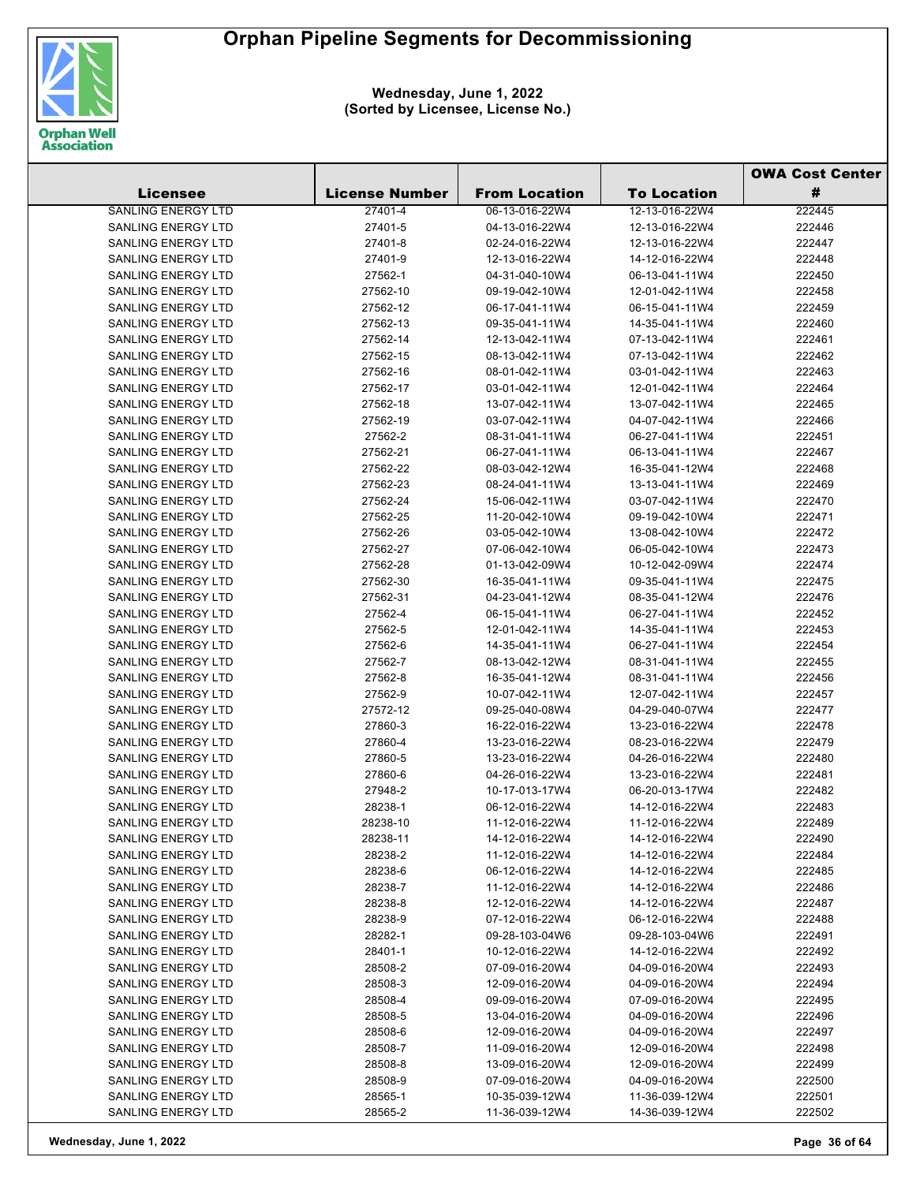# Orphan Pipeline Segments for Decommissioning

**Wednesday, June 1, 2022**
**(Sorted by Licensee, License No.)**

| Licensee | License Number | From Location | To Location | OWA Cost Center # |
|---|---|---|---|---|
| SANLING ENERGY LTD | 27401-4 | 06-13-016-22W4 | 12-13-016-22W4 | 222445 |
| SANLING ENERGY LTD | 27401-5 | 04-13-016-22W4 | 12-13-016-22W4 | 222446 |
| SANLING ENERGY LTD | 27401-8 | 02-24-016-22W4 | 12-13-016-22W4 | 222447 |
| SANLING ENERGY LTD | 27401-9 | 12-13-016-22W4 | 14-12-016-22W4 | 222448 |
| SANLING ENERGY LTD | 27562-1 | 04-31-040-10W4 | 06-13-041-11W4 | 222450 |
| SANLING ENERGY LTD | 27562-10 | 09-19-042-10W4 | 12-01-042-11W4 | 222458 |
| SANLING ENERGY LTD | 27562-12 | 06-17-041-11W4 | 06-15-041-11W4 | 222459 |
| SANLING ENERGY LTD | 27562-13 | 09-35-041-11W4 | 14-35-041-11W4 | 222460 |
| SANLING ENERGY LTD | 27562-14 | 12-13-042-11W4 | 07-13-042-11W4 | 222461 |
| SANLING ENERGY LTD | 27562-15 | 08-13-042-11W4 | 07-13-042-11W4 | 222462 |
| SANLING ENERGY LTD | 27562-16 | 08-01-042-11W4 | 03-01-042-11W4 | 222463 |
| SANLING ENERGY LTD | 27562-17 | 03-01-042-11W4 | 12-01-042-11W4 | 222464 |
| SANLING ENERGY LTD | 27562-18 | 13-07-042-11W4 | 13-07-042-11W4 | 222465 |
| SANLING ENERGY LTD | 27562-19 | 03-07-042-11W4 | 04-07-042-11W4 | 222466 |
| SANLING ENERGY LTD | 27562-2 | 08-31-041-11W4 | 06-27-041-11W4 | 222451 |
| SANLING ENERGY LTD | 27562-21 | 06-27-041-11W4 | 06-13-041-11W4 | 222467 |
| SANLING ENERGY LTD | 27562-22 | 08-03-042-12W4 | 16-35-041-12W4 | 222468 |
| SANLING ENERGY LTD | 27562-23 | 08-24-041-11W4 | 13-13-041-11W4 | 222469 |
| SANLING ENERGY LTD | 27562-24 | 15-06-042-11W4 | 03-07-042-11W4 | 222470 |
| SANLING ENERGY LTD | 27562-25 | 11-20-042-10W4 | 09-19-042-10W4 | 222471 |
| SANLING ENERGY LTD | 27562-26 | 03-05-042-10W4 | 13-08-042-10W4 | 222472 |
| SANLING ENERGY LTD | 27562-27 | 07-06-042-10W4 | 06-05-042-10W4 | 222473 |
| SANLING ENERGY LTD | 27562-28 | 01-13-042-09W4 | 10-12-042-09W4 | 222474 |
| SANLING ENERGY LTD | 27562-30 | 16-35-041-11W4 | 09-35-041-11W4 | 222475 |
| SANLING ENERGY LTD | 27562-31 | 04-23-041-12W4 | 08-35-041-12W4 | 222476 |
| SANLING ENERGY LTD | 27562-4 | 06-15-041-11W4 | 06-27-041-11W4 | 222452 |
| SANLING ENERGY LTD | 27562-5 | 12-01-042-11W4 | 14-35-041-11W4 | 222453 |
| SANLING ENERGY LTD | 27562-6 | 14-35-041-11W4 | 06-27-041-11W4 | 222454 |
| SANLING ENERGY LTD | 27562-7 | 08-13-042-12W4 | 08-31-041-11W4 | 222455 |
| SANLING ENERGY LTD | 27562-8 | 16-35-041-12W4 | 08-31-041-11W4 | 222456 |
| SANLING ENERGY LTD | 27562-9 | 10-07-042-11W4 | 12-07-042-11W4 | 222457 |
| SANLING ENERGY LTD | 27572-12 | 09-25-040-08W4 | 04-29-040-07W4 | 222477 |
| SANLING ENERGY LTD | 27860-3 | 16-22-016-22W4 | 13-23-016-22W4 | 222478 |
| SANLING ENERGY LTD | 27860-4 | 13-23-016-22W4 | 08-23-016-22W4 | 222479 |
| SANLING ENERGY LTD | 27860-5 | 13-23-016-22W4 | 04-26-016-22W4 | 222480 |
| SANLING ENERGY LTD | 27860-6 | 04-26-016-22W4 | 13-23-016-22W4 | 222481 |
| SANLING ENERGY LTD | 27948-2 | 10-17-013-17W4 | 06-20-013-17W4 | 222482 |
| SANLING ENERGY LTD | 28238-1 | 06-12-016-22W4 | 14-12-016-22W4 | 222483 |
| SANLING ENERGY LTD | 28238-10 | 11-12-016-22W4 | 11-12-016-22W4 | 222489 |
| SANLING ENERGY LTD | 28238-11 | 14-12-016-22W4 | 14-12-016-22W4 | 222490 |
| SANLING ENERGY LTD | 28238-2 | 11-12-016-22W4 | 14-12-016-22W4 | 222484 |
| SANLING ENERGY LTD | 28238-6 | 06-12-016-22W4 | 14-12-016-22W4 | 222485 |
| SANLING ENERGY LTD | 28238-7 | 11-12-016-22W4 | 14-12-016-22W4 | 222486 |
| SANLING ENERGY LTD | 28238-8 | 12-12-016-22W4 | 14-12-016-22W4 | 222487 |
| SANLING ENERGY LTD | 28238-9 | 07-12-016-22W4 | 06-12-016-22W4 | 222488 |
| SANLING ENERGY LTD | 28282-1 | 09-28-103-04W6 | 09-28-103-04W6 | 222491 |
| SANLING ENERGY LTD | 28401-1 | 10-12-016-22W4 | 14-12-016-22W4 | 222492 |
| SANLING ENERGY LTD | 28508-2 | 07-09-016-20W4 | 04-09-016-20W4 | 222493 |
| SANLING ENERGY LTD | 28508-3 | 12-09-016-20W4 | 04-09-016-20W4 | 222494 |
| SANLING ENERGY LTD | 28508-4 | 09-09-016-20W4 | 07-09-016-20W4 | 222495 |
| SANLING ENERGY LTD | 28508-5 | 13-04-016-20W4 | 04-09-016-20W4 | 222496 |
| SANLING ENERGY LTD | 28508-6 | 12-09-016-20W4 | 04-09-016-20W4 | 222497 |
| SANLING ENERGY LTD | 28508-7 | 11-09-016-20W4 | 12-09-016-20W4 | 222498 |
| SANLING ENERGY LTD | 28508-8 | 13-09-016-20W4 | 12-09-016-20W4 | 222499 |
| SANLING ENERGY LTD | 28508-9 | 07-09-016-20W4 | 04-09-016-20W4 | 222500 |
| SANLING ENERGY LTD | 28565-1 | 10-35-039-12W4 | 11-36-039-12W4 | 222501 |
| SANLING ENERGY LTD | 28565-2 | 11-36-039-12W4 | 14-36-039-12W4 | 222502 |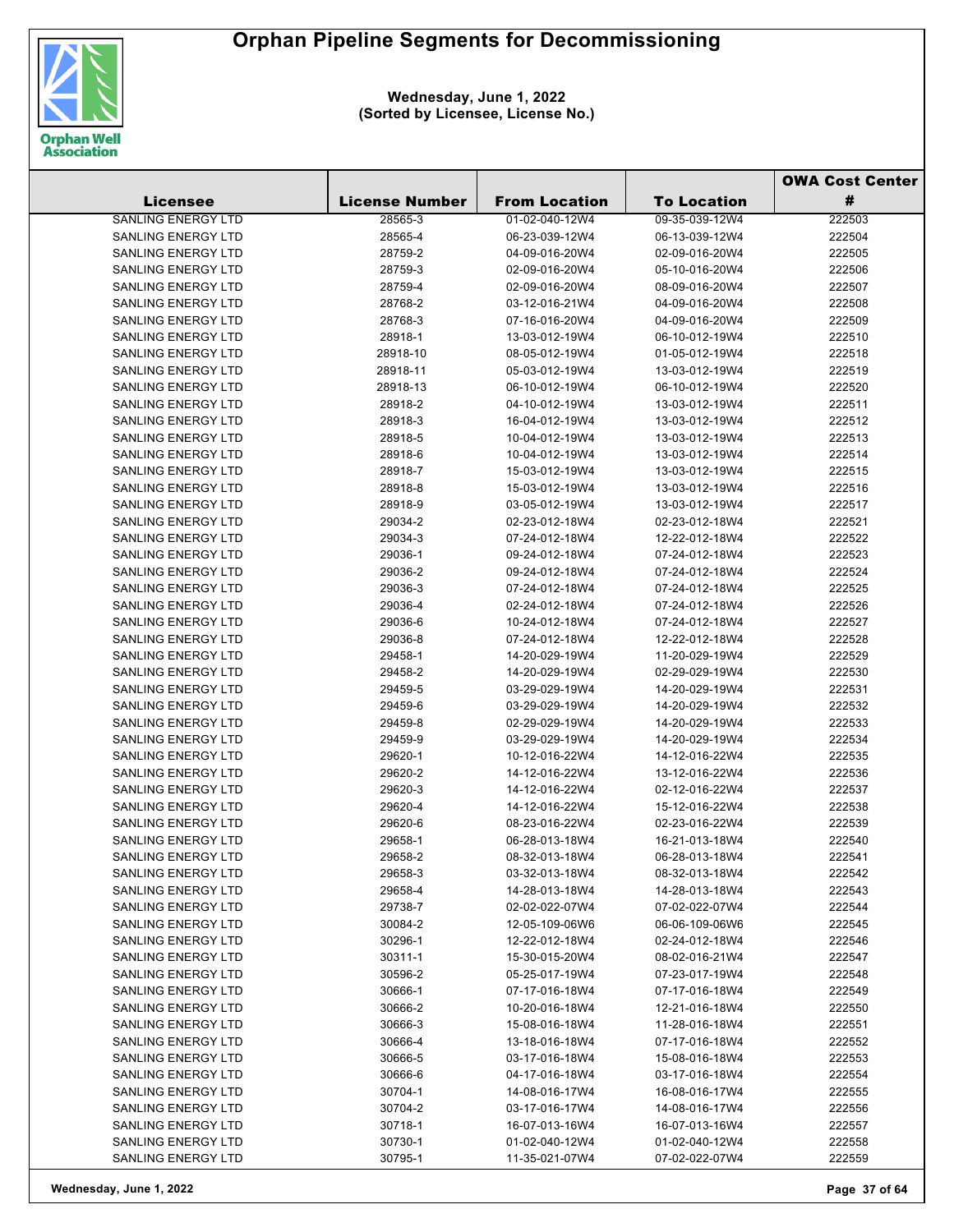# Orphan Pipeline Segments for Decommissioning

**Wednesday, June 1, 2022**
**(Sorted by Licensee, License No.)**

| Licensee | License Number | From Location | To Location | OWA Cost Center # |
|---|---|---|---|---|
| SANLING ENERGY LTD | 28565-3 | 01-02-040-12W4 | 09-35-039-12W4 | 222503 |
| SANLING ENERGY LTD | 28565-4 | 06-23-039-12W4 | 06-13-039-12W4 | 222504 |
| SANLING ENERGY LTD | 28759-2 | 04-09-016-20W4 | 02-09-016-20W4 | 222505 |
| SANLING ENERGY LTD | 28759-3 | 02-09-016-20W4 | 05-10-016-20W4 | 222506 |
| SANLING ENERGY LTD | 28759-4 | 02-09-016-20W4 | 08-09-016-20W4 | 222507 |
| SANLING ENERGY LTD | 28768-2 | 03-12-016-21W4 | 04-09-016-20W4 | 222508 |
| SANLING ENERGY LTD | 28768-3 | 07-16-016-20W4 | 04-09-016-20W4 | 222509 |
| SANLING ENERGY LTD | 28918-1 | 13-03-012-19W4 | 06-10-012-19W4 | 222510 |
| SANLING ENERGY LTD | 28918-10 | 08-05-012-19W4 | 01-05-012-19W4 | 222518 |
| SANLING ENERGY LTD | 28918-11 | 05-03-012-19W4 | 13-03-012-19W4 | 222519 |
| SANLING ENERGY LTD | 28918-13 | 06-10-012-19W4 | 06-10-012-19W4 | 222520 |
| SANLING ENERGY LTD | 28918-2 | 04-10-012-19W4 | 13-03-012-19W4 | 222511 |
| SANLING ENERGY LTD | 28918-3 | 16-04-012-19W4 | 13-03-012-19W4 | 222512 |
| SANLING ENERGY LTD | 28918-5 | 10-04-012-19W4 | 13-03-012-19W4 | 222513 |
| SANLING ENERGY LTD | 28918-6 | 10-04-012-19W4 | 13-03-012-19W4 | 222514 |
| SANLING ENERGY LTD | 28918-7 | 15-03-012-19W4 | 13-03-012-19W4 | 222515 |
| SANLING ENERGY LTD | 28918-8 | 15-03-012-19W4 | 13-03-012-19W4 | 222516 |
| SANLING ENERGY LTD | 28918-9 | 03-05-012-19W4 | 13-03-012-19W4 | 222517 |
| SANLING ENERGY LTD | 29034-2 | 02-23-012-18W4 | 02-23-012-18W4 | 222521 |
| SANLING ENERGY LTD | 29034-3 | 07-24-012-18W4 | 12-22-012-18W4 | 222522 |
| SANLING ENERGY LTD | 29036-1 | 09-24-012-18W4 | 07-24-012-18W4 | 222523 |
| SANLING ENERGY LTD | 29036-2 | 09-24-012-18W4 | 07-24-012-18W4 | 222524 |
| SANLING ENERGY LTD | 29036-3 | 07-24-012-18W4 | 07-24-012-18W4 | 222525 |
| SANLING ENERGY LTD | 29036-4 | 02-24-012-18W4 | 07-24-012-18W4 | 222526 |
| SANLING ENERGY LTD | 29036-6 | 10-24-012-18W4 | 07-24-012-18W4 | 222527 |
| SANLING ENERGY LTD | 29036-8 | 07-24-012-18W4 | 12-22-012-18W4 | 222528 |
| SANLING ENERGY LTD | 29458-1 | 14-20-029-19W4 | 11-20-029-19W4 | 222529 |
| SANLING ENERGY LTD | 29458-2 | 14-20-029-19W4 | 02-29-029-19W4 | 222530 |
| SANLING ENERGY LTD | 29459-5 | 03-29-029-19W4 | 14-20-029-19W4 | 222531 |
| SANLING ENERGY LTD | 29459-6 | 03-29-029-19W4 | 14-20-029-19W4 | 222532 |
| SANLING ENERGY LTD | 29459-8 | 02-29-029-19W4 | 14-20-029-19W4 | 222533 |
| SANLING ENERGY LTD | 29459-9 | 03-29-029-19W4 | 14-20-029-19W4 | 222534 |
| SANLING ENERGY LTD | 29620-1 | 10-12-016-22W4 | 14-12-016-22W4 | 222535 |
| SANLING ENERGY LTD | 29620-2 | 14-12-016-22W4 | 13-12-016-22W4 | 222536 |
| SANLING ENERGY LTD | 29620-3 | 14-12-016-22W4 | 02-12-016-22W4 | 222537 |
| SANLING ENERGY LTD | 29620-4 | 14-12-016-22W4 | 15-12-016-22W4 | 222538 |
| SANLING ENERGY LTD | 29620-6 | 08-23-016-22W4 | 02-23-016-22W4 | 222539 |
| SANLING ENERGY LTD | 29658-1 | 06-28-013-18W4 | 16-21-013-18W4 | 222540 |
| SANLING ENERGY LTD | 29658-2 | 08-32-013-18W4 | 06-28-013-18W4 | 222541 |
| SANLING ENERGY LTD | 29658-3 | 03-32-013-18W4 | 08-32-013-18W4 | 222542 |
| SANLING ENERGY LTD | 29658-4 | 14-28-013-18W4 | 14-28-013-18W4 | 222543 |
| SANLING ENERGY LTD | 29738-7 | 02-02-022-07W4 | 07-02-022-07W4 | 222544 |
| SANLING ENERGY LTD | 30084-2 | 12-05-109-06W6 | 06-06-109-06W6 | 222545 |
| SANLING ENERGY LTD | 30296-1 | 12-22-012-18W4 | 02-24-012-18W4 | 222546 |
| SANLING ENERGY LTD | 30311-1 | 15-30-015-20W4 | 08-02-016-21W4 | 222547 |
| SANLING ENERGY LTD | 30596-2 | 05-25-017-19W4 | 07-23-017-19W4 | 222548 |
| SANLING ENERGY LTD | 30666-1 | 07-17-016-18W4 | 07-17-016-18W4 | 222549 |
| SANLING ENERGY LTD | 30666-2 | 10-20-016-18W4 | 12-21-016-18W4 | 222550 |
| SANLING ENERGY LTD | 30666-3 | 15-08-016-18W4 | 11-28-016-18W4 | 222551 |
| SANLING ENERGY LTD | 30666-4 | 13-18-016-18W4 | 07-17-016-18W4 | 222552 |
| SANLING ENERGY LTD | 30666-5 | 03-17-016-18W4 | 15-08-016-18W4 | 222553 |
| SANLING ENERGY LTD | 30666-6 | 04-17-016-18W4 | 03-17-016-18W4 | 222554 |
| SANLING ENERGY LTD | 30704-1 | 14-08-016-17W4 | 16-08-016-17W4 | 222555 |
| SANLING ENERGY LTD | 30704-2 | 03-17-016-17W4 | 14-08-016-17W4 | 222556 |
| SANLING ENERGY LTD | 30718-1 | 16-07-013-16W4 | 16-07-013-16W4 | 222557 |
| SANLING ENERGY LTD | 30730-1 | 01-02-040-12W4 | 01-02-040-12W4 | 222558 |
| SANLING ENERGY LTD | 30795-1 | 11-35-021-07W4 | 07-02-022-07W4 | 222559 |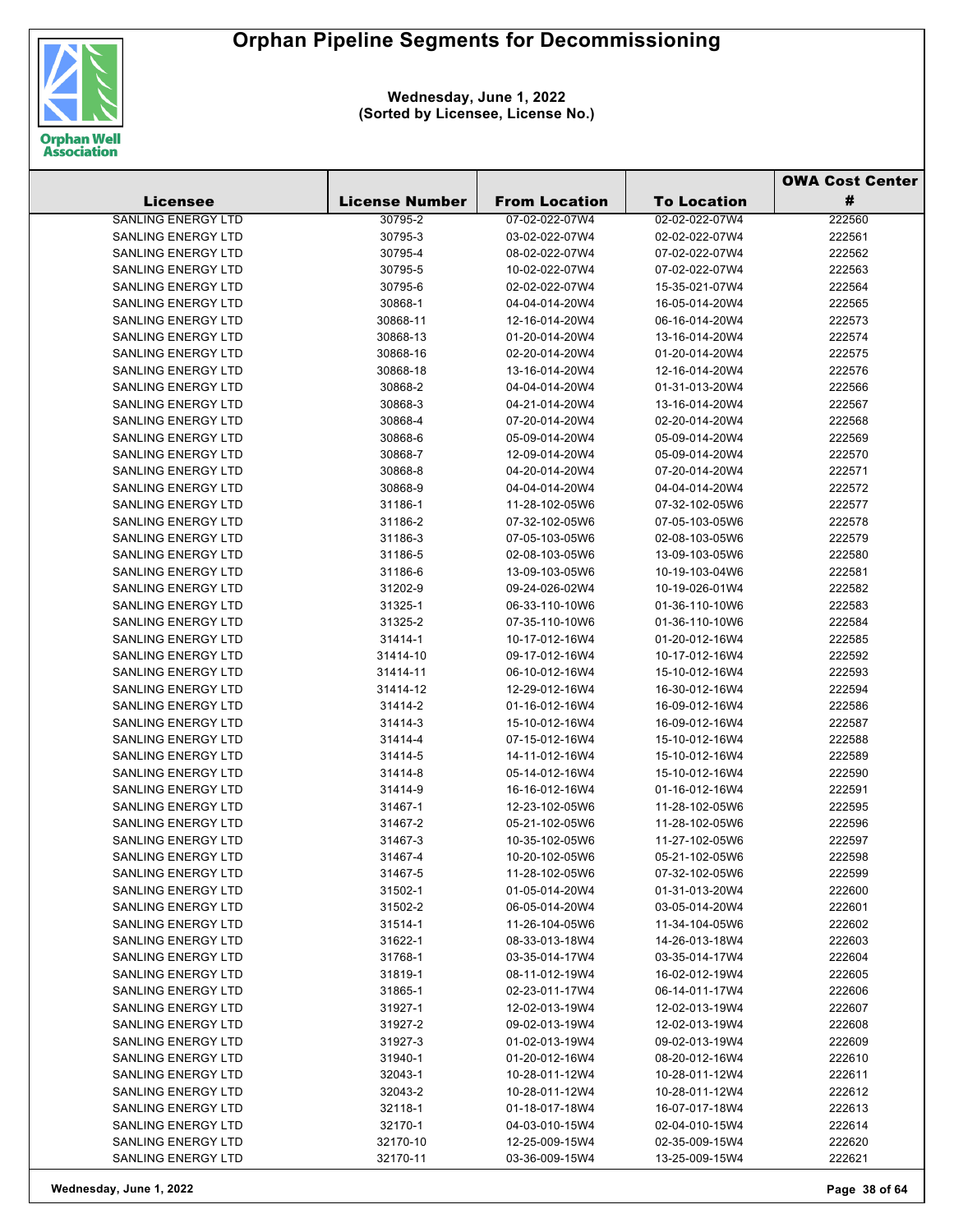# Orphan Pipeline Segments for Decommissioning

**Wednesday, June 1, 2022**
**(Sorted by Licensee, License No.)**

| Licensee | License Number | From Location | To Location | OWA Cost Center # |
|---|---|---|---|---|
| SANLING ENERGY LTD | 30795-2 | 07-02-022-07W4 | 02-02-022-07W4 | 222560 |
| SANLING ENERGY LTD | 30795-3 | 03-02-022-07W4 | 02-02-022-07W4 | 222561 |
| SANLING ENERGY LTD | 30795-4 | 08-02-022-07W4 | 07-02-022-07W4 | 222562 |
| SANLING ENERGY LTD | 30795-5 | 10-02-022-07W4 | 07-02-022-07W4 | 222563 |
| SANLING ENERGY LTD | 30795-6 | 02-02-022-07W4 | 15-35-021-07W4 | 222564 |
| SANLING ENERGY LTD | 30868-1 | 04-04-014-20W4 | 16-05-014-20W4 | 222565 |
| SANLING ENERGY LTD | 30868-11 | 12-16-014-20W4 | 06-16-014-20W4 | 222573 |
| SANLING ENERGY LTD | 30868-13 | 01-20-014-20W4 | 13-16-014-20W4 | 222574 |
| SANLING ENERGY LTD | 30868-16 | 02-20-014-20W4 | 01-20-014-20W4 | 222575 |
| SANLING ENERGY LTD | 30868-18 | 13-16-014-20W4 | 12-16-014-20W4 | 222576 |
| SANLING ENERGY LTD | 30868-2 | 04-04-014-20W4 | 01-31-013-20W4 | 222566 |
| SANLING ENERGY LTD | 30868-3 | 04-21-014-20W4 | 13-16-014-20W4 | 222567 |
| SANLING ENERGY LTD | 30868-4 | 07-20-014-20W4 | 02-20-014-20W4 | 222568 |
| SANLING ENERGY LTD | 30868-6 | 05-09-014-20W4 | 05-09-014-20W4 | 222569 |
| SANLING ENERGY LTD | 30868-7 | 12-09-014-20W4 | 05-09-014-20W4 | 222570 |
| SANLING ENERGY LTD | 30868-8 | 04-20-014-20W4 | 07-20-014-20W4 | 222571 |
| SANLING ENERGY LTD | 30868-9 | 04-04-014-20W4 | 04-04-014-20W4 | 222572 |
| SANLING ENERGY LTD | 31186-1 | 11-28-102-05W6 | 07-32-102-05W6 | 222577 |
| SANLING ENERGY LTD | 31186-2 | 07-32-102-05W6 | 07-05-103-05W6 | 222578 |
| SANLING ENERGY LTD | 31186-3 | 07-05-103-05W6 | 02-08-103-05W6 | 222579 |
| SANLING ENERGY LTD | 31186-5 | 02-08-103-05W6 | 13-09-103-05W6 | 222580 |
| SANLING ENERGY LTD | 31186-6 | 13-09-103-05W6 | 10-19-103-04W6 | 222581 |
| SANLING ENERGY LTD | 31202-9 | 09-24-026-02W4 | 10-19-026-01W4 | 222582 |
| SANLING ENERGY LTD | 31325-1 | 06-33-110-10W6 | 01-36-110-10W6 | 222583 |
| SANLING ENERGY LTD | 31325-2 | 07-35-110-10W6 | 01-36-110-10W6 | 222584 |
| SANLING ENERGY LTD | 31414-1 | 10-17-012-16W4 | 01-20-012-16W4 | 222585 |
| SANLING ENERGY LTD | 31414-10 | 09-17-012-16W4 | 10-17-012-16W4 | 222592 |
| SANLING ENERGY LTD | 31414-11 | 06-10-012-16W4 | 15-10-012-16W4 | 222593 |
| SANLING ENERGY LTD | 31414-12 | 12-29-012-16W4 | 16-30-012-16W4 | 222594 |
| SANLING ENERGY LTD | 31414-2 | 01-16-012-16W4 | 16-09-012-16W4 | 222586 |
| SANLING ENERGY LTD | 31414-3 | 15-10-012-16W4 | 16-09-012-16W4 | 222587 |
| SANLING ENERGY LTD | 31414-4 | 07-15-012-16W4 | 15-10-012-16W4 | 222588 |
| SANLING ENERGY LTD | 31414-5 | 14-11-012-16W4 | 15-10-012-16W4 | 222589 |
| SANLING ENERGY LTD | 31414-8 | 05-14-012-16W4 | 15-10-012-16W4 | 222590 |
| SANLING ENERGY LTD | 31414-9 | 16-16-012-16W4 | 01-16-012-16W4 | 222591 |
| SANLING ENERGY LTD | 31467-1 | 12-23-102-05W6 | 11-28-102-05W6 | 222595 |
| SANLING ENERGY LTD | 31467-2 | 05-21-102-05W6 | 11-28-102-05W6 | 222596 |
| SANLING ENERGY LTD | 31467-3 | 10-35-102-05W6 | 11-27-102-05W6 | 222597 |
| SANLING ENERGY LTD | 31467-4 | 10-20-102-05W6 | 05-21-102-05W6 | 222598 |
| SANLING ENERGY LTD | 31467-5 | 11-28-102-05W6 | 07-32-102-05W6 | 222599 |
| SANLING ENERGY LTD | 31502-1 | 01-05-014-20W4 | 01-31-013-20W4 | 222600 |
| SANLING ENERGY LTD | 31502-2 | 06-05-014-20W4 | 03-05-014-20W4 | 222601 |
| SANLING ENERGY LTD | 31514-1 | 11-26-104-05W6 | 11-34-104-05W6 | 222602 |
| SANLING ENERGY LTD | 31622-1 | 08-33-013-18W4 | 14-26-013-18W4 | 222603 |
| SANLING ENERGY LTD | 31768-1 | 03-35-014-17W4 | 03-35-014-17W4 | 222604 |
| SANLING ENERGY LTD | 31819-1 | 08-11-012-19W4 | 16-02-012-19W4 | 222605 |
| SANLING ENERGY LTD | 31865-1 | 02-23-011-17W4 | 06-14-011-17W4 | 222606 |
| SANLING ENERGY LTD | 31927-1 | 12-02-013-19W4 | 12-02-013-19W4 | 222607 |
| SANLING ENERGY LTD | 31927-2 | 09-02-013-19W4 | 12-02-013-19W4 | 222608 |
| SANLING ENERGY LTD | 31927-3 | 01-02-013-19W4 | 09-02-013-19W4 | 222609 |
| SANLING ENERGY LTD | 31940-1 | 01-20-012-16W4 | 08-20-012-16W4 | 222610 |
| SANLING ENERGY LTD | 32043-1 | 10-28-011-12W4 | 10-28-011-12W4 | 222611 |
| SANLING ENERGY LTD | 32043-2 | 10-28-011-12W4 | 10-28-011-12W4 | 222612 |
| SANLING ENERGY LTD | 32118-1 | 01-18-017-18W4 | 16-07-017-18W4 | 222613 |
| SANLING ENERGY LTD | 32170-1 | 04-03-010-15W4 | 02-04-010-15W4 | 222614 |
| SANLING ENERGY LTD | 32170-10 | 12-25-009-15W4 | 02-35-009-15W4 | 222620 |
| SANLING ENERGY LTD | 32170-11 | 03-36-009-15W4 | 13-25-009-15W4 | 222621 |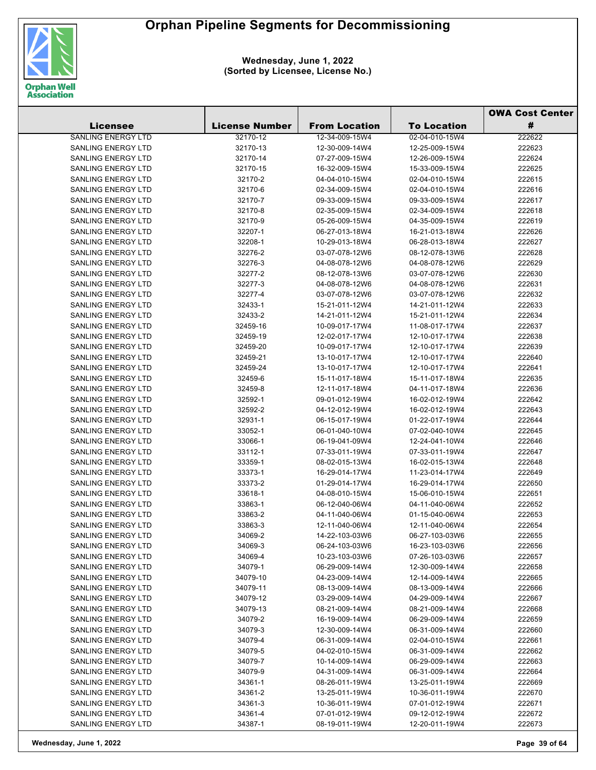# Orphan Pipeline Segments for Decommissioning

**Wednesday, June 1, 2022**
**(Sorted by Licensee, License No.)**

| Licensee | License Number | From Location | To Location | OWA Cost Center # |
|---|---|---|---|---|
| SANLING ENERGY LTD | 32170-12 | 12-34-009-15W4 | 02-04-010-15W4 | 222622 |
| SANLING ENERGY LTD | 32170-13 | 12-30-009-14W4 | 12-25-009-15W4 | 222623 |
| SANLING ENERGY LTD | 32170-14 | 07-27-009-15W4 | 12-26-009-15W4 | 222624 |
| SANLING ENERGY LTD | 32170-15 | 16-32-009-15W4 | 15-33-009-15W4 | 222625 |
| SANLING ENERGY LTD | 32170-2 | 04-04-010-15W4 | 02-04-010-15W4 | 222615 |
| SANLING ENERGY LTD | 32170-6 | 02-34-009-15W4 | 02-04-010-15W4 | 222616 |
| SANLING ENERGY LTD | 32170-7 | 09-33-009-15W4 | 09-33-009-15W4 | 222617 |
| SANLING ENERGY LTD | 32170-8 | 02-35-009-15W4 | 02-34-009-15W4 | 222618 |
| SANLING ENERGY LTD | 32170-9 | 05-26-009-15W4 | 04-35-009-15W4 | 222619 |
| SANLING ENERGY LTD | 32207-1 | 06-27-013-18W4 | 16-21-013-18W4 | 222626 |
| SANLING ENERGY LTD | 32208-1 | 10-29-013-18W4 | 06-28-013-18W4 | 222627 |
| SANLING ENERGY LTD | 32276-2 | 03-07-078-12W6 | 08-12-078-13W6 | 222628 |
| SANLING ENERGY LTD | 32276-3 | 04-08-078-12W6 | 04-08-078-12W6 | 222629 |
| SANLING ENERGY LTD | 32277-2 | 08-12-078-13W6 | 03-07-078-12W6 | 222630 |
| SANLING ENERGY LTD | 32277-3 | 04-08-078-12W6 | 04-08-078-12W6 | 222631 |
| SANLING ENERGY LTD | 32277-4 | 03-07-078-12W6 | 03-07-078-12W6 | 222632 |
| SANLING ENERGY LTD | 32433-1 | 15-21-011-12W4 | 14-21-011-12W4 | 222633 |
| SANLING ENERGY LTD | 32433-2 | 14-21-011-12W4 | 15-21-011-12W4 | 222634 |
| SANLING ENERGY LTD | 32459-16 | 10-09-017-17W4 | 11-08-017-17W4 | 222637 |
| SANLING ENERGY LTD | 32459-19 | 12-02-017-17W4 | 12-10-017-17W4 | 222638 |
| SANLING ENERGY LTD | 32459-20 | 10-09-017-17W4 | 12-10-017-17W4 | 222639 |
| SANLING ENERGY LTD | 32459-21 | 13-10-017-17W4 | 12-10-017-17W4 | 222640 |
| SANLING ENERGY LTD | 32459-24 | 13-10-017-17W4 | 12-10-017-17W4 | 222641 |
| SANLING ENERGY LTD | 32459-6 | 15-11-017-18W4 | 15-11-017-18W4 | 222635 |
| SANLING ENERGY LTD | 32459-8 | 12-11-017-18W4 | 04-11-017-18W4 | 222636 |
| SANLING ENERGY LTD | 32592-1 | 09-01-012-19W4 | 16-02-012-19W4 | 222642 |
| SANLING ENERGY LTD | 32592-2 | 04-12-012-19W4 | 16-02-012-19W4 | 222643 |
| SANLING ENERGY LTD | 32931-1 | 06-15-017-19W4 | 01-22-017-19W4 | 222644 |
| SANLING ENERGY LTD | 33052-1 | 06-01-040-10W4 | 07-02-040-10W4 | 222645 |
| SANLING ENERGY LTD | 33066-1 | 06-19-041-09W4 | 12-24-041-10W4 | 222646 |
| SANLING ENERGY LTD | 33112-1 | 07-33-011-19W4 | 07-33-011-19W4 | 222647 |
| SANLING ENERGY LTD | 33359-1 | 08-02-015-13W4 | 16-02-015-13W4 | 222648 |
| SANLING ENERGY LTD | 33373-1 | 16-29-014-17W4 | 11-23-014-17W4 | 222649 |
| SANLING ENERGY LTD | 33373-2 | 01-29-014-17W4 | 16-29-014-17W4 | 222650 |
| SANLING ENERGY LTD | 33618-1 | 04-08-010-15W4 | 15-06-010-15W4 | 222651 |
| SANLING ENERGY LTD | 33863-1 | 06-12-040-06W4 | 04-11-040-06W4 | 222652 |
| SANLING ENERGY LTD | 33863-2 | 04-11-040-06W4 | 01-15-040-06W4 | 222653 |
| SANLING ENERGY LTD | 33863-3 | 12-11-040-06W4 | 12-11-040-06W4 | 222654 |
| SANLING ENERGY LTD | 34069-2 | 14-22-103-03W6 | 06-27-103-03W6 | 222655 |
| SANLING ENERGY LTD | 34069-3 | 06-24-103-03W6 | 16-23-103-03W6 | 222656 |
| SANLING ENERGY LTD | 34069-4 | 10-23-103-03W6 | 07-26-103-03W6 | 222657 |
| SANLING ENERGY LTD | 34079-1 | 06-29-009-14W4 | 12-30-009-14W4 | 222658 |
| SANLING ENERGY LTD | 34079-10 | 04-23-009-14W4 | 12-14-009-14W4 | 222665 |
| SANLING ENERGY LTD | 34079-11 | 08-13-009-14W4 | 08-13-009-14W4 | 222666 |
| SANLING ENERGY LTD | 34079-12 | 03-29-009-14W4 | 04-29-009-14W4 | 222667 |
| SANLING ENERGY LTD | 34079-13 | 08-21-009-14W4 | 08-21-009-14W4 | 222668 |
| SANLING ENERGY LTD | 34079-2 | 16-19-009-14W4 | 06-29-009-14W4 | 222659 |
| SANLING ENERGY LTD | 34079-3 | 12-30-009-14W4 | 06-31-009-14W4 | 222660 |
| SANLING ENERGY LTD | 34079-4 | 06-31-009-14W4 | 02-04-010-15W4 | 222661 |
| SANLING ENERGY LTD | 34079-5 | 04-02-010-15W4 | 06-31-009-14W4 | 222662 |
| SANLING ENERGY LTD | 34079-7 | 10-14-009-14W4 | 06-29-009-14W4 | 222663 |
| SANLING ENERGY LTD | 34079-9 | 04-31-009-14W4 | 06-31-009-14W4 | 222664 |
| SANLING ENERGY LTD | 34361-1 | 08-26-011-19W4 | 13-25-011-19W4 | 222669 |
| SANLING ENERGY LTD | 34361-2 | 13-25-011-19W4 | 10-36-011-19W4 | 222670 |
| SANLING ENERGY LTD | 34361-3 | 10-36-011-19W4 | 07-01-012-19W4 | 222671 |
| SANLING ENERGY LTD | 34361-4 | 07-01-012-19W4 | 09-12-012-19W4 | 222672 |
| SANLING ENERGY LTD | 34387-1 | 08-19-011-19W4 | 12-20-011-19W4 | 222673 |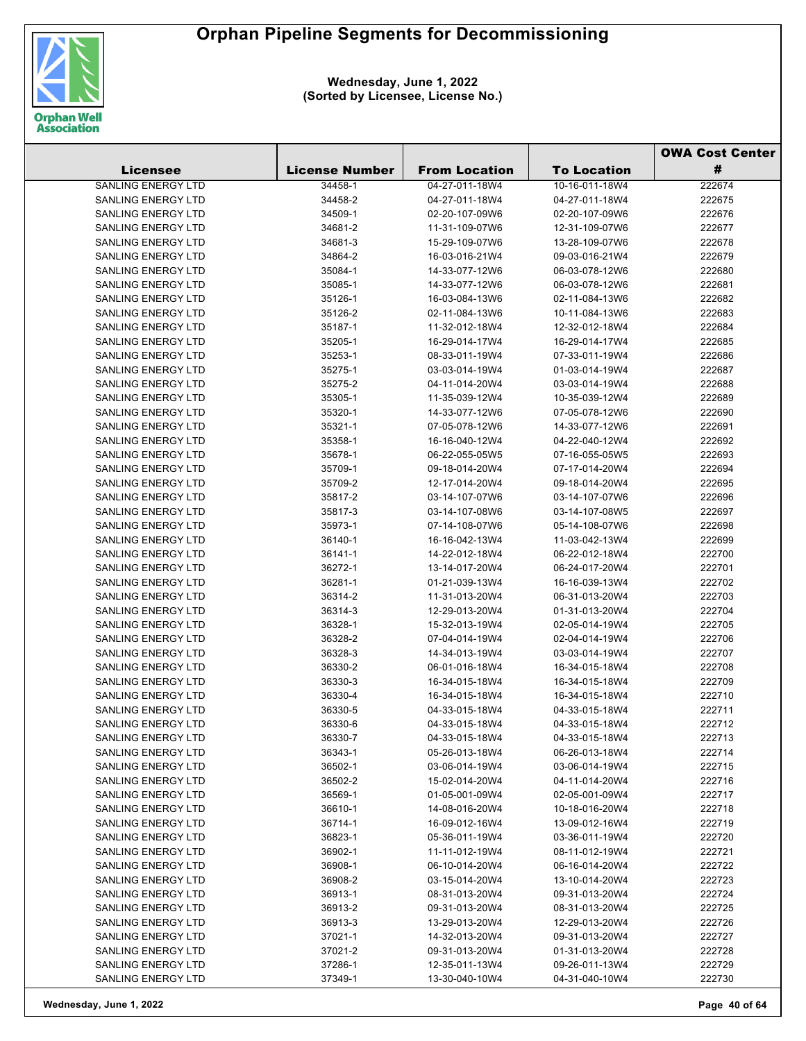# Orphan Pipeline Segments for Decommissioning

**Wednesday, June 1, 2022**
**(Sorted by Licensee, License No.)**

| Licensee | License Number | From Location | To Location | OWA Cost Center # |
|---|---|---|---|---|
| SANLING ENERGY LTD | 34458-1 | 04-27-011-18W4 | 10-16-011-18W4 | 222674 |
| SANLING ENERGY LTD | 34458-2 | 04-27-011-18W4 | 04-27-011-18W4 | 222675 |
| SANLING ENERGY LTD | 34509-1 | 02-20-107-09W6 | 02-20-107-09W6 | 222676 |
| SANLING ENERGY LTD | 34681-2 | 11-31-109-07W6 | 12-31-109-07W6 | 222677 |
| SANLING ENERGY LTD | 34681-3 | 15-29-109-07W6 | 13-28-109-07W6 | 222678 |
| SANLING ENERGY LTD | 34864-2 | 16-03-016-21W4 | 09-03-016-21W4 | 222679 |
| SANLING ENERGY LTD | 35084-1 | 14-33-077-12W6 | 06-03-078-12W6 | 222680 |
| SANLING ENERGY LTD | 35085-1 | 14-33-077-12W6 | 06-03-078-12W6 | 222681 |
| SANLING ENERGY LTD | 35126-1 | 16-03-084-13W6 | 02-11-084-13W6 | 222682 |
| SANLING ENERGY LTD | 35126-2 | 02-11-084-13W6 | 10-11-084-13W6 | 222683 |
| SANLING ENERGY LTD | 35187-1 | 11-32-012-18W4 | 12-32-012-18W4 | 222684 |
| SANLING ENERGY LTD | 35205-1 | 16-29-014-17W4 | 16-29-014-17W4 | 222685 |
| SANLING ENERGY LTD | 35253-1 | 08-33-011-19W4 | 07-33-011-19W4 | 222686 |
| SANLING ENERGY LTD | 35275-1 | 03-03-014-19W4 | 01-03-014-19W4 | 222687 |
| SANLING ENERGY LTD | 35275-2 | 04-11-014-20W4 | 03-03-014-19W4 | 222688 |
| SANLING ENERGY LTD | 35305-1 | 11-35-039-12W4 | 10-35-039-12W4 | 222689 |
| SANLING ENERGY LTD | 35320-1 | 14-33-077-12W6 | 07-05-078-12W6 | 222690 |
| SANLING ENERGY LTD | 35321-1 | 07-05-078-12W6 | 14-33-077-12W6 | 222691 |
| SANLING ENERGY LTD | 35358-1 | 16-16-040-12W4 | 04-22-040-12W4 | 222692 |
| SANLING ENERGY LTD | 35678-1 | 06-22-055-05W5 | 07-16-055-05W5 | 222693 |
| SANLING ENERGY LTD | 35709-1 | 09-18-014-20W4 | 07-17-014-20W4 | 222694 |
| SANLING ENERGY LTD | 35709-2 | 12-17-014-20W4 | 09-18-014-20W4 | 222695 |
| SANLING ENERGY LTD | 35817-2 | 03-14-107-07W6 | 03-14-107-07W6 | 222696 |
| SANLING ENERGY LTD | 35817-3 | 03-14-107-08W6 | 03-14-107-08W5 | 222697 |
| SANLING ENERGY LTD | 35973-1 | 07-14-108-07W6 | 05-14-108-07W6 | 222698 |
| SANLING ENERGY LTD | 36140-1 | 16-16-042-13W4 | 11-03-042-13W4 | 222699 |
| SANLING ENERGY LTD | 36141-1 | 14-22-012-18W4 | 06-22-012-18W4 | 222700 |
| SANLING ENERGY LTD | 36272-1 | 13-14-017-20W4 | 06-24-017-20W4 | 222701 |
| SANLING ENERGY LTD | 36281-1 | 01-21-039-13W4 | 16-16-039-13W4 | 222702 |
| SANLING ENERGY LTD | 36314-2 | 11-31-013-20W4 | 06-31-013-20W4 | 222703 |
| SANLING ENERGY LTD | 36314-3 | 12-29-013-20W4 | 01-31-013-20W4 | 222704 |
| SANLING ENERGY LTD | 36328-1 | 15-32-013-19W4 | 02-05-014-19W4 | 222705 |
| SANLING ENERGY LTD | 36328-2 | 07-04-014-19W4 | 02-04-014-19W4 | 222706 |
| SANLING ENERGY LTD | 36328-3 | 14-34-013-19W4 | 03-03-014-19W4 | 222707 |
| SANLING ENERGY LTD | 36330-2 | 06-01-016-18W4 | 16-34-015-18W4 | 222708 |
| SANLING ENERGY LTD | 36330-3 | 16-34-015-18W4 | 16-34-015-18W4 | 222709 |
| SANLING ENERGY LTD | 36330-4 | 16-34-015-18W4 | 16-34-015-18W4 | 222710 |
| SANLING ENERGY LTD | 36330-5 | 04-33-015-18W4 | 04-33-015-18W4 | 222711 |
| SANLING ENERGY LTD | 36330-6 | 04-33-015-18W4 | 04-33-015-18W4 | 222712 |
| SANLING ENERGY LTD | 36330-7 | 04-33-015-18W4 | 04-33-015-18W4 | 222713 |
| SANLING ENERGY LTD | 36343-1 | 05-26-013-18W4 | 06-26-013-18W4 | 222714 |
| SANLING ENERGY LTD | 36502-1 | 03-06-014-19W4 | 03-06-014-19W4 | 222715 |
| SANLING ENERGY LTD | 36502-2 | 15-02-014-20W4 | 04-11-014-20W4 | 222716 |
| SANLING ENERGY LTD | 36569-1 | 01-05-001-09W4 | 02-05-001-09W4 | 222717 |
| SANLING ENERGY LTD | 36610-1 | 14-08-016-20W4 | 10-18-016-20W4 | 222718 |
| SANLING ENERGY LTD | 36714-1 | 16-09-012-16W4 | 13-09-012-16W4 | 222719 |
| SANLING ENERGY LTD | 36823-1 | 05-36-011-19W4 | 03-36-011-19W4 | 222720 |
| SANLING ENERGY LTD | 36902-1 | 11-11-012-19W4 | 08-11-012-19W4 | 222721 |
| SANLING ENERGY LTD | 36908-1 | 06-10-014-20W4 | 06-16-014-20W4 | 222722 |
| SANLING ENERGY LTD | 36908-2 | 03-15-014-20W4 | 13-10-014-20W4 | 222723 |
| SANLING ENERGY LTD | 36913-1 | 08-31-013-20W4 | 09-31-013-20W4 | 222724 |
| SANLING ENERGY LTD | 36913-2 | 09-31-013-20W4 | 08-31-013-20W4 | 222725 |
| SANLING ENERGY LTD | 36913-3 | 13-29-013-20W4 | 12-29-013-20W4 | 222726 |
| SANLING ENERGY LTD | 37021-1 | 14-32-013-20W4 | 09-31-013-20W4 | 222727 |
| SANLING ENERGY LTD | 37021-2 | 09-31-013-20W4 | 01-31-013-20W4 | 222728 |
| SANLING ENERGY LTD | 37286-1 | 12-35-011-13W4 | 09-26-011-13W4 | 222729 |
| SANLING ENERGY LTD | 37349-1 | 13-30-040-10W4 | 04-31-040-10W4 | 222730 |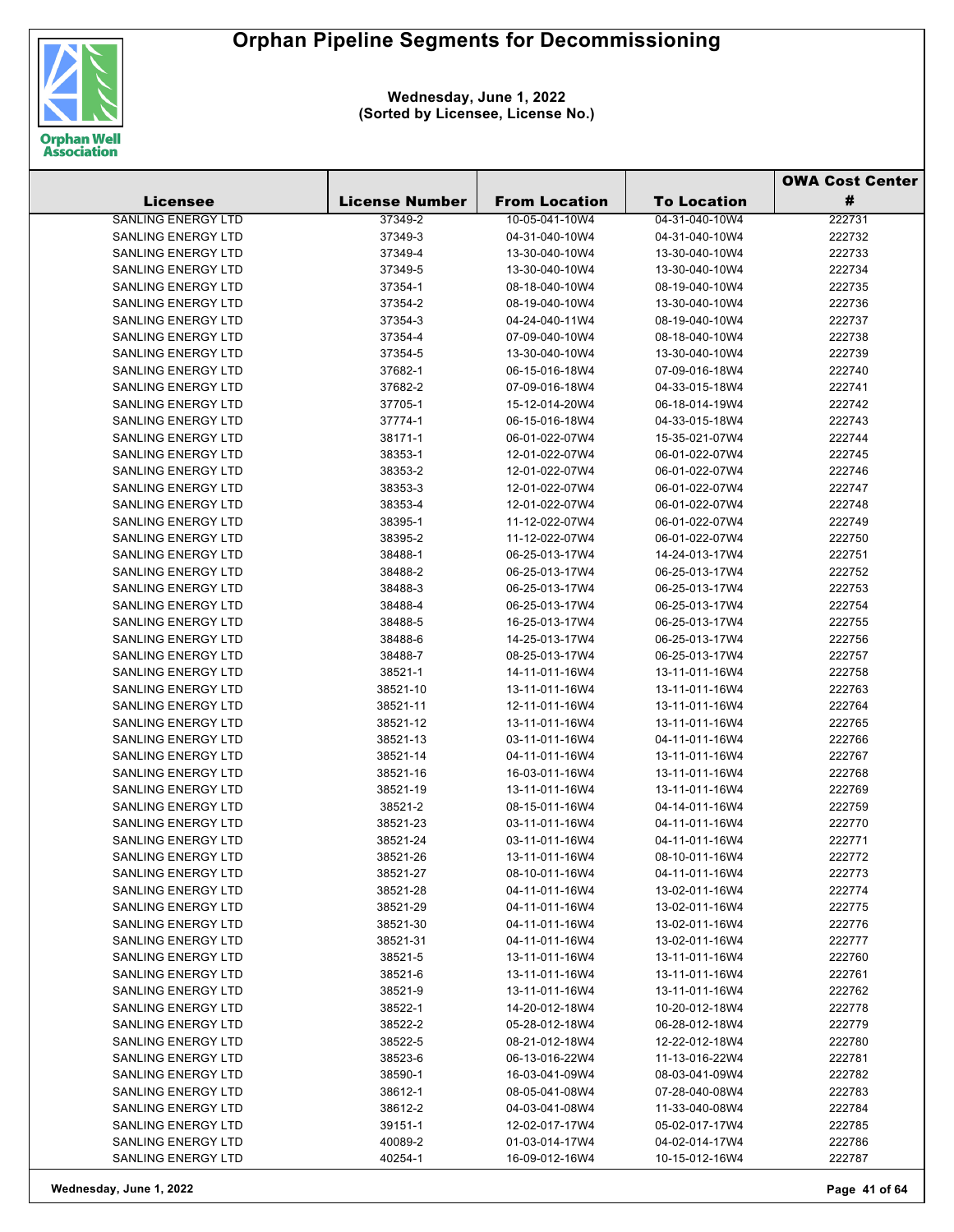# Orphan Pipeline Segments for Decommissioning

**Wednesday, June 1, 2022**
**(Sorted by Licensee, License No.)**

| Licensee | License Number | From Location | To Location | OWA Cost Center # |
|---|---|---|---|---|
| SANLING ENERGY LTD | 37349-2 | 10-05-041-10W4 | 04-31-040-10W4 | 222731 |
| SANLING ENERGY LTD | 37349-3 | 04-31-040-10W4 | 04-31-040-10W4 | 222732 |
| SANLING ENERGY LTD | 37349-4 | 13-30-040-10W4 | 13-30-040-10W4 | 222733 |
| SANLING ENERGY LTD | 37349-5 | 13-30-040-10W4 | 13-30-040-10W4 | 222734 |
| SANLING ENERGY LTD | 37354-1 | 08-18-040-10W4 | 08-19-040-10W4 | 222735 |
| SANLING ENERGY LTD | 37354-2 | 08-19-040-10W4 | 13-30-040-10W4 | 222736 |
| SANLING ENERGY LTD | 37354-3 | 04-24-040-11W4 | 08-19-040-10W4 | 222737 |
| SANLING ENERGY LTD | 37354-4 | 07-09-040-10W4 | 08-18-040-10W4 | 222738 |
| SANLING ENERGY LTD | 37354-5 | 13-30-040-10W4 | 13-30-040-10W4 | 222739 |
| SANLING ENERGY LTD | 37682-1 | 06-15-016-18W4 | 07-09-016-18W4 | 222740 |
| SANLING ENERGY LTD | 37682-2 | 07-09-016-18W4 | 04-33-015-18W4 | 222741 |
| SANLING ENERGY LTD | 37705-1 | 15-12-014-20W4 | 06-18-014-19W4 | 222742 |
| SANLING ENERGY LTD | 37774-1 | 06-15-016-18W4 | 04-33-015-18W4 | 222743 |
| SANLING ENERGY LTD | 38171-1 | 06-01-022-07W4 | 15-35-021-07W4 | 222744 |
| SANLING ENERGY LTD | 38353-1 | 12-01-022-07W4 | 06-01-022-07W4 | 222745 |
| SANLING ENERGY LTD | 38353-2 | 12-01-022-07W4 | 06-01-022-07W4 | 222746 |
| SANLING ENERGY LTD | 38353-3 | 12-01-022-07W4 | 06-01-022-07W4 | 222747 |
| SANLING ENERGY LTD | 38353-4 | 12-01-022-07W4 | 06-01-022-07W4 | 222748 |
| SANLING ENERGY LTD | 38395-1 | 11-12-022-07W4 | 06-01-022-07W4 | 222749 |
| SANLING ENERGY LTD | 38395-2 | 11-12-022-07W4 | 06-01-022-07W4 | 222750 |
| SANLING ENERGY LTD | 38488-1 | 06-25-013-17W4 | 14-24-013-17W4 | 222751 |
| SANLING ENERGY LTD | 38488-2 | 06-25-013-17W4 | 06-25-013-17W4 | 222752 |
| SANLING ENERGY LTD | 38488-3 | 06-25-013-17W4 | 06-25-013-17W4 | 222753 |
| SANLING ENERGY LTD | 38488-4 | 06-25-013-17W4 | 06-25-013-17W4 | 222754 |
| SANLING ENERGY LTD | 38488-5 | 16-25-013-17W4 | 06-25-013-17W4 | 222755 |
| SANLING ENERGY LTD | 38488-6 | 14-25-013-17W4 | 06-25-013-17W4 | 222756 |
| SANLING ENERGY LTD | 38488-7 | 08-25-013-17W4 | 06-25-013-17W4 | 222757 |
| SANLING ENERGY LTD | 38521-1 | 14-11-011-16W4 | 13-11-011-16W4 | 222758 |
| SANLING ENERGY LTD | 38521-10 | 13-11-011-16W4 | 13-11-011-16W4 | 222763 |
| SANLING ENERGY LTD | 38521-11 | 12-11-011-16W4 | 13-11-011-16W4 | 222764 |
| SANLING ENERGY LTD | 38521-12 | 13-11-011-16W4 | 13-11-011-16W4 | 222765 |
| SANLING ENERGY LTD | 38521-13 | 03-11-011-16W4 | 04-11-011-16W4 | 222766 |
| SANLING ENERGY LTD | 38521-14 | 04-11-011-16W4 | 13-11-011-16W4 | 222767 |
| SANLING ENERGY LTD | 38521-16 | 16-03-011-16W4 | 13-11-011-16W4 | 222768 |
| SANLING ENERGY LTD | 38521-19 | 13-11-011-16W4 | 13-11-011-16W4 | 222769 |
| SANLING ENERGY LTD | 38521-2 | 08-15-011-16W4 | 04-14-011-16W4 | 222759 |
| SANLING ENERGY LTD | 38521-23 | 03-11-011-16W4 | 04-11-011-16W4 | 222770 |
| SANLING ENERGY LTD | 38521-24 | 03-11-011-16W4 | 04-11-011-16W4 | 222771 |
| SANLING ENERGY LTD | 38521-26 | 13-11-011-16W4 | 08-10-011-16W4 | 222772 |
| SANLING ENERGY LTD | 38521-27 | 08-10-011-16W4 | 04-11-011-16W4 | 222773 |
| SANLING ENERGY LTD | 38521-28 | 04-11-011-16W4 | 13-02-011-16W4 | 222774 |
| SANLING ENERGY LTD | 38521-29 | 04-11-011-16W4 | 13-02-011-16W4 | 222775 |
| SANLING ENERGY LTD | 38521-30 | 04-11-011-16W4 | 13-02-011-16W4 | 222776 |
| SANLING ENERGY LTD | 38521-31 | 04-11-011-16W4 | 13-02-011-16W4 | 222777 |
| SANLING ENERGY LTD | 38521-5 | 13-11-011-16W4 | 13-11-011-16W4 | 222760 |
| SANLING ENERGY LTD | 38521-6 | 13-11-011-16W4 | 13-11-011-16W4 | 222761 |
| SANLING ENERGY LTD | 38521-9 | 13-11-011-16W4 | 13-11-011-16W4 | 222762 |
| SANLING ENERGY LTD | 38522-1 | 14-20-012-18W4 | 10-20-012-18W4 | 222778 |
| SANLING ENERGY LTD | 38522-2 | 05-28-012-18W4 | 06-28-012-18W4 | 222779 |
| SANLING ENERGY LTD | 38522-5 | 08-21-012-18W4 | 12-22-012-18W4 | 222780 |
| SANLING ENERGY LTD | 38523-6 | 06-13-016-22W4 | 11-13-016-22W4 | 222781 |
| SANLING ENERGY LTD | 38590-1 | 16-03-041-09W4 | 08-03-041-09W4 | 222782 |
| SANLING ENERGY LTD | 38612-1 | 08-05-041-08W4 | 07-28-040-08W4 | 222783 |
| SANLING ENERGY LTD | 38612-2 | 04-03-041-08W4 | 11-33-040-08W4 | 222784 |
| SANLING ENERGY LTD | 39151-1 | 12-02-017-17W4 | 05-02-017-17W4 | 222785 |
| SANLING ENERGY LTD | 40089-2 | 01-03-014-17W4 | 04-02-014-17W4 | 222786 |
| SANLING ENERGY LTD | 40254-1 | 16-09-012-16W4 | 10-15-012-16W4 | 222787 |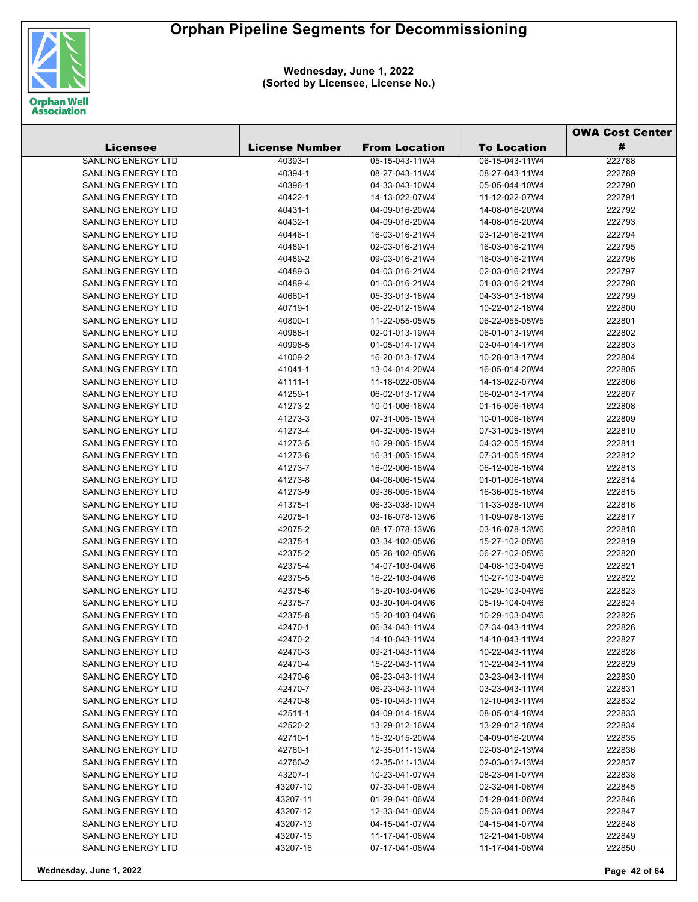# Orphan Pipeline Segments for Decommissioning

**Wednesday, June 1, 2022**
**(Sorted by Licensee, License No.)**

| Licensee | License Number | From Location | To Location | OWA Cost Center # |
|---|---|---|---|---|
| SANLING ENERGY LTD | 40393-1 | 05-15-043-11W4 | 06-15-043-11W4 | 222788 |
| SANLING ENERGY LTD | 40394-1 | 08-27-043-11W4 | 08-27-043-11W4 | 222789 |
| SANLING ENERGY LTD | 40396-1 | 04-33-043-10W4 | 05-05-044-10W4 | 222790 |
| SANLING ENERGY LTD | 40422-1 | 14-13-022-07W4 | 11-12-022-07W4 | 222791 |
| SANLING ENERGY LTD | 40431-1 | 04-09-016-20W4 | 14-08-016-20W4 | 222792 |
| SANLING ENERGY LTD | 40432-1 | 04-09-016-20W4 | 14-08-016-20W4 | 222793 |
| SANLING ENERGY LTD | 40446-1 | 16-03-016-21W4 | 03-12-016-21W4 | 222794 |
| SANLING ENERGY LTD | 40489-1 | 02-03-016-21W4 | 16-03-016-21W4 | 222795 |
| SANLING ENERGY LTD | 40489-2 | 09-03-016-21W4 | 16-03-016-21W4 | 222796 |
| SANLING ENERGY LTD | 40489-3 | 04-03-016-21W4 | 02-03-016-21W4 | 222797 |
| SANLING ENERGY LTD | 40489-4 | 01-03-016-21W4 | 01-03-016-21W4 | 222798 |
| SANLING ENERGY LTD | 40660-1 | 05-33-013-18W4 | 04-33-013-18W4 | 222799 |
| SANLING ENERGY LTD | 40719-1 | 06-22-012-18W4 | 10-22-012-18W4 | 222800 |
| SANLING ENERGY LTD | 40800-1 | 11-22-055-05W5 | 06-22-055-05W5 | 222801 |
| SANLING ENERGY LTD | 40988-1 | 02-01-013-19W4 | 06-01-013-19W4 | 222802 |
| SANLING ENERGY LTD | 40998-5 | 01-05-014-17W4 | 03-04-014-17W4 | 222803 |
| SANLING ENERGY LTD | 41009-2 | 16-20-013-17W4 | 10-28-013-17W4 | 222804 |
| SANLING ENERGY LTD | 41041-1 | 13-04-014-20W4 | 16-05-014-20W4 | 222805 |
| SANLING ENERGY LTD | 41111-1 | 11-18-022-06W4 | 14-13-022-07W4 | 222806 |
| SANLING ENERGY LTD | 41259-1 | 06-02-013-17W4 | 06-02-013-17W4 | 222807 |
| SANLING ENERGY LTD | 41273-2 | 10-01-006-16W4 | 01-15-006-16W4 | 222808 |
| SANLING ENERGY LTD | 41273-3 | 07-31-005-15W4 | 10-01-006-16W4 | 222809 |
| SANLING ENERGY LTD | 41273-4 | 04-32-005-15W4 | 07-31-005-15W4 | 222810 |
| SANLING ENERGY LTD | 41273-5 | 10-29-005-15W4 | 04-32-005-15W4 | 222811 |
| SANLING ENERGY LTD | 41273-6 | 16-31-005-15W4 | 07-31-005-15W4 | 222812 |
| SANLING ENERGY LTD | 41273-7 | 16-02-006-16W4 | 06-12-006-16W4 | 222813 |
| SANLING ENERGY LTD | 41273-8 | 04-06-006-15W4 | 01-01-006-16W4 | 222814 |
| SANLING ENERGY LTD | 41273-9 | 09-36-005-16W4 | 16-36-005-16W4 | 222815 |
| SANLING ENERGY LTD | 41375-1 | 06-33-038-10W4 | 11-33-038-10W4 | 222816 |
| SANLING ENERGY LTD | 42075-1 | 03-16-078-13W6 | 11-09-078-13W6 | 222817 |
| SANLING ENERGY LTD | 42075-2 | 08-17-078-13W6 | 03-16-078-13W6 | 222818 |
| SANLING ENERGY LTD | 42375-1 | 03-34-102-05W6 | 15-27-102-05W6 | 222819 |
| SANLING ENERGY LTD | 42375-2 | 05-26-102-05W6 | 06-27-102-05W6 | 222820 |
| SANLING ENERGY LTD | 42375-4 | 14-07-103-04W6 | 04-08-103-04W6 | 222821 |
| SANLING ENERGY LTD | 42375-5 | 16-22-103-04W6 | 10-27-103-04W6 | 222822 |
| SANLING ENERGY LTD | 42375-6 | 15-20-103-04W6 | 10-29-103-04W6 | 222823 |
| SANLING ENERGY LTD | 42375-7 | 03-30-104-04W6 | 05-19-104-04W6 | 222824 |
| SANLING ENERGY LTD | 42375-8 | 15-20-103-04W6 | 10-29-103-04W6 | 222825 |
| SANLING ENERGY LTD | 42470-1 | 06-34-043-11W4 | 07-34-043-11W4 | 222826 |
| SANLING ENERGY LTD | 42470-2 | 14-10-043-11W4 | 14-10-043-11W4 | 222827 |
| SANLING ENERGY LTD | 42470-3 | 09-21-043-11W4 | 10-22-043-11W4 | 222828 |
| SANLING ENERGY LTD | 42470-4 | 15-22-043-11W4 | 10-22-043-11W4 | 222829 |
| SANLING ENERGY LTD | 42470-6 | 06-23-043-11W4 | 03-23-043-11W4 | 222830 |
| SANLING ENERGY LTD | 42470-7 | 06-23-043-11W4 | 03-23-043-11W4 | 222831 |
| SANLING ENERGY LTD | 42470-8 | 05-10-043-11W4 | 12-10-043-11W4 | 222832 |
| SANLING ENERGY LTD | 42511-1 | 04-09-014-18W4 | 08-05-014-18W4 | 222833 |
| SANLING ENERGY LTD | 42520-2 | 13-29-012-16W4 | 13-29-012-16W4 | 222834 |
| SANLING ENERGY LTD | 42710-1 | 15-32-015-20W4 | 04-09-016-20W4 | 222835 |
| SANLING ENERGY LTD | 42760-1 | 12-35-011-13W4 | 02-03-012-13W4 | 222836 |
| SANLING ENERGY LTD | 42760-2 | 12-35-011-13W4 | 02-03-012-13W4 | 222837 |
| SANLING ENERGY LTD | 43207-1 | 10-23-041-07W4 | 08-23-041-07W4 | 222838 |
| SANLING ENERGY LTD | 43207-10 | 07-33-041-06W4 | 02-32-041-06W4 | 222845 |
| SANLING ENERGY LTD | 43207-11 | 01-29-041-06W4 | 01-29-041-06W4 | 222846 |
| SANLING ENERGY LTD | 43207-12 | 12-33-041-06W4 | 05-33-041-06W4 | 222847 |
| SANLING ENERGY LTD | 43207-13 | 04-15-041-07W4 | 04-15-041-07W4 | 222848 |
| SANLING ENERGY LTD | 43207-15 | 11-17-041-06W4 | 12-21-041-06W4 | 222849 |
| SANLING ENERGY LTD | 43207-16 | 07-17-041-06W4 | 11-17-041-06W4 | 222850 |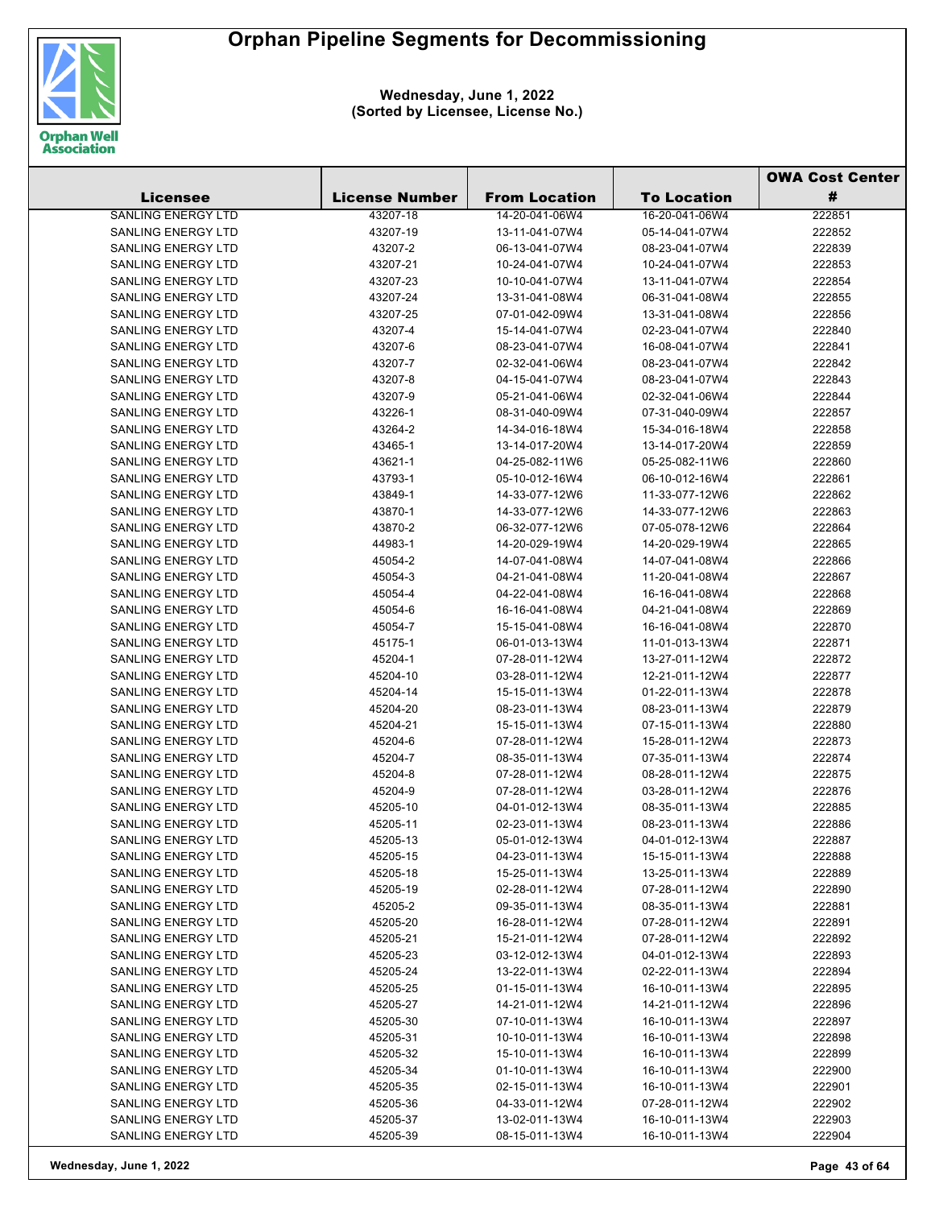# Orphan Pipeline Segments for Decommissioning

**Wednesday, June 1, 2022**
**(Sorted by Licensee, License No.)**

| Licensee | License Number | From Location | To Location | OWA Cost Center # |
|---|---|---|---|---|
| SANLING ENERGY LTD | 43207-18 | 14-20-041-06W4 | 16-20-041-06W4 | 222851 |
| SANLING ENERGY LTD | 43207-19 | 13-11-041-07W4 | 05-14-041-07W4 | 222852 |
| SANLING ENERGY LTD | 43207-2 | 06-13-041-07W4 | 08-23-041-07W4 | 222839 |
| SANLING ENERGY LTD | 43207-21 | 10-24-041-07W4 | 10-24-041-07W4 | 222853 |
| SANLING ENERGY LTD | 43207-23 | 10-10-041-07W4 | 13-11-041-07W4 | 222854 |
| SANLING ENERGY LTD | 43207-24 | 13-31-041-08W4 | 06-31-041-08W4 | 222855 |
| SANLING ENERGY LTD | 43207-25 | 07-01-042-09W4 | 13-31-041-08W4 | 222856 |
| SANLING ENERGY LTD | 43207-4 | 15-14-041-07W4 | 02-23-041-07W4 | 222840 |
| SANLING ENERGY LTD | 43207-6 | 08-23-041-07W4 | 16-08-041-07W4 | 222841 |
| SANLING ENERGY LTD | 43207-7 | 02-32-041-06W4 | 08-23-041-07W4 | 222842 |
| SANLING ENERGY LTD | 43207-8 | 04-15-041-07W4 | 08-23-041-07W4 | 222843 |
| SANLING ENERGY LTD | 43207-9 | 05-21-041-06W4 | 02-32-041-06W4 | 222844 |
| SANLING ENERGY LTD | 43226-1 | 08-31-040-09W4 | 07-31-040-09W4 | 222857 |
| SANLING ENERGY LTD | 43264-2 | 14-34-016-18W4 | 15-34-016-18W4 | 222858 |
| SANLING ENERGY LTD | 43465-1 | 13-14-017-20W4 | 13-14-017-20W4 | 222859 |
| SANLING ENERGY LTD | 43621-1 | 04-25-082-11W6 | 05-25-082-11W6 | 222860 |
| SANLING ENERGY LTD | 43793-1 | 05-10-012-16W4 | 06-10-012-16W4 | 222861 |
| SANLING ENERGY LTD | 43849-1 | 14-33-077-12W6 | 11-33-077-12W6 | 222862 |
| SANLING ENERGY LTD | 43870-1 | 14-33-077-12W6 | 14-33-077-12W6 | 222863 |
| SANLING ENERGY LTD | 43870-2 | 06-32-077-12W6 | 07-05-078-12W6 | 222864 |
| SANLING ENERGY LTD | 44983-1 | 14-20-029-19W4 | 14-20-029-19W4 | 222865 |
| SANLING ENERGY LTD | 45054-2 | 14-07-041-08W4 | 14-07-041-08W4 | 222866 |
| SANLING ENERGY LTD | 45054-3 | 04-21-041-08W4 | 11-20-041-08W4 | 222867 |
| SANLING ENERGY LTD | 45054-4 | 04-22-041-08W4 | 16-16-041-08W4 | 222868 |
| SANLING ENERGY LTD | 45054-6 | 16-16-041-08W4 | 04-21-041-08W4 | 222869 |
| SANLING ENERGY LTD | 45054-7 | 15-15-041-08W4 | 16-16-041-08W4 | 222870 |
| SANLING ENERGY LTD | 45175-1 | 06-01-013-13W4 | 11-01-013-13W4 | 222871 |
| SANLING ENERGY LTD | 45204-1 | 07-28-011-12W4 | 13-27-011-12W4 | 222872 |
| SANLING ENERGY LTD | 45204-10 | 03-28-011-12W4 | 12-21-011-12W4 | 222877 |
| SANLING ENERGY LTD | 45204-14 | 15-15-011-13W4 | 01-22-011-13W4 | 222878 |
| SANLING ENERGY LTD | 45204-20 | 08-23-011-13W4 | 08-23-011-13W4 | 222879 |
| SANLING ENERGY LTD | 45204-21 | 15-15-011-13W4 | 07-15-011-13W4 | 222880 |
| SANLING ENERGY LTD | 45204-6 | 07-28-011-12W4 | 15-28-011-12W4 | 222873 |
| SANLING ENERGY LTD | 45204-7 | 08-35-011-13W4 | 07-35-011-13W4 | 222874 |
| SANLING ENERGY LTD | 45204-8 | 07-28-011-12W4 | 08-28-011-12W4 | 222875 |
| SANLING ENERGY LTD | 45204-9 | 07-28-011-12W4 | 03-28-011-12W4 | 222876 |
| SANLING ENERGY LTD | 45205-10 | 04-01-012-13W4 | 08-35-011-13W4 | 222885 |
| SANLING ENERGY LTD | 45205-11 | 02-23-011-13W4 | 08-23-011-13W4 | 222886 |
| SANLING ENERGY LTD | 45205-13 | 05-01-012-13W4 | 04-01-012-13W4 | 222887 |
| SANLING ENERGY LTD | 45205-15 | 04-23-011-13W4 | 15-15-011-13W4 | 222888 |
| SANLING ENERGY LTD | 45205-18 | 15-25-011-13W4 | 13-25-011-13W4 | 222889 |
| SANLING ENERGY LTD | 45205-19 | 02-28-011-12W4 | 07-28-011-12W4 | 222890 |
| SANLING ENERGY LTD | 45205-2 | 09-35-011-13W4 | 08-35-011-13W4 | 222881 |
| SANLING ENERGY LTD | 45205-20 | 16-28-011-12W4 | 07-28-011-12W4 | 222891 |
| SANLING ENERGY LTD | 45205-21 | 15-21-011-12W4 | 07-28-011-12W4 | 222892 |
| SANLING ENERGY LTD | 45205-23 | 03-12-012-13W4 | 04-01-012-13W4 | 222893 |
| SANLING ENERGY LTD | 45205-24 | 13-22-011-13W4 | 02-22-011-13W4 | 222894 |
| SANLING ENERGY LTD | 45205-25 | 01-15-011-13W4 | 16-10-011-13W4 | 222895 |
| SANLING ENERGY LTD | 45205-27 | 14-21-011-12W4 | 14-21-011-12W4 | 222896 |
| SANLING ENERGY LTD | 45205-30 | 07-10-011-13W4 | 16-10-011-13W4 | 222897 |
| SANLING ENERGY LTD | 45205-31 | 10-10-011-13W4 | 16-10-011-13W4 | 222898 |
| SANLING ENERGY LTD | 45205-32 | 15-10-011-13W4 | 16-10-011-13W4 | 222899 |
| SANLING ENERGY LTD | 45205-34 | 01-10-011-13W4 | 16-10-011-13W4 | 222900 |
| SANLING ENERGY LTD | 45205-35 | 02-15-011-13W4 | 16-10-011-13W4 | 222901 |
| SANLING ENERGY LTD | 45205-36 | 04-33-011-12W4 | 07-28-011-12W4 | 222902 |
| SANLING ENERGY LTD | 45205-37 | 13-02-011-13W4 | 16-10-011-13W4 | 222903 |
| SANLING ENERGY LTD | 45205-39 | 08-15-011-13W4 | 16-10-011-13W4 | 222904 |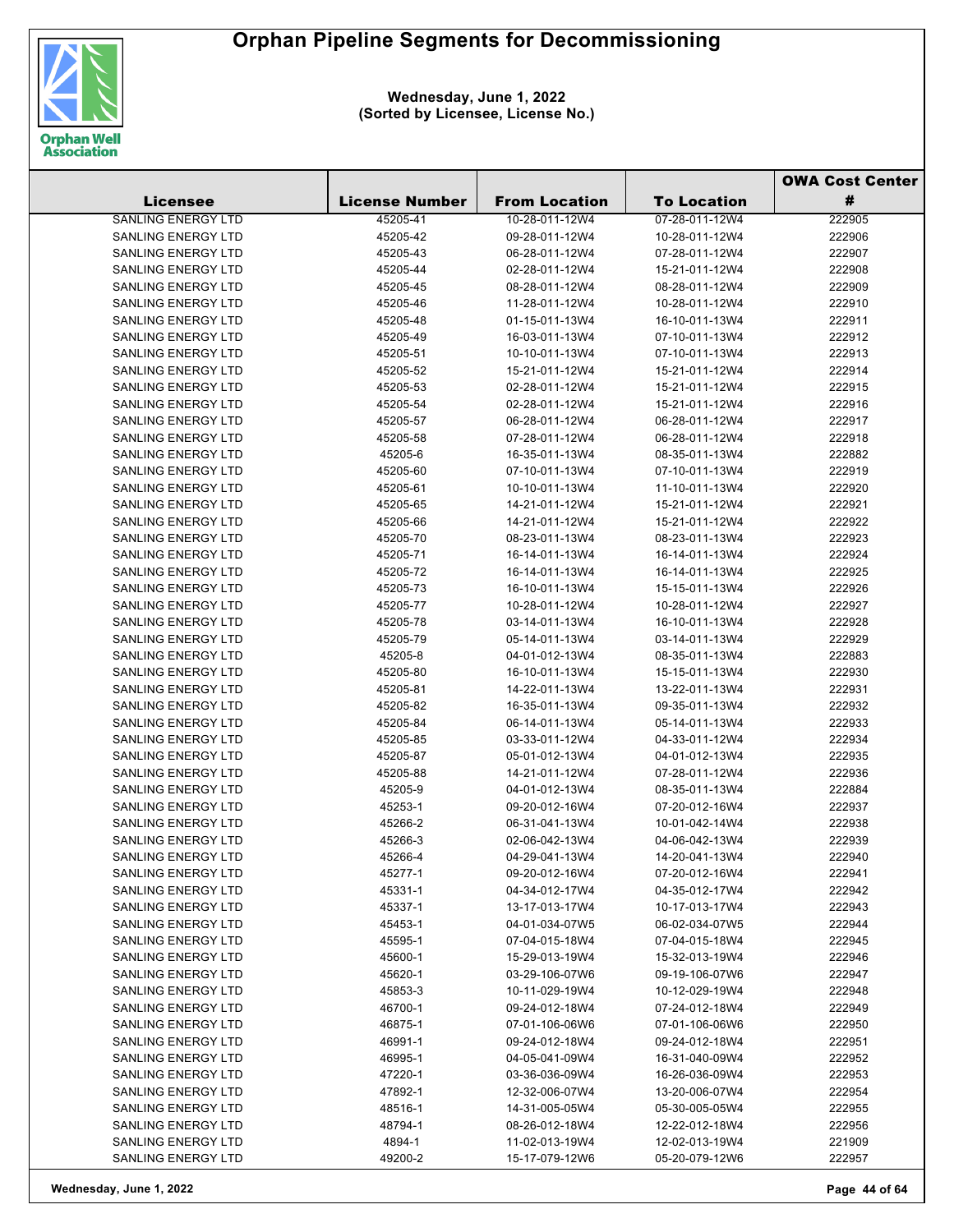# Orphan Pipeline Segments for Decommissioning

**Wednesday, June 1, 2022**
**(Sorted by Licensee, License No.)**

| Licensee | License Number | From Location | To Location | OWA Cost Center # |
|---|---|---|---|---|
| SANLING ENERGY LTD | 45205-41 | 10-28-011-12W4 | 07-28-011-12W4 | 222905 |
| SANLING ENERGY LTD | 45205-42 | 09-28-011-12W4 | 10-28-011-12W4 | 222906 |
| SANLING ENERGY LTD | 45205-43 | 06-28-011-12W4 | 07-28-011-12W4 | 222907 |
| SANLING ENERGY LTD | 45205-44 | 02-28-011-12W4 | 15-21-011-12W4 | 222908 |
| SANLING ENERGY LTD | 45205-45 | 08-28-011-12W4 | 08-28-011-12W4 | 222909 |
| SANLING ENERGY LTD | 45205-46 | 11-28-011-12W4 | 10-28-011-12W4 | 222910 |
| SANLING ENERGY LTD | 45205-48 | 01-15-011-13W4 | 16-10-011-13W4 | 222911 |
| SANLING ENERGY LTD | 45205-49 | 16-03-011-13W4 | 07-10-011-13W4 | 222912 |
| SANLING ENERGY LTD | 45205-51 | 10-10-011-13W4 | 07-10-011-13W4 | 222913 |
| SANLING ENERGY LTD | 45205-52 | 15-21-011-12W4 | 15-21-011-12W4 | 222914 |
| SANLING ENERGY LTD | 45205-53 | 02-28-011-12W4 | 15-21-011-12W4 | 222915 |
| SANLING ENERGY LTD | 45205-54 | 02-28-011-12W4 | 15-21-011-12W4 | 222916 |
| SANLING ENERGY LTD | 45205-57 | 06-28-011-12W4 | 06-28-011-12W4 | 222917 |
| SANLING ENERGY LTD | 45205-58 | 07-28-011-12W4 | 06-28-011-12W4 | 222918 |
| SANLING ENERGY LTD | 45205-6 | 16-35-011-13W4 | 08-35-011-13W4 | 222882 |
| SANLING ENERGY LTD | 45205-60 | 07-10-011-13W4 | 07-10-011-13W4 | 222919 |
| SANLING ENERGY LTD | 45205-61 | 10-10-011-13W4 | 11-10-011-13W4 | 222920 |
| SANLING ENERGY LTD | 45205-65 | 14-21-011-12W4 | 15-21-011-12W4 | 222921 |
| SANLING ENERGY LTD | 45205-66 | 14-21-011-12W4 | 15-21-011-12W4 | 222922 |
| SANLING ENERGY LTD | 45205-70 | 08-23-011-13W4 | 08-23-011-13W4 | 222923 |
| SANLING ENERGY LTD | 45205-71 | 16-14-011-13W4 | 16-14-011-13W4 | 222924 |
| SANLING ENERGY LTD | 45205-72 | 16-14-011-13W4 | 16-14-011-13W4 | 222925 |
| SANLING ENERGY LTD | 45205-73 | 16-10-011-13W4 | 15-15-011-13W4 | 222926 |
| SANLING ENERGY LTD | 45205-77 | 10-28-011-12W4 | 10-28-011-12W4 | 222927 |
| SANLING ENERGY LTD | 45205-78 | 03-14-011-13W4 | 16-10-011-13W4 | 222928 |
| SANLING ENERGY LTD | 45205-79 | 05-14-011-13W4 | 03-14-011-13W4 | 222929 |
| SANLING ENERGY LTD | 45205-8 | 04-01-012-13W4 | 08-35-011-13W4 | 222883 |
| SANLING ENERGY LTD | 45205-80 | 16-10-011-13W4 | 15-15-011-13W4 | 222930 |
| SANLING ENERGY LTD | 45205-81 | 14-22-011-13W4 | 13-22-011-13W4 | 222931 |
| SANLING ENERGY LTD | 45205-82 | 16-35-011-13W4 | 09-35-011-13W4 | 222932 |
| SANLING ENERGY LTD | 45205-84 | 06-14-011-13W4 | 05-14-011-13W4 | 222933 |
| SANLING ENERGY LTD | 45205-85 | 03-33-011-12W4 | 04-33-011-12W4 | 222934 |
| SANLING ENERGY LTD | 45205-87 | 05-01-012-13W4 | 04-01-012-13W4 | 222935 |
| SANLING ENERGY LTD | 45205-88 | 14-21-011-12W4 | 07-28-011-12W4 | 222936 |
| SANLING ENERGY LTD | 45205-9 | 04-01-012-13W4 | 08-35-011-13W4 | 222884 |
| SANLING ENERGY LTD | 45253-1 | 09-20-012-16W4 | 07-20-012-16W4 | 222937 |
| SANLING ENERGY LTD | 45266-2 | 06-31-041-13W4 | 10-01-042-14W4 | 222938 |
| SANLING ENERGY LTD | 45266-3 | 02-06-042-13W4 | 04-06-042-13W4 | 222939 |
| SANLING ENERGY LTD | 45266-4 | 04-29-041-13W4 | 14-20-041-13W4 | 222940 |
| SANLING ENERGY LTD | 45277-1 | 09-20-012-16W4 | 07-20-012-16W4 | 222941 |
| SANLING ENERGY LTD | 45331-1 | 04-34-012-17W4 | 04-35-012-17W4 | 222942 |
| SANLING ENERGY LTD | 45337-1 | 13-17-013-17W4 | 10-17-013-17W4 | 222943 |
| SANLING ENERGY LTD | 45453-1 | 04-01-034-07W5 | 06-02-034-07W5 | 222944 |
| SANLING ENERGY LTD | 45595-1 | 07-04-015-18W4 | 07-04-015-18W4 | 222945 |
| SANLING ENERGY LTD | 45600-1 | 15-29-013-19W4 | 15-32-013-19W4 | 222946 |
| SANLING ENERGY LTD | 45620-1 | 03-29-106-07W6 | 09-19-106-07W6 | 222947 |
| SANLING ENERGY LTD | 45853-3 | 10-11-029-19W4 | 10-12-029-19W4 | 222948 |
| SANLING ENERGY LTD | 46700-1 | 09-24-012-18W4 | 07-24-012-18W4 | 222949 |
| SANLING ENERGY LTD | 46875-1 | 07-01-106-06W6 | 07-01-106-06W6 | 222950 |
| SANLING ENERGY LTD | 46991-1 | 09-24-012-18W4 | 09-24-012-18W4 | 222951 |
| SANLING ENERGY LTD | 46995-1 | 04-05-041-09W4 | 16-31-040-09W4 | 222952 |
| SANLING ENERGY LTD | 47220-1 | 03-36-036-09W4 | 16-26-036-09W4 | 222953 |
| SANLING ENERGY LTD | 47892-1 | 12-32-006-07W4 | 13-20-006-07W4 | 222954 |
| SANLING ENERGY LTD | 48516-1 | 14-31-005-05W4 | 05-30-005-05W4 | 222955 |
| SANLING ENERGY LTD | 48794-1 | 08-26-012-18W4 | 12-22-012-18W4 | 222956 |
| SANLING ENERGY LTD | 4894-1 | 11-02-013-19W4 | 12-02-013-19W4 | 221909 |
| SANLING ENERGY LTD | 49200-2 | 15-17-079-12W6 | 05-20-079-12W6 | 222957 |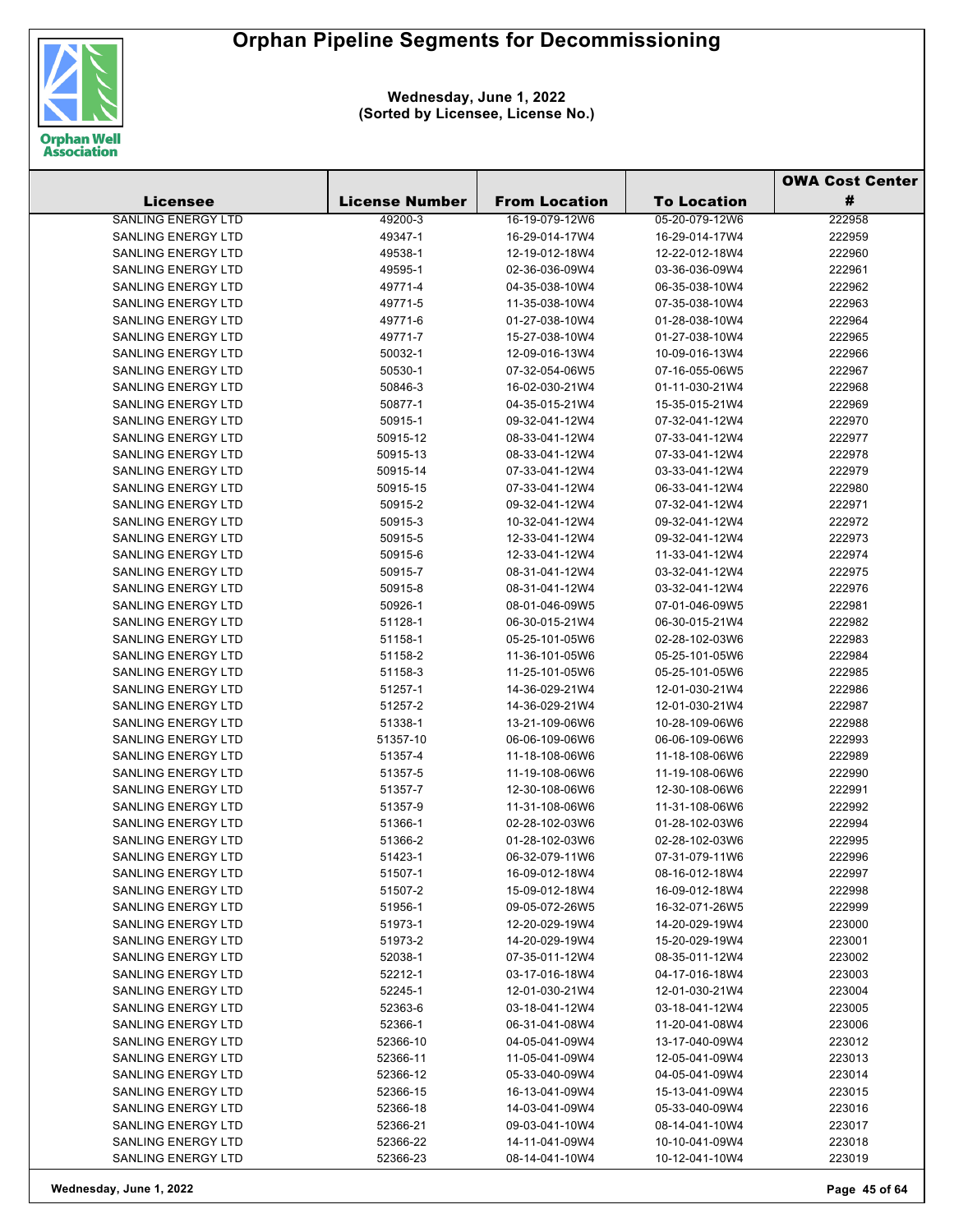# Orphan Pipeline Segments for Decommissioning

**Wednesday, June 1, 2022**
**(Sorted by Licensee, License No.)**

| Licensee | License Number | From Location | To Location | OWA Cost Center # |
|---|---|---|---|---|
| SANLING ENERGY LTD | 49200-3 | 16-19-079-12W6 | 05-20-079-12W6 | 222958 |
| SANLING ENERGY LTD | 49347-1 | 16-29-014-17W4 | 16-29-014-17W4 | 222959 |
| SANLING ENERGY LTD | 49538-1 | 12-19-012-18W4 | 12-22-012-18W4 | 222960 |
| SANLING ENERGY LTD | 49595-1 | 02-36-036-09W4 | 03-36-036-09W4 | 222961 |
| SANLING ENERGY LTD | 49771-4 | 04-35-038-10W4 | 06-35-038-10W4 | 222962 |
| SANLING ENERGY LTD | 49771-5 | 11-35-038-10W4 | 07-35-038-10W4 | 222963 |
| SANLING ENERGY LTD | 49771-6 | 01-27-038-10W4 | 01-28-038-10W4 | 222964 |
| SANLING ENERGY LTD | 49771-7 | 15-27-038-10W4 | 01-27-038-10W4 | 222965 |
| SANLING ENERGY LTD | 50032-1 | 12-09-016-13W4 | 10-09-016-13W4 | 222966 |
| SANLING ENERGY LTD | 50530-1 | 07-32-054-06W5 | 07-16-055-06W5 | 222967 |
| SANLING ENERGY LTD | 50846-3 | 16-02-030-21W4 | 01-11-030-21W4 | 222968 |
| SANLING ENERGY LTD | 50877-1 | 04-35-015-21W4 | 15-35-015-21W4 | 222969 |
| SANLING ENERGY LTD | 50915-1 | 09-32-041-12W4 | 07-32-041-12W4 | 222970 |
| SANLING ENERGY LTD | 50915-12 | 08-33-041-12W4 | 07-33-041-12W4 | 222977 |
| SANLING ENERGY LTD | 50915-13 | 08-33-041-12W4 | 07-33-041-12W4 | 222978 |
| SANLING ENERGY LTD | 50915-14 | 07-33-041-12W4 | 03-33-041-12W4 | 222979 |
| SANLING ENERGY LTD | 50915-15 | 07-33-041-12W4 | 06-33-041-12W4 | 222980 |
| SANLING ENERGY LTD | 50915-2 | 09-32-041-12W4 | 07-32-041-12W4 | 222971 |
| SANLING ENERGY LTD | 50915-3 | 10-32-041-12W4 | 09-32-041-12W4 | 222972 |
| SANLING ENERGY LTD | 50915-5 | 12-33-041-12W4 | 09-32-041-12W4 | 222973 |
| SANLING ENERGY LTD | 50915-6 | 12-33-041-12W4 | 11-33-041-12W4 | 222974 |
| SANLING ENERGY LTD | 50915-7 | 08-31-041-12W4 | 03-32-041-12W4 | 222975 |
| SANLING ENERGY LTD | 50915-8 | 08-31-041-12W4 | 03-32-041-12W4 | 222976 |
| SANLING ENERGY LTD | 50926-1 | 08-01-046-09W5 | 07-01-046-09W5 | 222981 |
| SANLING ENERGY LTD | 51128-1 | 06-30-015-21W4 | 06-30-015-21W4 | 222982 |
| SANLING ENERGY LTD | 51158-1 | 05-25-101-05W6 | 02-28-102-03W6 | 222983 |
| SANLING ENERGY LTD | 51158-2 | 11-36-101-05W6 | 05-25-101-05W6 | 222984 |
| SANLING ENERGY LTD | 51158-3 | 11-25-101-05W6 | 05-25-101-05W6 | 222985 |
| SANLING ENERGY LTD | 51257-1 | 14-36-029-21W4 | 12-01-030-21W4 | 222986 |
| SANLING ENERGY LTD | 51257-2 | 14-36-029-21W4 | 12-01-030-21W4 | 222987 |
| SANLING ENERGY LTD | 51338-1 | 13-21-109-06W6 | 10-28-109-06W6 | 222988 |
| SANLING ENERGY LTD | 51357-10 | 06-06-109-06W6 | 06-06-109-06W6 | 222993 |
| SANLING ENERGY LTD | 51357-4 | 11-18-108-06W6 | 11-18-108-06W6 | 222989 |
| SANLING ENERGY LTD | 51357-5 | 11-19-108-06W6 | 11-19-108-06W6 | 222990 |
| SANLING ENERGY LTD | 51357-7 | 12-30-108-06W6 | 12-30-108-06W6 | 222991 |
| SANLING ENERGY LTD | 51357-9 | 11-31-108-06W6 | 11-31-108-06W6 | 222992 |
| SANLING ENERGY LTD | 51366-1 | 02-28-102-03W6 | 01-28-102-03W6 | 222994 |
| SANLING ENERGY LTD | 51366-2 | 01-28-102-03W6 | 02-28-102-03W6 | 222995 |
| SANLING ENERGY LTD | 51423-1 | 06-32-079-11W6 | 07-31-079-11W6 | 222996 |
| SANLING ENERGY LTD | 51507-1 | 16-09-012-18W4 | 08-16-012-18W4 | 222997 |
| SANLING ENERGY LTD | 51507-2 | 15-09-012-18W4 | 16-09-012-18W4 | 222998 |
| SANLING ENERGY LTD | 51956-1 | 09-05-072-26W5 | 16-32-071-26W5 | 222999 |
| SANLING ENERGY LTD | 51973-1 | 12-20-029-19W4 | 14-20-029-19W4 | 223000 |
| SANLING ENERGY LTD | 51973-2 | 14-20-029-19W4 | 15-20-029-19W4 | 223001 |
| SANLING ENERGY LTD | 52038-1 | 07-35-011-12W4 | 08-35-011-12W4 | 223002 |
| SANLING ENERGY LTD | 52212-1 | 03-17-016-18W4 | 04-17-016-18W4 | 223003 |
| SANLING ENERGY LTD | 52245-1 | 12-01-030-21W4 | 12-01-030-21W4 | 223004 |
| SANLING ENERGY LTD | 52363-6 | 03-18-041-12W4 | 03-18-041-12W4 | 223005 |
| SANLING ENERGY LTD | 52366-1 | 06-31-041-08W4 | 11-20-041-08W4 | 223006 |
| SANLING ENERGY LTD | 52366-10 | 04-05-041-09W4 | 13-17-040-09W4 | 223012 |
| SANLING ENERGY LTD | 52366-11 | 11-05-041-09W4 | 12-05-041-09W4 | 223013 |
| SANLING ENERGY LTD | 52366-12 | 05-33-040-09W4 | 04-05-041-09W4 | 223014 |
| SANLING ENERGY LTD | 52366-15 | 16-13-041-09W4 | 15-13-041-09W4 | 223015 |
| SANLING ENERGY LTD | 52366-18 | 14-03-041-09W4 | 05-33-040-09W4 | 223016 |
| SANLING ENERGY LTD | 52366-21 | 09-03-041-10W4 | 08-14-041-10W4 | 223017 |
| SANLING ENERGY LTD | 52366-22 | 14-11-041-09W4 | 10-10-041-09W4 | 223018 |
| SANLING ENERGY LTD | 52366-23 | 08-14-041-10W4 | 10-12-041-10W4 | 223019 |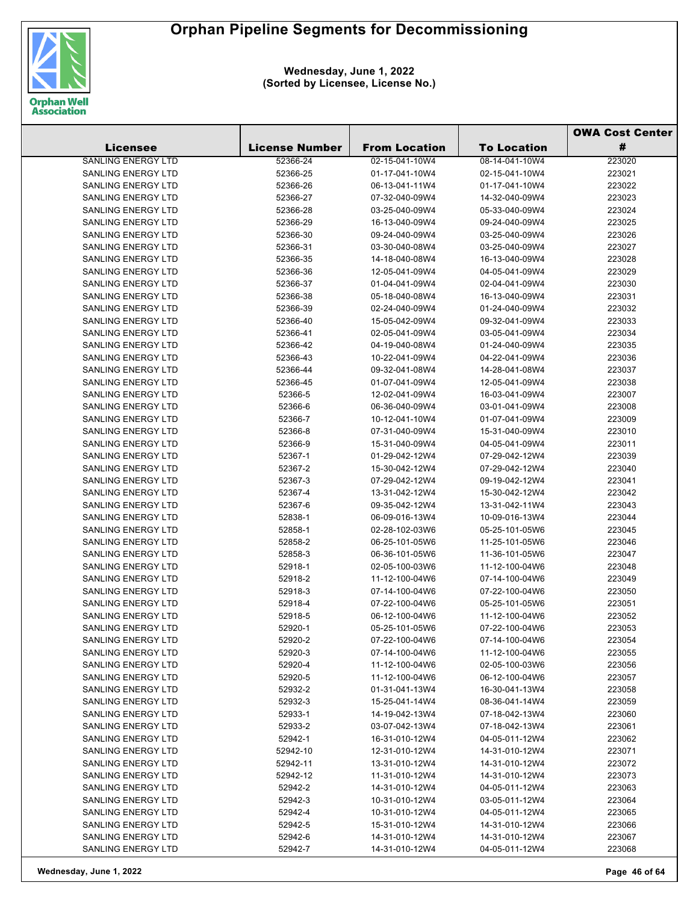# Orphan Pipeline Segments for Decommissioning

**Wednesday, June 1, 2022**
**(Sorted by Licensee, License No.)**

| Licensee | License Number | From Location | To Location | OWA Cost Center # |
|---|---|---|---|---|
| SANLING ENERGY LTD | 52366-24 | 02-15-041-10W4 | 08-14-041-10W4 | 223020 |
| SANLING ENERGY LTD | 52366-25 | 01-17-041-10W4 | 02-15-041-10W4 | 223021 |
| SANLING ENERGY LTD | 52366-26 | 06-13-041-11W4 | 01-17-041-10W4 | 223022 |
| SANLING ENERGY LTD | 52366-27 | 07-32-040-09W4 | 14-32-040-09W4 | 223023 |
| SANLING ENERGY LTD | 52366-28 | 03-25-040-09W4 | 05-33-040-09W4 | 223024 |
| SANLING ENERGY LTD | 52366-29 | 16-13-040-09W4 | 09-24-040-09W4 | 223025 |
| SANLING ENERGY LTD | 52366-30 | 09-24-040-09W4 | 03-25-040-09W4 | 223026 |
| SANLING ENERGY LTD | 52366-31 | 03-30-040-08W4 | 03-25-040-09W4 | 223027 |
| SANLING ENERGY LTD | 52366-35 | 14-18-040-08W4 | 16-13-040-09W4 | 223028 |
| SANLING ENERGY LTD | 52366-36 | 12-05-041-09W4 | 04-05-041-09W4 | 223029 |
| SANLING ENERGY LTD | 52366-37 | 01-04-041-09W4 | 02-04-041-09W4 | 223030 |
| SANLING ENERGY LTD | 52366-38 | 05-18-040-08W4 | 16-13-040-09W4 | 223031 |
| SANLING ENERGY LTD | 52366-39 | 02-24-040-09W4 | 01-24-040-09W4 | 223032 |
| SANLING ENERGY LTD | 52366-40 | 15-05-042-09W4 | 09-32-041-09W4 | 223033 |
| SANLING ENERGY LTD | 52366-41 | 02-05-041-09W4 | 03-05-041-09W4 | 223034 |
| SANLING ENERGY LTD | 52366-42 | 04-19-040-08W4 | 01-24-040-09W4 | 223035 |
| SANLING ENERGY LTD | 52366-43 | 10-22-041-09W4 | 04-22-041-09W4 | 223036 |
| SANLING ENERGY LTD | 52366-44 | 09-32-041-08W4 | 14-28-041-08W4 | 223037 |
| SANLING ENERGY LTD | 52366-45 | 01-07-041-09W4 | 12-05-041-09W4 | 223038 |
| SANLING ENERGY LTD | 52366-5 | 12-02-041-09W4 | 16-03-041-09W4 | 223007 |
| SANLING ENERGY LTD | 52366-6 | 06-36-040-09W4 | 03-01-041-09W4 | 223008 |
| SANLING ENERGY LTD | 52366-7 | 10-12-041-10W4 | 01-07-041-09W4 | 223009 |
| SANLING ENERGY LTD | 52366-8 | 07-31-040-09W4 | 15-31-040-09W4 | 223010 |
| SANLING ENERGY LTD | 52366-9 | 15-31-040-09W4 | 04-05-041-09W4 | 223011 |
| SANLING ENERGY LTD | 52367-1 | 01-29-042-12W4 | 07-29-042-12W4 | 223039 |
| SANLING ENERGY LTD | 52367-2 | 15-30-042-12W4 | 07-29-042-12W4 | 223040 |
| SANLING ENERGY LTD | 52367-3 | 07-29-042-12W4 | 09-19-042-12W4 | 223041 |
| SANLING ENERGY LTD | 52367-4 | 13-31-042-12W4 | 15-30-042-12W4 | 223042 |
| SANLING ENERGY LTD | 52367-6 | 09-35-042-12W4 | 13-31-042-11W4 | 223043 |
| SANLING ENERGY LTD | 52838-1 | 06-09-016-13W4 | 10-09-016-13W4 | 223044 |
| SANLING ENERGY LTD | 52858-1 | 02-28-102-03W6 | 05-25-101-05W6 | 223045 |
| SANLING ENERGY LTD | 52858-2 | 06-25-101-05W6 | 11-25-101-05W6 | 223046 |
| SANLING ENERGY LTD | 52858-3 | 06-36-101-05W6 | 11-36-101-05W6 | 223047 |
| SANLING ENERGY LTD | 52918-1 | 02-05-100-03W6 | 11-12-100-04W6 | 223048 |
| SANLING ENERGY LTD | 52918-2 | 11-12-100-04W6 | 07-14-100-04W6 | 223049 |
| SANLING ENERGY LTD | 52918-3 | 07-14-100-04W6 | 07-22-100-04W6 | 223050 |
| SANLING ENERGY LTD | 52918-4 | 07-22-100-04W6 | 05-25-101-05W6 | 223051 |
| SANLING ENERGY LTD | 52918-5 | 06-12-100-04W6 | 11-12-100-04W6 | 223052 |
| SANLING ENERGY LTD | 52920-1 | 05-25-101-05W6 | 07-22-100-04W6 | 223053 |
| SANLING ENERGY LTD | 52920-2 | 07-22-100-04W6 | 07-14-100-04W6 | 223054 |
| SANLING ENERGY LTD | 52920-3 | 07-14-100-04W6 | 11-12-100-04W6 | 223055 |
| SANLING ENERGY LTD | 52920-4 | 11-12-100-04W6 | 02-05-100-03W6 | 223056 |
| SANLING ENERGY LTD | 52920-5 | 11-12-100-04W6 | 06-12-100-04W6 | 223057 |
| SANLING ENERGY LTD | 52932-2 | 01-31-041-13W4 | 16-30-041-13W4 | 223058 |
| SANLING ENERGY LTD | 52932-3 | 15-25-041-14W4 | 08-36-041-14W4 | 223059 |
| SANLING ENERGY LTD | 52933-1 | 14-19-042-13W4 | 07-18-042-13W4 | 223060 |
| SANLING ENERGY LTD | 52933-2 | 03-07-042-13W4 | 07-18-042-13W4 | 223061 |
| SANLING ENERGY LTD | 52942-1 | 16-31-010-12W4 | 04-05-011-12W4 | 223062 |
| SANLING ENERGY LTD | 52942-10 | 12-31-010-12W4 | 14-31-010-12W4 | 223071 |
| SANLING ENERGY LTD | 52942-11 | 13-31-010-12W4 | 14-31-010-12W4 | 223072 |
| SANLING ENERGY LTD | 52942-12 | 11-31-010-12W4 | 14-31-010-12W4 | 223073 |
| SANLING ENERGY LTD | 52942-2 | 14-31-010-12W4 | 04-05-011-12W4 | 223063 |
| SANLING ENERGY LTD | 52942-3 | 10-31-010-12W4 | 03-05-011-12W4 | 223064 |
| SANLING ENERGY LTD | 52942-4 | 10-31-010-12W4 | 04-05-011-12W4 | 223065 |
| SANLING ENERGY LTD | 52942-5 | 15-31-010-12W4 | 14-31-010-12W4 | 223066 |
| SANLING ENERGY LTD | 52942-6 | 14-31-010-12W4 | 14-31-010-12W4 | 223067 |
| SANLING ENERGY LTD | 52942-7 | 14-31-010-12W4 | 04-05-011-12W4 | 223068 |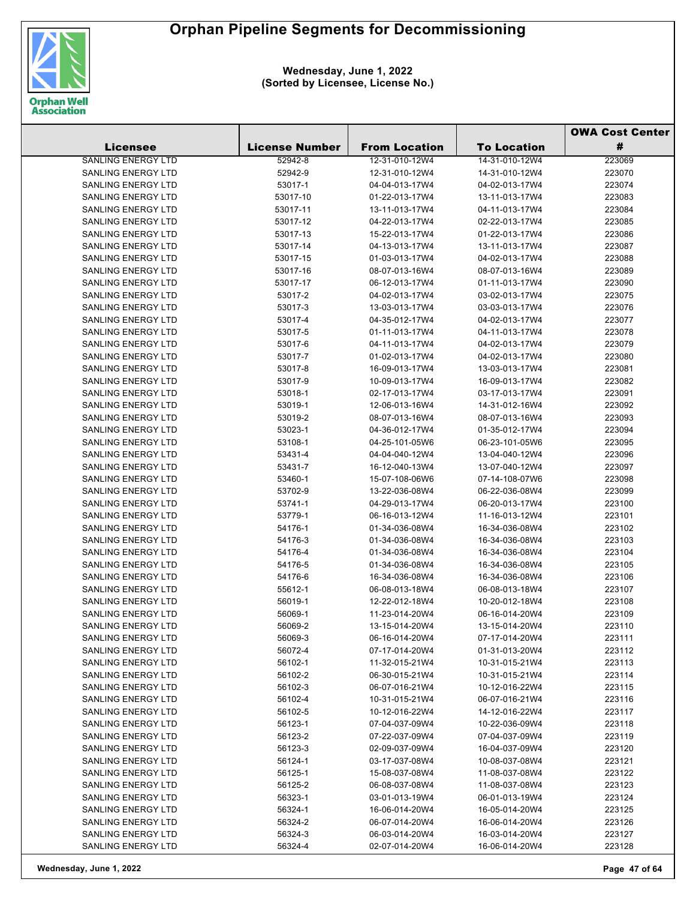# Orphan Pipeline Segments for Decommissioning

**Wednesday, June 1, 2022**
**(Sorted by Licensee, License No.)**

| Licensee | License Number | From Location | To Location | OWA Cost Center # |
|---|---|---|---|---|
| SANLING ENERGY LTD | 52942-8 | 12-31-010-12W4 | 14-31-010-12W4 | 223069 |
| SANLING ENERGY LTD | 52942-9 | 12-31-010-12W4 | 14-31-010-12W4 | 223070 |
| SANLING ENERGY LTD | 53017-1 | 04-04-013-17W4 | 04-02-013-17W4 | 223074 |
| SANLING ENERGY LTD | 53017-10 | 01-22-013-17W4 | 13-11-013-17W4 | 223083 |
| SANLING ENERGY LTD | 53017-11 | 13-11-013-17W4 | 04-11-013-17W4 | 223084 |
| SANLING ENERGY LTD | 53017-12 | 04-22-013-17W4 | 02-22-013-17W4 | 223085 |
| SANLING ENERGY LTD | 53017-13 | 15-22-013-17W4 | 01-22-013-17W4 | 223086 |
| SANLING ENERGY LTD | 53017-14 | 04-13-013-17W4 | 13-11-013-17W4 | 223087 |
| SANLING ENERGY LTD | 53017-15 | 01-03-013-17W4 | 04-02-013-17W4 | 223088 |
| SANLING ENERGY LTD | 53017-16 | 08-07-013-16W4 | 08-07-013-16W4 | 223089 |
| SANLING ENERGY LTD | 53017-17 | 06-12-013-17W4 | 01-11-013-17W4 | 223090 |
| SANLING ENERGY LTD | 53017-2 | 04-02-013-17W4 | 03-02-013-17W4 | 223075 |
| SANLING ENERGY LTD | 53017-3 | 13-03-013-17W4 | 03-03-013-17W4 | 223076 |
| SANLING ENERGY LTD | 53017-4 | 04-35-012-17W4 | 04-02-013-17W4 | 223077 |
| SANLING ENERGY LTD | 53017-5 | 01-11-013-17W4 | 04-11-013-17W4 | 223078 |
| SANLING ENERGY LTD | 53017-6 | 04-11-013-17W4 | 04-02-013-17W4 | 223079 |
| SANLING ENERGY LTD | 53017-7 | 01-02-013-17W4 | 04-02-013-17W4 | 223080 |
| SANLING ENERGY LTD | 53017-8 | 16-09-013-17W4 | 13-03-013-17W4 | 223081 |
| SANLING ENERGY LTD | 53017-9 | 10-09-013-17W4 | 16-09-013-17W4 | 223082 |
| SANLING ENERGY LTD | 53018-1 | 02-17-013-17W4 | 03-17-013-17W4 | 223091 |
| SANLING ENERGY LTD | 53019-1 | 12-06-013-16W4 | 14-31-012-16W4 | 223092 |
| SANLING ENERGY LTD | 53019-2 | 08-07-013-16W4 | 08-07-013-16W4 | 223093 |
| SANLING ENERGY LTD | 53023-1 | 04-36-012-17W4 | 01-35-012-17W4 | 223094 |
| SANLING ENERGY LTD | 53108-1 | 04-25-101-05W6 | 06-23-101-05W6 | 223095 |
| SANLING ENERGY LTD | 53431-4 | 04-04-040-12W4 | 13-04-040-12W4 | 223096 |
| SANLING ENERGY LTD | 53431-7 | 16-12-040-13W4 | 13-07-040-12W4 | 223097 |
| SANLING ENERGY LTD | 53460-1 | 15-07-108-06W6 | 07-14-108-07W6 | 223098 |
| SANLING ENERGY LTD | 53702-9 | 13-22-036-08W4 | 06-22-036-08W4 | 223099 |
| SANLING ENERGY LTD | 53741-1 | 04-29-013-17W4 | 06-20-013-17W4 | 223100 |
| SANLING ENERGY LTD | 53779-1 | 06-16-013-12W4 | 11-16-013-12W4 | 223101 |
| SANLING ENERGY LTD | 54176-1 | 01-34-036-08W4 | 16-34-036-08W4 | 223102 |
| SANLING ENERGY LTD | 54176-3 | 01-34-036-08W4 | 16-34-036-08W4 | 223103 |
| SANLING ENERGY LTD | 54176-4 | 01-34-036-08W4 | 16-34-036-08W4 | 223104 |
| SANLING ENERGY LTD | 54176-5 | 01-34-036-08W4 | 16-34-036-08W4 | 223105 |
| SANLING ENERGY LTD | 54176-6 | 16-34-036-08W4 | 16-34-036-08W4 | 223106 |
| SANLING ENERGY LTD | 55612-1 | 06-08-013-18W4 | 06-08-013-18W4 | 223107 |
| SANLING ENERGY LTD | 56019-1 | 12-22-012-18W4 | 10-20-012-18W4 | 223108 |
| SANLING ENERGY LTD | 56069-1 | 11-23-014-20W4 | 06-16-014-20W4 | 223109 |
| SANLING ENERGY LTD | 56069-2 | 13-15-014-20W4 | 13-15-014-20W4 | 223110 |
| SANLING ENERGY LTD | 56069-3 | 06-16-014-20W4 | 07-17-014-20W4 | 223111 |
| SANLING ENERGY LTD | 56072-4 | 07-17-014-20W4 | 01-31-013-20W4 | 223112 |
| SANLING ENERGY LTD | 56102-1 | 11-32-015-21W4 | 10-31-015-21W4 | 223113 |
| SANLING ENERGY LTD | 56102-2 | 06-30-015-21W4 | 10-31-015-21W4 | 223114 |
| SANLING ENERGY LTD | 56102-3 | 06-07-016-21W4 | 10-12-016-22W4 | 223115 |
| SANLING ENERGY LTD | 56102-4 | 10-31-015-21W4 | 06-07-016-21W4 | 223116 |
| SANLING ENERGY LTD | 56102-5 | 10-12-016-22W4 | 14-12-016-22W4 | 223117 |
| SANLING ENERGY LTD | 56123-1 | 07-04-037-09W4 | 10-22-036-09W4 | 223118 |
| SANLING ENERGY LTD | 56123-2 | 07-22-037-09W4 | 07-04-037-09W4 | 223119 |
| SANLING ENERGY LTD | 56123-3 | 02-09-037-09W4 | 16-04-037-09W4 | 223120 |
| SANLING ENERGY LTD | 56124-1 | 03-17-037-08W4 | 10-08-037-08W4 | 223121 |
| SANLING ENERGY LTD | 56125-1 | 15-08-037-08W4 | 11-08-037-08W4 | 223122 |
| SANLING ENERGY LTD | 56125-2 | 06-08-037-08W4 | 11-08-037-08W4 | 223123 |
| SANLING ENERGY LTD | 56323-1 | 03-01-013-19W4 | 06-01-013-19W4 | 223124 |
| SANLING ENERGY LTD | 56324-1 | 16-06-014-20W4 | 16-05-014-20W4 | 223125 |
| SANLING ENERGY LTD | 56324-2 | 06-07-014-20W4 | 16-06-014-20W4 | 223126 |
| SANLING ENERGY LTD | 56324-3 | 06-03-014-20W4 | 16-03-014-20W4 | 223127 |
| SANLING ENERGY LTD | 56324-4 | 02-07-014-20W4 | 16-06-014-20W4 | 223128 |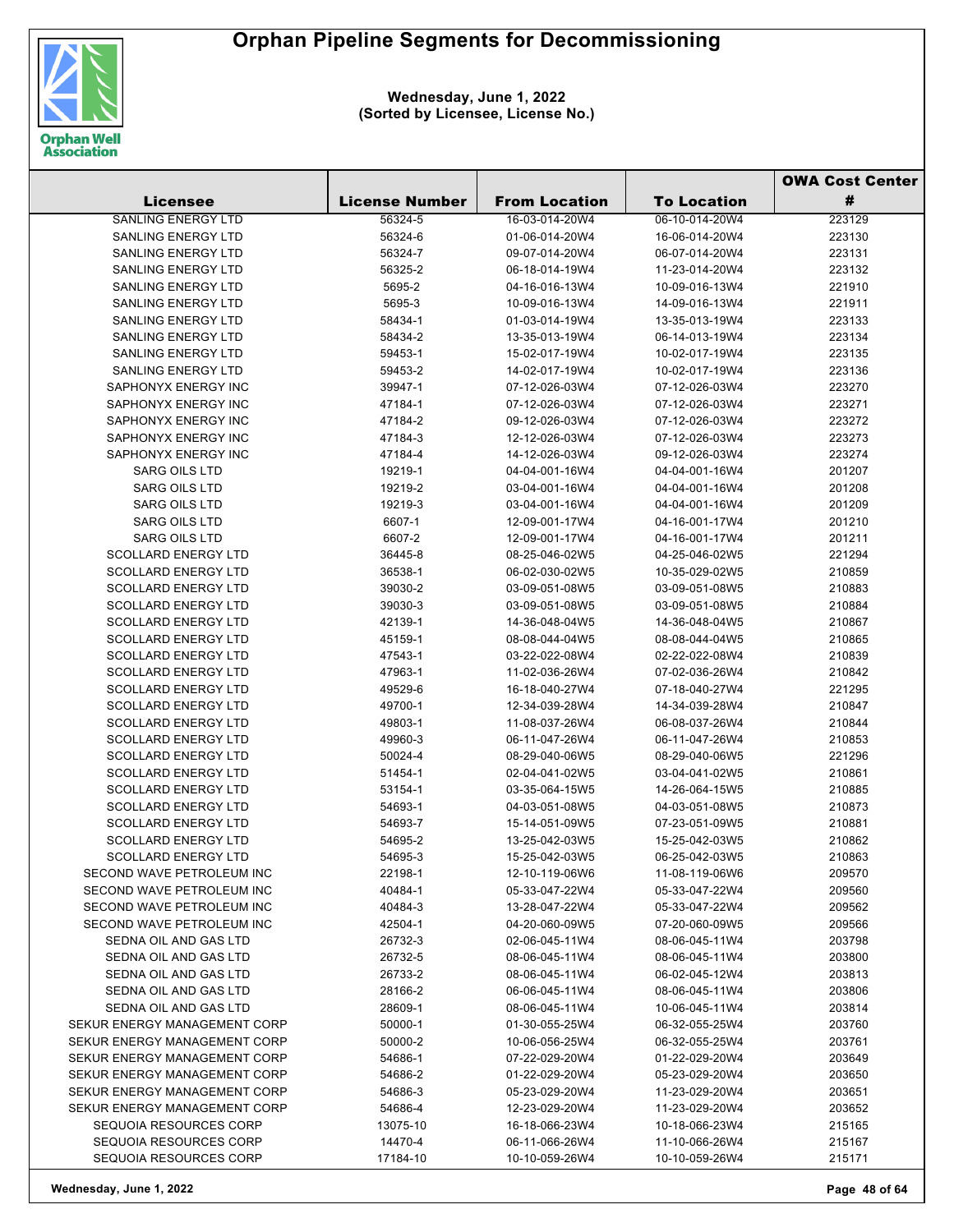# Orphan Pipeline Segments for Decommissioning

**Wednesday, June 1, 2022**
**(Sorted by Licensee, License No.)**

| Licensee | License Number | From Location | To Location | OWA Cost Center # |
|---|---|---|---|---|
| SANLING ENERGY LTD | 56324-5 | 16-03-014-20W4 | 06-10-014-20W4 | 223129 |
| SANLING ENERGY LTD | 56324-6 | 01-06-014-20W4 | 16-06-014-20W4 | 223130 |
| SANLING ENERGY LTD | 56324-7 | 09-07-014-20W4 | 06-07-014-20W4 | 223131 |
| SANLING ENERGY LTD | 56325-2 | 06-18-014-19W4 | 11-23-014-20W4 | 223132 |
| SANLING ENERGY LTD | 5695-2 | 04-16-016-13W4 | 10-09-016-13W4 | 221910 |
| SANLING ENERGY LTD | 5695-3 | 10-09-016-13W4 | 14-09-016-13W4 | 221911 |
| SANLING ENERGY LTD | 58434-1 | 01-03-014-19W4 | 13-35-013-19W4 | 223133 |
| SANLING ENERGY LTD | 58434-2 | 13-35-013-19W4 | 06-14-013-19W4 | 223134 |
| SANLING ENERGY LTD | 59453-1 | 15-02-017-19W4 | 10-02-017-19W4 | 223135 |
| SANLING ENERGY LTD | 59453-2 | 14-02-017-19W4 | 10-02-017-19W4 | 223136 |
| SAPHONYX ENERGY INC | 39947-1 | 07-12-026-03W4 | 07-12-026-03W4 | 223270 |
| SAPHONYX ENERGY INC | 47184-1 | 07-12-026-03W4 | 07-12-026-03W4 | 223271 |
| SAPHONYX ENERGY INC | 47184-2 | 09-12-026-03W4 | 07-12-026-03W4 | 223272 |
| SAPHONYX ENERGY INC | 47184-3 | 12-12-026-03W4 | 07-12-026-03W4 | 223273 |
| SAPHONYX ENERGY INC | 47184-4 | 14-12-026-03W4 | 09-12-026-03W4 | 223274 |
| SARG OILS LTD | 19219-1 | 04-04-001-16W4 | 04-04-001-16W4 | 201207 |
| SARG OILS LTD | 19219-2 | 03-04-001-16W4 | 04-04-001-16W4 | 201208 |
| SARG OILS LTD | 19219-3 | 03-04-001-16W4 | 04-04-001-16W4 | 201209 |
| SARG OILS LTD | 6607-1 | 12-09-001-17W4 | 04-16-001-17W4 | 201210 |
| SARG OILS LTD | 6607-2 | 12-09-001-17W4 | 04-16-001-17W4 | 201211 |
| SCOLLARD ENERGY LTD | 36445-8 | 08-25-046-02W5 | 04-25-046-02W5 | 221294 |
| SCOLLARD ENERGY LTD | 36538-1 | 06-02-030-02W5 | 10-35-029-02W5 | 210859 |
| SCOLLARD ENERGY LTD | 39030-2 | 03-09-051-08W5 | 03-09-051-08W5 | 210883 |
| SCOLLARD ENERGY LTD | 39030-3 | 03-09-051-08W5 | 03-09-051-08W5 | 210884 |
| SCOLLARD ENERGY LTD | 42139-1 | 14-36-048-04W5 | 14-36-048-04W5 | 210867 |
| SCOLLARD ENERGY LTD | 45159-1 | 08-08-044-04W5 | 08-08-044-04W5 | 210865 |
| SCOLLARD ENERGY LTD | 47543-1 | 03-22-022-08W4 | 02-22-022-08W4 | 210839 |
| SCOLLARD ENERGY LTD | 47963-1 | 11-02-036-26W4 | 07-02-036-26W4 | 210842 |
| SCOLLARD ENERGY LTD | 49529-6 | 16-18-040-27W4 | 07-18-040-27W4 | 221295 |
| SCOLLARD ENERGY LTD | 49700-1 | 12-34-039-28W4 | 14-34-039-28W4 | 210847 |
| SCOLLARD ENERGY LTD | 49803-1 | 11-08-037-26W4 | 06-08-037-26W4 | 210844 |
| SCOLLARD ENERGY LTD | 49960-3 | 06-11-047-26W4 | 06-11-047-26W4 | 210853 |
| SCOLLARD ENERGY LTD | 50024-4 | 08-29-040-06W5 | 08-29-040-06W5 | 221296 |
| SCOLLARD ENERGY LTD | 51454-1 | 02-04-041-02W5 | 03-04-041-02W5 | 210861 |
| SCOLLARD ENERGY LTD | 53154-1 | 03-35-064-15W5 | 14-26-064-15W5 | 210885 |
| SCOLLARD ENERGY LTD | 54693-1 | 04-03-051-08W5 | 04-03-051-08W5 | 210873 |
| SCOLLARD ENERGY LTD | 54693-7 | 15-14-051-09W5 | 07-23-051-09W5 | 210881 |
| SCOLLARD ENERGY LTD | 54695-2 | 13-25-042-03W5 | 15-25-042-03W5 | 210862 |
| SCOLLARD ENERGY LTD | 54695-3 | 15-25-042-03W5 | 06-25-042-03W5 | 210863 |
| SECOND WAVE PETROLEUM INC | 22198-1 | 12-10-119-06W6 | 11-08-119-06W6 | 209570 |
| SECOND WAVE PETROLEUM INC | 40484-1 | 05-33-047-22W4 | 05-33-047-22W4 | 209560 |
| SECOND WAVE PETROLEUM INC | 40484-3 | 13-28-047-22W4 | 05-33-047-22W4 | 209562 |
| SECOND WAVE PETROLEUM INC | 42504-1 | 04-20-060-09W5 | 07-20-060-09W5 | 209566 |
| SEDNA OIL AND GAS LTD | 26732-3 | 02-06-045-11W4 | 08-06-045-11W4 | 203798 |
| SEDNA OIL AND GAS LTD | 26732-5 | 08-06-045-11W4 | 08-06-045-11W4 | 203800 |
| SEDNA OIL AND GAS LTD | 26733-2 | 08-06-045-11W4 | 06-02-045-12W4 | 203813 |
| SEDNA OIL AND GAS LTD | 28166-2 | 06-06-045-11W4 | 08-06-045-11W4 | 203806 |
| SEDNA OIL AND GAS LTD | 28609-1 | 08-06-045-11W4 | 10-06-045-11W4 | 203814 |
| SEKUR ENERGY MANAGEMENT CORP | 50000-1 | 01-30-055-25W4 | 06-32-055-25W4 | 203760 |
| SEKUR ENERGY MANAGEMENT CORP | 50000-2 | 10-06-056-25W4 | 06-32-055-25W4 | 203761 |
| SEKUR ENERGY MANAGEMENT CORP | 54686-1 | 07-22-029-20W4 | 01-22-029-20W4 | 203649 |
| SEKUR ENERGY MANAGEMENT CORP | 54686-2 | 01-22-029-20W4 | 05-23-029-20W4 | 203650 |
| SEKUR ENERGY MANAGEMENT CORP | 54686-3 | 05-23-029-20W4 | 11-23-029-20W4 | 203651 |
| SEKUR ENERGY MANAGEMENT CORP | 54686-4 | 12-23-029-20W4 | 11-23-029-20W4 | 203652 |
| SEQUOIA RESOURCES CORP | 13075-10 | 16-18-066-23W4 | 10-18-066-23W4 | 215165 |
| SEQUOIA RESOURCES CORP | 14470-4 | 06-11-066-26W4 | 11-10-066-26W4 | 215167 |
| SEQUOIA RESOURCES CORP | 17184-10 | 10-10-059-26W4 | 10-10-059-26W4 | 215171 |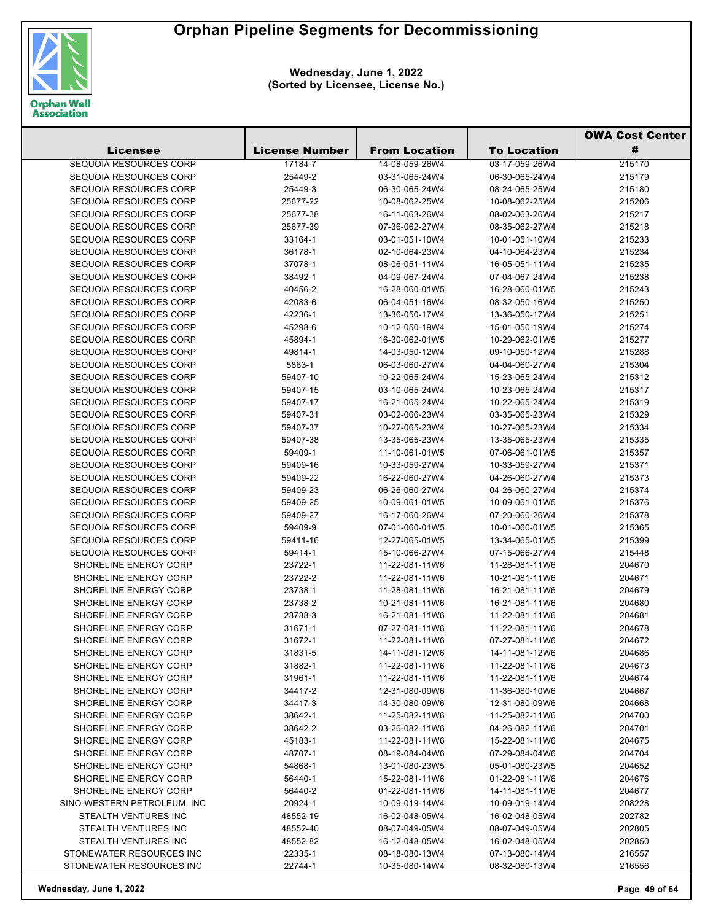# Orphan Pipeline Segments for Decommissioning

**Wednesday, June 1, 2022**
**(Sorted by Licensee, License No.)**

| Licensee | License Number | From Location | To Location | OWA Cost Center # |
|---|---|---|---|---|
| SEQUOIA RESOURCES CORP | 17184-7 | 14-08-059-26W4 | 03-17-059-26W4 | 215170 |
| SEQUOIA RESOURCES CORP | 25449-2 | 03-31-065-24W4 | 06-30-065-24W4 | 215179 |
| SEQUOIA RESOURCES CORP | 25449-3 | 06-30-065-24W4 | 08-24-065-25W4 | 215180 |
| SEQUOIA RESOURCES CORP | 25677-22 | 10-08-062-25W4 | 10-08-062-25W4 | 215206 |
| SEQUOIA RESOURCES CORP | 25677-38 | 16-11-063-26W4 | 08-02-063-26W4 | 215217 |
| SEQUOIA RESOURCES CORP | 25677-39 | 07-36-062-27W4 | 08-35-062-27W4 | 215218 |
| SEQUOIA RESOURCES CORP | 33164-1 | 03-01-051-10W4 | 10-01-051-10W4 | 215233 |
| SEQUOIA RESOURCES CORP | 36178-1 | 02-10-064-23W4 | 04-10-064-23W4 | 215234 |
| SEQUOIA RESOURCES CORP | 37078-1 | 08-06-051-11W4 | 16-05-051-11W4 | 215235 |
| SEQUOIA RESOURCES CORP | 38492-1 | 04-09-067-24W4 | 07-04-067-24W4 | 215238 |
| SEQUOIA RESOURCES CORP | 40456-2 | 16-28-060-01W5 | 16-28-060-01W5 | 215243 |
| SEQUOIA RESOURCES CORP | 42083-6 | 06-04-051-16W4 | 08-32-050-16W4 | 215250 |
| SEQUOIA RESOURCES CORP | 42236-1 | 13-36-050-17W4 | 13-36-050-17W4 | 215251 |
| SEQUOIA RESOURCES CORP | 45298-6 | 10-12-050-19W4 | 15-01-050-19W4 | 215274 |
| SEQUOIA RESOURCES CORP | 45894-1 | 16-30-062-01W5 | 10-29-062-01W5 | 215277 |
| SEQUOIA RESOURCES CORP | 49814-1 | 14-03-050-12W4 | 09-10-050-12W4 | 215288 |
| SEQUOIA RESOURCES CORP | 5863-1 | 06-03-060-27W4 | 04-04-060-27W4 | 215304 |
| SEQUOIA RESOURCES CORP | 59407-10 | 10-22-065-24W4 | 15-23-065-24W4 | 215312 |
| SEQUOIA RESOURCES CORP | 59407-15 | 03-10-065-24W4 | 10-23-065-24W4 | 215317 |
| SEQUOIA RESOURCES CORP | 59407-17 | 16-21-065-24W4 | 10-22-065-24W4 | 215319 |
| SEQUOIA RESOURCES CORP | 59407-31 | 03-02-066-23W4 | 03-35-065-23W4 | 215329 |
| SEQUOIA RESOURCES CORP | 59407-37 | 10-27-065-23W4 | 10-27-065-23W4 | 215334 |
| SEQUOIA RESOURCES CORP | 59407-38 | 13-35-065-23W4 | 13-35-065-23W4 | 215335 |
| SEQUOIA RESOURCES CORP | 59409-1 | 11-10-061-01W5 | 07-06-061-01W5 | 215357 |
| SEQUOIA RESOURCES CORP | 59409-16 | 10-33-059-27W4 | 10-33-059-27W4 | 215371 |
| SEQUOIA RESOURCES CORP | 59409-22 | 16-22-060-27W4 | 04-26-060-27W4 | 215373 |
| SEQUOIA RESOURCES CORP | 59409-23 | 06-26-060-27W4 | 04-26-060-27W4 | 215374 |
| SEQUOIA RESOURCES CORP | 59409-25 | 10-09-061-01W5 | 10-09-061-01W5 | 215376 |
| SEQUOIA RESOURCES CORP | 59409-27 | 16-17-060-26W4 | 07-20-060-26W4 | 215378 |
| SEQUOIA RESOURCES CORP | 59409-9 | 07-01-060-01W5 | 10-01-060-01W5 | 215365 |
| SEQUOIA RESOURCES CORP | 59411-16 | 12-27-065-01W5 | 13-34-065-01W5 | 215399 |
| SEQUOIA RESOURCES CORP | 59414-1 | 15-10-066-27W4 | 07-15-066-27W4 | 215448 |
| SHORELINE ENERGY CORP | 23722-1 | 11-22-081-11W6 | 11-28-081-11W6 | 204670 |
| SHORELINE ENERGY CORP | 23722-2 | 11-22-081-11W6 | 10-21-081-11W6 | 204671 |
| SHORELINE ENERGY CORP | 23738-1 | 11-28-081-11W6 | 16-21-081-11W6 | 204679 |
| SHORELINE ENERGY CORP | 23738-2 | 10-21-081-11W6 | 16-21-081-11W6 | 204680 |
| SHORELINE ENERGY CORP | 23738-3 | 16-21-081-11W6 | 11-22-081-11W6 | 204681 |
| SHORELINE ENERGY CORP | 31671-1 | 07-27-081-11W6 | 11-22-081-11W6 | 204678 |
| SHORELINE ENERGY CORP | 31672-1 | 11-22-081-11W6 | 07-27-081-11W6 | 204672 |
| SHORELINE ENERGY CORP | 31831-5 | 14-11-081-12W6 | 14-11-081-12W6 | 204686 |
| SHORELINE ENERGY CORP | 31882-1 | 11-22-081-11W6 | 11-22-081-11W6 | 204673 |
| SHORELINE ENERGY CORP | 31961-1 | 11-22-081-11W6 | 11-22-081-11W6 | 204674 |
| SHORELINE ENERGY CORP | 34417-2 | 12-31-080-09W6 | 11-36-080-10W6 | 204667 |
| SHORELINE ENERGY CORP | 34417-3 | 14-30-080-09W6 | 12-31-080-09W6 | 204668 |
| SHORELINE ENERGY CORP | 38642-1 | 11-25-082-11W6 | 11-25-082-11W6 | 204700 |
| SHORELINE ENERGY CORP | 38642-2 | 03-26-082-11W6 | 04-26-082-11W6 | 204701 |
| SHORELINE ENERGY CORP | 45183-1 | 11-22-081-11W6 | 15-22-081-11W6 | 204675 |
| SHORELINE ENERGY CORP | 48707-1 | 08-19-084-04W6 | 07-29-084-04W6 | 204704 |
| SHORELINE ENERGY CORP | 54868-1 | 13-01-080-23W5 | 05-01-080-23W5 | 204652 |
| SHORELINE ENERGY CORP | 56440-1 | 15-22-081-11W6 | 01-22-081-11W6 | 204676 |
| SHORELINE ENERGY CORP | 56440-2 | 01-22-081-11W6 | 14-11-081-11W6 | 204677 |
| SINO-WESTERN PETROLEUM, INC | 20924-1 | 10-09-019-14W4 | 10-09-019-14W4 | 208228 |
| STEALTH VENTURES INC | 48552-19 | 16-02-048-05W4 | 16-02-048-05W4 | 202782 |
| STEALTH VENTURES INC | 48552-40 | 08-07-049-05W4 | 08-07-049-05W4 | 202805 |
| STEALTH VENTURES INC | 48552-82 | 16-12-048-05W4 | 16-02-048-05W4 | 202850 |
| STONEWATER RESOURCES INC | 22335-1 | 08-18-080-13W4 | 07-13-080-14W4 | 216557 |
| STONEWATER RESOURCES INC | 22744-1 | 10-35-080-14W4 | 08-32-080-13W4 | 216556 |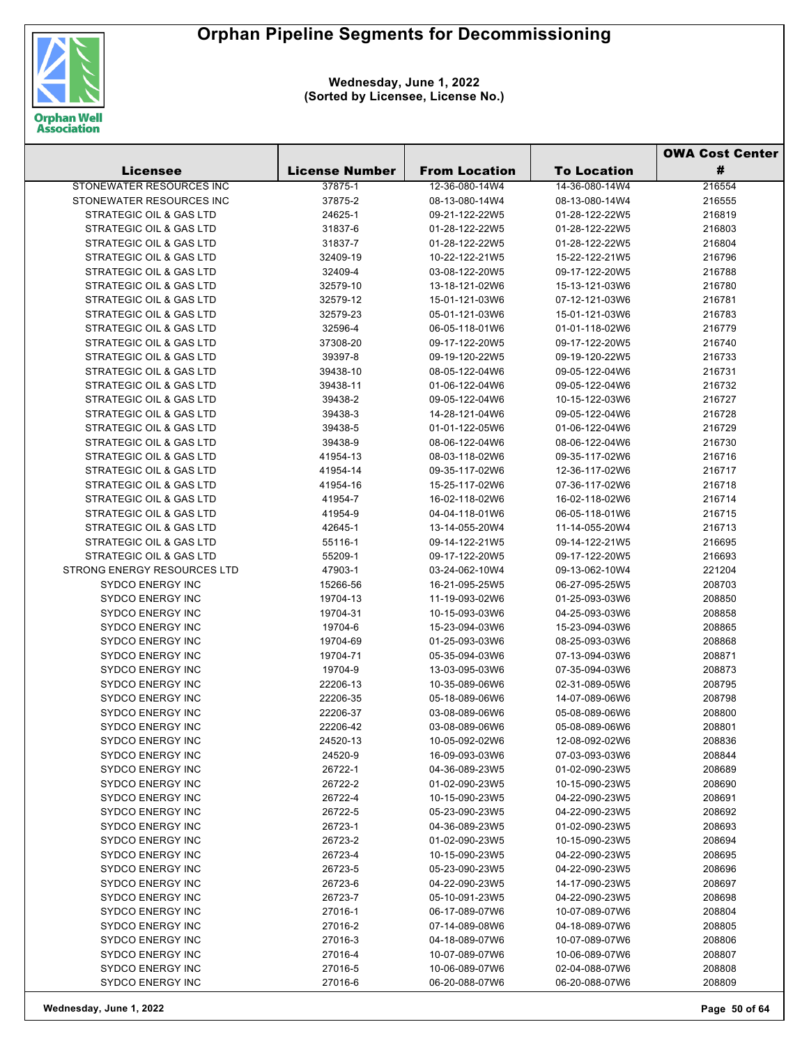# Orphan Pipeline Segments for Decommissioning

**Wednesday, June 1, 2022**
**(Sorted by Licensee, License No.)**

| Licensee | License Number | From Location | To Location | OWA Cost Center # |
|---|---|---|---|---|
| STONEWATER RESOURCES INC | 37875-1 | 12-36-080-14W4 | 14-36-080-14W4 | 216554 |
| STONEWATER RESOURCES INC | 37875-2 | 08-13-080-14W4 | 08-13-080-14W4 | 216555 |
| STRATEGIC OIL & GAS LTD | 24625-1 | 09-21-122-22W5 | 01-28-122-22W5 | 216819 |
| STRATEGIC OIL & GAS LTD | 31837-6 | 01-28-122-22W5 | 01-28-122-22W5 | 216803 |
| STRATEGIC OIL & GAS LTD | 31837-7 | 01-28-122-22W5 | 01-28-122-22W5 | 216804 |
| STRATEGIC OIL & GAS LTD | 32409-19 | 10-22-122-21W5 | 15-22-122-21W5 | 216796 |
| STRATEGIC OIL & GAS LTD | 32409-4 | 03-08-122-20W5 | 09-17-122-20W5 | 216788 |
| STRATEGIC OIL & GAS LTD | 32579-10 | 13-18-121-02W6 | 15-13-121-03W6 | 216780 |
| STRATEGIC OIL & GAS LTD | 32579-12 | 15-01-121-03W6 | 07-12-121-03W6 | 216781 |
| STRATEGIC OIL & GAS LTD | 32579-23 | 05-01-121-03W6 | 15-01-121-03W6 | 216783 |
| STRATEGIC OIL & GAS LTD | 32596-4 | 06-05-118-01W6 | 01-01-118-02W6 | 216779 |
| STRATEGIC OIL & GAS LTD | 37308-20 | 09-17-122-20W5 | 09-17-122-20W5 | 216740 |
| STRATEGIC OIL & GAS LTD | 39397-8 | 09-19-120-22W5 | 09-19-120-22W5 | 216733 |
| STRATEGIC OIL & GAS LTD | 39438-10 | 08-05-122-04W6 | 09-05-122-04W6 | 216731 |
| STRATEGIC OIL & GAS LTD | 39438-11 | 01-06-122-04W6 | 09-05-122-04W6 | 216732 |
| STRATEGIC OIL & GAS LTD | 39438-2 | 09-05-122-04W6 | 10-15-122-03W6 | 216727 |
| STRATEGIC OIL & GAS LTD | 39438-3 | 14-28-121-04W6 | 09-05-122-04W6 | 216728 |
| STRATEGIC OIL & GAS LTD | 39438-5 | 01-01-122-05W6 | 01-06-122-04W6 | 216729 |
| STRATEGIC OIL & GAS LTD | 39438-9 | 08-06-122-04W6 | 08-06-122-04W6 | 216730 |
| STRATEGIC OIL & GAS LTD | 41954-13 | 08-03-118-02W6 | 09-35-117-02W6 | 216716 |
| STRATEGIC OIL & GAS LTD | 41954-14 | 09-35-117-02W6 | 12-36-117-02W6 | 216717 |
| STRATEGIC OIL & GAS LTD | 41954-16 | 15-25-117-02W6 | 07-36-117-02W6 | 216718 |
| STRATEGIC OIL & GAS LTD | 41954-7 | 16-02-118-02W6 | 16-02-118-02W6 | 216714 |
| STRATEGIC OIL & GAS LTD | 41954-9 | 04-04-118-01W6 | 06-05-118-01W6 | 216715 |
| STRATEGIC OIL & GAS LTD | 42645-1 | 13-14-055-20W4 | 11-14-055-20W4 | 216713 |
| STRATEGIC OIL & GAS LTD | 55116-1 | 09-14-122-21W5 | 09-14-122-21W5 | 216695 |
| STRATEGIC OIL & GAS LTD | 55209-1 | 09-17-122-20W5 | 09-17-122-20W5 | 216693 |
| STRONG ENERGY RESOURCES LTD | 47903-1 | 03-24-062-10W4 | 09-13-062-10W4 | 221204 |
| SYDCO ENERGY INC | 15266-56 | 16-21-095-25W5 | 06-27-095-25W5 | 208703 |
| SYDCO ENERGY INC | 19704-13 | 11-19-093-02W6 | 01-25-093-03W6 | 208850 |
| SYDCO ENERGY INC | 19704-31 | 10-15-093-03W6 | 04-25-093-03W6 | 208858 |
| SYDCO ENERGY INC | 19704-6 | 15-23-094-03W6 | 15-23-094-03W6 | 208865 |
| SYDCO ENERGY INC | 19704-69 | 01-25-093-03W6 | 08-25-093-03W6 | 208868 |
| SYDCO ENERGY INC | 19704-71 | 05-35-094-03W6 | 07-13-094-03W6 | 208871 |
| SYDCO ENERGY INC | 19704-9 | 13-03-095-03W6 | 07-35-094-03W6 | 208873 |
| SYDCO ENERGY INC | 22206-13 | 10-35-089-06W6 | 02-31-089-05W6 | 208795 |
| SYDCO ENERGY INC | 22206-35 | 05-18-089-06W6 | 14-07-089-06W6 | 208798 |
| SYDCO ENERGY INC | 22206-37 | 03-08-089-06W6 | 05-08-089-06W6 | 208800 |
| SYDCO ENERGY INC | 22206-42 | 03-08-089-06W6 | 05-08-089-06W6 | 208801 |
| SYDCO ENERGY INC | 24520-13 | 10-05-092-02W6 | 12-08-092-02W6 | 208836 |
| SYDCO ENERGY INC | 24520-9 | 16-09-093-03W6 | 07-03-093-03W6 | 208844 |
| SYDCO ENERGY INC | 26722-1 | 04-36-089-23W5 | 01-02-090-23W5 | 208689 |
| SYDCO ENERGY INC | 26722-2 | 01-02-090-23W5 | 10-15-090-23W5 | 208690 |
| SYDCO ENERGY INC | 26722-4 | 10-15-090-23W5 | 04-22-090-23W5 | 208691 |
| SYDCO ENERGY INC | 26722-5 | 05-23-090-23W5 | 04-22-090-23W5 | 208692 |
| SYDCO ENERGY INC | 26723-1 | 04-36-089-23W5 | 01-02-090-23W5 | 208693 |
| SYDCO ENERGY INC | 26723-2 | 01-02-090-23W5 | 10-15-090-23W5 | 208694 |
| SYDCO ENERGY INC | 26723-4 | 10-15-090-23W5 | 04-22-090-23W5 | 208695 |
| SYDCO ENERGY INC | 26723-5 | 05-23-090-23W5 | 04-22-090-23W5 | 208696 |
| SYDCO ENERGY INC | 26723-6 | 04-22-090-23W5 | 14-17-090-23W5 | 208697 |
| SYDCO ENERGY INC | 26723-7 | 05-10-091-23W5 | 04-22-090-23W5 | 208698 |
| SYDCO ENERGY INC | 27016-1 | 06-17-089-07W6 | 10-07-089-07W6 | 208804 |
| SYDCO ENERGY INC | 27016-2 | 07-14-089-08W6 | 04-18-089-07W6 | 208805 |
| SYDCO ENERGY INC | 27016-3 | 04-18-089-07W6 | 10-07-089-07W6 | 208806 |
| SYDCO ENERGY INC | 27016-4 | 10-07-089-07W6 | 10-06-089-07W6 | 208807 |
| SYDCO ENERGY INC | 27016-5 | 10-06-089-07W6 | 02-04-088-07W6 | 208808 |
| SYDCO ENERGY INC | 27016-6 | 06-20-088-07W6 | 06-20-088-07W6 | 208809 |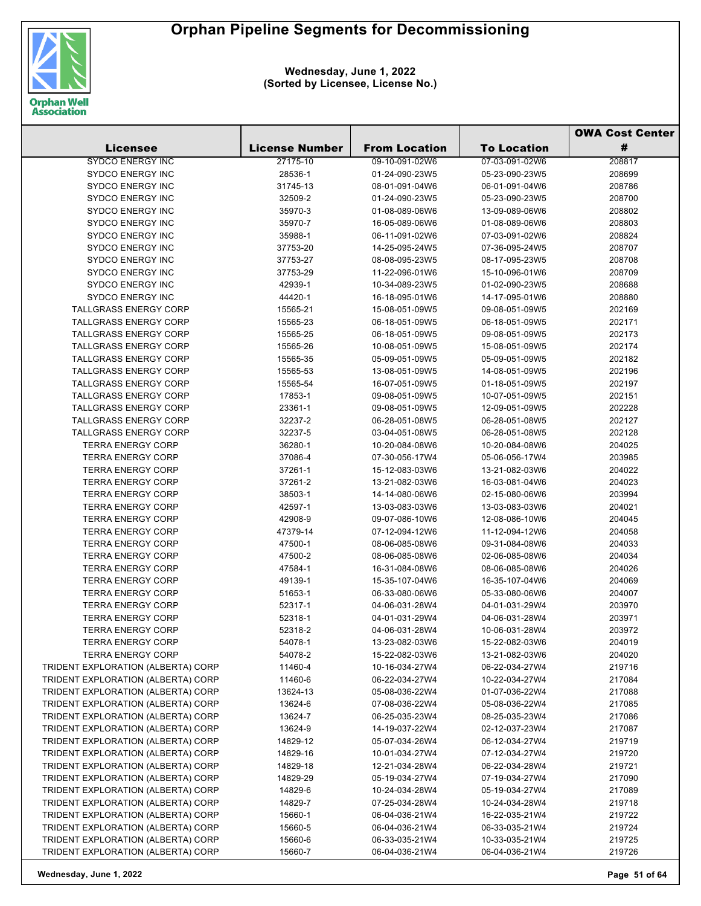# Orphan Pipeline Segments for Decommissioning

**Wednesday, June 1, 2022**
**(Sorted by Licensee, License No.)**

| Licensee | License Number | From Location | To Location | OWA Cost Center # |
|---|---|---|---|---|
| SYDCO ENERGY INC | 27175-10 | 09-10-091-02W6 | 07-03-091-02W6 | 208817 |
| SYDCO ENERGY INC | 28536-1 | 01-24-090-23W5 | 05-23-090-23W5 | 208699 |
| SYDCO ENERGY INC | 31745-13 | 08-01-091-04W6 | 06-01-091-04W6 | 208786 |
| SYDCO ENERGY INC | 32509-2 | 01-24-090-23W5 | 05-23-090-23W5 | 208700 |
| SYDCO ENERGY INC | 35970-3 | 01-08-089-06W6 | 13-09-089-06W6 | 208802 |
| SYDCO ENERGY INC | 35970-7 | 16-05-089-06W6 | 01-08-089-06W6 | 208803 |
| SYDCO ENERGY INC | 35988-1 | 06-11-091-02W6 | 07-03-091-02W6 | 208824 |
| SYDCO ENERGY INC | 37753-20 | 14-25-095-24W5 | 07-36-095-24W5 | 208707 |
| SYDCO ENERGY INC | 37753-27 | 08-08-095-23W5 | 08-17-095-23W5 | 208708 |
| SYDCO ENERGY INC | 37753-29 | 11-22-096-01W6 | 15-10-096-01W6 | 208709 |
| SYDCO ENERGY INC | 42939-1 | 10-34-089-23W5 | 01-02-090-23W5 | 208688 |
| SYDCO ENERGY INC | 44420-1 | 16-18-095-01W6 | 14-17-095-01W6 | 208880 |
| TALLGRASS ENERGY CORP | 15565-21 | 15-08-051-09W5 | 09-08-051-09W5 | 202169 |
| TALLGRASS ENERGY CORP | 15565-23 | 06-18-051-09W5 | 06-18-051-09W5 | 202171 |
| TALLGRASS ENERGY CORP | 15565-25 | 06-18-051-09W5 | 09-08-051-09W5 | 202173 |
| TALLGRASS ENERGY CORP | 15565-26 | 10-08-051-09W5 | 15-08-051-09W5 | 202174 |
| TALLGRASS ENERGY CORP | 15565-35 | 05-09-051-09W5 | 05-09-051-09W5 | 202182 |
| TALLGRASS ENERGY CORP | 15565-53 | 13-08-051-09W5 | 14-08-051-09W5 | 202196 |
| TALLGRASS ENERGY CORP | 15565-54 | 16-07-051-09W5 | 01-18-051-09W5 | 202197 |
| TALLGRASS ENERGY CORP | 17853-1 | 09-08-051-09W5 | 10-07-051-09W5 | 202151 |
| TALLGRASS ENERGY CORP | 23361-1 | 09-08-051-09W5 | 12-09-051-09W5 | 202228 |
| TALLGRASS ENERGY CORP | 32237-2 | 06-28-051-08W5 | 06-28-051-08W5 | 202127 |
| TALLGRASS ENERGY CORP | 32237-5 | 03-04-051-08W5 | 06-28-051-08W5 | 202128 |
| TERRA ENERGY CORP | 36280-1 | 10-20-084-08W6 | 10-20-084-08W6 | 204025 |
| TERRA ENERGY CORP | 37086-4 | 07-30-056-17W4 | 05-06-056-17W4 | 203985 |
| TERRA ENERGY CORP | 37261-1 | 15-12-083-03W6 | 13-21-082-03W6 | 204022 |
| TERRA ENERGY CORP | 37261-2 | 13-21-082-03W6 | 16-03-081-04W6 | 204023 |
| TERRA ENERGY CORP | 38503-1 | 14-14-080-06W6 | 02-15-080-06W6 | 203994 |
| TERRA ENERGY CORP | 42597-1 | 13-03-083-03W6 | 13-03-083-03W6 | 204021 |
| TERRA ENERGY CORP | 42908-9 | 09-07-086-10W6 | 12-08-086-10W6 | 204045 |
| TERRA ENERGY CORP | 47379-14 | 07-12-094-12W6 | 11-12-094-12W6 | 204058 |
| TERRA ENERGY CORP | 47500-1 | 08-06-085-08W6 | 09-31-084-08W6 | 204033 |
| TERRA ENERGY CORP | 47500-2 | 08-06-085-08W6 | 02-06-085-08W6 | 204034 |
| TERRA ENERGY CORP | 47584-1 | 16-31-084-08W6 | 08-06-085-08W6 | 204026 |
| TERRA ENERGY CORP | 49139-1 | 15-35-107-04W6 | 16-35-107-04W6 | 204069 |
| TERRA ENERGY CORP | 51653-1 | 06-33-080-06W6 | 05-33-080-06W6 | 204007 |
| TERRA ENERGY CORP | 52317-1 | 04-06-031-28W4 | 04-01-031-29W4 | 203970 |
| TERRA ENERGY CORP | 52318-1 | 04-01-031-29W4 | 04-06-031-28W4 | 203971 |
| TERRA ENERGY CORP | 52318-2 | 04-06-031-28W4 | 10-06-031-28W4 | 203972 |
| TERRA ENERGY CORP | 54078-1 | 13-23-082-03W6 | 15-22-082-03W6 | 204019 |
| TERRA ENERGY CORP | 54078-2 | 15-22-082-03W6 | 13-21-082-03W6 | 204020 |
| TRIDENT EXPLORATION (ALBERTA) CORP | 11460-4 | 10-16-034-27W4 | 06-22-034-27W4 | 219716 |
| TRIDENT EXPLORATION (ALBERTA) CORP | 11460-6 | 06-22-034-27W4 | 10-22-034-27W4 | 217084 |
| TRIDENT EXPLORATION (ALBERTA) CORP | 13624-13 | 05-08-036-22W4 | 01-07-036-22W4 | 217088 |
| TRIDENT EXPLORATION (ALBERTA) CORP | 13624-6 | 07-08-036-22W4 | 05-08-036-22W4 | 217085 |
| TRIDENT EXPLORATION (ALBERTA) CORP | 13624-7 | 06-25-035-23W4 | 08-25-035-23W4 | 217086 |
| TRIDENT EXPLORATION (ALBERTA) CORP | 13624-9 | 14-19-037-22W4 | 02-12-037-23W4 | 217087 |
| TRIDENT EXPLORATION (ALBERTA) CORP | 14829-12 | 05-07-034-26W4 | 06-12-034-27W4 | 219719 |
| TRIDENT EXPLORATION (ALBERTA) CORP | 14829-16 | 10-01-034-27W4 | 07-12-034-27W4 | 219720 |
| TRIDENT EXPLORATION (ALBERTA) CORP | 14829-18 | 12-21-034-28W4 | 06-22-034-28W4 | 219721 |
| TRIDENT EXPLORATION (ALBERTA) CORP | 14829-29 | 05-19-034-27W4 | 07-19-034-27W4 | 217090 |
| TRIDENT EXPLORATION (ALBERTA) CORP | 14829-6 | 10-24-034-28W4 | 05-19-034-27W4 | 217089 |
| TRIDENT EXPLORATION (ALBERTA) CORP | 14829-7 | 07-25-034-28W4 | 10-24-034-28W4 | 219718 |
| TRIDENT EXPLORATION (ALBERTA) CORP | 15660-1 | 06-04-036-21W4 | 16-22-035-21W4 | 219722 |
| TRIDENT EXPLORATION (ALBERTA) CORP | 15660-5 | 06-04-036-21W4 | 06-33-035-21W4 | 219724 |
| TRIDENT EXPLORATION (ALBERTA) CORP | 15660-6 | 06-33-035-21W4 | 10-33-035-21W4 | 219725 |
| TRIDENT EXPLORATION (ALBERTA) CORP | 15660-7 | 06-04-036-21W4 | 06-04-036-21W4 | 219726 |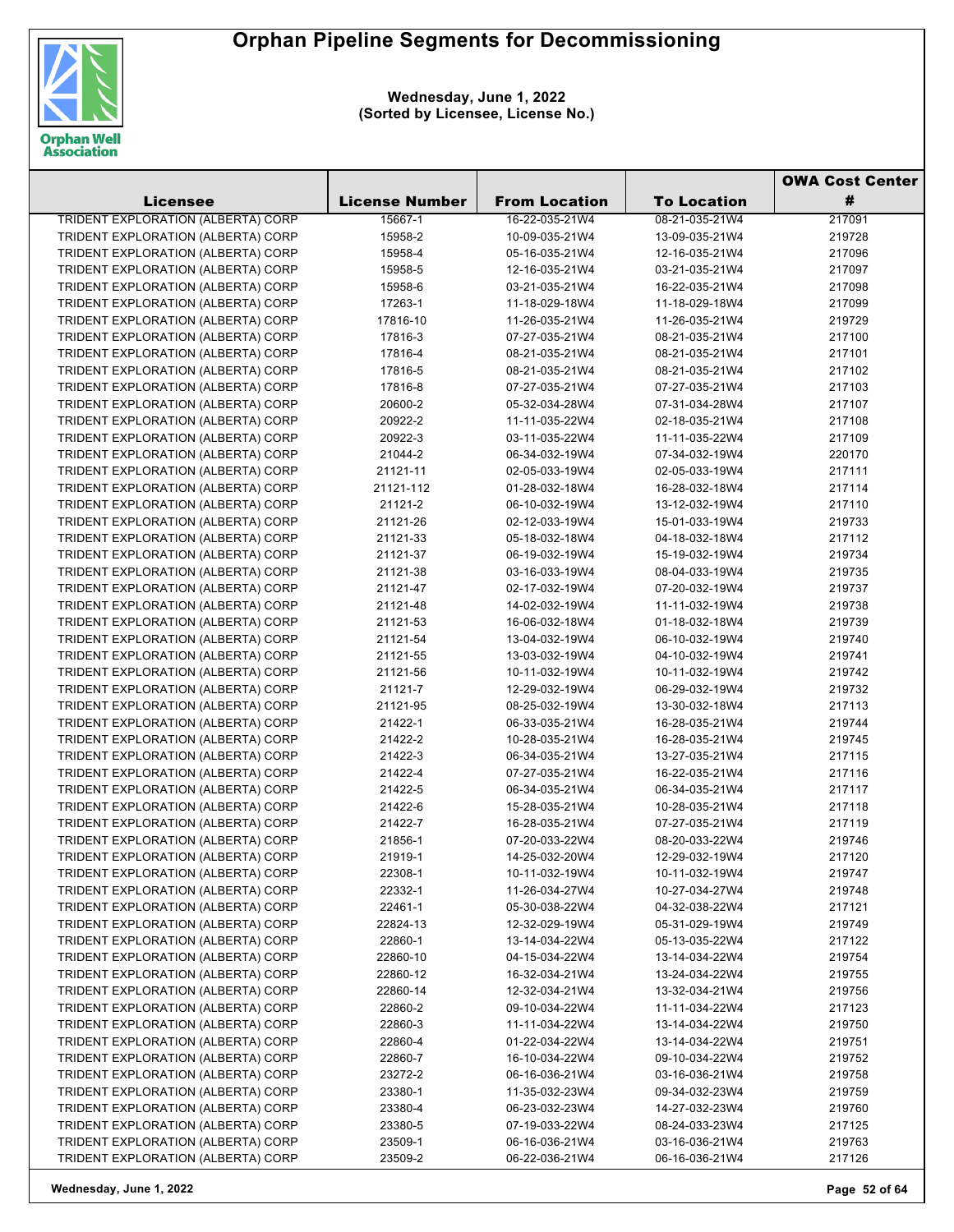# Orphan Pipeline Segments for Decommissioning

**Wednesday, June 1, 2022**
**(Sorted by Licensee, License No.)**

| Licensee | License Number | From Location | To Location | OWA Cost Center # |
|---|---|---|---|---|
| TRIDENT EXPLORATION (ALBERTA) CORP | 15667-1 | 16-22-035-21W4 | 08-21-035-21W4 | 217091 |
| TRIDENT EXPLORATION (ALBERTA) CORP | 15958-2 | 10-09-035-21W4 | 13-09-035-21W4 | 219728 |
| TRIDENT EXPLORATION (ALBERTA) CORP | 15958-4 | 05-16-035-21W4 | 12-16-035-21W4 | 217096 |
| TRIDENT EXPLORATION (ALBERTA) CORP | 15958-5 | 12-16-035-21W4 | 03-21-035-21W4 | 217097 |
| TRIDENT EXPLORATION (ALBERTA) CORP | 15958-6 | 03-21-035-21W4 | 16-22-035-21W4 | 217098 |
| TRIDENT EXPLORATION (ALBERTA) CORP | 17263-1 | 11-18-029-18W4 | 11-18-029-18W4 | 217099 |
| TRIDENT EXPLORATION (ALBERTA) CORP | 17816-10 | 11-26-035-21W4 | 11-26-035-21W4 | 219729 |
| TRIDENT EXPLORATION (ALBERTA) CORP | 17816-3 | 07-27-035-21W4 | 08-21-035-21W4 | 217100 |
| TRIDENT EXPLORATION (ALBERTA) CORP | 17816-4 | 08-21-035-21W4 | 08-21-035-21W4 | 217101 |
| TRIDENT EXPLORATION (ALBERTA) CORP | 17816-5 | 08-21-035-21W4 | 08-21-035-21W4 | 217102 |
| TRIDENT EXPLORATION (ALBERTA) CORP | 17816-8 | 07-27-035-21W4 | 07-27-035-21W4 | 217103 |
| TRIDENT EXPLORATION (ALBERTA) CORP | 20600-2 | 05-32-034-28W4 | 07-31-034-28W4 | 217107 |
| TRIDENT EXPLORATION (ALBERTA) CORP | 20922-2 | 11-11-035-22W4 | 02-18-035-21W4 | 217108 |
| TRIDENT EXPLORATION (ALBERTA) CORP | 20922-3 | 03-11-035-22W4 | 11-11-035-22W4 | 217109 |
| TRIDENT EXPLORATION (ALBERTA) CORP | 21044-2 | 06-34-032-19W4 | 07-34-032-19W4 | 220170 |
| TRIDENT EXPLORATION (ALBERTA) CORP | 21121-11 | 02-05-033-19W4 | 02-05-033-19W4 | 217111 |
| TRIDENT EXPLORATION (ALBERTA) CORP | 21121-112 | 01-28-032-18W4 | 16-28-032-18W4 | 217114 |
| TRIDENT EXPLORATION (ALBERTA) CORP | 21121-2 | 06-10-032-19W4 | 13-12-032-19W4 | 217110 |
| TRIDENT EXPLORATION (ALBERTA) CORP | 21121-26 | 02-12-033-19W4 | 15-01-033-19W4 | 219733 |
| TRIDENT EXPLORATION (ALBERTA) CORP | 21121-33 | 05-18-032-18W4 | 04-18-032-18W4 | 217112 |
| TRIDENT EXPLORATION (ALBERTA) CORP | 21121-37 | 06-19-032-19W4 | 15-19-032-19W4 | 219734 |
| TRIDENT EXPLORATION (ALBERTA) CORP | 21121-38 | 03-16-033-19W4 | 08-04-033-19W4 | 219735 |
| TRIDENT EXPLORATION (ALBERTA) CORP | 21121-47 | 02-17-032-19W4 | 07-20-032-19W4 | 219737 |
| TRIDENT EXPLORATION (ALBERTA) CORP | 21121-48 | 14-02-032-19W4 | 11-11-032-19W4 | 219738 |
| TRIDENT EXPLORATION (ALBERTA) CORP | 21121-53 | 16-06-032-18W4 | 01-18-032-18W4 | 219739 |
| TRIDENT EXPLORATION (ALBERTA) CORP | 21121-54 | 13-04-032-19W4 | 06-10-032-19W4 | 219740 |
| TRIDENT EXPLORATION (ALBERTA) CORP | 21121-55 | 13-03-032-19W4 | 04-10-032-19W4 | 219741 |
| TRIDENT EXPLORATION (ALBERTA) CORP | 21121-56 | 10-11-032-19W4 | 10-11-032-19W4 | 219742 |
| TRIDENT EXPLORATION (ALBERTA) CORP | 21121-7 | 12-29-032-19W4 | 06-29-032-19W4 | 219732 |
| TRIDENT EXPLORATION (ALBERTA) CORP | 21121-95 | 08-25-032-19W4 | 13-30-032-18W4 | 217113 |
| TRIDENT EXPLORATION (ALBERTA) CORP | 21422-1 | 06-33-035-21W4 | 16-28-035-21W4 | 219744 |
| TRIDENT EXPLORATION (ALBERTA) CORP | 21422-2 | 10-28-035-21W4 | 16-28-035-21W4 | 219745 |
| TRIDENT EXPLORATION (ALBERTA) CORP | 21422-3 | 06-34-035-21W4 | 13-27-035-21W4 | 217115 |
| TRIDENT EXPLORATION (ALBERTA) CORP | 21422-4 | 07-27-035-21W4 | 16-22-035-21W4 | 217116 |
| TRIDENT EXPLORATION (ALBERTA) CORP | 21422-5 | 06-34-035-21W4 | 06-34-035-21W4 | 217117 |
| TRIDENT EXPLORATION (ALBERTA) CORP | 21422-6 | 15-28-035-21W4 | 10-28-035-21W4 | 217118 |
| TRIDENT EXPLORATION (ALBERTA) CORP | 21422-7 | 16-28-035-21W4 | 07-27-035-21W4 | 217119 |
| TRIDENT EXPLORATION (ALBERTA) CORP | 21856-1 | 07-20-033-22W4 | 08-20-033-22W4 | 219746 |
| TRIDENT EXPLORATION (ALBERTA) CORP | 21919-1 | 14-25-032-20W4 | 12-29-032-19W4 | 217120 |
| TRIDENT EXPLORATION (ALBERTA) CORP | 22308-1 | 10-11-032-19W4 | 10-11-032-19W4 | 219747 |
| TRIDENT EXPLORATION (ALBERTA) CORP | 22332-1 | 11-26-034-27W4 | 10-27-034-27W4 | 219748 |
| TRIDENT EXPLORATION (ALBERTA) CORP | 22461-1 | 05-30-038-22W4 | 04-32-038-22W4 | 217121 |
| TRIDENT EXPLORATION (ALBERTA) CORP | 22824-13 | 12-32-029-19W4 | 05-31-029-19W4 | 219749 |
| TRIDENT EXPLORATION (ALBERTA) CORP | 22860-1 | 13-14-034-22W4 | 05-13-035-22W4 | 217122 |
| TRIDENT EXPLORATION (ALBERTA) CORP | 22860-10 | 04-15-034-22W4 | 13-14-034-22W4 | 219754 |
| TRIDENT EXPLORATION (ALBERTA) CORP | 22860-12 | 16-32-034-21W4 | 13-24-034-22W4 | 219755 |
| TRIDENT EXPLORATION (ALBERTA) CORP | 22860-14 | 12-32-034-21W4 | 13-32-034-21W4 | 219756 |
| TRIDENT EXPLORATION (ALBERTA) CORP | 22860-2 | 09-10-034-22W4 | 11-11-034-22W4 | 217123 |
| TRIDENT EXPLORATION (ALBERTA) CORP | 22860-3 | 11-11-034-22W4 | 13-14-034-22W4 | 219750 |
| TRIDENT EXPLORATION (ALBERTA) CORP | 22860-4 | 01-22-034-22W4 | 13-14-034-22W4 | 219751 |
| TRIDENT EXPLORATION (ALBERTA) CORP | 22860-7 | 16-10-034-22W4 | 09-10-034-22W4 | 219752 |
| TRIDENT EXPLORATION (ALBERTA) CORP | 23272-2 | 06-16-036-21W4 | 03-16-036-21W4 | 219758 |
| TRIDENT EXPLORATION (ALBERTA) CORP | 23380-1 | 11-35-032-23W4 | 09-34-032-23W4 | 219759 |
| TRIDENT EXPLORATION (ALBERTA) CORP | 23380-4 | 06-23-032-23W4 | 14-27-032-23W4 | 219760 |
| TRIDENT EXPLORATION (ALBERTA) CORP | 23380-5 | 07-19-033-22W4 | 08-24-033-23W4 | 217125 |
| TRIDENT EXPLORATION (ALBERTA) CORP | 23509-1 | 06-16-036-21W4 | 03-16-036-21W4 | 219763 |
| TRIDENT EXPLORATION (ALBERTA) CORP | 23509-2 | 06-22-036-21W4 | 06-16-036-21W4 | 217126 |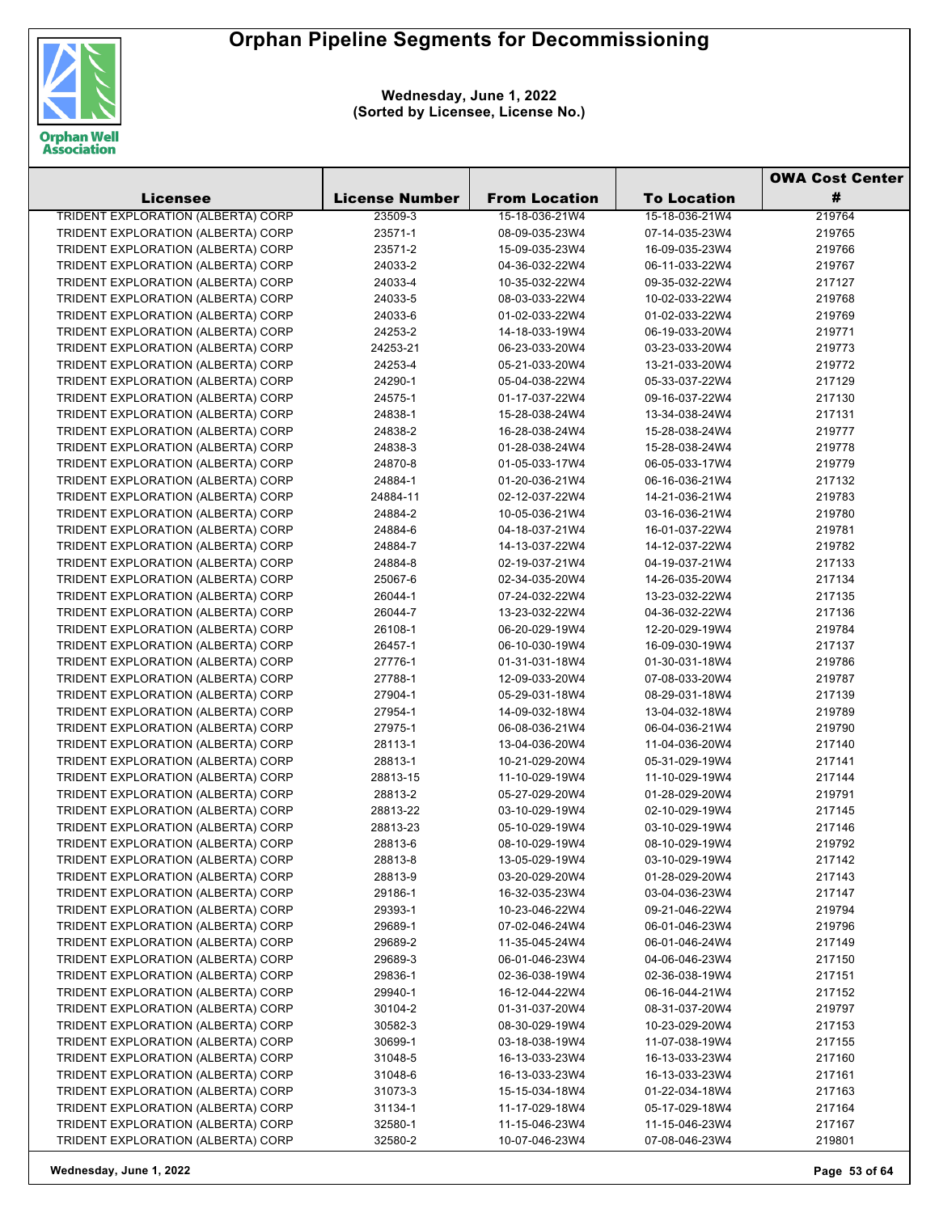# Orphan Pipeline Segments for Decommissioning

**Wednesday, June 1, 2022**
**(Sorted by Licensee, License No.)**

| Licensee | License Number | From Location | To Location | OWA Cost Center # |
|---|---|---|---|---|
| TRIDENT EXPLORATION (ALBERTA) CORP | 23509-3 | 15-18-036-21W4 | 15-18-036-21W4 | 219764 |
| TRIDENT EXPLORATION (ALBERTA) CORP | 23571-1 | 08-09-035-23W4 | 07-14-035-23W4 | 219765 |
| TRIDENT EXPLORATION (ALBERTA) CORP | 23571-2 | 15-09-035-23W4 | 16-09-035-23W4 | 219766 |
| TRIDENT EXPLORATION (ALBERTA) CORP | 24033-2 | 04-36-032-22W4 | 06-11-033-22W4 | 219767 |
| TRIDENT EXPLORATION (ALBERTA) CORP | 24033-4 | 10-35-032-22W4 | 09-35-032-22W4 | 217127 |
| TRIDENT EXPLORATION (ALBERTA) CORP | 24033-5 | 08-03-033-22W4 | 10-02-033-22W4 | 219768 |
| TRIDENT EXPLORATION (ALBERTA) CORP | 24033-6 | 01-02-033-22W4 | 01-02-033-22W4 | 219769 |
| TRIDENT EXPLORATION (ALBERTA) CORP | 24253-2 | 14-18-033-19W4 | 06-19-033-20W4 | 219771 |
| TRIDENT EXPLORATION (ALBERTA) CORP | 24253-21 | 06-23-033-20W4 | 03-23-033-20W4 | 219773 |
| TRIDENT EXPLORATION (ALBERTA) CORP | 24253-4 | 05-21-033-20W4 | 13-21-033-20W4 | 219772 |
| TRIDENT EXPLORATION (ALBERTA) CORP | 24290-1 | 05-04-038-22W4 | 05-33-037-22W4 | 217129 |
| TRIDENT EXPLORATION (ALBERTA) CORP | 24575-1 | 01-17-037-22W4 | 09-16-037-22W4 | 217130 |
| TRIDENT EXPLORATION (ALBERTA) CORP | 24838-1 | 15-28-038-24W4 | 13-34-038-24W4 | 217131 |
| TRIDENT EXPLORATION (ALBERTA) CORP | 24838-2 | 16-28-038-24W4 | 15-28-038-24W4 | 219777 |
| TRIDENT EXPLORATION (ALBERTA) CORP | 24838-3 | 01-28-038-24W4 | 15-28-038-24W4 | 219778 |
| TRIDENT EXPLORATION (ALBERTA) CORP | 24870-8 | 01-05-033-17W4 | 06-05-033-17W4 | 219779 |
| TRIDENT EXPLORATION (ALBERTA) CORP | 24884-1 | 01-20-036-21W4 | 06-16-036-21W4 | 217132 |
| TRIDENT EXPLORATION (ALBERTA) CORP | 24884-11 | 02-12-037-22W4 | 14-21-036-21W4 | 219783 |
| TRIDENT EXPLORATION (ALBERTA) CORP | 24884-2 | 10-05-036-21W4 | 03-16-036-21W4 | 219780 |
| TRIDENT EXPLORATION (ALBERTA) CORP | 24884-6 | 04-18-037-21W4 | 16-01-037-22W4 | 219781 |
| TRIDENT EXPLORATION (ALBERTA) CORP | 24884-7 | 14-13-037-22W4 | 14-12-037-22W4 | 219782 |
| TRIDENT EXPLORATION (ALBERTA) CORP | 24884-8 | 02-19-037-21W4 | 04-19-037-21W4 | 217133 |
| TRIDENT EXPLORATION (ALBERTA) CORP | 25067-6 | 02-34-035-20W4 | 14-26-035-20W4 | 217134 |
| TRIDENT EXPLORATION (ALBERTA) CORP | 26044-1 | 07-24-032-22W4 | 13-23-032-22W4 | 217135 |
| TRIDENT EXPLORATION (ALBERTA) CORP | 26044-7 | 13-23-032-22W4 | 04-36-032-22W4 | 217136 |
| TRIDENT EXPLORATION (ALBERTA) CORP | 26108-1 | 06-20-029-19W4 | 12-20-029-19W4 | 219784 |
| TRIDENT EXPLORATION (ALBERTA) CORP | 26457-1 | 06-10-030-19W4 | 16-09-030-19W4 | 217137 |
| TRIDENT EXPLORATION (ALBERTA) CORP | 27776-1 | 01-31-031-18W4 | 01-30-031-18W4 | 219786 |
| TRIDENT EXPLORATION (ALBERTA) CORP | 27788-1 | 12-09-033-20W4 | 07-08-033-20W4 | 219787 |
| TRIDENT EXPLORATION (ALBERTA) CORP | 27904-1 | 05-29-031-18W4 | 08-29-031-18W4 | 217139 |
| TRIDENT EXPLORATION (ALBERTA) CORP | 27954-1 | 14-09-032-18W4 | 13-04-032-18W4 | 219789 |
| TRIDENT EXPLORATION (ALBERTA) CORP | 27975-1 | 06-08-036-21W4 | 06-04-036-21W4 | 219790 |
| TRIDENT EXPLORATION (ALBERTA) CORP | 28113-1 | 13-04-036-20W4 | 11-04-036-20W4 | 217140 |
| TRIDENT EXPLORATION (ALBERTA) CORP | 28813-1 | 10-21-029-20W4 | 05-31-029-19W4 | 217141 |
| TRIDENT EXPLORATION (ALBERTA) CORP | 28813-15 | 11-10-029-19W4 | 11-10-029-19W4 | 217144 |
| TRIDENT EXPLORATION (ALBERTA) CORP | 28813-2 | 05-27-029-20W4 | 01-28-029-20W4 | 219791 |
| TRIDENT EXPLORATION (ALBERTA) CORP | 28813-22 | 03-10-029-19W4 | 02-10-029-19W4 | 217145 |
| TRIDENT EXPLORATION (ALBERTA) CORP | 28813-23 | 05-10-029-19W4 | 03-10-029-19W4 | 217146 |
| TRIDENT EXPLORATION (ALBERTA) CORP | 28813-6 | 08-10-029-19W4 | 08-10-029-19W4 | 219792 |
| TRIDENT EXPLORATION (ALBERTA) CORP | 28813-8 | 13-05-029-19W4 | 03-10-029-19W4 | 217142 |
| TRIDENT EXPLORATION (ALBERTA) CORP | 28813-9 | 03-20-029-20W4 | 01-28-029-20W4 | 217143 |
| TRIDENT EXPLORATION (ALBERTA) CORP | 29186-1 | 16-32-035-23W4 | 03-04-036-23W4 | 217147 |
| TRIDENT EXPLORATION (ALBERTA) CORP | 29393-1 | 10-23-046-22W4 | 09-21-046-22W4 | 219794 |
| TRIDENT EXPLORATION (ALBERTA) CORP | 29689-1 | 07-02-046-24W4 | 06-01-046-23W4 | 219796 |
| TRIDENT EXPLORATION (ALBERTA) CORP | 29689-2 | 11-35-045-24W4 | 06-01-046-24W4 | 217149 |
| TRIDENT EXPLORATION (ALBERTA) CORP | 29689-3 | 06-01-046-23W4 | 04-06-046-23W4 | 217150 |
| TRIDENT EXPLORATION (ALBERTA) CORP | 29836-1 | 02-36-038-19W4 | 02-36-038-19W4 | 217151 |
| TRIDENT EXPLORATION (ALBERTA) CORP | 29940-1 | 16-12-044-22W4 | 06-16-044-21W4 | 217152 |
| TRIDENT EXPLORATION (ALBERTA) CORP | 30104-2 | 01-31-037-20W4 | 08-31-037-20W4 | 219797 |
| TRIDENT EXPLORATION (ALBERTA) CORP | 30582-3 | 08-30-029-19W4 | 10-23-029-20W4 | 217153 |
| TRIDENT EXPLORATION (ALBERTA) CORP | 30699-1 | 03-18-038-19W4 | 11-07-038-19W4 | 217155 |
| TRIDENT EXPLORATION (ALBERTA) CORP | 31048-5 | 16-13-033-23W4 | 16-13-033-23W4 | 217160 |
| TRIDENT EXPLORATION (ALBERTA) CORP | 31048-6 | 16-13-033-23W4 | 16-13-033-23W4 | 217161 |
| TRIDENT EXPLORATION (ALBERTA) CORP | 31073-3 | 15-15-034-18W4 | 01-22-034-18W4 | 217163 |
| TRIDENT EXPLORATION (ALBERTA) CORP | 31134-1 | 11-17-029-18W4 | 05-17-029-18W4 | 217164 |
| TRIDENT EXPLORATION (ALBERTA) CORP | 32580-1 | 11-15-046-23W4 | 11-15-046-23W4 | 217167 |
| TRIDENT EXPLORATION (ALBERTA) CORP | 32580-2 | 10-07-046-23W4 | 07-08-046-23W4 | 219801 |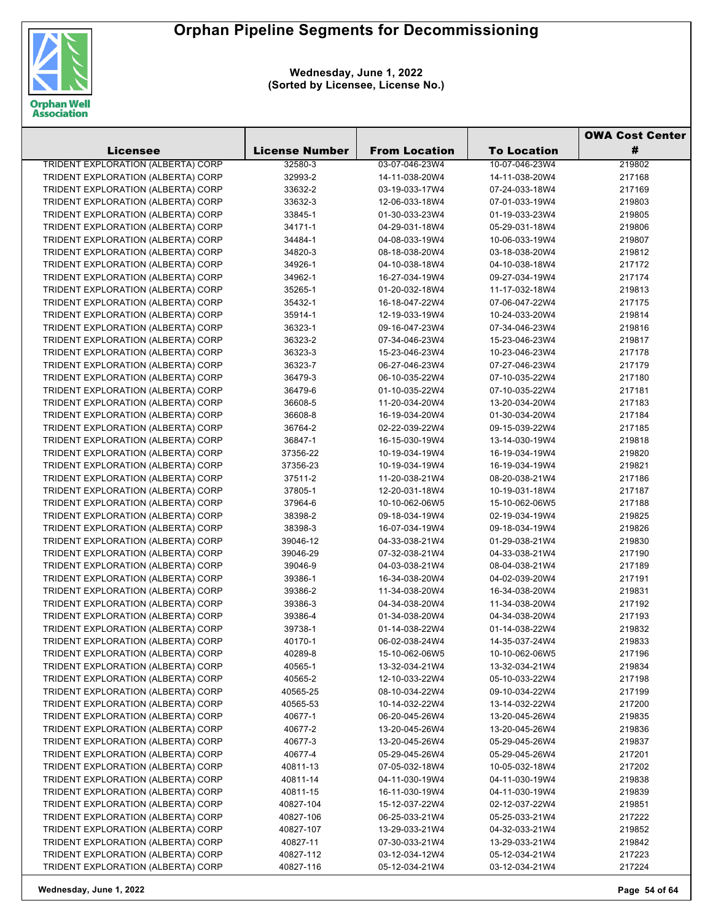# Orphan Pipeline Segments for Decommissioning

**Wednesday, June 1, 2022**
**(Sorted by Licensee, License No.)**

| Licensee | License Number | From Location | To Location | OWA Cost Center # |
|---|---|---|---|---|
| TRIDENT EXPLORATION (ALBERTA) CORP | 32580-3 | 03-07-046-23W4 | 10-07-046-23W4 | 219802 |
| TRIDENT EXPLORATION (ALBERTA) CORP | 32993-2 | 14-11-038-20W4 | 14-11-038-20W4 | 217168 |
| TRIDENT EXPLORATION (ALBERTA) CORP | 33632-2 | 03-19-033-17W4 | 07-24-033-18W4 | 217169 |
| TRIDENT EXPLORATION (ALBERTA) CORP | 33632-3 | 12-06-033-18W4 | 07-01-033-19W4 | 219803 |
| TRIDENT EXPLORATION (ALBERTA) CORP | 33845-1 | 01-30-033-23W4 | 01-19-033-23W4 | 219805 |
| TRIDENT EXPLORATION (ALBERTA) CORP | 34171-1 | 04-29-031-18W4 | 05-29-031-18W4 | 219806 |
| TRIDENT EXPLORATION (ALBERTA) CORP | 34484-1 | 04-08-033-19W4 | 10-06-033-19W4 | 219807 |
| TRIDENT EXPLORATION (ALBERTA) CORP | 34820-3 | 08-18-038-20W4 | 03-18-038-20W4 | 219812 |
| TRIDENT EXPLORATION (ALBERTA) CORP | 34926-1 | 04-10-038-18W4 | 04-10-038-18W4 | 217172 |
| TRIDENT EXPLORATION (ALBERTA) CORP | 34962-1 | 16-27-034-19W4 | 09-27-034-19W4 | 217174 |
| TRIDENT EXPLORATION (ALBERTA) CORP | 35265-1 | 01-20-032-18W4 | 11-17-032-18W4 | 219813 |
| TRIDENT EXPLORATION (ALBERTA) CORP | 35432-1 | 16-18-047-22W4 | 07-06-047-22W4 | 217175 |
| TRIDENT EXPLORATION (ALBERTA) CORP | 35914-1 | 12-19-033-19W4 | 10-24-033-20W4 | 219814 |
| TRIDENT EXPLORATION (ALBERTA) CORP | 36323-1 | 09-16-047-23W4 | 07-34-046-23W4 | 219816 |
| TRIDENT EXPLORATION (ALBERTA) CORP | 36323-2 | 07-34-046-23W4 | 15-23-046-23W4 | 219817 |
| TRIDENT EXPLORATION (ALBERTA) CORP | 36323-3 | 15-23-046-23W4 | 10-23-046-23W4 | 217178 |
| TRIDENT EXPLORATION (ALBERTA) CORP | 36323-7 | 06-27-046-23W4 | 07-27-046-23W4 | 217179 |
| TRIDENT EXPLORATION (ALBERTA) CORP | 36479-3 | 06-10-035-22W4 | 07-10-035-22W4 | 217180 |
| TRIDENT EXPLORATION (ALBERTA) CORP | 36479-6 | 01-10-035-22W4 | 07-10-035-22W4 | 217181 |
| TRIDENT EXPLORATION (ALBERTA) CORP | 36608-5 | 11-20-034-20W4 | 13-20-034-20W4 | 217183 |
| TRIDENT EXPLORATION (ALBERTA) CORP | 36608-8 | 16-19-034-20W4 | 01-30-034-20W4 | 217184 |
| TRIDENT EXPLORATION (ALBERTA) CORP | 36764-2 | 02-22-039-22W4 | 09-15-039-22W4 | 217185 |
| TRIDENT EXPLORATION (ALBERTA) CORP | 36847-1 | 16-15-030-19W4 | 13-14-030-19W4 | 219818 |
| TRIDENT EXPLORATION (ALBERTA) CORP | 37356-22 | 10-19-034-19W4 | 16-19-034-19W4 | 219820 |
| TRIDENT EXPLORATION (ALBERTA) CORP | 37356-23 | 10-19-034-19W4 | 16-19-034-19W4 | 219821 |
| TRIDENT EXPLORATION (ALBERTA) CORP | 37511-2 | 11-20-038-21W4 | 08-20-038-21W4 | 217186 |
| TRIDENT EXPLORATION (ALBERTA) CORP | 37805-1 | 12-20-031-18W4 | 10-19-031-18W4 | 217187 |
| TRIDENT EXPLORATION (ALBERTA) CORP | 37964-6 | 10-10-062-06W5 | 15-10-062-06W5 | 217188 |
| TRIDENT EXPLORATION (ALBERTA) CORP | 38398-2 | 09-18-034-19W4 | 02-19-034-19W4 | 219825 |
| TRIDENT EXPLORATION (ALBERTA) CORP | 38398-3 | 16-07-034-19W4 | 09-18-034-19W4 | 219826 |
| TRIDENT EXPLORATION (ALBERTA) CORP | 39046-12 | 04-33-038-21W4 | 01-29-038-21W4 | 219830 |
| TRIDENT EXPLORATION (ALBERTA) CORP | 39046-29 | 07-32-038-21W4 | 04-33-038-21W4 | 217190 |
| TRIDENT EXPLORATION (ALBERTA) CORP | 39046-9 | 04-03-038-21W4 | 08-04-038-21W4 | 217189 |
| TRIDENT EXPLORATION (ALBERTA) CORP | 39386-1 | 16-34-038-20W4 | 04-02-039-20W4 | 217191 |
| TRIDENT EXPLORATION (ALBERTA) CORP | 39386-2 | 11-34-038-20W4 | 16-34-038-20W4 | 219831 |
| TRIDENT EXPLORATION (ALBERTA) CORP | 39386-3 | 04-34-038-20W4 | 11-34-038-20W4 | 217192 |
| TRIDENT EXPLORATION (ALBERTA) CORP | 39386-4 | 01-34-038-20W4 | 04-34-038-20W4 | 217193 |
| TRIDENT EXPLORATION (ALBERTA) CORP | 39738-1 | 01-14-038-22W4 | 01-14-038-22W4 | 219832 |
| TRIDENT EXPLORATION (ALBERTA) CORP | 40170-1 | 06-02-038-24W4 | 14-35-037-24W4 | 219833 |
| TRIDENT EXPLORATION (ALBERTA) CORP | 40289-8 | 15-10-062-06W5 | 10-10-062-06W5 | 217196 |
| TRIDENT EXPLORATION (ALBERTA) CORP | 40565-1 | 13-32-034-21W4 | 13-32-034-21W4 | 219834 |
| TRIDENT EXPLORATION (ALBERTA) CORP | 40565-2 | 12-10-033-22W4 | 05-10-033-22W4 | 217198 |
| TRIDENT EXPLORATION (ALBERTA) CORP | 40565-25 | 08-10-034-22W4 | 09-10-034-22W4 | 217199 |
| TRIDENT EXPLORATION (ALBERTA) CORP | 40565-53 | 10-14-032-22W4 | 13-14-032-22W4 | 217200 |
| TRIDENT EXPLORATION (ALBERTA) CORP | 40677-1 | 06-20-045-26W4 | 13-20-045-26W4 | 219835 |
| TRIDENT EXPLORATION (ALBERTA) CORP | 40677-2 | 13-20-045-26W4 | 13-20-045-26W4 | 219836 |
| TRIDENT EXPLORATION (ALBERTA) CORP | 40677-3 | 13-20-045-26W4 | 05-29-045-26W4 | 219837 |
| TRIDENT EXPLORATION (ALBERTA) CORP | 40677-4 | 05-29-045-26W4 | 05-29-045-26W4 | 217201 |
| TRIDENT EXPLORATION (ALBERTA) CORP | 40811-13 | 07-05-032-18W4 | 10-05-032-18W4 | 217202 |
| TRIDENT EXPLORATION (ALBERTA) CORP | 40811-14 | 04-11-030-19W4 | 04-11-030-19W4 | 219838 |
| TRIDENT EXPLORATION (ALBERTA) CORP | 40811-15 | 16-11-030-19W4 | 04-11-030-19W4 | 219839 |
| TRIDENT EXPLORATION (ALBERTA) CORP | 40827-104 | 15-12-037-22W4 | 02-12-037-22W4 | 219851 |
| TRIDENT EXPLORATION (ALBERTA) CORP | 40827-106 | 06-25-033-21W4 | 05-25-033-21W4 | 217222 |
| TRIDENT EXPLORATION (ALBERTA) CORP | 40827-107 | 13-29-033-21W4 | 04-32-033-21W4 | 219852 |
| TRIDENT EXPLORATION (ALBERTA) CORP | 40827-11 | 07-30-033-21W4 | 13-29-033-21W4 | 219842 |
| TRIDENT EXPLORATION (ALBERTA) CORP | 40827-112 | 03-12-034-12W4 | 05-12-034-21W4 | 217223 |
| TRIDENT EXPLORATION (ALBERTA) CORP | 40827-116 | 05-12-034-21W4 | 03-12-034-21W4 | 217224 |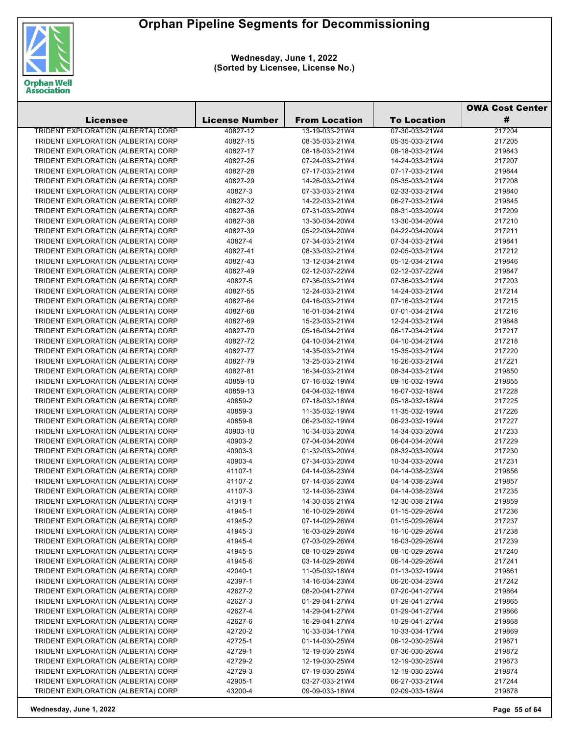# Orphan Pipeline Segments for Decommissioning

**Wednesday, June 1, 2022**
**(Sorted by Licensee, License No.)**

| Licensee | License Number | From Location | To Location | OWA Cost Center # |
|---|---|---|---|---|
| TRIDENT EXPLORATION (ALBERTA) CORP | 40827-12 | 13-19-033-21W4 | 07-30-033-21W4 | 217204 |
| TRIDENT EXPLORATION (ALBERTA) CORP | 40827-15 | 08-35-033-21W4 | 05-35-033-21W4 | 217205 |
| TRIDENT EXPLORATION (ALBERTA) CORP | 40827-17 | 08-18-033-21W4 | 08-18-033-21W4 | 219843 |
| TRIDENT EXPLORATION (ALBERTA) CORP | 40827-26 | 07-24-033-21W4 | 14-24-033-21W4 | 217207 |
| TRIDENT EXPLORATION (ALBERTA) CORP | 40827-28 | 07-17-033-21W4 | 07-17-033-21W4 | 219844 |
| TRIDENT EXPLORATION (ALBERTA) CORP | 40827-29 | 14-26-033-21W4 | 05-35-033-21W4 | 217208 |
| TRIDENT EXPLORATION (ALBERTA) CORP | 40827-3 | 07-33-033-21W4 | 02-33-033-21W4 | 219840 |
| TRIDENT EXPLORATION (ALBERTA) CORP | 40827-32 | 14-22-033-21W4 | 06-27-033-21W4 | 219845 |
| TRIDENT EXPLORATION (ALBERTA) CORP | 40827-36 | 07-31-033-20W4 | 08-31-033-20W4 | 217209 |
| TRIDENT EXPLORATION (ALBERTA) CORP | 40827-38 | 13-30-034-20W4 | 13-30-034-20W4 | 217210 |
| TRIDENT EXPLORATION (ALBERTA) CORP | 40827-39 | 05-22-034-20W4 | 04-22-034-20W4 | 217211 |
| TRIDENT EXPLORATION (ALBERTA) CORP | 40827-4 | 07-34-033-21W4 | 07-34-033-21W4 | 219841 |
| TRIDENT EXPLORATION (ALBERTA) CORP | 40827-41 | 08-33-032-21W4 | 02-05-033-21W4 | 217212 |
| TRIDENT EXPLORATION (ALBERTA) CORP | 40827-43 | 13-12-034-21W4 | 05-12-034-21W4 | 219846 |
| TRIDENT EXPLORATION (ALBERTA) CORP | 40827-49 | 02-12-037-22W4 | 02-12-037-22W4 | 219847 |
| TRIDENT EXPLORATION (ALBERTA) CORP | 40827-5 | 07-36-033-21W4 | 07-36-033-21W4 | 217203 |
| TRIDENT EXPLORATION (ALBERTA) CORP | 40827-55 | 12-24-033-21W4 | 14-24-033-21W4 | 217214 |
| TRIDENT EXPLORATION (ALBERTA) CORP | 40827-64 | 04-16-033-21W4 | 07-16-033-21W4 | 217215 |
| TRIDENT EXPLORATION (ALBERTA) CORP | 40827-68 | 16-01-034-21W4 | 07-01-034-21W4 | 217216 |
| TRIDENT EXPLORATION (ALBERTA) CORP | 40827-69 | 15-23-033-21W4 | 12-24-033-21W4 | 219848 |
| TRIDENT EXPLORATION (ALBERTA) CORP | 40827-70 | 05-16-034-21W4 | 06-17-034-21W4 | 217217 |
| TRIDENT EXPLORATION (ALBERTA) CORP | 40827-72 | 04-10-034-21W4 | 04-10-034-21W4 | 217218 |
| TRIDENT EXPLORATION (ALBERTA) CORP | 40827-77 | 14-35-033-21W4 | 15-35-033-21W4 | 217220 |
| TRIDENT EXPLORATION (ALBERTA) CORP | 40827-79 | 13-25-033-21W4 | 16-26-033-21W4 | 217221 |
| TRIDENT EXPLORATION (ALBERTA) CORP | 40827-81 | 16-34-033-21W4 | 08-34-033-21W4 | 219850 |
| TRIDENT EXPLORATION (ALBERTA) CORP | 40859-10 | 07-16-032-19W4 | 09-16-032-19W4 | 219855 |
| TRIDENT EXPLORATION (ALBERTA) CORP | 40859-13 | 04-04-032-18W4 | 16-07-032-18W4 | 217228 |
| TRIDENT EXPLORATION (ALBERTA) CORP | 40859-2 | 07-18-032-18W4 | 05-18-032-18W4 | 217225 |
| TRIDENT EXPLORATION (ALBERTA) CORP | 40859-3 | 11-35-032-19W4 | 11-35-032-19W4 | 217226 |
| TRIDENT EXPLORATION (ALBERTA) CORP | 40859-8 | 06-23-032-19W4 | 06-23-032-19W4 | 217227 |
| TRIDENT EXPLORATION (ALBERTA) CORP | 40903-10 | 10-34-033-20W4 | 14-34-033-20W4 | 217233 |
| TRIDENT EXPLORATION (ALBERTA) CORP | 40903-2 | 07-04-034-20W4 | 06-04-034-20W4 | 217229 |
| TRIDENT EXPLORATION (ALBERTA) CORP | 40903-3 | 01-32-033-20W4 | 08-32-033-20W4 | 217230 |
| TRIDENT EXPLORATION (ALBERTA) CORP | 40903-4 | 07-34-033-20W4 | 10-34-033-20W4 | 217231 |
| TRIDENT EXPLORATION (ALBERTA) CORP | 41107-1 | 04-14-038-23W4 | 04-14-038-23W4 | 219856 |
| TRIDENT EXPLORATION (ALBERTA) CORP | 41107-2 | 07-14-038-23W4 | 04-14-038-23W4 | 219857 |
| TRIDENT EXPLORATION (ALBERTA) CORP | 41107-3 | 12-14-038-23W4 | 04-14-038-23W4 | 217235 |
| TRIDENT EXPLORATION (ALBERTA) CORP | 41319-1 | 14-30-038-21W4 | 12-30-038-21W4 | 219859 |
| TRIDENT EXPLORATION (ALBERTA) CORP | 41945-1 | 16-10-029-26W4 | 01-15-029-26W4 | 217236 |
| TRIDENT EXPLORATION (ALBERTA) CORP | 41945-2 | 07-14-029-26W4 | 01-15-029-26W4 | 217237 |
| TRIDENT EXPLORATION (ALBERTA) CORP | 41945-3 | 16-03-029-26W4 | 16-10-029-26W4 | 217238 |
| TRIDENT EXPLORATION (ALBERTA) CORP | 41945-4 | 07-03-029-26W4 | 16-03-029-26W4 | 217239 |
| TRIDENT EXPLORATION (ALBERTA) CORP | 41945-5 | 08-10-029-26W4 | 08-10-029-26W4 | 217240 |
| TRIDENT EXPLORATION (ALBERTA) CORP | 41945-6 | 03-14-029-26W4 | 06-14-029-26W4 | 217241 |
| TRIDENT EXPLORATION (ALBERTA) CORP | 42040-1 | 11-05-032-18W4 | 01-13-032-19W4 | 219861 |
| TRIDENT EXPLORATION (ALBERTA) CORP | 42397-1 | 14-16-034-23W4 | 06-20-034-23W4 | 217242 |
| TRIDENT EXPLORATION (ALBERTA) CORP | 42627-2 | 08-20-041-27W4 | 07-20-041-27W4 | 219864 |
| TRIDENT EXPLORATION (ALBERTA) CORP | 42627-3 | 01-29-041-27W4 | 01-29-041-27W4 | 219865 |
| TRIDENT EXPLORATION (ALBERTA) CORP | 42627-4 | 14-29-041-27W4 | 01-29-041-27W4 | 219866 |
| TRIDENT EXPLORATION (ALBERTA) CORP | 42627-6 | 16-29-041-27W4 | 10-29-041-27W4 | 219868 |
| TRIDENT EXPLORATION (ALBERTA) CORP | 42720-2 | 10-33-034-17W4 | 10-33-034-17W4 | 219869 |
| TRIDENT EXPLORATION (ALBERTA) CORP | 42725-1 | 01-14-030-25W4 | 06-12-030-25W4 | 219871 |
| TRIDENT EXPLORATION (ALBERTA) CORP | 42729-1 | 12-19-030-25W4 | 07-36-030-26W4 | 219872 |
| TRIDENT EXPLORATION (ALBERTA) CORP | 42729-2 | 12-19-030-25W4 | 12-19-030-25W4 | 219873 |
| TRIDENT EXPLORATION (ALBERTA) CORP | 42729-3 | 07-19-030-25W4 | 12-19-030-25W4 | 219874 |
| TRIDENT EXPLORATION (ALBERTA) CORP | 42905-1 | 03-27-033-21W4 | 06-27-033-21W4 | 217244 |
| TRIDENT EXPLORATION (ALBERTA) CORP | 43200-4 | 09-09-033-18W4 | 02-09-033-18W4 | 219878 |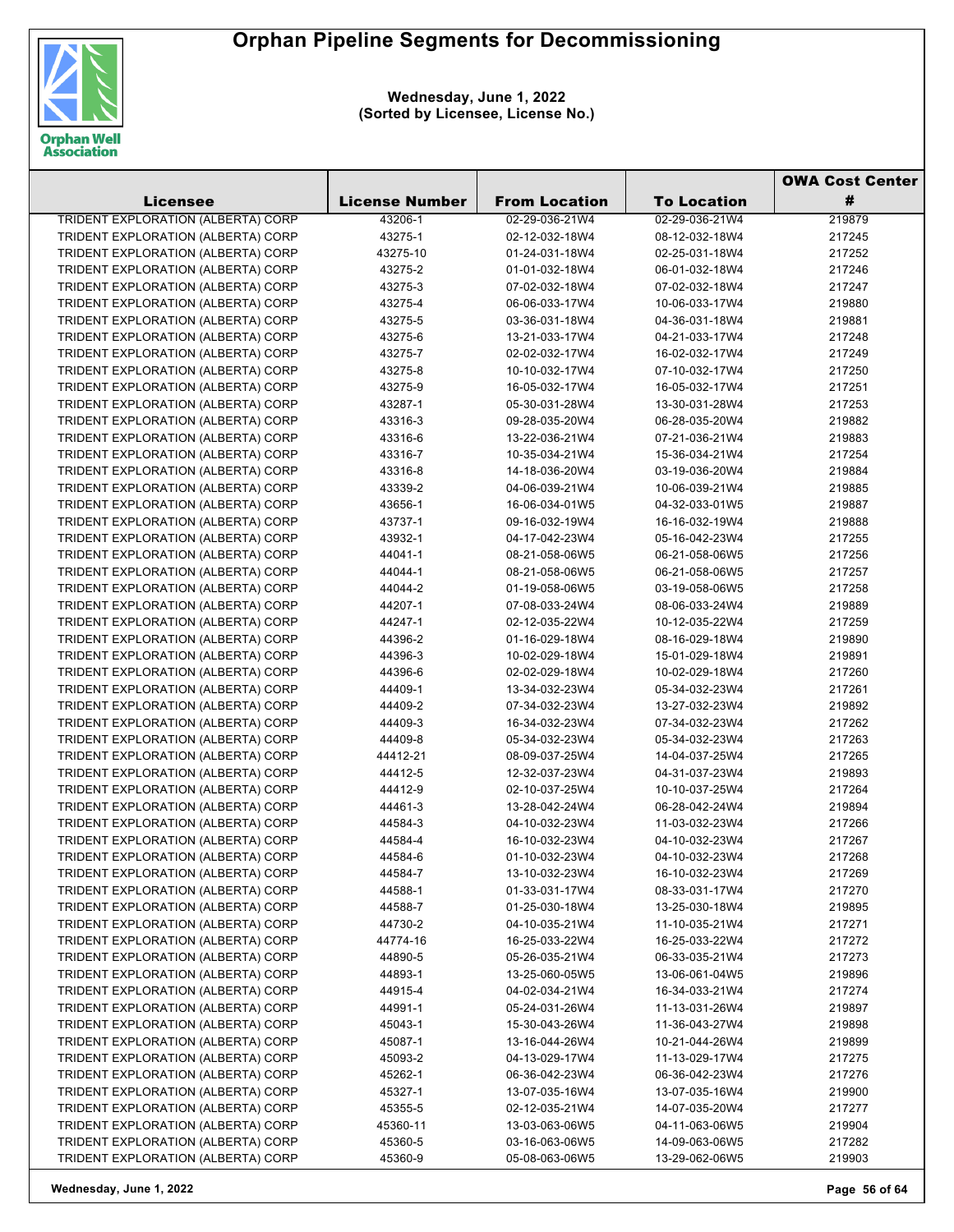# Orphan Pipeline Segments for Decommissioning

**Wednesday, June 1, 2022**
**(Sorted by Licensee, License No.)**

| Licensee | License Number | From Location | To Location | OWA Cost Center # |
|---|---|---|---|---|
| TRIDENT EXPLORATION (ALBERTA) CORP | 43206-1 | 02-29-036-21W4 | 02-29-036-21W4 | 219879 |
| TRIDENT EXPLORATION (ALBERTA) CORP | 43275-1 | 02-12-032-18W4 | 08-12-032-18W4 | 217245 |
| TRIDENT EXPLORATION (ALBERTA) CORP | 43275-10 | 01-24-031-18W4 | 02-25-031-18W4 | 217252 |
| TRIDENT EXPLORATION (ALBERTA) CORP | 43275-2 | 01-01-032-18W4 | 06-01-032-18W4 | 217246 |
| TRIDENT EXPLORATION (ALBERTA) CORP | 43275-3 | 07-02-032-18W4 | 07-02-032-18W4 | 217247 |
| TRIDENT EXPLORATION (ALBERTA) CORP | 43275-4 | 06-06-033-17W4 | 10-06-033-17W4 | 219880 |
| TRIDENT EXPLORATION (ALBERTA) CORP | 43275-5 | 03-36-031-18W4 | 04-36-031-18W4 | 219881 |
| TRIDENT EXPLORATION (ALBERTA) CORP | 43275-6 | 13-21-033-17W4 | 04-21-033-17W4 | 217248 |
| TRIDENT EXPLORATION (ALBERTA) CORP | 43275-7 | 02-02-032-17W4 | 16-02-032-17W4 | 217249 |
| TRIDENT EXPLORATION (ALBERTA) CORP | 43275-8 | 10-10-032-17W4 | 07-10-032-17W4 | 217250 |
| TRIDENT EXPLORATION (ALBERTA) CORP | 43275-9 | 16-05-032-17W4 | 16-05-032-17W4 | 217251 |
| TRIDENT EXPLORATION (ALBERTA) CORP | 43287-1 | 05-30-031-28W4 | 13-30-031-28W4 | 217253 |
| TRIDENT EXPLORATION (ALBERTA) CORP | 43316-3 | 09-28-035-20W4 | 06-28-035-20W4 | 219882 |
| TRIDENT EXPLORATION (ALBERTA) CORP | 43316-6 | 13-22-036-21W4 | 07-21-036-21W4 | 219883 |
| TRIDENT EXPLORATION (ALBERTA) CORP | 43316-7 | 10-35-034-21W4 | 15-36-034-21W4 | 217254 |
| TRIDENT EXPLORATION (ALBERTA) CORP | 43316-8 | 14-18-036-20W4 | 03-19-036-20W4 | 219884 |
| TRIDENT EXPLORATION (ALBERTA) CORP | 43339-2 | 04-06-039-21W4 | 10-06-039-21W4 | 219885 |
| TRIDENT EXPLORATION (ALBERTA) CORP | 43656-1 | 16-06-034-01W5 | 04-32-033-01W5 | 219887 |
| TRIDENT EXPLORATION (ALBERTA) CORP | 43737-1 | 09-16-032-19W4 | 16-16-032-19W4 | 219888 |
| TRIDENT EXPLORATION (ALBERTA) CORP | 43932-1 | 04-17-042-23W4 | 05-16-042-23W4 | 217255 |
| TRIDENT EXPLORATION (ALBERTA) CORP | 44041-1 | 08-21-058-06W5 | 06-21-058-06W5 | 217256 |
| TRIDENT EXPLORATION (ALBERTA) CORP | 44044-1 | 08-21-058-06W5 | 06-21-058-06W5 | 217257 |
| TRIDENT EXPLORATION (ALBERTA) CORP | 44044-2 | 01-19-058-06W5 | 03-19-058-06W5 | 217258 |
| TRIDENT EXPLORATION (ALBERTA) CORP | 44207-1 | 07-08-033-24W4 | 08-06-033-24W4 | 219889 |
| TRIDENT EXPLORATION (ALBERTA) CORP | 44247-1 | 02-12-035-22W4 | 10-12-035-22W4 | 217259 |
| TRIDENT EXPLORATION (ALBERTA) CORP | 44396-2 | 01-16-029-18W4 | 08-16-029-18W4 | 219890 |
| TRIDENT EXPLORATION (ALBERTA) CORP | 44396-3 | 10-02-029-18W4 | 15-01-029-18W4 | 219891 |
| TRIDENT EXPLORATION (ALBERTA) CORP | 44396-6 | 02-02-029-18W4 | 10-02-029-18W4 | 217260 |
| TRIDENT EXPLORATION (ALBERTA) CORP | 44409-1 | 13-34-032-23W4 | 05-34-032-23W4 | 217261 |
| TRIDENT EXPLORATION (ALBERTA) CORP | 44409-2 | 07-34-032-23W4 | 13-27-032-23W4 | 219892 |
| TRIDENT EXPLORATION (ALBERTA) CORP | 44409-3 | 16-34-032-23W4 | 07-34-032-23W4 | 217262 |
| TRIDENT EXPLORATION (ALBERTA) CORP | 44409-8 | 05-34-032-23W4 | 05-34-032-23W4 | 217263 |
| TRIDENT EXPLORATION (ALBERTA) CORP | 44412-21 | 08-09-037-25W4 | 14-04-037-25W4 | 217265 |
| TRIDENT EXPLORATION (ALBERTA) CORP | 44412-5 | 12-32-037-23W4 | 04-31-037-23W4 | 219893 |
| TRIDENT EXPLORATION (ALBERTA) CORP | 44412-9 | 02-10-037-25W4 | 10-10-037-25W4 | 217264 |
| TRIDENT EXPLORATION (ALBERTA) CORP | 44461-3 | 13-28-042-24W4 | 06-28-042-24W4 | 219894 |
| TRIDENT EXPLORATION (ALBERTA) CORP | 44584-3 | 04-10-032-23W4 | 11-03-032-23W4 | 217266 |
| TRIDENT EXPLORATION (ALBERTA) CORP | 44584-4 | 16-10-032-23W4 | 04-10-032-23W4 | 217267 |
| TRIDENT EXPLORATION (ALBERTA) CORP | 44584-6 | 01-10-032-23W4 | 04-10-032-23W4 | 217268 |
| TRIDENT EXPLORATION (ALBERTA) CORP | 44584-7 | 13-10-032-23W4 | 16-10-032-23W4 | 217269 |
| TRIDENT EXPLORATION (ALBERTA) CORP | 44588-1 | 01-33-031-17W4 | 08-33-031-17W4 | 217270 |
| TRIDENT EXPLORATION (ALBERTA) CORP | 44588-7 | 01-25-030-18W4 | 13-25-030-18W4 | 219895 |
| TRIDENT EXPLORATION (ALBERTA) CORP | 44730-2 | 04-10-035-21W4 | 11-10-035-21W4 | 217271 |
| TRIDENT EXPLORATION (ALBERTA) CORP | 44774-16 | 16-25-033-22W4 | 16-25-033-22W4 | 217272 |
| TRIDENT EXPLORATION (ALBERTA) CORP | 44890-5 | 05-26-035-21W4 | 06-33-035-21W4 | 217273 |
| TRIDENT EXPLORATION (ALBERTA) CORP | 44893-1 | 13-25-060-05W5 | 13-06-061-04W5 | 219896 |
| TRIDENT EXPLORATION (ALBERTA) CORP | 44915-4 | 04-02-034-21W4 | 16-34-033-21W4 | 217274 |
| TRIDENT EXPLORATION (ALBERTA) CORP | 44991-1 | 05-24-031-26W4 | 11-13-031-26W4 | 219897 |
| TRIDENT EXPLORATION (ALBERTA) CORP | 45043-1 | 15-30-043-26W4 | 11-36-043-27W4 | 219898 |
| TRIDENT EXPLORATION (ALBERTA) CORP | 45087-1 | 13-16-044-26W4 | 10-21-044-26W4 | 219899 |
| TRIDENT EXPLORATION (ALBERTA) CORP | 45093-2 | 04-13-029-17W4 | 11-13-029-17W4 | 217275 |
| TRIDENT EXPLORATION (ALBERTA) CORP | 45262-1 | 06-36-042-23W4 | 06-36-042-23W4 | 217276 |
| TRIDENT EXPLORATION (ALBERTA) CORP | 45327-1 | 13-07-035-16W4 | 13-07-035-16W4 | 219900 |
| TRIDENT EXPLORATION (ALBERTA) CORP | 45355-5 | 02-12-035-21W4 | 14-07-035-20W4 | 217277 |
| TRIDENT EXPLORATION (ALBERTA) CORP | 45360-11 | 13-03-063-06W5 | 04-11-063-06W5 | 219904 |
| TRIDENT EXPLORATION (ALBERTA) CORP | 45360-5 | 03-16-063-06W5 | 14-09-063-06W5 | 217282 |
| TRIDENT EXPLORATION (ALBERTA) CORP | 45360-9 | 05-08-063-06W5 | 13-29-062-06W5 | 219903 |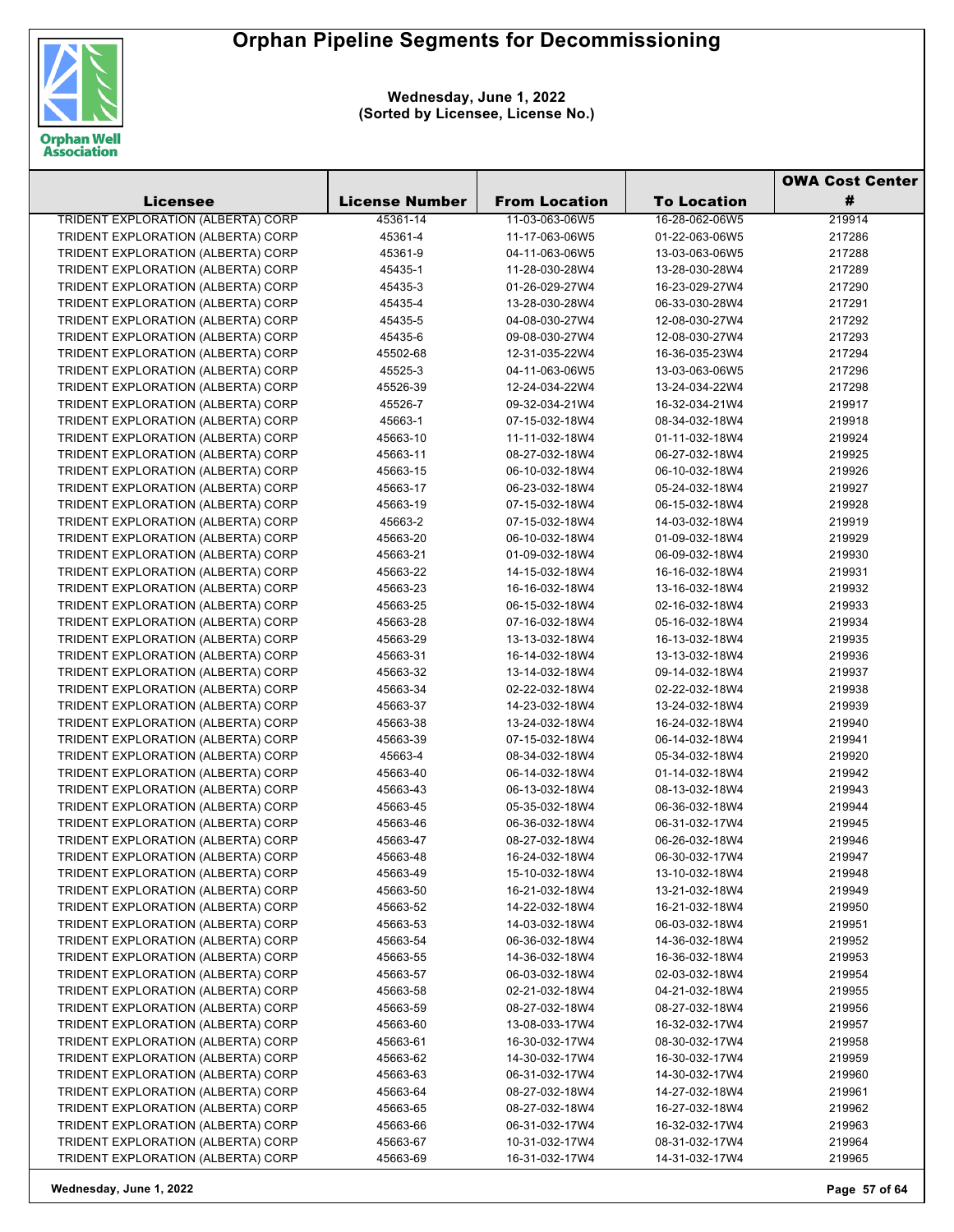# Orphan Pipeline Segments for Decommissioning

**Wednesday, June 1, 2022**
**(Sorted by Licensee, License No.)**

| Licensee | License Number | From Location | To Location | OWA Cost Center # |
|---|---|---|---|---|
| TRIDENT EXPLORATION (ALBERTA) CORP | 45361-14 | 11-03-063-06W5 | 16-28-062-06W5 | 219914 |
| TRIDENT EXPLORATION (ALBERTA) CORP | 45361-4 | 11-17-063-06W5 | 01-22-063-06W5 | 217286 |
| TRIDENT EXPLORATION (ALBERTA) CORP | 45361-9 | 04-11-063-06W5 | 13-03-063-06W5 | 217288 |
| TRIDENT EXPLORATION (ALBERTA) CORP | 45435-1 | 11-28-030-28W4 | 13-28-030-28W4 | 217289 |
| TRIDENT EXPLORATION (ALBERTA) CORP | 45435-3 | 01-26-029-27W4 | 16-23-029-27W4 | 217290 |
| TRIDENT EXPLORATION (ALBERTA) CORP | 45435-4 | 13-28-030-28W4 | 06-33-030-28W4 | 217291 |
| TRIDENT EXPLORATION (ALBERTA) CORP | 45435-5 | 04-08-030-27W4 | 12-08-030-27W4 | 217292 |
| TRIDENT EXPLORATION (ALBERTA) CORP | 45435-6 | 09-08-030-27W4 | 12-08-030-27W4 | 217293 |
| TRIDENT EXPLORATION (ALBERTA) CORP | 45502-68 | 12-31-035-22W4 | 16-36-035-23W4 | 217294 |
| TRIDENT EXPLORATION (ALBERTA) CORP | 45525-3 | 04-11-063-06W5 | 13-03-063-06W5 | 217296 |
| TRIDENT EXPLORATION (ALBERTA) CORP | 45526-39 | 12-24-034-22W4 | 13-24-034-22W4 | 217298 |
| TRIDENT EXPLORATION (ALBERTA) CORP | 45526-7 | 09-32-034-21W4 | 16-32-034-21W4 | 219917 |
| TRIDENT EXPLORATION (ALBERTA) CORP | 45663-1 | 07-15-032-18W4 | 08-34-032-18W4 | 219918 |
| TRIDENT EXPLORATION (ALBERTA) CORP | 45663-10 | 11-11-032-18W4 | 01-11-032-18W4 | 219924 |
| TRIDENT EXPLORATION (ALBERTA) CORP | 45663-11 | 08-27-032-18W4 | 06-27-032-18W4 | 219925 |
| TRIDENT EXPLORATION (ALBERTA) CORP | 45663-15 | 06-10-032-18W4 | 06-10-032-18W4 | 219926 |
| TRIDENT EXPLORATION (ALBERTA) CORP | 45663-17 | 06-23-032-18W4 | 05-24-032-18W4 | 219927 |
| TRIDENT EXPLORATION (ALBERTA) CORP | 45663-19 | 07-15-032-18W4 | 06-15-032-18W4 | 219928 |
| TRIDENT EXPLORATION (ALBERTA) CORP | 45663-2 | 07-15-032-18W4 | 14-03-032-18W4 | 219919 |
| TRIDENT EXPLORATION (ALBERTA) CORP | 45663-20 | 06-10-032-18W4 | 01-09-032-18W4 | 219929 |
| TRIDENT EXPLORATION (ALBERTA) CORP | 45663-21 | 01-09-032-18W4 | 06-09-032-18W4 | 219930 |
| TRIDENT EXPLORATION (ALBERTA) CORP | 45663-22 | 14-15-032-18W4 | 16-16-032-18W4 | 219931 |
| TRIDENT EXPLORATION (ALBERTA) CORP | 45663-23 | 16-16-032-18W4 | 13-16-032-18W4 | 219932 |
| TRIDENT EXPLORATION (ALBERTA) CORP | 45663-25 | 06-15-032-18W4 | 02-16-032-18W4 | 219933 |
| TRIDENT EXPLORATION (ALBERTA) CORP | 45663-28 | 07-16-032-18W4 | 05-16-032-18W4 | 219934 |
| TRIDENT EXPLORATION (ALBERTA) CORP | 45663-29 | 13-13-032-18W4 | 16-13-032-18W4 | 219935 |
| TRIDENT EXPLORATION (ALBERTA) CORP | 45663-31 | 16-14-032-18W4 | 13-13-032-18W4 | 219936 |
| TRIDENT EXPLORATION (ALBERTA) CORP | 45663-32 | 13-14-032-18W4 | 09-14-032-18W4 | 219937 |
| TRIDENT EXPLORATION (ALBERTA) CORP | 45663-34 | 02-22-032-18W4 | 02-22-032-18W4 | 219938 |
| TRIDENT EXPLORATION (ALBERTA) CORP | 45663-37 | 14-23-032-18W4 | 13-24-032-18W4 | 219939 |
| TRIDENT EXPLORATION (ALBERTA) CORP | 45663-38 | 13-24-032-18W4 | 16-24-032-18W4 | 219940 |
| TRIDENT EXPLORATION (ALBERTA) CORP | 45663-39 | 07-15-032-18W4 | 06-14-032-18W4 | 219941 |
| TRIDENT EXPLORATION (ALBERTA) CORP | 45663-4 | 08-34-032-18W4 | 05-34-032-18W4 | 219920 |
| TRIDENT EXPLORATION (ALBERTA) CORP | 45663-40 | 06-14-032-18W4 | 01-14-032-18W4 | 219942 |
| TRIDENT EXPLORATION (ALBERTA) CORP | 45663-43 | 06-13-032-18W4 | 08-13-032-18W4 | 219943 |
| TRIDENT EXPLORATION (ALBERTA) CORP | 45663-45 | 05-35-032-18W4 | 06-36-032-18W4 | 219944 |
| TRIDENT EXPLORATION (ALBERTA) CORP | 45663-46 | 06-36-032-18W4 | 06-31-032-17W4 | 219945 |
| TRIDENT EXPLORATION (ALBERTA) CORP | 45663-47 | 08-27-032-18W4 | 06-26-032-18W4 | 219946 |
| TRIDENT EXPLORATION (ALBERTA) CORP | 45663-48 | 16-24-032-18W4 | 06-30-032-17W4 | 219947 |
| TRIDENT EXPLORATION (ALBERTA) CORP | 45663-49 | 15-10-032-18W4 | 13-10-032-18W4 | 219948 |
| TRIDENT EXPLORATION (ALBERTA) CORP | 45663-50 | 16-21-032-18W4 | 13-21-032-18W4 | 219949 |
| TRIDENT EXPLORATION (ALBERTA) CORP | 45663-52 | 14-22-032-18W4 | 16-21-032-18W4 | 219950 |
| TRIDENT EXPLORATION (ALBERTA) CORP | 45663-53 | 14-03-032-18W4 | 06-03-032-18W4 | 219951 |
| TRIDENT EXPLORATION (ALBERTA) CORP | 45663-54 | 06-36-032-18W4 | 14-36-032-18W4 | 219952 |
| TRIDENT EXPLORATION (ALBERTA) CORP | 45663-55 | 14-36-032-18W4 | 16-36-032-18W4 | 219953 |
| TRIDENT EXPLORATION (ALBERTA) CORP | 45663-57 | 06-03-032-18W4 | 02-03-032-18W4 | 219954 |
| TRIDENT EXPLORATION (ALBERTA) CORP | 45663-58 | 02-21-032-18W4 | 04-21-032-18W4 | 219955 |
| TRIDENT EXPLORATION (ALBERTA) CORP | 45663-59 | 08-27-032-18W4 | 08-27-032-18W4 | 219956 |
| TRIDENT EXPLORATION (ALBERTA) CORP | 45663-60 | 13-08-033-17W4 | 16-32-032-17W4 | 219957 |
| TRIDENT EXPLORATION (ALBERTA) CORP | 45663-61 | 16-30-032-17W4 | 08-30-032-17W4 | 219958 |
| TRIDENT EXPLORATION (ALBERTA) CORP | 45663-62 | 14-30-032-17W4 | 16-30-032-17W4 | 219959 |
| TRIDENT EXPLORATION (ALBERTA) CORP | 45663-63 | 06-31-032-17W4 | 14-30-032-17W4 | 219960 |
| TRIDENT EXPLORATION (ALBERTA) CORP | 45663-64 | 08-27-032-18W4 | 14-27-032-18W4 | 219961 |
| TRIDENT EXPLORATION (ALBERTA) CORP | 45663-65 | 08-27-032-18W4 | 16-27-032-18W4 | 219962 |
| TRIDENT EXPLORATION (ALBERTA) CORP | 45663-66 | 06-31-032-17W4 | 16-32-032-17W4 | 219963 |
| TRIDENT EXPLORATION (ALBERTA) CORP | 45663-67 | 10-31-032-17W4 | 08-31-032-17W4 | 219964 |
| TRIDENT EXPLORATION (ALBERTA) CORP | 45663-69 | 16-31-032-17W4 | 14-31-032-17W4 | 219965 |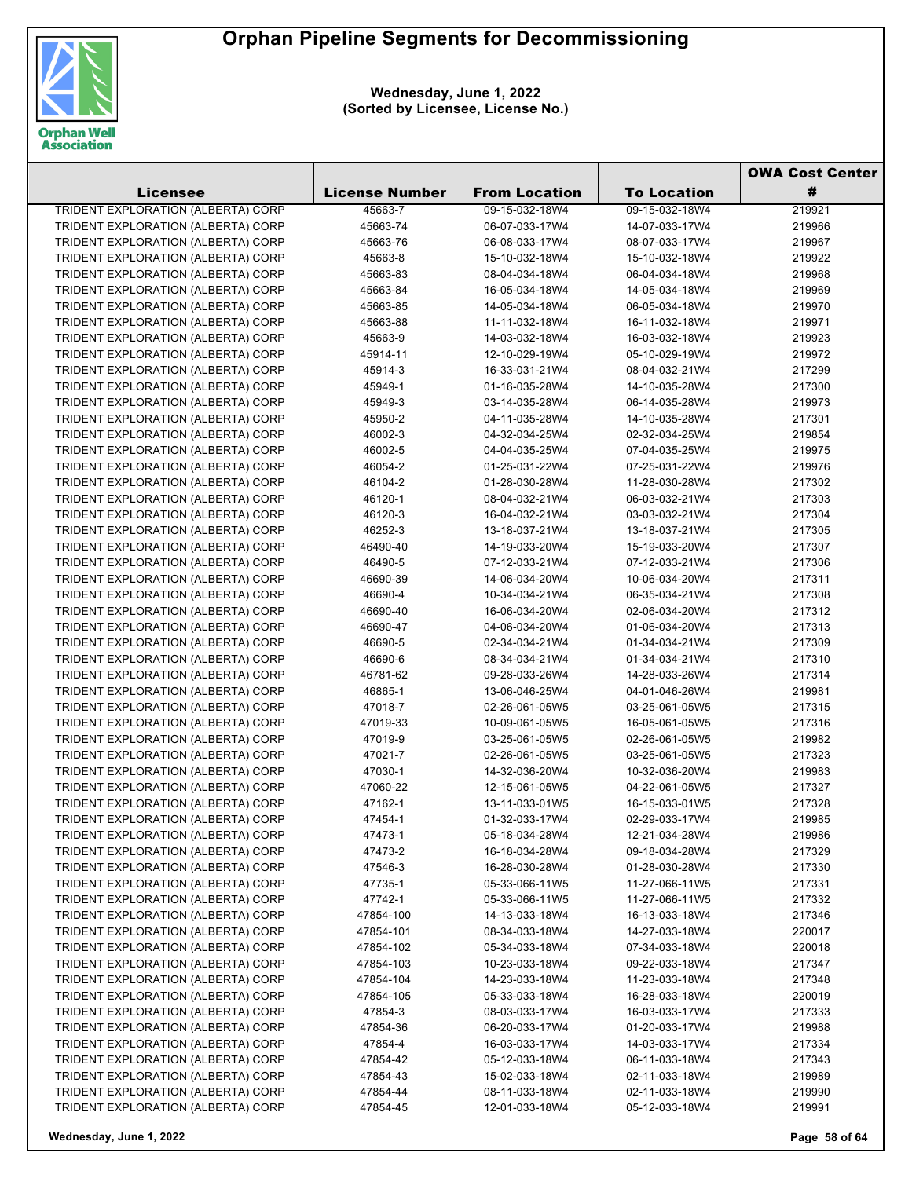# Orphan Pipeline Segments for Decommissioning

**Wednesday, June 1, 2022**
**(Sorted by Licensee, License No.)**

| Licensee | License Number | From Location | To Location | OWA Cost Center # |
|---|---|---|---|---|
| TRIDENT EXPLORATION (ALBERTA) CORP | 45663-7 | 09-15-032-18W4 | 09-15-032-18W4 | 219921 |
| TRIDENT EXPLORATION (ALBERTA) CORP | 45663-74 | 06-07-033-17W4 | 14-07-033-17W4 | 219966 |
| TRIDENT EXPLORATION (ALBERTA) CORP | 45663-76 | 06-08-033-17W4 | 08-07-033-17W4 | 219967 |
| TRIDENT EXPLORATION (ALBERTA) CORP | 45663-8 | 15-10-032-18W4 | 15-10-032-18W4 | 219922 |
| TRIDENT EXPLORATION (ALBERTA) CORP | 45663-83 | 08-04-034-18W4 | 06-04-034-18W4 | 219968 |
| TRIDENT EXPLORATION (ALBERTA) CORP | 45663-84 | 16-05-034-18W4 | 14-05-034-18W4 | 219969 |
| TRIDENT EXPLORATION (ALBERTA) CORP | 45663-85 | 14-05-034-18W4 | 06-05-034-18W4 | 219970 |
| TRIDENT EXPLORATION (ALBERTA) CORP | 45663-88 | 11-11-032-18W4 | 16-11-032-18W4 | 219971 |
| TRIDENT EXPLORATION (ALBERTA) CORP | 45663-9 | 14-03-032-18W4 | 16-03-032-18W4 | 219923 |
| TRIDENT EXPLORATION (ALBERTA) CORP | 45914-11 | 12-10-029-19W4 | 05-10-029-19W4 | 219972 |
| TRIDENT EXPLORATION (ALBERTA) CORP | 45914-3 | 16-33-031-21W4 | 08-04-032-21W4 | 217299 |
| TRIDENT EXPLORATION (ALBERTA) CORP | 45949-1 | 01-16-035-28W4 | 14-10-035-28W4 | 217300 |
| TRIDENT EXPLORATION (ALBERTA) CORP | 45949-3 | 03-14-035-28W4 | 06-14-035-28W4 | 219973 |
| TRIDENT EXPLORATION (ALBERTA) CORP | 45950-2 | 04-11-035-28W4 | 14-10-035-28W4 | 217301 |
| TRIDENT EXPLORATION (ALBERTA) CORP | 46002-3 | 04-32-034-25W4 | 02-32-034-25W4 | 219854 |
| TRIDENT EXPLORATION (ALBERTA) CORP | 46002-5 | 04-04-035-25W4 | 07-04-035-25W4 | 219975 |
| TRIDENT EXPLORATION (ALBERTA) CORP | 46054-2 | 01-25-031-22W4 | 07-25-031-22W4 | 219976 |
| TRIDENT EXPLORATION (ALBERTA) CORP | 46104-2 | 01-28-030-28W4 | 11-28-030-28W4 | 217302 |
| TRIDENT EXPLORATION (ALBERTA) CORP | 46120-1 | 08-04-032-21W4 | 06-03-032-21W4 | 217303 |
| TRIDENT EXPLORATION (ALBERTA) CORP | 46120-3 | 16-04-032-21W4 | 03-03-032-21W4 | 217304 |
| TRIDENT EXPLORATION (ALBERTA) CORP | 46252-3 | 13-18-037-21W4 | 13-18-037-21W4 | 217305 |
| TRIDENT EXPLORATION (ALBERTA) CORP | 46490-40 | 14-19-033-20W4 | 15-19-033-20W4 | 217307 |
| TRIDENT EXPLORATION (ALBERTA) CORP | 46490-5 | 07-12-033-21W4 | 07-12-033-21W4 | 217306 |
| TRIDENT EXPLORATION (ALBERTA) CORP | 46690-39 | 14-06-034-20W4 | 10-06-034-20W4 | 217311 |
| TRIDENT EXPLORATION (ALBERTA) CORP | 46690-4 | 10-34-034-21W4 | 06-35-034-21W4 | 217308 |
| TRIDENT EXPLORATION (ALBERTA) CORP | 46690-40 | 16-06-034-20W4 | 02-06-034-20W4 | 217312 |
| TRIDENT EXPLORATION (ALBERTA) CORP | 46690-47 | 04-06-034-20W4 | 01-06-034-20W4 | 217313 |
| TRIDENT EXPLORATION (ALBERTA) CORP | 46690-5 | 02-34-034-21W4 | 01-34-034-21W4 | 217309 |
| TRIDENT EXPLORATION (ALBERTA) CORP | 46690-6 | 08-34-034-21W4 | 01-34-034-21W4 | 217310 |
| TRIDENT EXPLORATION (ALBERTA) CORP | 46781-62 | 09-28-033-26W4 | 14-28-033-26W4 | 217314 |
| TRIDENT EXPLORATION (ALBERTA) CORP | 46865-1 | 13-06-046-25W4 | 04-01-046-26W4 | 219981 |
| TRIDENT EXPLORATION (ALBERTA) CORP | 47018-7 | 02-26-061-05W5 | 03-25-061-05W5 | 217315 |
| TRIDENT EXPLORATION (ALBERTA) CORP | 47019-33 | 10-09-061-05W5 | 16-05-061-05W5 | 217316 |
| TRIDENT EXPLORATION (ALBERTA) CORP | 47019-9 | 03-25-061-05W5 | 02-26-061-05W5 | 219982 |
| TRIDENT EXPLORATION (ALBERTA) CORP | 47021-7 | 02-26-061-05W5 | 03-25-061-05W5 | 217323 |
| TRIDENT EXPLORATION (ALBERTA) CORP | 47030-1 | 14-32-036-20W4 | 10-32-036-20W4 | 219983 |
| TRIDENT EXPLORATION (ALBERTA) CORP | 47060-22 | 12-15-061-05W5 | 04-22-061-05W5 | 217327 |
| TRIDENT EXPLORATION (ALBERTA) CORP | 47162-1 | 13-11-033-01W5 | 16-15-033-01W5 | 217328 |
| TRIDENT EXPLORATION (ALBERTA) CORP | 47454-1 | 01-32-033-17W4 | 02-29-033-17W4 | 219985 |
| TRIDENT EXPLORATION (ALBERTA) CORP | 47473-1 | 05-18-034-28W4 | 12-21-034-28W4 | 219986 |
| TRIDENT EXPLORATION (ALBERTA) CORP | 47473-2 | 16-18-034-28W4 | 09-18-034-28W4 | 217329 |
| TRIDENT EXPLORATION (ALBERTA) CORP | 47546-3 | 16-28-030-28W4 | 01-28-030-28W4 | 217330 |
| TRIDENT EXPLORATION (ALBERTA) CORP | 47735-1 | 05-33-066-11W5 | 11-27-066-11W5 | 217331 |
| TRIDENT EXPLORATION (ALBERTA) CORP | 47742-1 | 05-33-066-11W5 | 11-27-066-11W5 | 217332 |
| TRIDENT EXPLORATION (ALBERTA) CORP | 47854-100 | 14-13-033-18W4 | 16-13-033-18W4 | 217346 |
| TRIDENT EXPLORATION (ALBERTA) CORP | 47854-101 | 08-34-033-18W4 | 14-27-033-18W4 | 220017 |
| TRIDENT EXPLORATION (ALBERTA) CORP | 47854-102 | 05-34-033-18W4 | 07-34-033-18W4 | 220018 |
| TRIDENT EXPLORATION (ALBERTA) CORP | 47854-103 | 10-23-033-18W4 | 09-22-033-18W4 | 217347 |
| TRIDENT EXPLORATION (ALBERTA) CORP | 47854-104 | 14-23-033-18W4 | 11-23-033-18W4 | 217348 |
| TRIDENT EXPLORATION (ALBERTA) CORP | 47854-105 | 05-33-033-18W4 | 16-28-033-18W4 | 220019 |
| TRIDENT EXPLORATION (ALBERTA) CORP | 47854-3 | 08-03-033-17W4 | 16-03-033-17W4 | 217333 |
| TRIDENT EXPLORATION (ALBERTA) CORP | 47854-36 | 06-20-033-17W4 | 01-20-033-17W4 | 219988 |
| TRIDENT EXPLORATION (ALBERTA) CORP | 47854-4 | 16-03-033-17W4 | 14-03-033-17W4 | 217334 |
| TRIDENT EXPLORATION (ALBERTA) CORP | 47854-42 | 05-12-033-18W4 | 06-11-033-18W4 | 217343 |
| TRIDENT EXPLORATION (ALBERTA) CORP | 47854-43 | 15-02-033-18W4 | 02-11-033-18W4 | 219989 |
| TRIDENT EXPLORATION (ALBERTA) CORP | 47854-44 | 08-11-033-18W4 | 02-11-033-18W4 | 219990 |
| TRIDENT EXPLORATION (ALBERTA) CORP | 47854-45 | 12-01-033-18W4 | 05-12-033-18W4 | 219991 |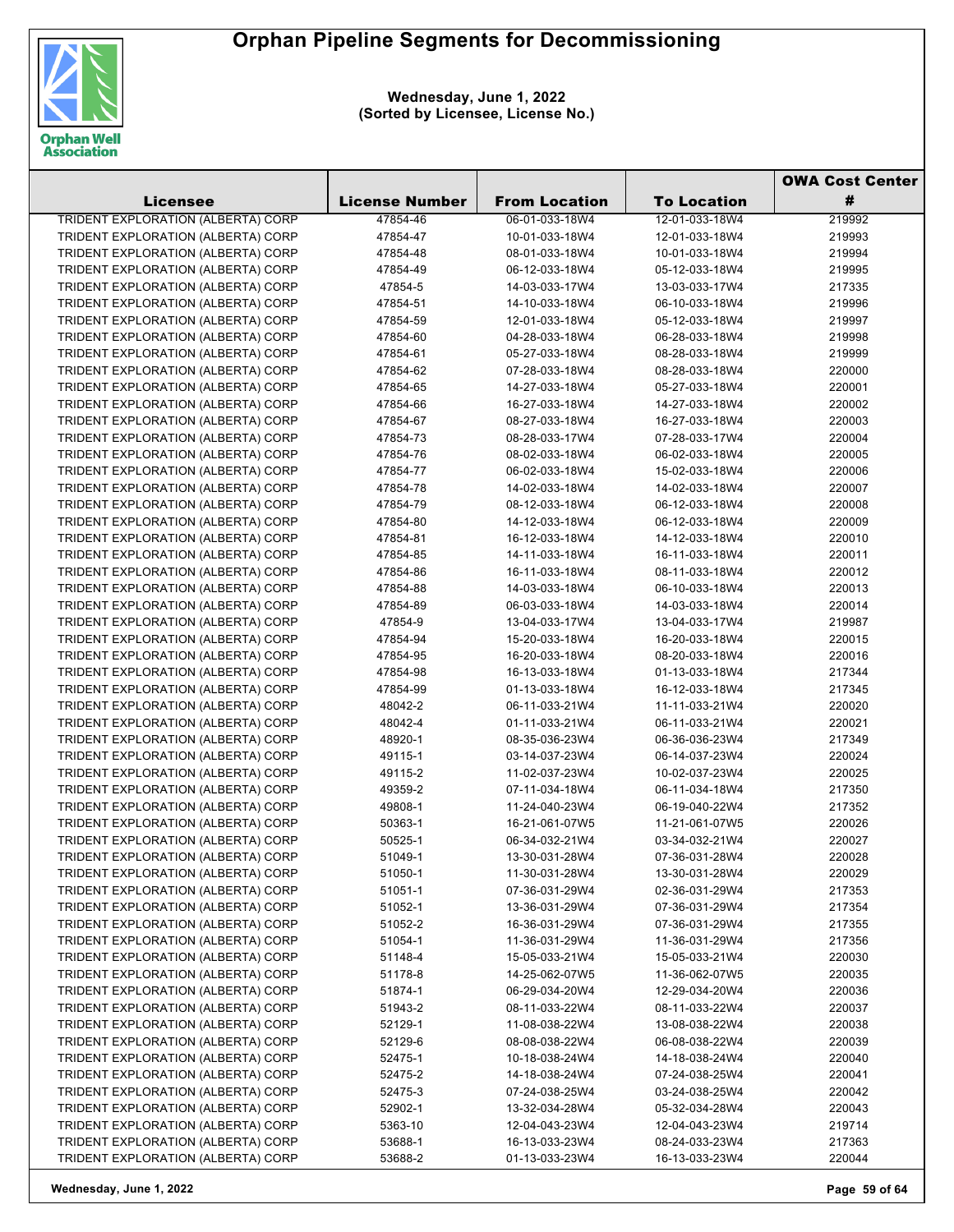# Orphan Pipeline Segments for Decommissioning

**Wednesday, June 1, 2022**
**(Sorted by Licensee, License No.)**

| Licensee | License Number | From Location | To Location | OWA Cost Center # |
|---|---|---|---|---|
| TRIDENT EXPLORATION (ALBERTA) CORP | 47854-46 | 06-01-033-18W4 | 12-01-033-18W4 | 219992 |
| TRIDENT EXPLORATION (ALBERTA) CORP | 47854-47 | 10-01-033-18W4 | 12-01-033-18W4 | 219993 |
| TRIDENT EXPLORATION (ALBERTA) CORP | 47854-48 | 08-01-033-18W4 | 10-01-033-18W4 | 219994 |
| TRIDENT EXPLORATION (ALBERTA) CORP | 47854-49 | 06-12-033-18W4 | 05-12-033-18W4 | 219995 |
| TRIDENT EXPLORATION (ALBERTA) CORP | 47854-5 | 14-03-033-17W4 | 13-03-033-17W4 | 217335 |
| TRIDENT EXPLORATION (ALBERTA) CORP | 47854-51 | 14-10-033-18W4 | 06-10-033-18W4 | 219996 |
| TRIDENT EXPLORATION (ALBERTA) CORP | 47854-59 | 12-01-033-18W4 | 05-12-033-18W4 | 219997 |
| TRIDENT EXPLORATION (ALBERTA) CORP | 47854-60 | 04-28-033-18W4 | 06-28-033-18W4 | 219998 |
| TRIDENT EXPLORATION (ALBERTA) CORP | 47854-61 | 05-27-033-18W4 | 08-28-033-18W4 | 219999 |
| TRIDENT EXPLORATION (ALBERTA) CORP | 47854-62 | 07-28-033-18W4 | 08-28-033-18W4 | 220000 |
| TRIDENT EXPLORATION (ALBERTA) CORP | 47854-65 | 14-27-033-18W4 | 05-27-033-18W4 | 220001 |
| TRIDENT EXPLORATION (ALBERTA) CORP | 47854-66 | 16-27-033-18W4 | 14-27-033-18W4 | 220002 |
| TRIDENT EXPLORATION (ALBERTA) CORP | 47854-67 | 08-27-033-18W4 | 16-27-033-18W4 | 220003 |
| TRIDENT EXPLORATION (ALBERTA) CORP | 47854-73 | 08-28-033-17W4 | 07-28-033-17W4 | 220004 |
| TRIDENT EXPLORATION (ALBERTA) CORP | 47854-76 | 08-02-033-18W4 | 06-02-033-18W4 | 220005 |
| TRIDENT EXPLORATION (ALBERTA) CORP | 47854-77 | 06-02-033-18W4 | 15-02-033-18W4 | 220006 |
| TRIDENT EXPLORATION (ALBERTA) CORP | 47854-78 | 14-02-033-18W4 | 14-02-033-18W4 | 220007 |
| TRIDENT EXPLORATION (ALBERTA) CORP | 47854-79 | 08-12-033-18W4 | 06-12-033-18W4 | 220008 |
| TRIDENT EXPLORATION (ALBERTA) CORP | 47854-80 | 14-12-033-18W4 | 06-12-033-18W4 | 220009 |
| TRIDENT EXPLORATION (ALBERTA) CORP | 47854-81 | 16-12-033-18W4 | 14-12-033-18W4 | 220010 |
| TRIDENT EXPLORATION (ALBERTA) CORP | 47854-85 | 14-11-033-18W4 | 16-11-033-18W4 | 220011 |
| TRIDENT EXPLORATION (ALBERTA) CORP | 47854-86 | 16-11-033-18W4 | 08-11-033-18W4 | 220012 |
| TRIDENT EXPLORATION (ALBERTA) CORP | 47854-88 | 14-03-033-18W4 | 06-10-033-18W4 | 220013 |
| TRIDENT EXPLORATION (ALBERTA) CORP | 47854-89 | 06-03-033-18W4 | 14-03-033-18W4 | 220014 |
| TRIDENT EXPLORATION (ALBERTA) CORP | 47854-9 | 13-04-033-17W4 | 13-04-033-17W4 | 219987 |
| TRIDENT EXPLORATION (ALBERTA) CORP | 47854-94 | 15-20-033-18W4 | 16-20-033-18W4 | 220015 |
| TRIDENT EXPLORATION (ALBERTA) CORP | 47854-95 | 16-20-033-18W4 | 08-20-033-18W4 | 220016 |
| TRIDENT EXPLORATION (ALBERTA) CORP | 47854-98 | 16-13-033-18W4 | 01-13-033-18W4 | 217344 |
| TRIDENT EXPLORATION (ALBERTA) CORP | 47854-99 | 01-13-033-18W4 | 16-12-033-18W4 | 217345 |
| TRIDENT EXPLORATION (ALBERTA) CORP | 48042-2 | 06-11-033-21W4 | 11-11-033-21W4 | 220020 |
| TRIDENT EXPLORATION (ALBERTA) CORP | 48042-4 | 01-11-033-21W4 | 06-11-033-21W4 | 220021 |
| TRIDENT EXPLORATION (ALBERTA) CORP | 48920-1 | 08-35-036-23W4 | 06-36-036-23W4 | 217349 |
| TRIDENT EXPLORATION (ALBERTA) CORP | 49115-1 | 03-14-037-23W4 | 06-14-037-23W4 | 220024 |
| TRIDENT EXPLORATION (ALBERTA) CORP | 49115-2 | 11-02-037-23W4 | 10-02-037-23W4 | 220025 |
| TRIDENT EXPLORATION (ALBERTA) CORP | 49359-2 | 07-11-034-18W4 | 06-11-034-18W4 | 217350 |
| TRIDENT EXPLORATION (ALBERTA) CORP | 49808-1 | 11-24-040-23W4 | 06-19-040-22W4 | 217352 |
| TRIDENT EXPLORATION (ALBERTA) CORP | 50363-1 | 16-21-061-07W5 | 11-21-061-07W5 | 220026 |
| TRIDENT EXPLORATION (ALBERTA) CORP | 50525-1 | 06-34-032-21W4 | 03-34-032-21W4 | 220027 |
| TRIDENT EXPLORATION (ALBERTA) CORP | 51049-1 | 13-30-031-28W4 | 07-36-031-28W4 | 220028 |
| TRIDENT EXPLORATION (ALBERTA) CORP | 51050-1 | 11-30-031-28W4 | 13-30-031-28W4 | 220029 |
| TRIDENT EXPLORATION (ALBERTA) CORP | 51051-1 | 07-36-031-29W4 | 02-36-031-29W4 | 217353 |
| TRIDENT EXPLORATION (ALBERTA) CORP | 51052-1 | 13-36-031-29W4 | 07-36-031-29W4 | 217354 |
| TRIDENT EXPLORATION (ALBERTA) CORP | 51052-2 | 16-36-031-29W4 | 07-36-031-29W4 | 217355 |
| TRIDENT EXPLORATION (ALBERTA) CORP | 51054-1 | 11-36-031-29W4 | 11-36-031-29W4 | 217356 |
| TRIDENT EXPLORATION (ALBERTA) CORP | 51148-4 | 15-05-033-21W4 | 15-05-033-21W4 | 220030 |
| TRIDENT EXPLORATION (ALBERTA) CORP | 51178-8 | 14-25-062-07W5 | 11-36-062-07W5 | 220035 |
| TRIDENT EXPLORATION (ALBERTA) CORP | 51874-1 | 06-29-034-20W4 | 12-29-034-20W4 | 220036 |
| TRIDENT EXPLORATION (ALBERTA) CORP | 51943-2 | 08-11-033-22W4 | 08-11-033-22W4 | 220037 |
| TRIDENT EXPLORATION (ALBERTA) CORP | 52129-1 | 11-08-038-22W4 | 13-08-038-22W4 | 220038 |
| TRIDENT EXPLORATION (ALBERTA) CORP | 52129-6 | 08-08-038-22W4 | 06-08-038-22W4 | 220039 |
| TRIDENT EXPLORATION (ALBERTA) CORP | 52475-1 | 10-18-038-24W4 | 14-18-038-24W4 | 220040 |
| TRIDENT EXPLORATION (ALBERTA) CORP | 52475-2 | 14-18-038-24W4 | 07-24-038-25W4 | 220041 |
| TRIDENT EXPLORATION (ALBERTA) CORP | 52475-3 | 07-24-038-25W4 | 03-24-038-25W4 | 220042 |
| TRIDENT EXPLORATION (ALBERTA) CORP | 52902-1 | 13-32-034-28W4 | 05-32-034-28W4 | 220043 |
| TRIDENT EXPLORATION (ALBERTA) CORP | 5363-10 | 12-04-043-23W4 | 12-04-043-23W4 | 219714 |
| TRIDENT EXPLORATION (ALBERTA) CORP | 53688-1 | 16-13-033-23W4 | 08-24-033-23W4 | 217363 |
| TRIDENT EXPLORATION (ALBERTA) CORP | 53688-2 | 01-13-033-23W4 | 16-13-033-23W4 | 220044 |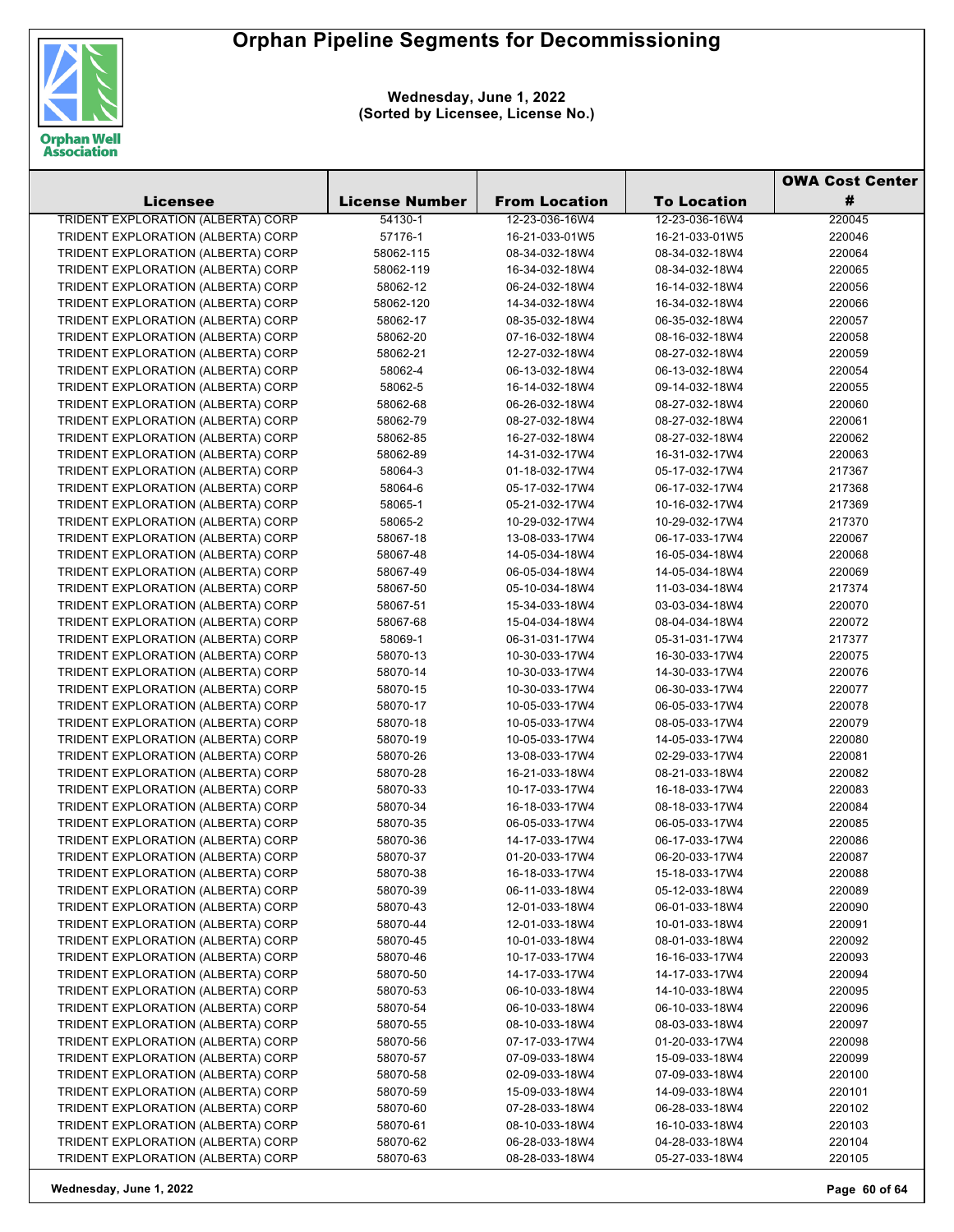# Orphan Pipeline Segments for Decommissioning

**Wednesday, June 1, 2022**
**(Sorted by Licensee, License No.)**

| Licensee | License Number | From Location | To Location | OWA Cost Center # |
|---|---|---|---|---|
| TRIDENT EXPLORATION (ALBERTA) CORP | 54130-1 | 12-23-036-16W4 | 12-23-036-16W4 | 220045 |
| TRIDENT EXPLORATION (ALBERTA) CORP | 57176-1 | 16-21-033-01W5 | 16-21-033-01W5 | 220046 |
| TRIDENT EXPLORATION (ALBERTA) CORP | 58062-115 | 08-34-032-18W4 | 08-34-032-18W4 | 220064 |
| TRIDENT EXPLORATION (ALBERTA) CORP | 58062-119 | 16-34-032-18W4 | 08-34-032-18W4 | 220065 |
| TRIDENT EXPLORATION (ALBERTA) CORP | 58062-12 | 06-24-032-18W4 | 16-14-032-18W4 | 220056 |
| TRIDENT EXPLORATION (ALBERTA) CORP | 58062-120 | 14-34-032-18W4 | 16-34-032-18W4 | 220066 |
| TRIDENT EXPLORATION (ALBERTA) CORP | 58062-17 | 08-35-032-18W4 | 06-35-032-18W4 | 220057 |
| TRIDENT EXPLORATION (ALBERTA) CORP | 58062-20 | 07-16-032-18W4 | 08-16-032-18W4 | 220058 |
| TRIDENT EXPLORATION (ALBERTA) CORP | 58062-21 | 12-27-032-18W4 | 08-27-032-18W4 | 220059 |
| TRIDENT EXPLORATION (ALBERTA) CORP | 58062-4 | 06-13-032-18W4 | 06-13-032-18W4 | 220054 |
| TRIDENT EXPLORATION (ALBERTA) CORP | 58062-5 | 16-14-032-18W4 | 09-14-032-18W4 | 220055 |
| TRIDENT EXPLORATION (ALBERTA) CORP | 58062-68 | 06-26-032-18W4 | 08-27-032-18W4 | 220060 |
| TRIDENT EXPLORATION (ALBERTA) CORP | 58062-79 | 08-27-032-18W4 | 08-27-032-18W4 | 220061 |
| TRIDENT EXPLORATION (ALBERTA) CORP | 58062-85 | 16-27-032-18W4 | 08-27-032-18W4 | 220062 |
| TRIDENT EXPLORATION (ALBERTA) CORP | 58062-89 | 14-31-032-17W4 | 16-31-032-17W4 | 220063 |
| TRIDENT EXPLORATION (ALBERTA) CORP | 58064-3 | 01-18-032-17W4 | 05-17-032-17W4 | 217367 |
| TRIDENT EXPLORATION (ALBERTA) CORP | 58064-6 | 05-17-032-17W4 | 06-17-032-17W4 | 217368 |
| TRIDENT EXPLORATION (ALBERTA) CORP | 58065-1 | 05-21-032-17W4 | 10-16-032-17W4 | 217369 |
| TRIDENT EXPLORATION (ALBERTA) CORP | 58065-2 | 10-29-032-17W4 | 10-29-032-17W4 | 217370 |
| TRIDENT EXPLORATION (ALBERTA) CORP | 58067-18 | 13-08-033-17W4 | 06-17-033-17W4 | 220067 |
| TRIDENT EXPLORATION (ALBERTA) CORP | 58067-48 | 14-05-034-18W4 | 16-05-034-18W4 | 220068 |
| TRIDENT EXPLORATION (ALBERTA) CORP | 58067-49 | 06-05-034-18W4 | 14-05-034-18W4 | 220069 |
| TRIDENT EXPLORATION (ALBERTA) CORP | 58067-50 | 05-10-034-18W4 | 11-03-034-18W4 | 217374 |
| TRIDENT EXPLORATION (ALBERTA) CORP | 58067-51 | 15-34-033-18W4 | 03-03-034-18W4 | 220070 |
| TRIDENT EXPLORATION (ALBERTA) CORP | 58067-68 | 15-04-034-18W4 | 08-04-034-18W4 | 220072 |
| TRIDENT EXPLORATION (ALBERTA) CORP | 58069-1 | 06-31-031-17W4 | 05-31-031-17W4 | 217377 |
| TRIDENT EXPLORATION (ALBERTA) CORP | 58070-13 | 10-30-033-17W4 | 16-30-033-17W4 | 220075 |
| TRIDENT EXPLORATION (ALBERTA) CORP | 58070-14 | 10-30-033-17W4 | 14-30-033-17W4 | 220076 |
| TRIDENT EXPLORATION (ALBERTA) CORP | 58070-15 | 10-30-033-17W4 | 06-30-033-17W4 | 220077 |
| TRIDENT EXPLORATION (ALBERTA) CORP | 58070-17 | 10-05-033-17W4 | 06-05-033-17W4 | 220078 |
| TRIDENT EXPLORATION (ALBERTA) CORP | 58070-18 | 10-05-033-17W4 | 08-05-033-17W4 | 220079 |
| TRIDENT EXPLORATION (ALBERTA) CORP | 58070-19 | 10-05-033-17W4 | 14-05-033-17W4 | 220080 |
| TRIDENT EXPLORATION (ALBERTA) CORP | 58070-26 | 13-08-033-17W4 | 02-29-033-17W4 | 220081 |
| TRIDENT EXPLORATION (ALBERTA) CORP | 58070-28 | 16-21-033-18W4 | 08-21-033-18W4 | 220082 |
| TRIDENT EXPLORATION (ALBERTA) CORP | 58070-33 | 10-17-033-17W4 | 16-18-033-17W4 | 220083 |
| TRIDENT EXPLORATION (ALBERTA) CORP | 58070-34 | 16-18-033-17W4 | 08-18-033-17W4 | 220084 |
| TRIDENT EXPLORATION (ALBERTA) CORP | 58070-35 | 06-05-033-17W4 | 06-05-033-17W4 | 220085 |
| TRIDENT EXPLORATION (ALBERTA) CORP | 58070-36 | 14-17-033-17W4 | 06-17-033-17W4 | 220086 |
| TRIDENT EXPLORATION (ALBERTA) CORP | 58070-37 | 01-20-033-17W4 | 06-20-033-17W4 | 220087 |
| TRIDENT EXPLORATION (ALBERTA) CORP | 58070-38 | 16-18-033-17W4 | 15-18-033-17W4 | 220088 |
| TRIDENT EXPLORATION (ALBERTA) CORP | 58070-39 | 06-11-033-18W4 | 05-12-033-18W4 | 220089 |
| TRIDENT EXPLORATION (ALBERTA) CORP | 58070-43 | 12-01-033-18W4 | 06-01-033-18W4 | 220090 |
| TRIDENT EXPLORATION (ALBERTA) CORP | 58070-44 | 12-01-033-18W4 | 10-01-033-18W4 | 220091 |
| TRIDENT EXPLORATION (ALBERTA) CORP | 58070-45 | 10-01-033-18W4 | 08-01-033-18W4 | 220092 |
| TRIDENT EXPLORATION (ALBERTA) CORP | 58070-46 | 10-17-033-17W4 | 16-16-033-17W4 | 220093 |
| TRIDENT EXPLORATION (ALBERTA) CORP | 58070-50 | 14-17-033-17W4 | 14-17-033-17W4 | 220094 |
| TRIDENT EXPLORATION (ALBERTA) CORP | 58070-53 | 06-10-033-18W4 | 14-10-033-18W4 | 220095 |
| TRIDENT EXPLORATION (ALBERTA) CORP | 58070-54 | 06-10-033-18W4 | 06-10-033-18W4 | 220096 |
| TRIDENT EXPLORATION (ALBERTA) CORP | 58070-55 | 08-10-033-18W4 | 08-03-033-18W4 | 220097 |
| TRIDENT EXPLORATION (ALBERTA) CORP | 58070-56 | 07-17-033-17W4 | 01-20-033-17W4 | 220098 |
| TRIDENT EXPLORATION (ALBERTA) CORP | 58070-57 | 07-09-033-18W4 | 15-09-033-18W4 | 220099 |
| TRIDENT EXPLORATION (ALBERTA) CORP | 58070-58 | 02-09-033-18W4 | 07-09-033-18W4 | 220100 |
| TRIDENT EXPLORATION (ALBERTA) CORP | 58070-59 | 15-09-033-18W4 | 14-09-033-18W4 | 220101 |
| TRIDENT EXPLORATION (ALBERTA) CORP | 58070-60 | 07-28-033-18W4 | 06-28-033-18W4 | 220102 |
| TRIDENT EXPLORATION (ALBERTA) CORP | 58070-61 | 08-10-033-18W4 | 16-10-033-18W4 | 220103 |
| TRIDENT EXPLORATION (ALBERTA) CORP | 58070-62 | 06-28-033-18W4 | 04-28-033-18W4 | 220104 |
| TRIDENT EXPLORATION (ALBERTA) CORP | 58070-63 | 08-28-033-18W4 | 05-27-033-18W4 | 220105 |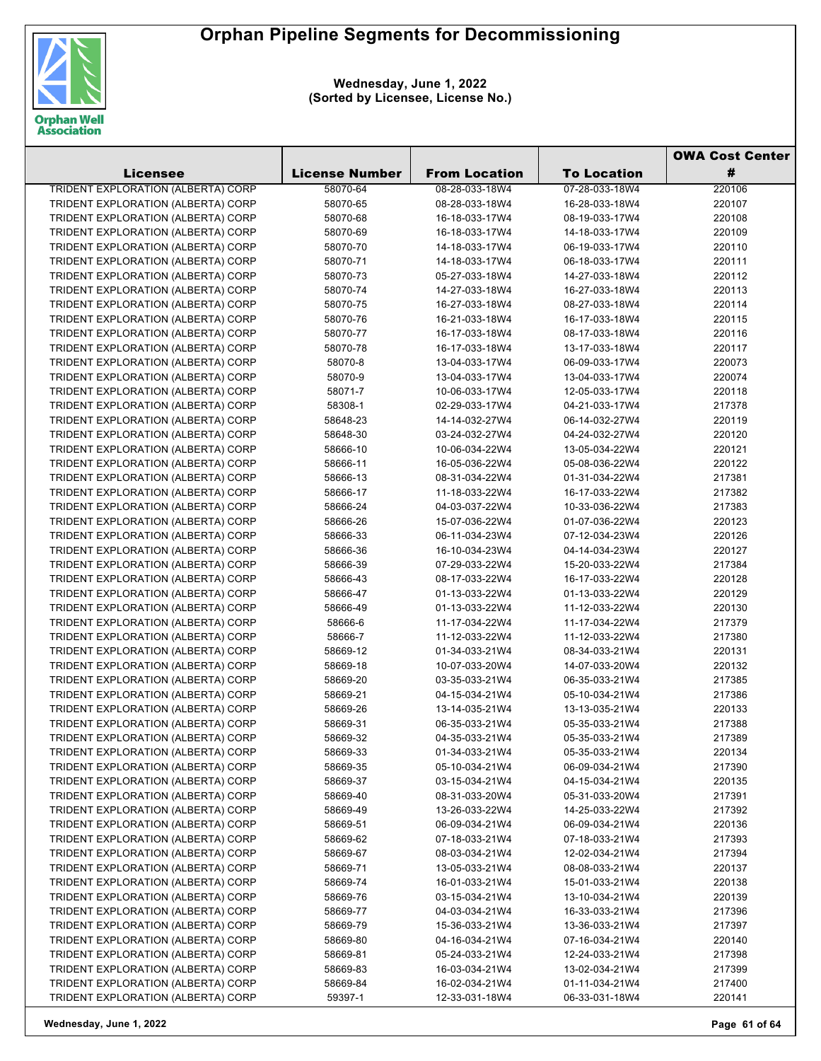# Orphan Pipeline Segments for Decommissioning

**Wednesday, June 1, 2022**
**(Sorted by Licensee, License No.)**

| Licensee | License Number | From Location | To Location | OWA Cost Center # |
|---|---|---|---|---|
| TRIDENT EXPLORATION (ALBERTA) CORP | 58070-64 | 08-28-033-18W4 | 07-28-033-18W4 | 220106 |
| TRIDENT EXPLORATION (ALBERTA) CORP | 58070-65 | 08-28-033-18W4 | 16-28-033-18W4 | 220107 |
| TRIDENT EXPLORATION (ALBERTA) CORP | 58070-68 | 16-18-033-17W4 | 08-19-033-17W4 | 220108 |
| TRIDENT EXPLORATION (ALBERTA) CORP | 58070-69 | 16-18-033-17W4 | 14-18-033-17W4 | 220109 |
| TRIDENT EXPLORATION (ALBERTA) CORP | 58070-70 | 14-18-033-17W4 | 06-19-033-17W4 | 220110 |
| TRIDENT EXPLORATION (ALBERTA) CORP | 58070-71 | 14-18-033-17W4 | 06-18-033-17W4 | 220111 |
| TRIDENT EXPLORATION (ALBERTA) CORP | 58070-73 | 05-27-033-18W4 | 14-27-033-18W4 | 220112 |
| TRIDENT EXPLORATION (ALBERTA) CORP | 58070-74 | 14-27-033-18W4 | 16-27-033-18W4 | 220113 |
| TRIDENT EXPLORATION (ALBERTA) CORP | 58070-75 | 16-27-033-18W4 | 08-27-033-18W4 | 220114 |
| TRIDENT EXPLORATION (ALBERTA) CORP | 58070-76 | 16-21-033-18W4 | 16-17-033-18W4 | 220115 |
| TRIDENT EXPLORATION (ALBERTA) CORP | 58070-77 | 16-17-033-18W4 | 08-17-033-18W4 | 220116 |
| TRIDENT EXPLORATION (ALBERTA) CORP | 58070-78 | 16-17-033-18W4 | 13-17-033-18W4 | 220117 |
| TRIDENT EXPLORATION (ALBERTA) CORP | 58070-8 | 13-04-033-17W4 | 06-09-033-17W4 | 220073 |
| TRIDENT EXPLORATION (ALBERTA) CORP | 58070-9 | 13-04-033-17W4 | 13-04-033-17W4 | 220074 |
| TRIDENT EXPLORATION (ALBERTA) CORP | 58071-7 | 10-06-033-17W4 | 12-05-033-17W4 | 220118 |
| TRIDENT EXPLORATION (ALBERTA) CORP | 58308-1 | 02-29-033-17W4 | 04-21-033-17W4 | 217378 |
| TRIDENT EXPLORATION (ALBERTA) CORP | 58648-23 | 14-14-032-27W4 | 06-14-032-27W4 | 220119 |
| TRIDENT EXPLORATION (ALBERTA) CORP | 58648-30 | 03-24-032-27W4 | 04-24-032-27W4 | 220120 |
| TRIDENT EXPLORATION (ALBERTA) CORP | 58666-10 | 10-06-034-22W4 | 13-05-034-22W4 | 220121 |
| TRIDENT EXPLORATION (ALBERTA) CORP | 58666-11 | 16-05-036-22W4 | 05-08-036-22W4 | 220122 |
| TRIDENT EXPLORATION (ALBERTA) CORP | 58666-13 | 08-31-034-22W4 | 01-31-034-22W4 | 217381 |
| TRIDENT EXPLORATION (ALBERTA) CORP | 58666-17 | 11-18-033-22W4 | 16-17-033-22W4 | 217382 |
| TRIDENT EXPLORATION (ALBERTA) CORP | 58666-24 | 04-03-037-22W4 | 10-33-036-22W4 | 217383 |
| TRIDENT EXPLORATION (ALBERTA) CORP | 58666-26 | 15-07-036-22W4 | 01-07-036-22W4 | 220123 |
| TRIDENT EXPLORATION (ALBERTA) CORP | 58666-33 | 06-11-034-23W4 | 07-12-034-23W4 | 220126 |
| TRIDENT EXPLORATION (ALBERTA) CORP | 58666-36 | 16-10-034-23W4 | 04-14-034-23W4 | 220127 |
| TRIDENT EXPLORATION (ALBERTA) CORP | 58666-39 | 07-29-033-22W4 | 15-20-033-22W4 | 217384 |
| TRIDENT EXPLORATION (ALBERTA) CORP | 58666-43 | 08-17-033-22W4 | 16-17-033-22W4 | 220128 |
| TRIDENT EXPLORATION (ALBERTA) CORP | 58666-47 | 01-13-033-22W4 | 01-13-033-22W4 | 220129 |
| TRIDENT EXPLORATION (ALBERTA) CORP | 58666-49 | 01-13-033-22W4 | 11-12-033-22W4 | 220130 |
| TRIDENT EXPLORATION (ALBERTA) CORP | 58666-6 | 11-17-034-22W4 | 11-17-034-22W4 | 217379 |
| TRIDENT EXPLORATION (ALBERTA) CORP | 58666-7 | 11-12-033-22W4 | 11-12-033-22W4 | 217380 |
| TRIDENT EXPLORATION (ALBERTA) CORP | 58669-12 | 01-34-033-21W4 | 08-34-033-21W4 | 220131 |
| TRIDENT EXPLORATION (ALBERTA) CORP | 58669-18 | 10-07-033-20W4 | 14-07-033-20W4 | 220132 |
| TRIDENT EXPLORATION (ALBERTA) CORP | 58669-20 | 03-35-033-21W4 | 06-35-033-21W4 | 217385 |
| TRIDENT EXPLORATION (ALBERTA) CORP | 58669-21 | 04-15-034-21W4 | 05-10-034-21W4 | 217386 |
| TRIDENT EXPLORATION (ALBERTA) CORP | 58669-26 | 13-14-035-21W4 | 13-13-035-21W4 | 220133 |
| TRIDENT EXPLORATION (ALBERTA) CORP | 58669-31 | 06-35-033-21W4 | 05-35-033-21W4 | 217388 |
| TRIDENT EXPLORATION (ALBERTA) CORP | 58669-32 | 04-35-033-21W4 | 05-35-033-21W4 | 217389 |
| TRIDENT EXPLORATION (ALBERTA) CORP | 58669-33 | 01-34-033-21W4 | 05-35-033-21W4 | 220134 |
| TRIDENT EXPLORATION (ALBERTA) CORP | 58669-35 | 05-10-034-21W4 | 06-09-034-21W4 | 217390 |
| TRIDENT EXPLORATION (ALBERTA) CORP | 58669-37 | 03-15-034-21W4 | 04-15-034-21W4 | 220135 |
| TRIDENT EXPLORATION (ALBERTA) CORP | 58669-40 | 08-31-033-20W4 | 05-31-033-20W4 | 217391 |
| TRIDENT EXPLORATION (ALBERTA) CORP | 58669-49 | 13-26-033-22W4 | 14-25-033-22W4 | 217392 |
| TRIDENT EXPLORATION (ALBERTA) CORP | 58669-51 | 06-09-034-21W4 | 06-09-034-21W4 | 220136 |
| TRIDENT EXPLORATION (ALBERTA) CORP | 58669-62 | 07-18-033-21W4 | 07-18-033-21W4 | 217393 |
| TRIDENT EXPLORATION (ALBERTA) CORP | 58669-67 | 08-03-034-21W4 | 12-02-034-21W4 | 217394 |
| TRIDENT EXPLORATION (ALBERTA) CORP | 58669-71 | 13-05-033-21W4 | 08-08-033-21W4 | 220137 |
| TRIDENT EXPLORATION (ALBERTA) CORP | 58669-74 | 16-01-033-21W4 | 15-01-033-21W4 | 220138 |
| TRIDENT EXPLORATION (ALBERTA) CORP | 58669-76 | 03-15-034-21W4 | 13-10-034-21W4 | 220139 |
| TRIDENT EXPLORATION (ALBERTA) CORP | 58669-77 | 04-03-034-21W4 | 16-33-033-21W4 | 217396 |
| TRIDENT EXPLORATION (ALBERTA) CORP | 58669-79 | 15-36-033-21W4 | 13-36-033-21W4 | 217397 |
| TRIDENT EXPLORATION (ALBERTA) CORP | 58669-80 | 04-16-034-21W4 | 07-16-034-21W4 | 220140 |
| TRIDENT EXPLORATION (ALBERTA) CORP | 58669-81 | 05-24-033-21W4 | 12-24-033-21W4 | 217398 |
| TRIDENT EXPLORATION (ALBERTA) CORP | 58669-83 | 16-03-034-21W4 | 13-02-034-21W4 | 217399 |
| TRIDENT EXPLORATION (ALBERTA) CORP | 58669-84 | 16-02-034-21W4 | 01-11-034-21W4 | 217400 |
| TRIDENT EXPLORATION (ALBERTA) CORP | 59397-1 | 12-33-031-18W4 | 06-33-031-18W4 | 220141 |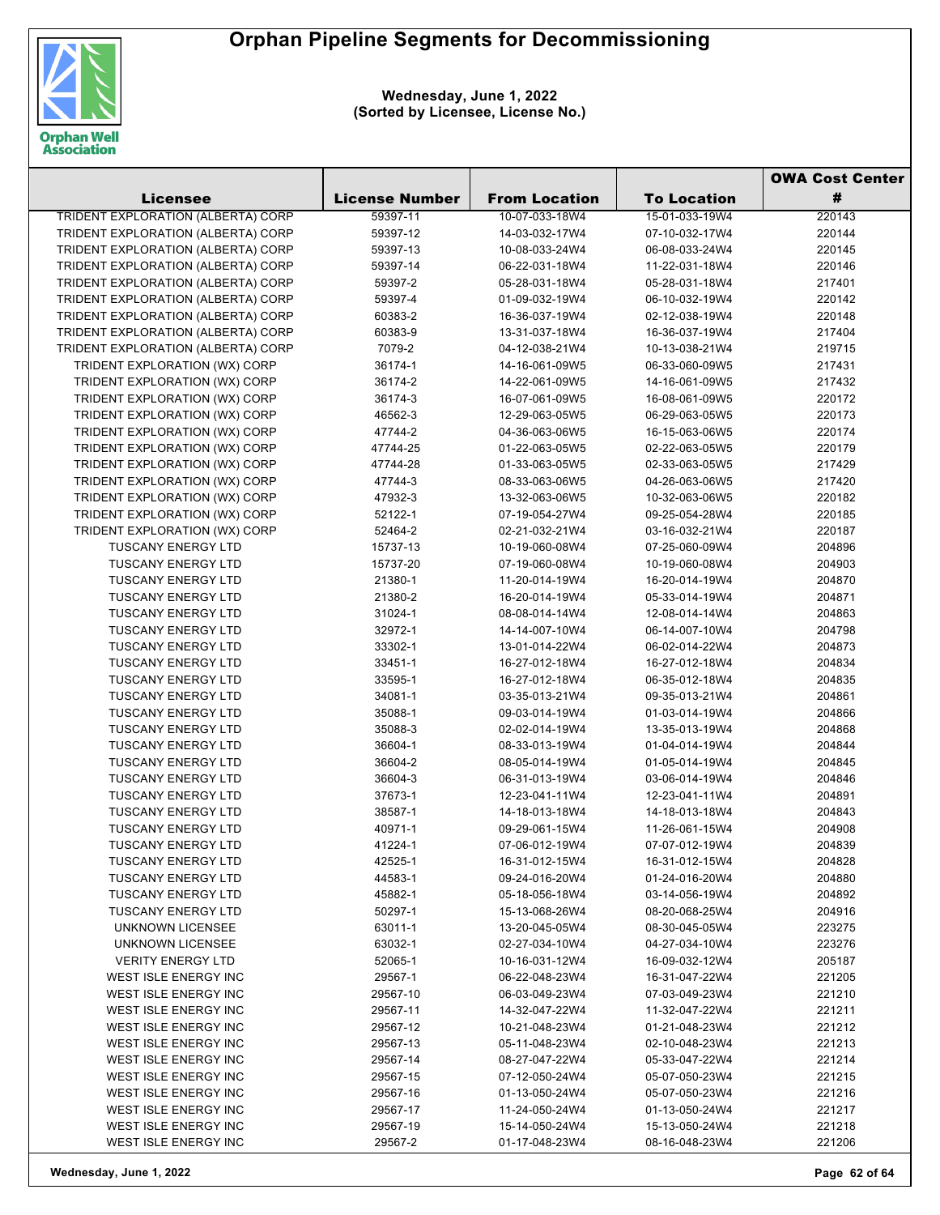# Orphan Pipeline Segments for Decommissioning

**Wednesday, June 1, 2022**
**(Sorted by Licensee, License No.)**

| Licensee | License Number | From Location | To Location | OWA Cost Center # |
|---|---|---|---|---|
| TRIDENT EXPLORATION (ALBERTA) CORP | 59397-11 | 10-07-033-18W4 | 15-01-033-19W4 | 220143 |
| TRIDENT EXPLORATION (ALBERTA) CORP | 59397-12 | 14-03-032-17W4 | 07-10-032-17W4 | 220144 |
| TRIDENT EXPLORATION (ALBERTA) CORP | 59397-13 | 10-08-033-24W4 | 06-08-033-24W4 | 220145 |
| TRIDENT EXPLORATION (ALBERTA) CORP | 59397-14 | 06-22-031-18W4 | 11-22-031-18W4 | 220146 |
| TRIDENT EXPLORATION (ALBERTA) CORP | 59397-2 | 05-28-031-18W4 | 05-28-031-18W4 | 217401 |
| TRIDENT EXPLORATION (ALBERTA) CORP | 59397-4 | 01-09-032-19W4 | 06-10-032-19W4 | 220142 |
| TRIDENT EXPLORATION (ALBERTA) CORP | 60383-2 | 16-36-037-19W4 | 02-12-038-19W4 | 220148 |
| TRIDENT EXPLORATION (ALBERTA) CORP | 60383-9 | 13-31-037-18W4 | 16-36-037-19W4 | 217404 |
| TRIDENT EXPLORATION (ALBERTA) CORP | 7079-2 | 04-12-038-21W4 | 10-13-038-21W4 | 219715 |
| TRIDENT EXPLORATION (WX) CORP | 36174-1 | 14-16-061-09W5 | 06-33-060-09W5 | 217431 |
| TRIDENT EXPLORATION (WX) CORP | 36174-2 | 14-22-061-09W5 | 14-16-061-09W5 | 217432 |
| TRIDENT EXPLORATION (WX) CORP | 36174-3 | 16-07-061-09W5 | 16-08-061-09W5 | 220172 |
| TRIDENT EXPLORATION (WX) CORP | 46562-3 | 12-29-063-05W5 | 06-29-063-05W5 | 220173 |
| TRIDENT EXPLORATION (WX) CORP | 47744-2 | 04-36-063-06W5 | 16-15-063-06W5 | 220174 |
| TRIDENT EXPLORATION (WX) CORP | 47744-25 | 01-22-063-05W5 | 02-22-063-05W5 | 220179 |
| TRIDENT EXPLORATION (WX) CORP | 47744-28 | 01-33-063-05W5 | 02-33-063-05W5 | 217429 |
| TRIDENT EXPLORATION (WX) CORP | 47744-3 | 08-33-063-06W5 | 04-26-063-06W5 | 217420 |
| TRIDENT EXPLORATION (WX) CORP | 47932-3 | 13-32-063-06W5 | 10-32-063-06W5 | 220182 |
| TRIDENT EXPLORATION (WX) CORP | 52122-1 | 07-19-054-27W4 | 09-25-054-28W4 | 220185 |
| TRIDENT EXPLORATION (WX) CORP | 52464-2 | 02-21-032-21W4 | 03-16-032-21W4 | 220187 |
| TUSCANY ENERGY LTD | 15737-13 | 10-19-060-08W4 | 07-25-060-09W4 | 204896 |
| TUSCANY ENERGY LTD | 15737-20 | 07-19-060-08W4 | 10-19-060-08W4 | 204903 |
| TUSCANY ENERGY LTD | 21380-1 | 11-20-014-19W4 | 16-20-014-19W4 | 204870 |
| TUSCANY ENERGY LTD | 21380-2 | 16-20-014-19W4 | 05-33-014-19W4 | 204871 |
| TUSCANY ENERGY LTD | 31024-1 | 08-08-014-14W4 | 12-08-014-14W4 | 204863 |
| TUSCANY ENERGY LTD | 32972-1 | 14-14-007-10W4 | 06-14-007-10W4 | 204798 |
| TUSCANY ENERGY LTD | 33302-1 | 13-01-014-22W4 | 06-02-014-22W4 | 204873 |
| TUSCANY ENERGY LTD | 33451-1 | 16-27-012-18W4 | 16-27-012-18W4 | 204834 |
| TUSCANY ENERGY LTD | 33595-1 | 16-27-012-18W4 | 06-35-012-18W4 | 204835 |
| TUSCANY ENERGY LTD | 34081-1 | 03-35-013-21W4 | 09-35-013-21W4 | 204861 |
| TUSCANY ENERGY LTD | 35088-1 | 09-03-014-19W4 | 01-03-014-19W4 | 204866 |
| TUSCANY ENERGY LTD | 35088-3 | 02-02-014-19W4 | 13-35-013-19W4 | 204868 |
| TUSCANY ENERGY LTD | 36604-1 | 08-33-013-19W4 | 01-04-014-19W4 | 204844 |
| TUSCANY ENERGY LTD | 36604-2 | 08-05-014-19W4 | 01-05-014-19W4 | 204845 |
| TUSCANY ENERGY LTD | 36604-3 | 06-31-013-19W4 | 03-06-014-19W4 | 204846 |
| TUSCANY ENERGY LTD | 37673-1 | 12-23-041-11W4 | 12-23-041-11W4 | 204891 |
| TUSCANY ENERGY LTD | 38587-1 | 14-18-013-18W4 | 14-18-013-18W4 | 204843 |
| TUSCANY ENERGY LTD | 40971-1 | 09-29-061-15W4 | 11-26-061-15W4 | 204908 |
| TUSCANY ENERGY LTD | 41224-1 | 07-06-012-19W4 | 07-07-012-19W4 | 204839 |
| TUSCANY ENERGY LTD | 42525-1 | 16-31-012-15W4 | 16-31-012-15W4 | 204828 |
| TUSCANY ENERGY LTD | 44583-1 | 09-24-016-20W4 | 01-24-016-20W4 | 204880 |
| TUSCANY ENERGY LTD | 45882-1 | 05-18-056-18W4 | 03-14-056-19W4 | 204892 |
| TUSCANY ENERGY LTD | 50297-1 | 15-13-068-26W4 | 08-20-068-25W4 | 204916 |
| UNKNOWN LICENSEE | 63011-1 | 13-20-045-05W4 | 08-30-045-05W4 | 223275 |
| UNKNOWN LICENSEE | 63032-1 | 02-27-034-10W4 | 04-27-034-10W4 | 223276 |
| VERITY ENERGY LTD | 52065-1 | 10-16-031-12W4 | 16-09-032-12W4 | 205187 |
| WEST ISLE ENERGY INC | 29567-1 | 06-22-048-23W4 | 16-31-047-22W4 | 221205 |
| WEST ISLE ENERGY INC | 29567-10 | 06-03-049-23W4 | 07-03-049-23W4 | 221210 |
| WEST ISLE ENERGY INC | 29567-11 | 14-32-047-22W4 | 11-32-047-22W4 | 221211 |
| WEST ISLE ENERGY INC | 29567-12 | 10-21-048-23W4 | 01-21-048-23W4 | 221212 |
| WEST ISLE ENERGY INC | 29567-13 | 05-11-048-23W4 | 02-10-048-23W4 | 221213 |
| WEST ISLE ENERGY INC | 29567-14 | 08-27-047-22W4 | 05-33-047-22W4 | 221214 |
| WEST ISLE ENERGY INC | 29567-15 | 07-12-050-24W4 | 05-07-050-23W4 | 221215 |
| WEST ISLE ENERGY INC | 29567-16 | 01-13-050-24W4 | 05-07-050-23W4 | 221216 |
| WEST ISLE ENERGY INC | 29567-17 | 11-24-050-24W4 | 01-13-050-24W4 | 221217 |
| WEST ISLE ENERGY INC | 29567-19 | 15-14-050-24W4 | 15-13-050-24W4 | 221218 |
| WEST ISLE ENERGY INC | 29567-2 | 01-17-048-23W4 | 08-16-048-23W4 | 221206 |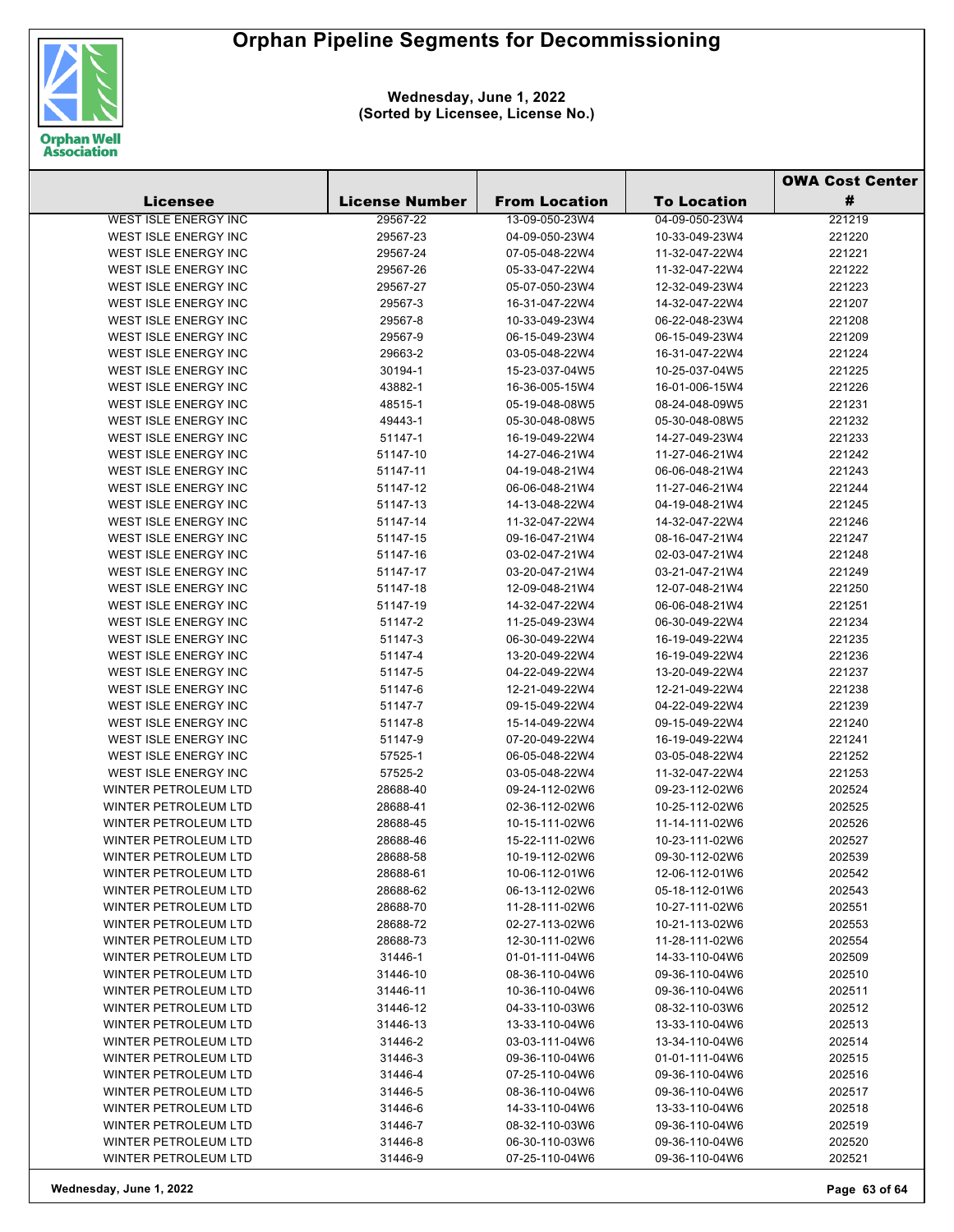# Orphan Pipeline Segments for Decommissioning

**Wednesday, June 1, 2022**
**(Sorted by Licensee, License No.)**

| Licensee | License Number | From Location | To Location | OWA Cost Center # |
|---|---|---|---|---|
| WEST ISLE ENERGY INC | 29567-22 | 13-09-050-23W4 | 04-09-050-23W4 | 221219 |
| WEST ISLE ENERGY INC | 29567-23 | 04-09-050-23W4 | 10-33-049-23W4 | 221220 |
| WEST ISLE ENERGY INC | 29567-24 | 07-05-048-22W4 | 11-32-047-22W4 | 221221 |
| WEST ISLE ENERGY INC | 29567-26 | 05-33-047-22W4 | 11-32-047-22W4 | 221222 |
| WEST ISLE ENERGY INC | 29567-27 | 05-07-050-23W4 | 12-32-049-23W4 | 221223 |
| WEST ISLE ENERGY INC | 29567-3 | 16-31-047-22W4 | 14-32-047-22W4 | 221207 |
| WEST ISLE ENERGY INC | 29567-8 | 10-33-049-23W4 | 06-22-048-23W4 | 221208 |
| WEST ISLE ENERGY INC | 29567-9 | 06-15-049-23W4 | 06-15-049-23W4 | 221209 |
| WEST ISLE ENERGY INC | 29663-2 | 03-05-048-22W4 | 16-31-047-22W4 | 221224 |
| WEST ISLE ENERGY INC | 30194-1 | 15-23-037-04W5 | 10-25-037-04W5 | 221225 |
| WEST ISLE ENERGY INC | 43882-1 | 16-36-005-15W4 | 16-01-006-15W4 | 221226 |
| WEST ISLE ENERGY INC | 48515-1 | 05-19-048-08W5 | 08-24-048-09W5 | 221231 |
| WEST ISLE ENERGY INC | 49443-1 | 05-30-048-08W5 | 05-30-048-08W5 | 221232 |
| WEST ISLE ENERGY INC | 51147-1 | 16-19-049-22W4 | 14-27-049-23W4 | 221233 |
| WEST ISLE ENERGY INC | 51147-10 | 14-27-046-21W4 | 11-27-046-21W4 | 221242 |
| WEST ISLE ENERGY INC | 51147-11 | 04-19-048-21W4 | 06-06-048-21W4 | 221243 |
| WEST ISLE ENERGY INC | 51147-12 | 06-06-048-21W4 | 11-27-046-21W4 | 221244 |
| WEST ISLE ENERGY INC | 51147-13 | 14-13-048-22W4 | 04-19-048-21W4 | 221245 |
| WEST ISLE ENERGY INC | 51147-14 | 11-32-047-22W4 | 14-32-047-22W4 | 221246 |
| WEST ISLE ENERGY INC | 51147-15 | 09-16-047-21W4 | 08-16-047-21W4 | 221247 |
| WEST ISLE ENERGY INC | 51147-16 | 03-02-047-21W4 | 02-03-047-21W4 | 221248 |
| WEST ISLE ENERGY INC | 51147-17 | 03-20-047-21W4 | 03-21-047-21W4 | 221249 |
| WEST ISLE ENERGY INC | 51147-18 | 12-09-048-21W4 | 12-07-048-21W4 | 221250 |
| WEST ISLE ENERGY INC | 51147-19 | 14-32-047-22W4 | 06-06-048-21W4 | 221251 |
| WEST ISLE ENERGY INC | 51147-2 | 11-25-049-23W4 | 06-30-049-22W4 | 221234 |
| WEST ISLE ENERGY INC | 51147-3 | 06-30-049-22W4 | 16-19-049-22W4 | 221235 |
| WEST ISLE ENERGY INC | 51147-4 | 13-20-049-22W4 | 16-19-049-22W4 | 221236 |
| WEST ISLE ENERGY INC | 51147-5 | 04-22-049-22W4 | 13-20-049-22W4 | 221237 |
| WEST ISLE ENERGY INC | 51147-6 | 12-21-049-22W4 | 12-21-049-22W4 | 221238 |
| WEST ISLE ENERGY INC | 51147-7 | 09-15-049-22W4 | 04-22-049-22W4 | 221239 |
| WEST ISLE ENERGY INC | 51147-8 | 15-14-049-22W4 | 09-15-049-22W4 | 221240 |
| WEST ISLE ENERGY INC | 51147-9 | 07-20-049-22W4 | 16-19-049-22W4 | 221241 |
| WEST ISLE ENERGY INC | 57525-1 | 06-05-048-22W4 | 03-05-048-22W4 | 221252 |
| WEST ISLE ENERGY INC | 57525-2 | 03-05-048-22W4 | 11-32-047-22W4 | 221253 |
| WINTER PETROLEUM LTD | 28688-40 | 09-24-112-02W6 | 09-23-112-02W6 | 202524 |
| WINTER PETROLEUM LTD | 28688-41 | 02-36-112-02W6 | 10-25-112-02W6 | 202525 |
| WINTER PETROLEUM LTD | 28688-45 | 10-15-111-02W6 | 11-14-111-02W6 | 202526 |
| WINTER PETROLEUM LTD | 28688-46 | 15-22-111-02W6 | 10-23-111-02W6 | 202527 |
| WINTER PETROLEUM LTD | 28688-58 | 10-19-112-02W6 | 09-30-112-02W6 | 202539 |
| WINTER PETROLEUM LTD | 28688-61 | 10-06-112-01W6 | 12-06-112-01W6 | 202542 |
| WINTER PETROLEUM LTD | 28688-62 | 06-13-112-02W6 | 05-18-112-01W6 | 202543 |
| WINTER PETROLEUM LTD | 28688-70 | 11-28-111-02W6 | 10-27-111-02W6 | 202551 |
| WINTER PETROLEUM LTD | 28688-72 | 02-27-113-02W6 | 10-21-113-02W6 | 202553 |
| WINTER PETROLEUM LTD | 28688-73 | 12-30-111-02W6 | 11-28-111-02W6 | 202554 |
| WINTER PETROLEUM LTD | 31446-1 | 01-01-111-04W6 | 14-33-110-04W6 | 202509 |
| WINTER PETROLEUM LTD | 31446-10 | 08-36-110-04W6 | 09-36-110-04W6 | 202510 |
| WINTER PETROLEUM LTD | 31446-11 | 10-36-110-04W6 | 09-36-110-04W6 | 202511 |
| WINTER PETROLEUM LTD | 31446-12 | 04-33-110-03W6 | 08-32-110-03W6 | 202512 |
| WINTER PETROLEUM LTD | 31446-13 | 13-33-110-04W6 | 13-33-110-04W6 | 202513 |
| WINTER PETROLEUM LTD | 31446-2 | 03-03-111-04W6 | 13-34-110-04W6 | 202514 |
| WINTER PETROLEUM LTD | 31446-3 | 09-36-110-04W6 | 01-01-111-04W6 | 202515 |
| WINTER PETROLEUM LTD | 31446-4 | 07-25-110-04W6 | 09-36-110-04W6 | 202516 |
| WINTER PETROLEUM LTD | 31446-5 | 08-36-110-04W6 | 09-36-110-04W6 | 202517 |
| WINTER PETROLEUM LTD | 31446-6 | 14-33-110-04W6 | 13-33-110-04W6 | 202518 |
| WINTER PETROLEUM LTD | 31446-7 | 08-32-110-03W6 | 09-36-110-04W6 | 202519 |
| WINTER PETROLEUM LTD | 31446-8 | 06-30-110-03W6 | 09-36-110-04W6 | 202520 |
| WINTER PETROLEUM LTD | 31446-9 | 07-25-110-04W6 | 09-36-110-04W6 | 202521 |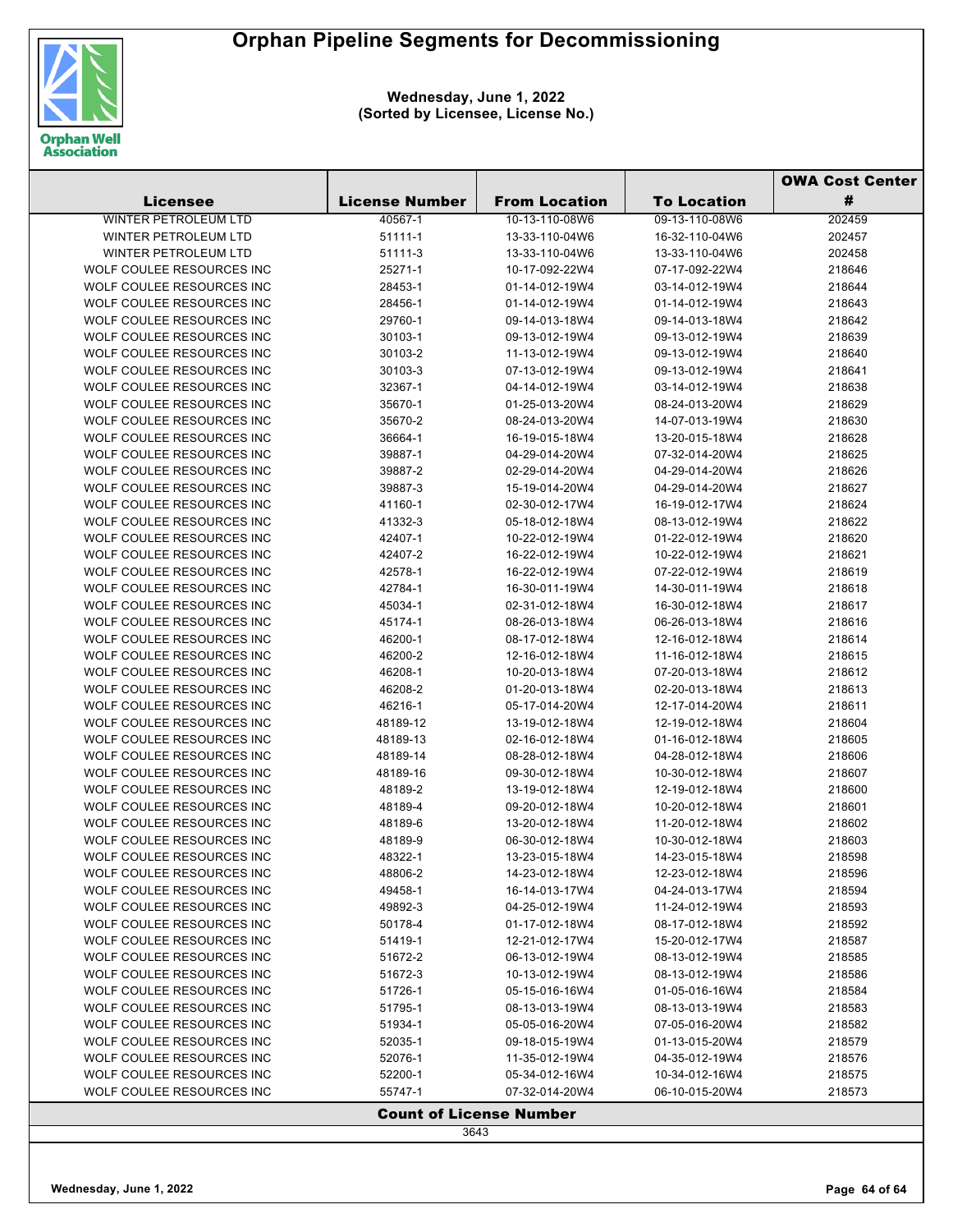# Orphan Pipeline Segments for Decommissioning

**Wednesday, June 1, 2022**
**(Sorted by Licensee, License No.)**

| Licensee | License Number | From Location | To Location | OWA Cost Center # |
|---|---|---|---|---|
| WINTER PETROLEUM LTD | 40567-1 | 10-13-110-08W6 | 09-13-110-08W6 | 202459 |
| WINTER PETROLEUM LTD | 51111-1 | 13-33-110-04W6 | 16-32-110-04W6 | 202457 |
| WINTER PETROLEUM LTD | 51111-3 | 13-33-110-04W6 | 13-33-110-04W6 | 202458 |
| WOLF COULEE RESOURCES INC | 25271-1 | 10-17-092-22W4 | 07-17-092-22W4 | 218646 |
| WOLF COULEE RESOURCES INC | 28453-1 | 01-14-012-19W4 | 03-14-012-19W4 | 218644 |
| WOLF COULEE RESOURCES INC | 28456-1 | 01-14-012-19W4 | 01-14-012-19W4 | 218643 |
| WOLF COULEE RESOURCES INC | 29760-1 | 09-14-013-18W4 | 09-14-013-18W4 | 218642 |
| WOLF COULEE RESOURCES INC | 30103-1 | 09-13-012-19W4 | 09-13-012-19W4 | 218639 |
| WOLF COULEE RESOURCES INC | 30103-2 | 11-13-012-19W4 | 09-13-012-19W4 | 218640 |
| WOLF COULEE RESOURCES INC | 30103-3 | 07-13-012-19W4 | 09-13-012-19W4 | 218641 |
| WOLF COULEE RESOURCES INC | 32367-1 | 04-14-012-19W4 | 03-14-012-19W4 | 218638 |
| WOLF COULEE RESOURCES INC | 35670-1 | 01-25-013-20W4 | 08-24-013-20W4 | 218629 |
| WOLF COULEE RESOURCES INC | 35670-2 | 08-24-013-20W4 | 14-07-013-19W4 | 218630 |
| WOLF COULEE RESOURCES INC | 36664-1 | 16-19-015-18W4 | 13-20-015-18W4 | 218628 |
| WOLF COULEE RESOURCES INC | 39887-1 | 04-29-014-20W4 | 07-32-014-20W4 | 218625 |
| WOLF COULEE RESOURCES INC | 39887-2 | 02-29-014-20W4 | 04-29-014-20W4 | 218626 |
| WOLF COULEE RESOURCES INC | 39887-3 | 15-19-014-20W4 | 04-29-014-20W4 | 218627 |
| WOLF COULEE RESOURCES INC | 41160-1 | 02-30-012-17W4 | 16-19-012-17W4 | 218624 |
| WOLF COULEE RESOURCES INC | 41332-3 | 05-18-012-18W4 | 08-13-012-19W4 | 218622 |
| WOLF COULEE RESOURCES INC | 42407-1 | 10-22-012-19W4 | 01-22-012-19W4 | 218620 |
| WOLF COULEE RESOURCES INC | 42407-2 | 16-22-012-19W4 | 10-22-012-19W4 | 218621 |
| WOLF COULEE RESOURCES INC | 42578-1 | 16-22-012-19W4 | 07-22-012-19W4 | 218619 |
| WOLF COULEE RESOURCES INC | 42784-1 | 16-30-011-19W4 | 14-30-011-19W4 | 218618 |
| WOLF COULEE RESOURCES INC | 45034-1 | 02-31-012-18W4 | 16-30-012-18W4 | 218617 |
| WOLF COULEE RESOURCES INC | 45174-1 | 08-26-013-18W4 | 06-26-013-18W4 | 218616 |
| WOLF COULEE RESOURCES INC | 46200-1 | 08-17-012-18W4 | 12-16-012-18W4 | 218614 |
| WOLF COULEE RESOURCES INC | 46200-2 | 12-16-012-18W4 | 11-16-012-18W4 | 218615 |
| WOLF COULEE RESOURCES INC | 46208-1 | 10-20-013-18W4 | 07-20-013-18W4 | 218612 |
| WOLF COULEE RESOURCES INC | 46208-2 | 01-20-013-18W4 | 02-20-013-18W4 | 218613 |
| WOLF COULEE RESOURCES INC | 46216-1 | 05-17-014-20W4 | 12-17-014-20W4 | 218611 |
| WOLF COULEE RESOURCES INC | 48189-12 | 13-19-012-18W4 | 12-19-012-18W4 | 218604 |
| WOLF COULEE RESOURCES INC | 48189-13 | 02-16-012-18W4 | 01-16-012-18W4 | 218605 |
| WOLF COULEE RESOURCES INC | 48189-14 | 08-28-012-18W4 | 04-28-012-18W4 | 218606 |
| WOLF COULEE RESOURCES INC | 48189-16 | 09-30-012-18W4 | 10-30-012-18W4 | 218607 |
| WOLF COULEE RESOURCES INC | 48189-2 | 13-19-012-18W4 | 12-19-012-18W4 | 218600 |
| WOLF COULEE RESOURCES INC | 48189-4 | 09-20-012-18W4 | 10-20-012-18W4 | 218601 |
| WOLF COULEE RESOURCES INC | 48189-6 | 13-20-012-18W4 | 11-20-012-18W4 | 218602 |
| WOLF COULEE RESOURCES INC | 48189-9 | 06-30-012-18W4 | 10-30-012-18W4 | 218603 |
| WOLF COULEE RESOURCES INC | 48322-1 | 13-23-015-18W4 | 14-23-015-18W4 | 218598 |
| WOLF COULEE RESOURCES INC | 48806-2 | 14-23-012-18W4 | 12-23-012-18W4 | 218596 |
| WOLF COULEE RESOURCES INC | 49458-1 | 16-14-013-17W4 | 04-24-013-17W4 | 218594 |
| WOLF COULEE RESOURCES INC | 49892-3 | 04-25-012-19W4 | 11-24-012-19W4 | 218593 |
| WOLF COULEE RESOURCES INC | 50178-4 | 01-17-012-18W4 | 08-17-012-18W4 | 218592 |
| WOLF COULEE RESOURCES INC | 51419-1 | 12-21-012-17W4 | 15-20-012-17W4 | 218587 |
| WOLF COULEE RESOURCES INC | 51672-2 | 06-13-012-19W4 | 08-13-012-19W4 | 218585 |
| WOLF COULEE RESOURCES INC | 51672-3 | 10-13-012-19W4 | 08-13-012-19W4 | 218586 |
| WOLF COULEE RESOURCES INC | 51726-1 | 05-15-016-16W4 | 01-05-016-16W4 | 218584 |
| WOLF COULEE RESOURCES INC | 51795-1 | 08-13-013-19W4 | 08-13-013-19W4 | 218583 |
| WOLF COULEE RESOURCES INC | 51934-1 | 05-05-016-20W4 | 07-05-016-20W4 | 218582 |
| WOLF COULEE RESOURCES INC | 52035-1 | 09-18-015-19W4 | 01-13-015-20W4 | 218579 |
| WOLF COULEE RESOURCES INC | 52076-1 | 11-35-012-19W4 | 04-35-012-19W4 | 218576 |
| WOLF COULEE RESOURCES INC | 52200-1 | 05-34-012-16W4 | 10-34-012-16W4 | 218575 |
| WOLF COULEE RESOURCES INC | 55747-1 | 07-32-014-20W4 | 06-10-015-20W4 | 218573 |

**Count of License Number**

3643